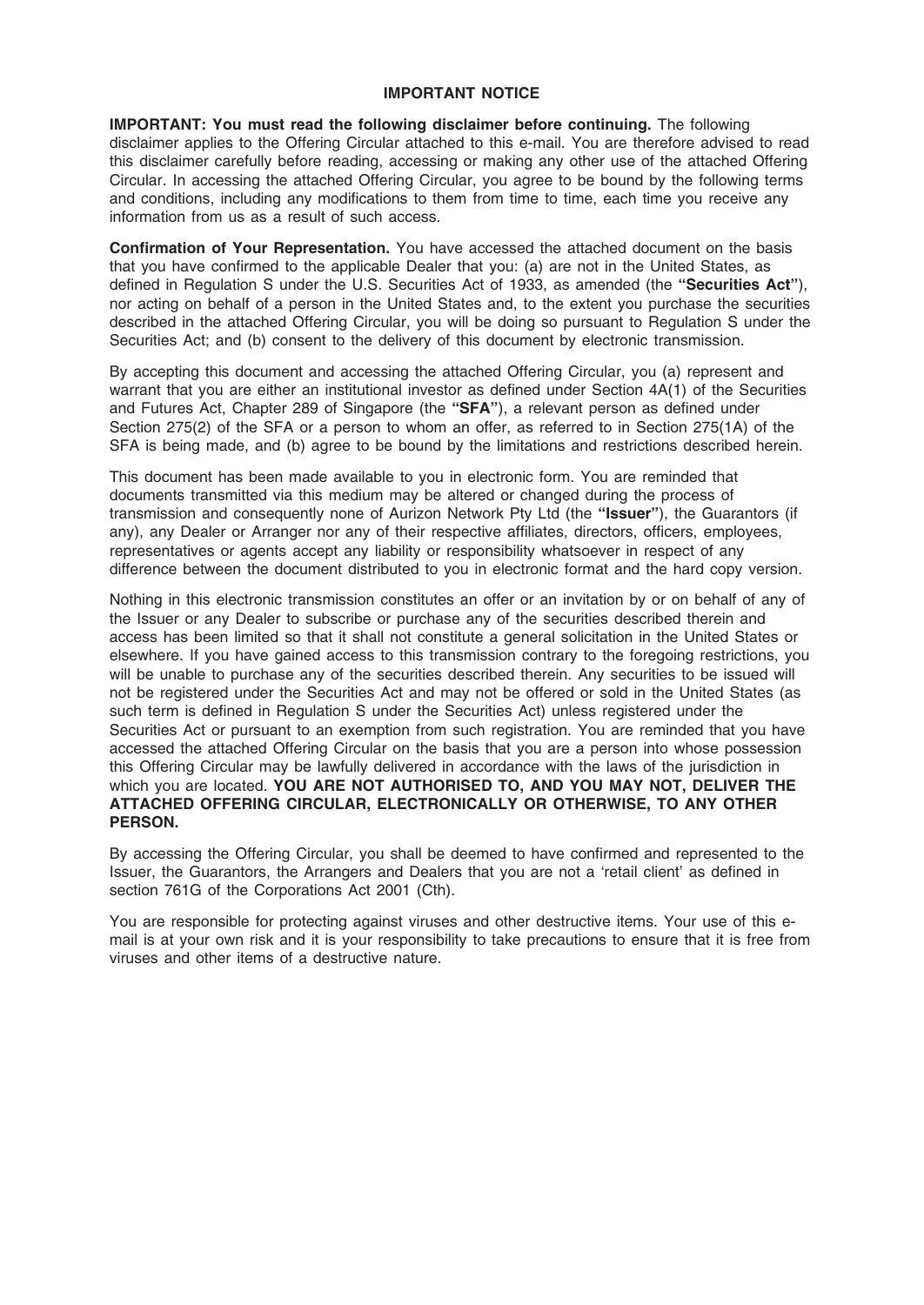## IMPORTANT NOTICE

**IMPORTANT: You must read the following disclaimer before continuing.** The following disclaimer applies to the Offering Circular attached to this e-mail. You are therefore advised to read this disclaimer carefully before reading, accessing or making any other use of the attached Offering Circular. In accessing the attached Offering Circular, you agree to be bound by the following terms and conditions, including any modifications to them from time to time, each time you receive any information from us as a result of such access.

**Confirmation of Your Representation.** You have accessed the attached document on the basis that you have confirmed to the applicable Dealer that you: (a) are not in the United States, as defined in Regulation S under the U.S. Securities Act of 1933, as amended (the **"Securities Act"**), nor acting on behalf of a person in the United States and, to the extent you purchase the securities described in the attached Offering Circular, you will be doing so pursuant to Regulation S under the Securities Act; and (b) consent to the delivery of this document by electronic transmission.

By accepting this document and accessing the attached Offering Circular, you (a) represent and warrant that you are either an institutional investor as defined under Section 4A(1) of the Securities and Futures Act, Chapter 289 of Singapore (the **"SFA"**), a relevant person as defined under Section 275(2) of the SFA or a person to whom an offer, as referred to in Section 275(1A) of the SFA is being made, and (b) agree to be bound by the limitations and restrictions described herein.

This document has been made available to you in electronic form. You are reminded that documents transmitted via this medium may be altered or changed during the process of transmission and consequently none of Aurizon Network Pty Ltd (the **"Issuer"**), the Guarantors (if any), any Dealer or Arranger nor any of their respective affiliates, directors, officers, employees, representatives or agents accept any liability or responsibility whatsoever in respect of any difference between the document distributed to you in electronic format and the hard copy version.

Nothing in this electronic transmission constitutes an offer or an invitation by or on behalf of any of the Issuer or any Dealer to subscribe or purchase any of the securities described therein and access has been limited so that it shall not constitute a general solicitation in the United States or elsewhere. If you have gained access to this transmission contrary to the foregoing restrictions, you will be unable to purchase any of the securities described therein. Any securities to be issued will not be registered under the Securities Act and may not be offered or sold in the United States (as such term is defined in Regulation S under the Securities Act) unless registered under the Securities Act or pursuant to an exemption from such registration. You are reminded that you have accessed the attached Offering Circular on the basis that you are a person into whose possession this Offering Circular may be lawfully delivered in accordance with the laws of the jurisdiction in which you are located. **YOU ARE NOT AUTHORISED TO, AND YOU MAY NOT, DELIVER THE ATTACHED OFFERING CIRCULAR, ELECTRONICALLY OR OTHERWISE, TO ANY OTHER PERSON.**

By accessing the Offering Circular, you shall be deemed to have confirmed and represented to the Issuer, the Guarantors, the Arrangers and Dealers that you are not a 'retail client' as defined in section 761G of the Corporations Act 2001 (Cth).

You are responsible for protecting against viruses and other destructive items. Your use of this e-mail is at your own risk and it is your responsibility to take precautions to ensure that it is free from viruses and other items of a destructive nature.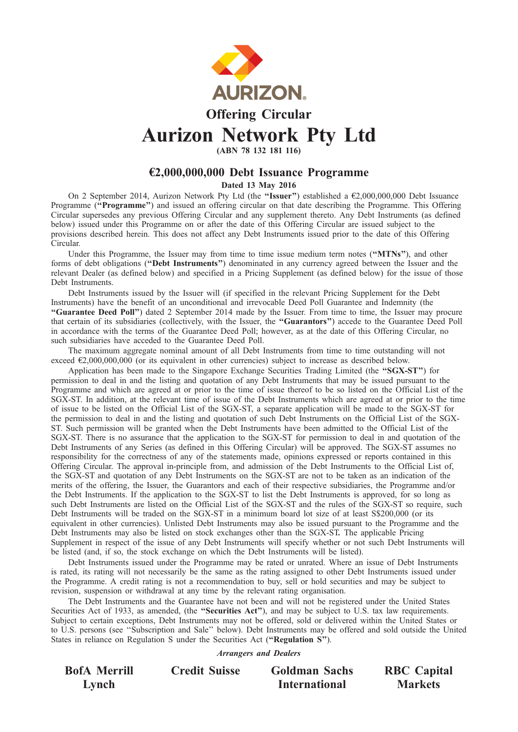AURIZON®

# Offering Circular

# Aurizon Network Pty Ltd

**(ABN 78 132 181 116)**

## €2,000,000,000 Debt Issuance Programme

**Dated 13 May 2016**

On 2 September 2014, Aurizon Network Pty Ltd (the **"Issuer"**) established a €2,000,000,000 Debt Issuance Programme (**"Programme"**) and issued an offering circular on that date describing the Programme. This Offering Circular supersedes any previous Offering Circular and any supplement thereto. Any Debt Instruments (as defined below) issued under this Programme on or after the date of this Offering Circular are issued subject to the provisions described herein. This does not affect any Debt Instruments issued prior to the date of this Offering Circular.

Under this Programme, the Issuer may from time to time issue medium term notes (**"MTNs"**), and other forms of debt obligations (**"Debt Instruments"**) denominated in any currency agreed between the Issuer and the relevant Dealer (as defined below) and specified in a Pricing Supplement (as defined below) for the issue of those Debt Instruments.

Debt Instruments issued by the Issuer will (if specified in the relevant Pricing Supplement for the Debt Instruments) have the benefit of an unconditional and irrevocable Deed Poll Guarantee and Indemnity (the **"Guarantee Deed Poll"**) dated 2 September 2014 made by the Issuer. From time to time, the Issuer may procure that certain of its subsidiaries (collectively, with the Issuer, the **"Guarantors"**) accede to the Guarantee Deed Poll in accordance with the terms of the Guarantee Deed Poll; however, as at the date of this Offering Circular, no such subsidiaries have acceded to the Guarantee Deed Poll.

The maximum aggregate nominal amount of all Debt Instruments from time to time outstanding will not exceed €2,000,000,000 (or its equivalent in other currencies) subject to increase as described below.

Application has been made to the Singapore Exchange Securities Trading Limited (the **"SGX-ST"**) for permission to deal in and the listing and quotation of any Debt Instruments that may be issued pursuant to the Programme and which are agreed at or prior to the time of issue thereof to be so listed on the Official List of the SGX-ST. In addition, at the relevant time of issue of the Debt Instruments which are agreed at or prior to the time of issue to be listed on the Official List of the SGX-ST, a separate application will be made to the SGX-ST for the permission to deal in and the listing and quotation of such Debt Instruments on the Official List of the SGX-ST. Such permission will be granted when the Debt Instruments have been admitted to the Official List of the SGX-ST. There is no assurance that the application to the SGX-ST for permission to deal in and quotation of the Debt Instruments of any Series (as defined in this Offering Circular) will be approved. The SGX-ST assumes no responsibility for the correctness of any of the statements made, opinions expressed or reports contained in this Offering Circular. The approval in-principle from, and admission of the Debt Instruments to the Official List of, the SGX-ST and quotation of any Debt Instruments on the SGX-ST are not to be taken as an indication of the merits of the offering, the Issuer, the Guarantors and each of their respective subsidiaries, the Programme and/or the Debt Instruments. If the application to the SGX-ST to list the Debt Instruments is approved, for so long as such Debt Instruments are listed on the Official List of the SGX-ST and the rules of the SGX-ST so require, such Debt Instruments will be traded on the SGX-ST in a minimum board lot size of at least S$200,000 (or its equivalent in other currencies). Unlisted Debt Instruments may also be issued pursuant to the Programme and the Debt Instruments may also be listed on stock exchanges other than the SGX-ST**.** The applicable Pricing Supplement in respect of the issue of any Debt Instruments will specify whether or not such Debt Instruments will be listed (and, if so, the stock exchange on which the Debt Instruments will be listed).

Debt Instruments issued under the Programme may be rated or unrated. Where an issue of Debt Instruments is rated, its rating will not necessarily be the same as the rating assigned to other Debt Instruments issued under the Programme. A credit rating is not a recommendation to buy, sell or hold securities and may be subject to revision, suspension or withdrawal at any time by the relevant rating organisation.

The Debt Instruments and the Guarantee have not been and will not be registered under the United States Securities Act of 1933, as amended, (the **"Securities Act"**), and may be subject to U.S. tax law requirements. Subject to certain exceptions, Debt Instruments may not be offered, sold or delivered within the United States or to U.S. persons (see "Subscription and Sale" below). Debt Instruments may be offered and sold outside the United States in reliance on Regulation S under the Securities Act (**"Regulation S"**).

***Arrangers and Dealers***

**BofA Merrill Lynch** | **Credit Suisse** | **Goldman Sachs International** | **RBC Capital Markets**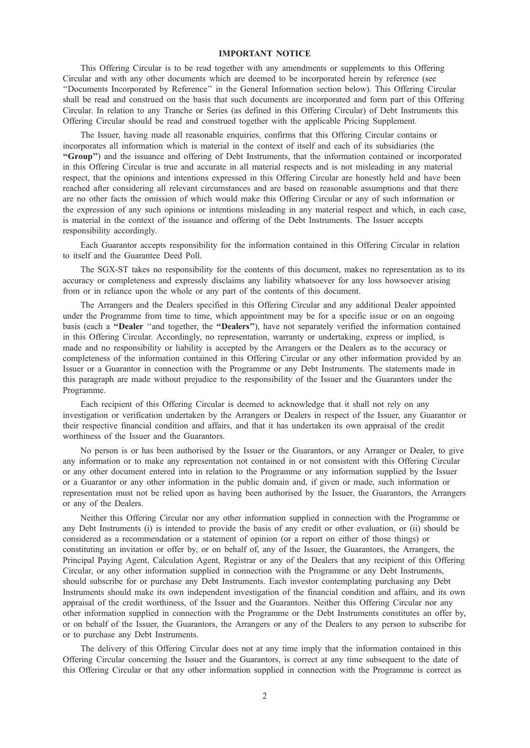# IMPORTANT NOTICE

This Offering Circular is to be read together with any amendments or supplements to this Offering Circular and with any other documents which are deemed to be incorporated herein by reference (see ''Documents Incorporated by Reference'' in the General Information section below). This Offering Circular shall be read and construed on the basis that such documents are incorporated and form part of this Offering Circular. In relation to any Tranche or Series (as defined in this Offering Circular) of Debt Instruments this Offering Circular should be read and construed together with the applicable Pricing Supplement.

The Issuer, having made all reasonable enquiries, confirms that this Offering Circular contains or incorporates all information which is material in the context of itself and each of its subsidiaries (the **"Group"**) and the issuance and offering of Debt Instruments, that the information contained or incorporated in this Offering Circular is true and accurate in all material respects and is not misleading in any material respect, that the opinions and intentions expressed in this Offering Circular are honestly held and have been reached after considering all relevant circumstances and are based on reasonable assumptions and that there are no other facts the omission of which would make this Offering Circular or any of such information or the expression of any such opinions or intentions misleading in any material respect and which, in each case, is material in the context of the issuance and offering of the Debt Instruments. The Issuer accepts responsibility accordingly.

Each Guarantor accepts responsibility for the information contained in this Offering Circular in relation to itself and the Guarantee Deed Poll.

The SGX-ST takes no responsibility for the contents of this document, makes no representation as to its accuracy or completeness and expressly disclaims any liability whatsoever for any loss howsoever arising from or in reliance upon the whole or any part of the contents of this document.

The Arrangers and the Dealers specified in this Offering Circular and any additional Dealer appointed under the Programme from time to time, which appointment may be for a specific issue or on an ongoing basis (each a **"Dealer** ''and together, the **"Dealers"**), have not separately verified the information contained in this Offering Circular. Accordingly, no representation, warranty or undertaking, express or implied, is made and no responsibility or liability is accepted by the Arrangers or the Dealers as to the accuracy or completeness of the information contained in this Offering Circular or any other information provided by an Issuer or a Guarantor in connection with the Programme or any Debt Instruments. The statements made in this paragraph are made without prejudice to the responsibility of the Issuer and the Guarantors under the Programme.

Each recipient of this Offering Circular is deemed to acknowledge that it shall not rely on any investigation or verification undertaken by the Arrangers or Dealers in respect of the Issuer, any Guarantor or their respective financial condition and affairs, and that it has undertaken its own appraisal of the credit worthiness of the Issuer and the Guarantors.

No person is or has been authorised by the Issuer or the Guarantors, or any Arranger or Dealer, to give any information or to make any representation not contained in or not consistent with this Offering Circular or any other document entered into in relation to the Programme or any information supplied by the Issuer or a Guarantor or any other information in the public domain and, if given or made, such information or representation must not be relied upon as having been authorised by the Issuer, the Guarantors, the Arrangers or any of the Dealers.

Neither this Offering Circular nor any other information supplied in connection with the Programme or any Debt Instruments (i) is intended to provide the basis of any credit or other evaluation, or (ii) should be considered as a recommendation or a statement of opinion (or a report on either of those things) or constituting an invitation or offer by, or on behalf of, any of the Issuer, the Guarantors, the Arrangers, the Principal Paying Agent, Calculation Agent, Registrar or any of the Dealers that any recipient of this Offering Circular, or any other information supplied in connection with the Programme or any Debt Instruments, should subscribe for or purchase any Debt Instruments. Each investor contemplating purchasing any Debt Instruments should make its own independent investigation of the financial condition and affairs, and its own appraisal of the credit worthiness, of the Issuer and the Guarantors. Neither this Offering Circular nor any other information supplied in connection with the Programme or the Debt Instruments constitutes an offer by, or on behalf of the Issuer, the Guarantors, the Arrangers or any of the Dealers to any person to subscribe for or to purchase any Debt Instruments.

The delivery of this Offering Circular does not at any time imply that the information contained in this Offering Circular concerning the Issuer and the Guarantors, is correct at any time subsequent to the date of this Offering Circular or that any other information supplied in connection with the Programme is correct as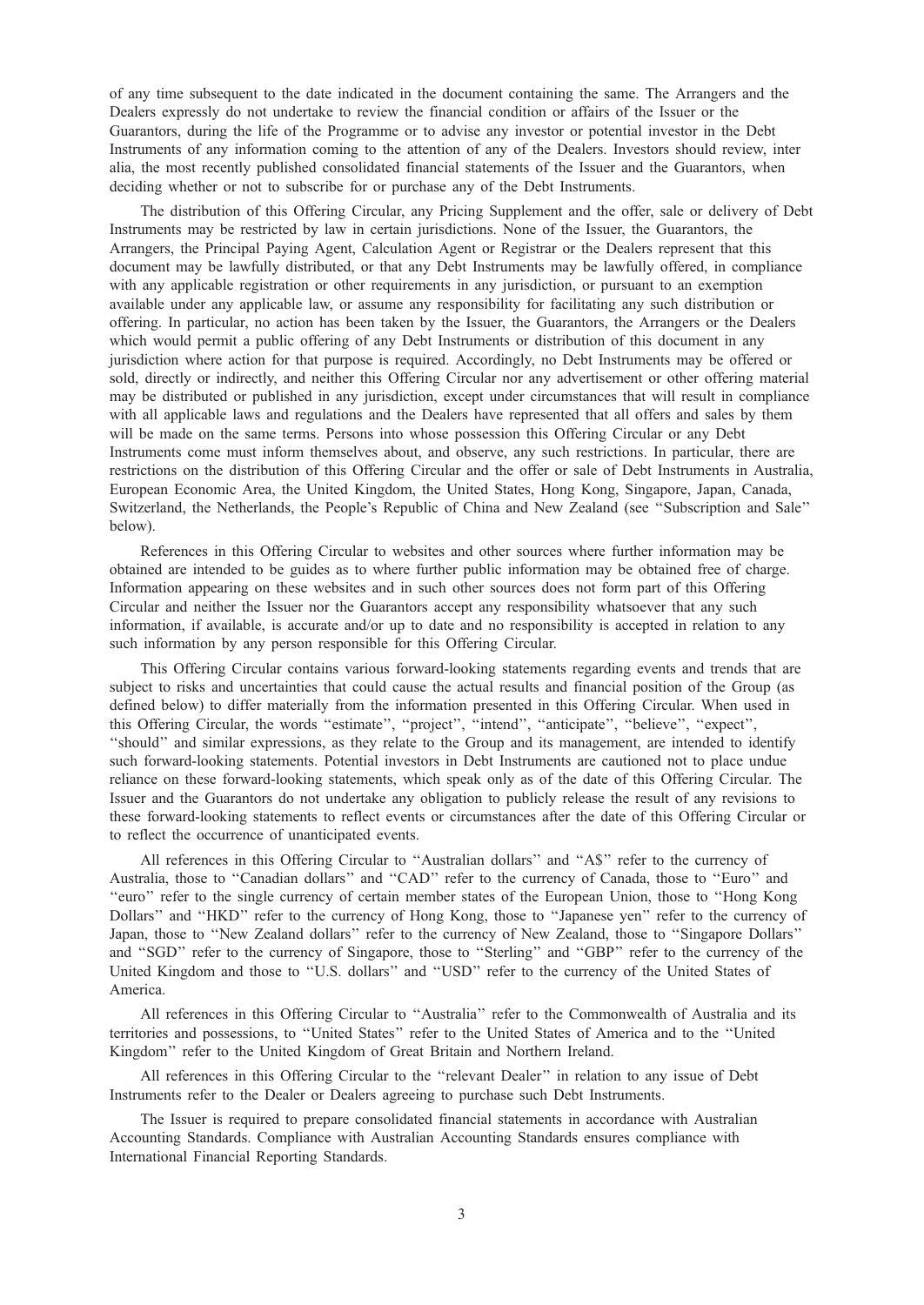of any time subsequent to the date indicated in the document containing the same. The Arrangers and the Dealers expressly do not undertake to review the financial condition or affairs of the Issuer or the Guarantors, during the life of the Programme or to advise any investor or potential investor in the Debt Instruments of any information coming to the attention of any of the Dealers. Investors should review, inter alia, the most recently published consolidated financial statements of the Issuer and the Guarantors, when deciding whether or not to subscribe for or purchase any of the Debt Instruments.

The distribution of this Offering Circular, any Pricing Supplement and the offer, sale or delivery of Debt Instruments may be restricted by law in certain jurisdictions. None of the Issuer, the Guarantors, the Arrangers, the Principal Paying Agent, Calculation Agent or Registrar or the Dealers represent that this document may be lawfully distributed, or that any Debt Instruments may be lawfully offered, in compliance with any applicable registration or other requirements in any jurisdiction, or pursuant to an exemption available under any applicable law, or assume any responsibility for facilitating any such distribution or offering. In particular, no action has been taken by the Issuer, the Guarantors, the Arrangers or the Dealers which would permit a public offering of any Debt Instruments or distribution of this document in any jurisdiction where action for that purpose is required. Accordingly, no Debt Instruments may be offered or sold, directly or indirectly, and neither this Offering Circular nor any advertisement or other offering material may be distributed or published in any jurisdiction, except under circumstances that will result in compliance with all applicable laws and regulations and the Dealers have represented that all offers and sales by them will be made on the same terms. Persons into whose possession this Offering Circular or any Debt Instruments come must inform themselves about, and observe, any such restrictions. In particular, there are restrictions on the distribution of this Offering Circular and the offer or sale of Debt Instruments in Australia, European Economic Area, the United Kingdom, the United States, Hong Kong, Singapore, Japan, Canada, Switzerland, the Netherlands, the People's Republic of China and New Zealand (see "Subscription and Sale" below).

References in this Offering Circular to websites and other sources where further information may be obtained are intended to be guides as to where further public information may be obtained free of charge. Information appearing on these websites and in such other sources does not form part of this Offering Circular and neither the Issuer nor the Guarantors accept any responsibility whatsoever that any such information, if available, is accurate and/or up to date and no responsibility is accepted in relation to any such information by any person responsible for this Offering Circular.

This Offering Circular contains various forward-looking statements regarding events and trends that are subject to risks and uncertainties that could cause the actual results and financial position of the Group (as defined below) to differ materially from the information presented in this Offering Circular. When used in this Offering Circular, the words "estimate", "project", "intend", "anticipate", "believe", "expect", "should" and similar expressions, as they relate to the Group and its management, are intended to identify such forward-looking statements. Potential investors in Debt Instruments are cautioned not to place undue reliance on these forward-looking statements, which speak only as of the date of this Offering Circular. The Issuer and the Guarantors do not undertake any obligation to publicly release the result of any revisions to these forward-looking statements to reflect events or circumstances after the date of this Offering Circular or to reflect the occurrence of unanticipated events.

All references in this Offering Circular to "Australian dollars" and "A$" refer to the currency of Australia, those to "Canadian dollars" and "CAD" refer to the currency of Canada, those to "Euro" and "euro" refer to the single currency of certain member states of the European Union, those to "Hong Kong Dollars" and "HKD" refer to the currency of Hong Kong, those to "Japanese yen" refer to the currency of Japan, those to "New Zealand dollars" refer to the currency of New Zealand, those to "Singapore Dollars" and "SGD" refer to the currency of Singapore, those to "Sterling" and "GBP" refer to the currency of the United Kingdom and those to "U.S. dollars" and "USD" refer to the currency of the United States of America.

All references in this Offering Circular to "Australia" refer to the Commonwealth of Australia and its territories and possessions, to "United States" refer to the United States of America and to the "United Kingdom" refer to the United Kingdom of Great Britain and Northern Ireland.

All references in this Offering Circular to the "relevant Dealer" in relation to any issue of Debt Instruments refer to the Dealer or Dealers agreeing to purchase such Debt Instruments.

The Issuer is required to prepare consolidated financial statements in accordance with Australian Accounting Standards. Compliance with Australian Accounting Standards ensures compliance with International Financial Reporting Standards.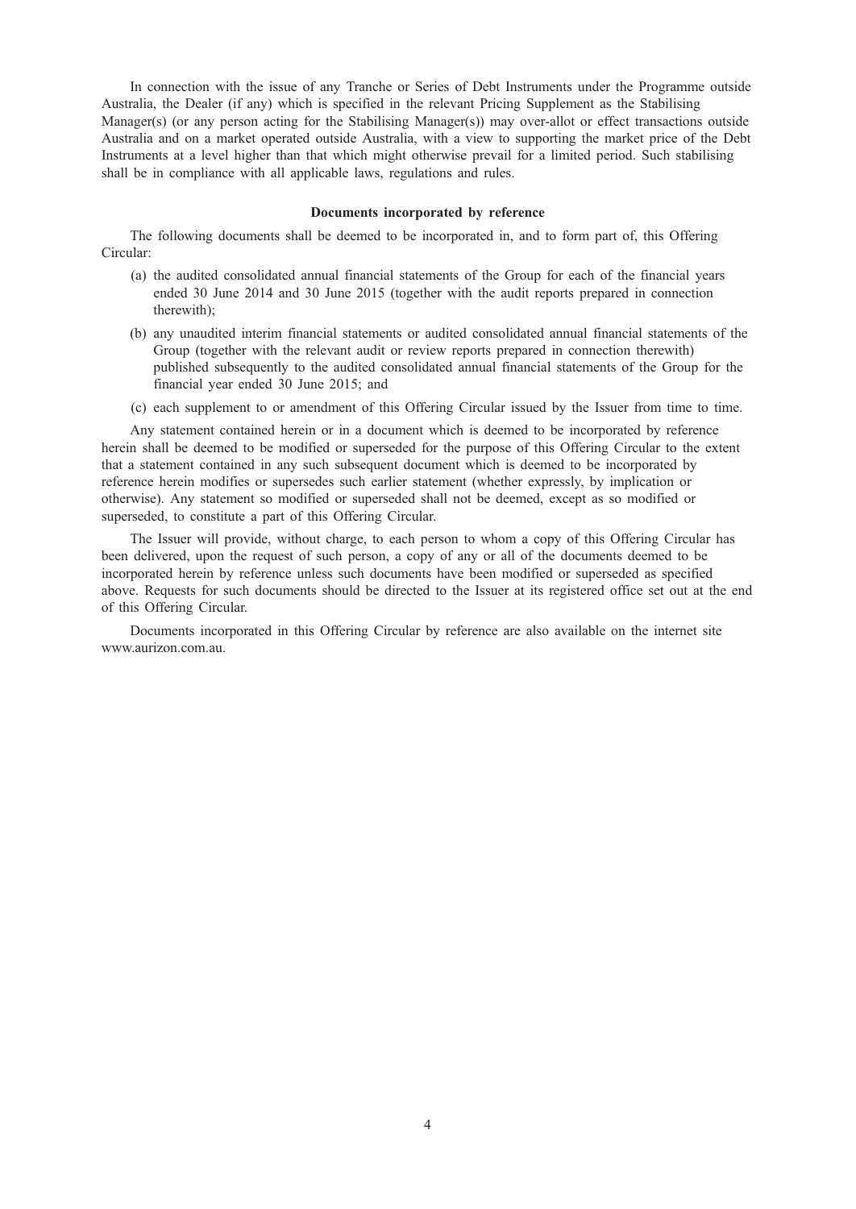In connection with the issue of any Tranche or Series of Debt Instruments under the Programme outside Australia, the Dealer (if any) which is specified in the relevant Pricing Supplement as the Stabilising Manager(s) (or any person acting for the Stabilising Manager(s)) may over-allot or effect transactions outside Australia and on a market operated outside Australia, with a view to supporting the market price of the Debt Instruments at a level higher than that which might otherwise prevail for a limited period. Such stabilising shall be in compliance with all applicable laws, regulations and rules.

## Documents incorporated by reference

The following documents shall be deemed to be incorporated in, and to form part of, this Offering Circular:

(a) the audited consolidated annual financial statements of the Group for each of the financial years ended 30 June 2014 and 30 June 2015 (together with the audit reports prepared in connection therewith);

(b) any unaudited interim financial statements or audited consolidated annual financial statements of the Group (together with the relevant audit or review reports prepared in connection therewith) published subsequently to the audited consolidated annual financial statements of the Group for the financial year ended 30 June 2015; and

(c) each supplement to or amendment of this Offering Circular issued by the Issuer from time to time.

Any statement contained herein or in a document which is deemed to be incorporated by reference herein shall be deemed to be modified or superseded for the purpose of this Offering Circular to the extent that a statement contained in any such subsequent document which is deemed to be incorporated by reference herein modifies or supersedes such earlier statement (whether expressly, by implication or otherwise). Any statement so modified or superseded shall not be deemed, except as so modified or superseded, to constitute a part of this Offering Circular.

The Issuer will provide, without charge, to each person to whom a copy of this Offering Circular has been delivered, upon the request of such person, a copy of any or all of the documents deemed to be incorporated herein by reference unless such documents have been modified or superseded as specified above. Requests for such documents should be directed to the Issuer at its registered office set out at the end of this Offering Circular.

Documents incorporated in this Offering Circular by reference are also available on the internet site www.aurizon.com.au.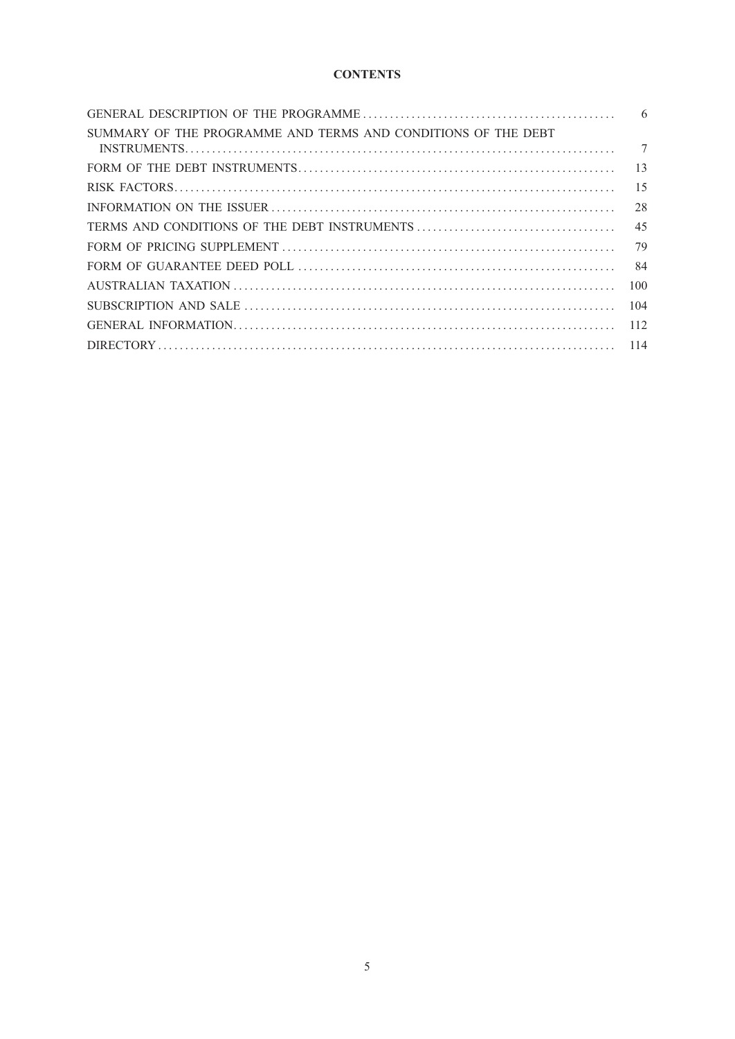# CONTENTS

| | |
|---|---|
| GENERAL DESCRIPTION OF THE PROGRAMME | 6 |
| SUMMARY OF THE PROGRAMME AND TERMS AND CONDITIONS OF THE DEBT INSTRUMENTS | 7 |
| FORM OF THE DEBT INSTRUMENTS | 13 |
| RISK FACTORS | 15 |
| INFORMATION ON THE ISSUER | 28 |
| TERMS AND CONDITIONS OF THE DEBT INSTRUMENTS | 45 |
| FORM OF PRICING SUPPLEMENT | 79 |
| FORM OF GUARANTEE DEED POLL | 84 |
| AUSTRALIAN TAXATION | 100 |
| SUBSCRIPTION AND SALE | 104 |
| GENERAL INFORMATION | 112 |
| DIRECTORY | 114 |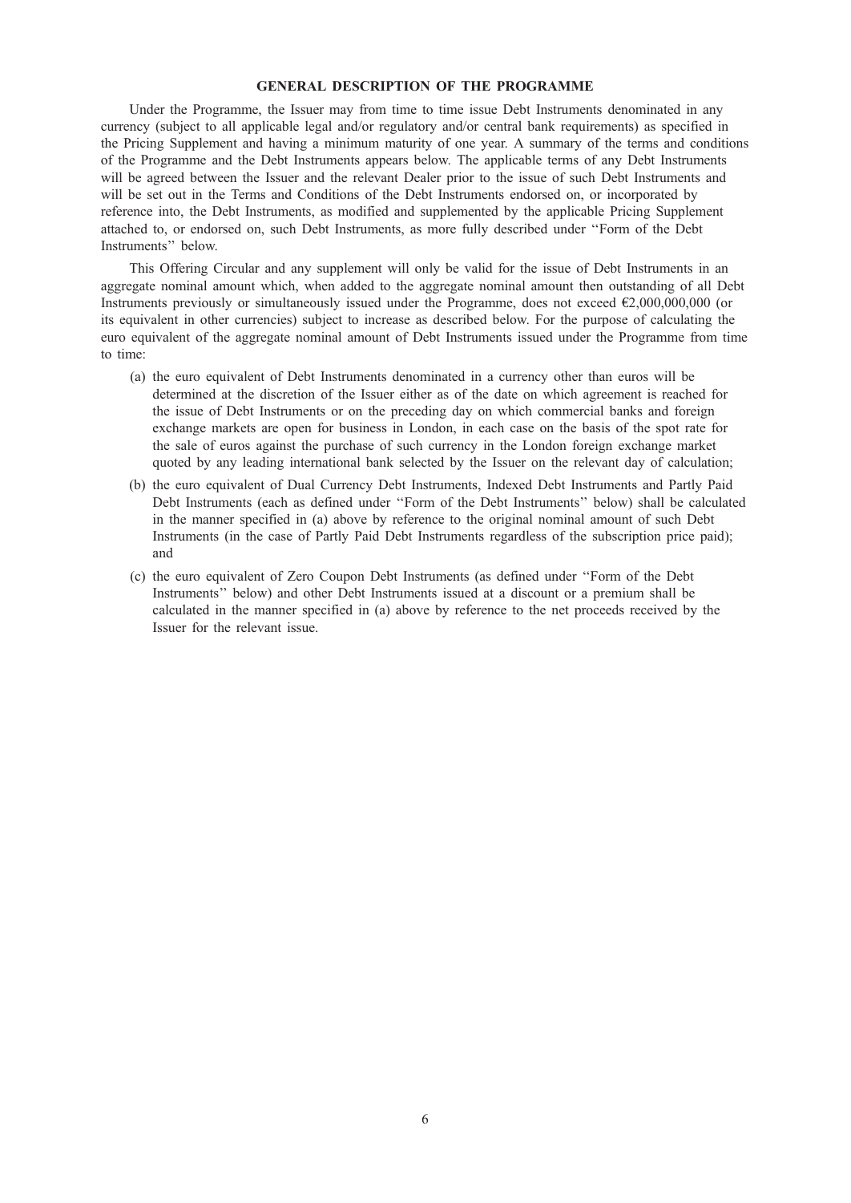## GENERAL DESCRIPTION OF THE PROGRAMME

Under the Programme, the Issuer may from time to time issue Debt Instruments denominated in any currency (subject to all applicable legal and/or regulatory and/or central bank requirements) as specified in the Pricing Supplement and having a minimum maturity of one year. A summary of the terms and conditions of the Programme and the Debt Instruments appears below. The applicable terms of any Debt Instruments will be agreed between the Issuer and the relevant Dealer prior to the issue of such Debt Instruments and will be set out in the Terms and Conditions of the Debt Instruments endorsed on, or incorporated by reference into, the Debt Instruments, as modified and supplemented by the applicable Pricing Supplement attached to, or endorsed on, such Debt Instruments, as more fully described under ''Form of the Debt Instruments'' below.

This Offering Circular and any supplement will only be valid for the issue of Debt Instruments in an aggregate nominal amount which, when added to the aggregate nominal amount then outstanding of all Debt Instruments previously or simultaneously issued under the Programme, does not exceed €2,000,000,000 (or its equivalent in other currencies) subject to increase as described below. For the purpose of calculating the euro equivalent of the aggregate nominal amount of Debt Instruments issued under the Programme from time to time:

(a) the euro equivalent of Debt Instruments denominated in a currency other than euros will be determined at the discretion of the Issuer either as of the date on which agreement is reached for the issue of Debt Instruments or on the preceding day on which commercial banks and foreign exchange markets are open for business in London, in each case on the basis of the spot rate for the sale of euros against the purchase of such currency in the London foreign exchange market quoted by any leading international bank selected by the Issuer on the relevant day of calculation;

(b) the euro equivalent of Dual Currency Debt Instruments, Indexed Debt Instruments and Partly Paid Debt Instruments (each as defined under ''Form of the Debt Instruments'' below) shall be calculated in the manner specified in (a) above by reference to the original nominal amount of such Debt Instruments (in the case of Partly Paid Debt Instruments regardless of the subscription price paid); and

(c) the euro equivalent of Zero Coupon Debt Instruments (as defined under ''Form of the Debt Instruments'' below) and other Debt Instruments issued at a discount or a premium shall be calculated in the manner specified in (a) above by reference to the net proceeds received by the Issuer for the relevant issue.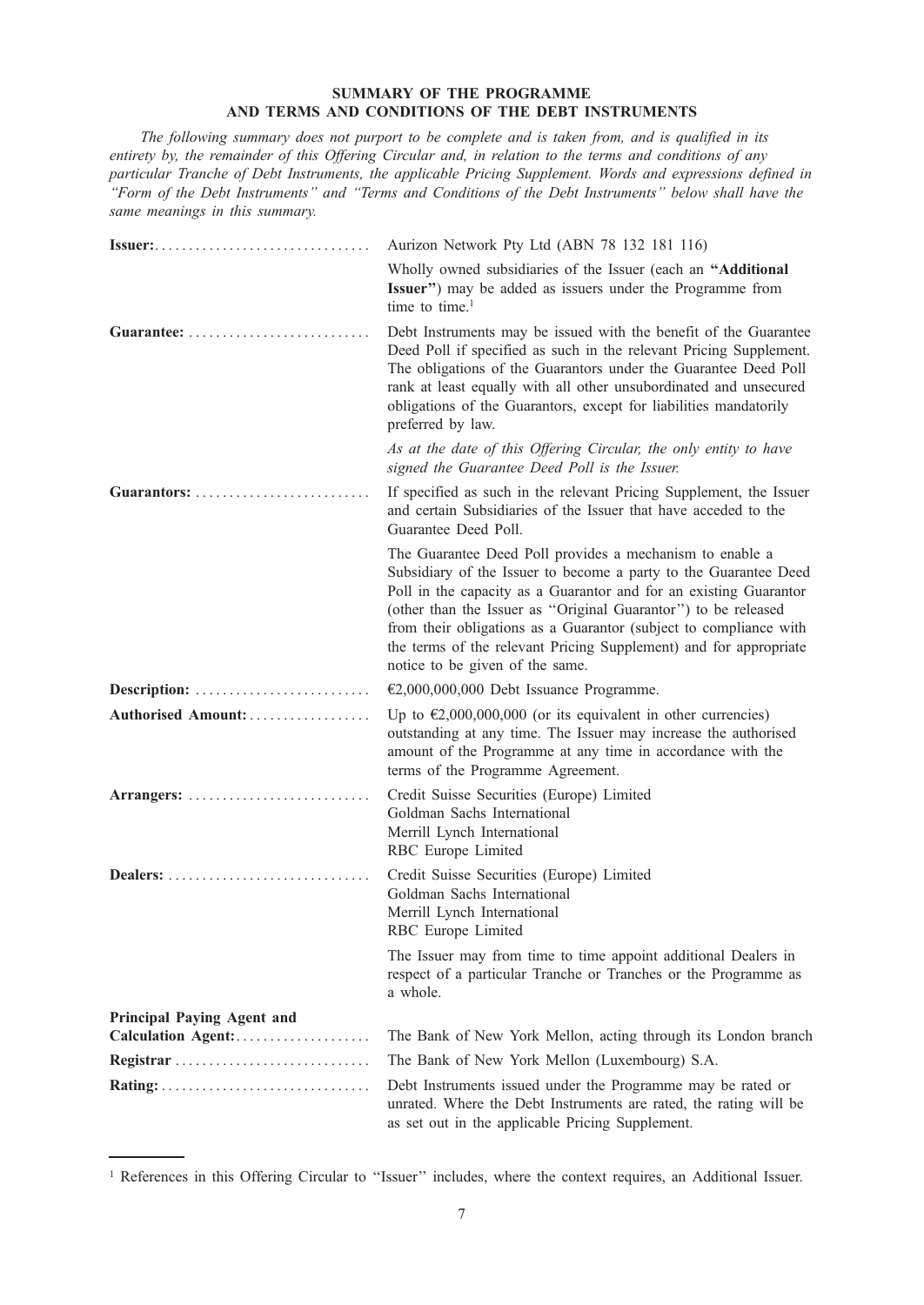## SUMMARY OF THE PROGRAMME AND TERMS AND CONDITIONS OF THE DEBT INSTRUMENTS

*The following summary does not purport to be complete and is taken from, and is qualified in its entirety by, the remainder of this Offering Circular and, in relation to the terms and conditions of any particular Tranche of Debt Instruments, the applicable Pricing Supplement. Words and expressions defined in "Form of the Debt Instruments" and "Terms and Conditions of the Debt Instruments" below shall have the same meanings in this summary.*

| | |
|---|---|
| **Issuer:** | Aurizon Network Pty Ltd (ABN 78 132 181 116)<br><br>Wholly owned subsidiaries of the Issuer (each an **"Additional Issuer"**) may be added as issuers under the Programme from time to time.[1] |
| **Guarantee:** | Debt Instruments may be issued with the benefit of the Guarantee Deed Poll if specified as such in the relevant Pricing Supplement. The obligations of the Guarantors under the Guarantee Deed Poll rank at least equally with all other unsubordinated and unsecured obligations of the Guarantors, except for liabilities mandatorily preferred by law.<br><br>*As at the date of this Offering Circular, the only entity to have signed the Guarantee Deed Poll is the Issuer.* |
| **Guarantors:** | If specified as such in the relevant Pricing Supplement, the Issuer and certain Subsidiaries of the Issuer that have acceded to the Guarantee Deed Poll.<br><br>The Guarantee Deed Poll provides a mechanism to enable a Subsidiary of the Issuer to become a party to the Guarantee Deed Poll in the capacity as a Guarantor and for an existing Guarantor (other than the Issuer as "Original Guarantor") to be released from their obligations as a Guarantor (subject to compliance with the terms of the relevant Pricing Supplement) and for appropriate notice to be given of the same. |
| **Description:** | €2,000,000,000 Debt Issuance Programme. |
| **Authorised Amount:** | Up to €2,000,000,000 (or its equivalent in other currencies) outstanding at any time. The Issuer may increase the authorised amount of the Programme at any time in accordance with the terms of the Programme Agreement. |
| **Arrangers:** | Credit Suisse Securities (Europe) Limited<br>Goldman Sachs International<br>Merrill Lynch International<br>RBC Europe Limited |
| **Dealers:** | Credit Suisse Securities (Europe) Limited<br>Goldman Sachs International<br>Merrill Lynch International<br>RBC Europe Limited<br><br>The Issuer may from time to time appoint additional Dealers in respect of a particular Tranche or Tranches or the Programme as a whole. |
| **Principal Paying Agent and Calculation Agent:** | The Bank of New York Mellon, acting through its London branch |
| **Registrar** | The Bank of New York Mellon (Luxembourg) S.A. |
| **Rating:** | Debt Instruments issued under the Programme may be rated or unrated. Where the Debt Instruments are rated, the rating will be as set out in the applicable Pricing Supplement. |

[1] References in this Offering Circular to "Issuer" includes, where the context requires, an Additional Issuer.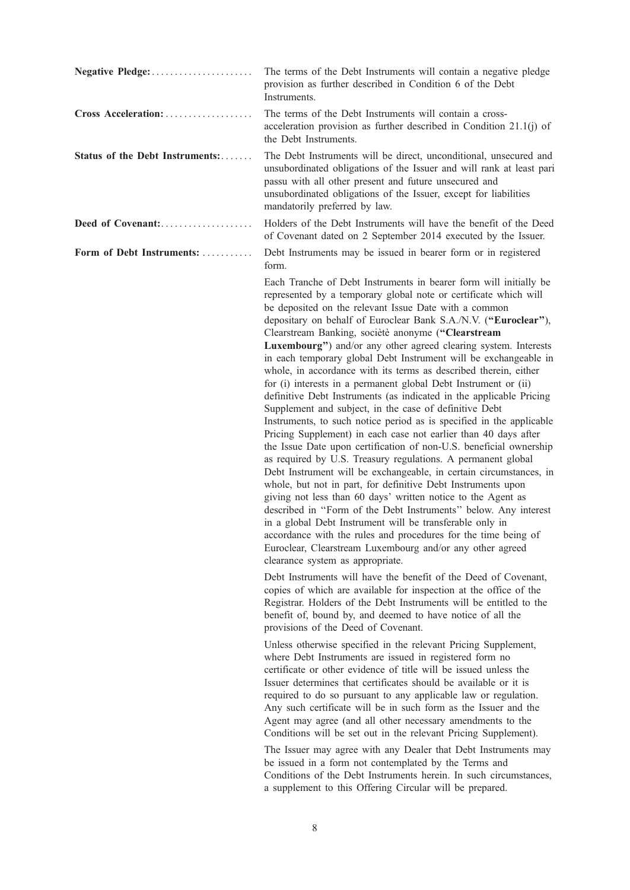**Negative Pledge:** The terms of the Debt Instruments will contain a negative pledge provision as further described in Condition 6 of the Debt Instruments.

**Cross Acceleration:** The terms of the Debt Instruments will contain a cross-acceleration provision as further described in Condition 21.1(j) of the Debt Instruments.

**Status of the Debt Instruments:** The Debt Instruments will be direct, unconditional, unsecured and unsubordinated obligations of the Issuer and will rank at least pari passu with all other present and future unsecured and unsubordinated obligations of the Issuer, except for liabilities mandatorily preferred by law.

**Deed of Covenant:** Holders of the Debt Instruments will have the benefit of the Deed of Covenant dated on 2 September 2014 executed by the Issuer.

**Form of Debt Instruments:** Debt Instruments may be issued in bearer form or in registered form.

Each Tranche of Debt Instruments in bearer form will initially be represented by a temporary global note or certificate which will be deposited on the relevant Issue Date with a common depositary on behalf of Euroclear Bank S.A./N.V. (**"Euroclear"**), Clearstream Banking, sociètè anonyme (**"Clearstream Luxembourg"**) and/or any other agreed clearing system. Interests in each temporary global Debt Instrument will be exchangeable in whole, in accordance with its terms as described therein, either for (i) interests in a permanent global Debt Instrument or (ii) definitive Debt Instruments (as indicated in the applicable Pricing Supplement and subject, in the case of definitive Debt Instruments, to such notice period as is specified in the applicable Pricing Supplement) in each case not earlier than 40 days after the Issue Date upon certification of non-U.S. beneficial ownership as required by U.S. Treasury regulations. A permanent global Debt Instrument will be exchangeable, in certain circumstances, in whole, but not in part, for definitive Debt Instruments upon giving not less than 60 days' written notice to the Agent as described in "Form of the Debt Instruments" below. Any interest in a global Debt Instrument will be transferable only in accordance with the rules and procedures for the time being of Euroclear, Clearstream Luxembourg and/or any other agreed clearance system as appropriate.

Debt Instruments will have the benefit of the Deed of Covenant, copies of which are available for inspection at the office of the Registrar. Holders of the Debt Instruments will be entitled to the benefit of, bound by, and deemed to have notice of all the provisions of the Deed of Covenant.

Unless otherwise specified in the relevant Pricing Supplement, where Debt Instruments are issued in registered form no certificate or other evidence of title will be issued unless the Issuer determines that certificates should be available or it is required to do so pursuant to any applicable law or regulation. Any such certificate will be in such form as the Issuer and the Agent may agree (and all other necessary amendments to the Conditions will be set out in the relevant Pricing Supplement).

The Issuer may agree with any Dealer that Debt Instruments may be issued in a form not contemplated by the Terms and Conditions of the Debt Instruments herein. In such circumstances, a supplement to this Offering Circular will be prepared.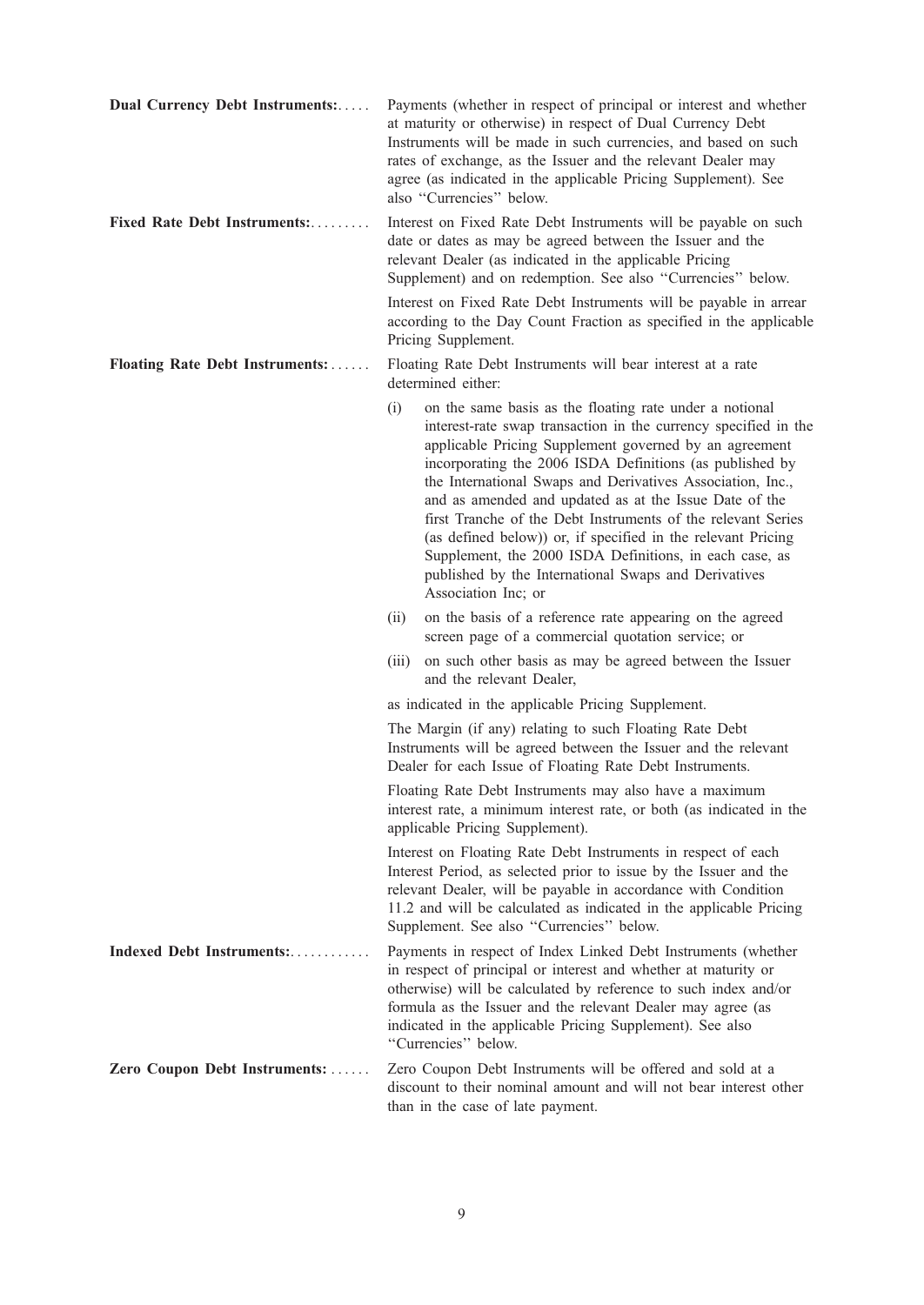**Dual Currency Debt Instruments:** Payments (whether in respect of principal or interest and whether at maturity or otherwise) in respect of Dual Currency Debt Instruments will be made in such currencies, and based on such rates of exchange, as the Issuer and the relevant Dealer may agree (as indicated in the applicable Pricing Supplement). See also ''Currencies'' below.

**Fixed Rate Debt Instruments:** Interest on Fixed Rate Debt Instruments will be payable on such date or dates as may be agreed between the Issuer and the relevant Dealer (as indicated in the applicable Pricing Supplement) and on redemption. See also ''Currencies'' below.

Interest on Fixed Rate Debt Instruments will be payable in arrear according to the Day Count Fraction as specified in the applicable Pricing Supplement.

**Floating Rate Debt Instruments:** Floating Rate Debt Instruments will bear interest at a rate determined either:

(i) on the same basis as the floating rate under a notional interest-rate swap transaction in the currency specified in the applicable Pricing Supplement governed by an agreement incorporating the 2006 ISDA Definitions (as published by the International Swaps and Derivatives Association, Inc., and as amended and updated as at the Issue Date of the first Tranche of the Debt Instruments of the relevant Series (as defined below)) or, if specified in the relevant Pricing Supplement, the 2000 ISDA Definitions, in each case, as published by the International Swaps and Derivatives Association Inc; or

(ii) on the basis of a reference rate appearing on the agreed screen page of a commercial quotation service; or

(iii) on such other basis as may be agreed between the Issuer and the relevant Dealer,

as indicated in the applicable Pricing Supplement.

The Margin (if any) relating to such Floating Rate Debt Instruments will be agreed between the Issuer and the relevant Dealer for each Issue of Floating Rate Debt Instruments.

Floating Rate Debt Instruments may also have a maximum interest rate, a minimum interest rate, or both (as indicated in the applicable Pricing Supplement).

Interest on Floating Rate Debt Instruments in respect of each Interest Period, as selected prior to issue by the Issuer and the relevant Dealer, will be payable in accordance with Condition 11.2 and will be calculated as indicated in the applicable Pricing Supplement. See also ''Currencies'' below.

**Indexed Debt Instruments:** Payments in respect of Index Linked Debt Instruments (whether in respect of principal or interest and whether at maturity or otherwise) will be calculated by reference to such index and/or formula as the Issuer and the relevant Dealer may agree (as indicated in the applicable Pricing Supplement). See also ''Currencies'' below.

**Zero Coupon Debt Instruments:** Zero Coupon Debt Instruments will be offered and sold at a discount to their nominal amount and will not bear interest other than in the case of late payment.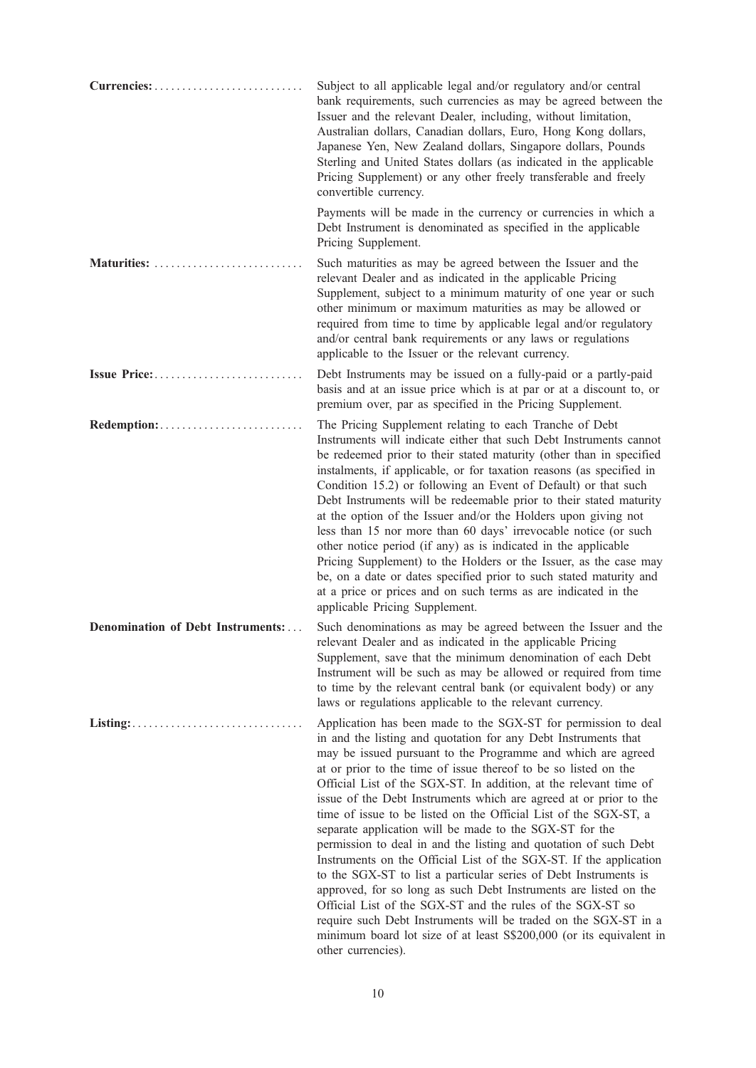**Currencies:** Subject to all applicable legal and/or regulatory and/or central bank requirements, such currencies as may be agreed between the Issuer and the relevant Dealer, including, without limitation, Australian dollars, Canadian dollars, Euro, Hong Kong dollars, Japanese Yen, New Zealand dollars, Singapore dollars, Pounds Sterling and United States dollars (as indicated in the applicable Pricing Supplement) or any other freely transferable and freely convertible currency.

Payments will be made in the currency or currencies in which a Debt Instrument is denominated as specified in the applicable Pricing Supplement.

**Maturities:** Such maturities as may be agreed between the Issuer and the relevant Dealer and as indicated in the applicable Pricing Supplement, subject to a minimum maturity of one year or such other minimum or maximum maturities as may be allowed or required from time to time by applicable legal and/or regulatory and/or central bank requirements or any laws or regulations applicable to the Issuer or the relevant currency.

**Issue Price:** Debt Instruments may be issued on a fully-paid or a partly-paid basis and at an issue price which is at par or at a discount to, or premium over, par as specified in the Pricing Supplement.

**Redemption:** The Pricing Supplement relating to each Tranche of Debt Instruments will indicate either that such Debt Instruments cannot be redeemed prior to their stated maturity (other than in specified instalments, if applicable, or for taxation reasons (as specified in Condition 15.2) or following an Event of Default) or that such Debt Instruments will be redeemable prior to their stated maturity at the option of the Issuer and/or the Holders upon giving not less than 15 nor more than 60 days' irrevocable notice (or such other notice period (if any) as is indicated in the applicable Pricing Supplement) to the Holders or the Issuer, as the case may be, on a date or dates specified prior to such stated maturity and at a price or prices and on such terms as are indicated in the applicable Pricing Supplement.

**Denomination of Debt Instruments:** Such denominations as may be agreed between the Issuer and the relevant Dealer and as indicated in the applicable Pricing Supplement, save that the minimum denomination of each Debt Instrument will be such as may be allowed or required from time to time by the relevant central bank (or equivalent body) or any laws or regulations applicable to the relevant currency.

**Listing:** Application has been made to the SGX-ST for permission to deal in and the listing and quotation for any Debt Instruments that may be issued pursuant to the Programme and which are agreed at or prior to the time of issue thereof to be so listed on the Official List of the SGX-ST. In addition, at the relevant time of issue of the Debt Instruments which are agreed at or prior to the time of issue to be listed on the Official List of the SGX-ST, a separate application will be made to the SGX-ST for the permission to deal in and the listing and quotation of such Debt Instruments on the Official List of the SGX-ST. If the application to the SGX-ST to list a particular series of Debt Instruments is approved, for so long as such Debt Instruments are listed on the Official List of the SGX-ST and the rules of the SGX-ST so require such Debt Instruments will be traded on the SGX-ST in a minimum board lot size of at least S$200,000 (or its equivalent in other currencies).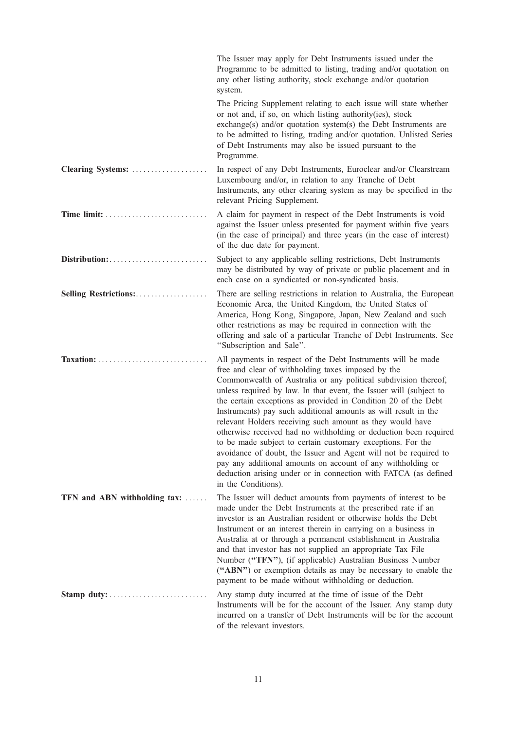The Issuer may apply for Debt Instruments issued under the Programme to be admitted to listing, trading and/or quotation on any other listing authority, stock exchange and/or quotation system.

The Pricing Supplement relating to each issue will state whether or not and, if so, on which listing authority(ies), stock exchange(s) and/or quotation system(s) the Debt Instruments are to be admitted to listing, trading and/or quotation. Unlisted Series of Debt Instruments may also be issued pursuant to the Programme.

**Clearing Systems:** In respect of any Debt Instruments, Euroclear and/or Clearstream Luxembourg and/or, in relation to any Tranche of Debt Instruments, any other clearing system as may be specified in the relevant Pricing Supplement.

**Time limit:** A claim for payment in respect of the Debt Instruments is void against the Issuer unless presented for payment within five years (in the case of principal) and three years (in the case of interest) of the due date for payment.

**Distribution:** Subject to any applicable selling restrictions, Debt Instruments may be distributed by way of private or public placement and in each case on a syndicated or non-syndicated basis.

**Selling Restrictions:** There are selling restrictions in relation to Australia, the European Economic Area, the United Kingdom, the United States of America, Hong Kong, Singapore, Japan, New Zealand and such other restrictions as may be required in connection with the offering and sale of a particular Tranche of Debt Instruments. See "Subscription and Sale".

**Taxation:** All payments in respect of the Debt Instruments will be made free and clear of withholding taxes imposed by the Commonwealth of Australia or any political subdivision thereof, unless required by law. In that event, the Issuer will (subject to the certain exceptions as provided in Condition 20 of the Debt Instruments) pay such additional amounts as will result in the relevant Holders receiving such amount as they would have otherwise received had no withholding or deduction been required to be made subject to certain customary exceptions. For the avoidance of doubt, the Issuer and Agent will not be required to pay any additional amounts on account of any withholding or deduction arising under or in connection with FATCA (as defined in the Conditions).

**TFN and ABN withholding tax:** The Issuer will deduct amounts from payments of interest to be made under the Debt Instruments at the prescribed rate if an investor is an Australian resident or otherwise holds the Debt Instrument or an interest therein in carrying on a business in Australia at or through a permanent establishment in Australia and that investor has not supplied an appropriate Tax File Number (**"TFN"**), (if applicable) Australian Business Number (**"ABN"**) or exemption details as may be necessary to enable the payment to be made without withholding or deduction.

**Stamp duty:** Any stamp duty incurred at the time of issue of the Debt Instruments will be for the account of the Issuer. Any stamp duty incurred on a transfer of Debt Instruments will be for the account of the relevant investors.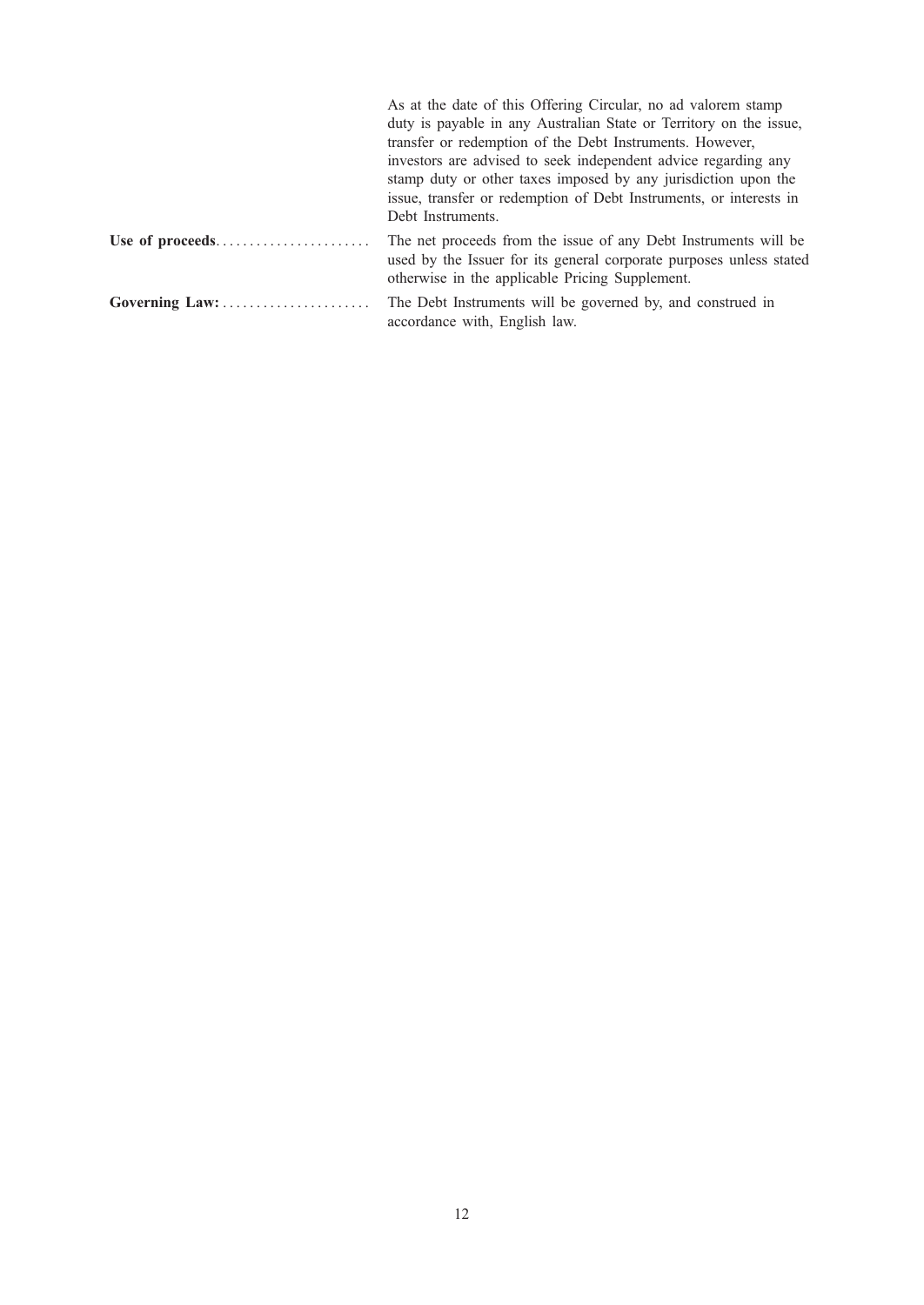| | |
|---|---|
| | As at the date of this Offering Circular, no ad valorem stamp duty is payable in any Australian State or Territory on the issue, transfer or redemption of the Debt Instruments. However, investors are advised to seek independent advice regarding any stamp duty or other taxes imposed by any jurisdiction upon the issue, transfer or redemption of Debt Instruments, or interests in Debt Instruments. |
| **Use of proceeds** | The net proceeds from the issue of any Debt Instruments will be used by the Issuer for its general corporate purposes unless stated otherwise in the applicable Pricing Supplement. |
| **Governing Law:** | The Debt Instruments will be governed by, and construed in accordance with, English law. |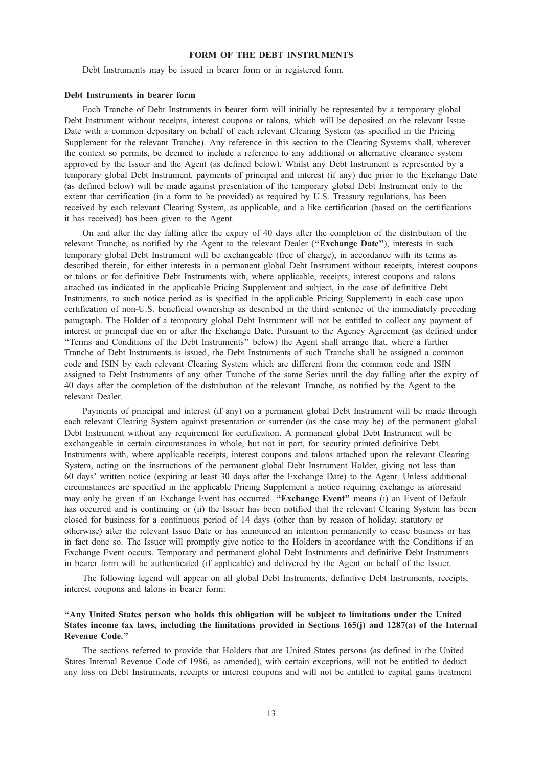# FORM OF THE DEBT INSTRUMENTS

Debt Instruments may be issued in bearer form or in registered form.

### Debt Instruments in bearer form

Each Tranche of Debt Instruments in bearer form will initially be represented by a temporary global Debt Instrument without receipts, interest coupons or talons, which will be deposited on the relevant Issue Date with a common depositary on behalf of each relevant Clearing System (as specified in the Pricing Supplement for the relevant Tranche). Any reference in this section to the Clearing Systems shall, wherever the context so permits, be deemed to include a reference to any additional or alternative clearance system approved by the Issuer and the Agent (as defined below). Whilst any Debt Instrument is represented by a temporary global Debt Instrument, payments of principal and interest (if any) due prior to the Exchange Date (as defined below) will be made against presentation of the temporary global Debt Instrument only to the extent that certification (in a form to be provided) as required by U.S. Treasury regulations, has been received by each relevant Clearing System, as applicable, and a like certification (based on the certifications it has received) has been given to the Agent.

On and after the day falling after the expiry of 40 days after the completion of the distribution of the relevant Tranche, as notified by the Agent to the relevant Dealer (**"Exchange Date"**), interests in such temporary global Debt Instrument will be exchangeable (free of charge), in accordance with its terms as described therein, for either interests in a permanent global Debt Instrument without receipts, interest coupons or talons or for definitive Debt Instruments with, where applicable, receipts, interest coupons and talons attached (as indicated in the applicable Pricing Supplement and subject, in the case of definitive Debt Instruments, to such notice period as is specified in the applicable Pricing Supplement) in each case upon certification of non-U.S. beneficial ownership as described in the third sentence of the immediately preceding paragraph. The Holder of a temporary global Debt Instrument will not be entitled to collect any payment of interest or principal due on or after the Exchange Date. Pursuant to the Agency Agreement (as defined under "Terms and Conditions of the Debt Instruments" below) the Agent shall arrange that, where a further Tranche of Debt Instruments is issued, the Debt Instruments of such Tranche shall be assigned a common code and ISIN by each relevant Clearing System which are different from the common code and ISIN assigned to Debt Instruments of any other Tranche of the same Series until the day falling after the expiry of 40 days after the completion of the distribution of the relevant Tranche, as notified by the Agent to the relevant Dealer.

Payments of principal and interest (if any) on a permanent global Debt Instrument will be made through each relevant Clearing System against presentation or surrender (as the case may be) of the permanent global Debt Instrument without any requirement for certification. A permanent global Debt Instrument will be exchangeable in certain circumstances in whole, but not in part, for security printed definitive Debt Instruments with, where applicable receipts, interest coupons and talons attached upon the relevant Clearing System, acting on the instructions of the permanent global Debt Instrument Holder, giving not less than 60 days' written notice (expiring at least 30 days after the Exchange Date) to the Agent. Unless additional circumstances are specified in the applicable Pricing Supplement a notice requiring exchange as aforesaid may only be given if an Exchange Event has occurred. **"Exchange Event"** means (i) an Event of Default has occurred and is continuing or (ii) the Issuer has been notified that the relevant Clearing System has been closed for business for a continuous period of 14 days (other than by reason of holiday, statutory or otherwise) after the relevant Issue Date or has announced an intention permanently to cease business or has in fact done so. The Issuer will promptly give notice to the Holders in accordance with the Conditions if an Exchange Event occurs. Temporary and permanent global Debt Instruments and definitive Debt Instruments in bearer form will be authenticated (if applicable) and delivered by the Agent on behalf of the Issuer.

The following legend will appear on all global Debt Instruments, definitive Debt Instruments, receipts, interest coupons and talons in bearer form:

**"Any United States person who holds this obligation will be subject to limitations under the United States income tax laws, including the limitations provided in Sections 165(j) and 1287(a) of the Internal Revenue Code."**

The sections referred to provide that Holders that are United States persons (as defined in the United States Internal Revenue Code of 1986, as amended), with certain exceptions, will not be entitled to deduct any loss on Debt Instruments, receipts or interest coupons and will not be entitled to capital gains treatment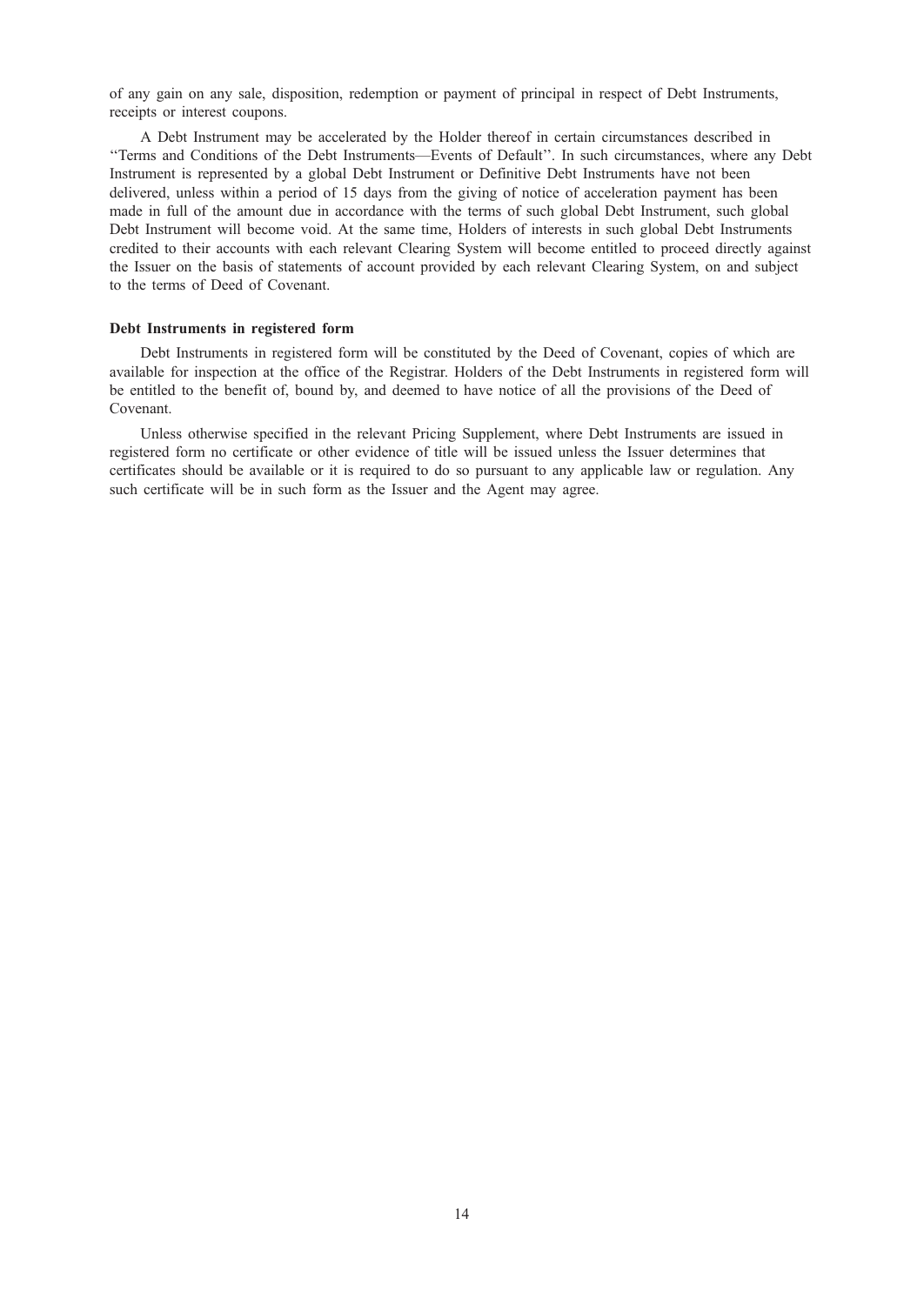of any gain on any sale, disposition, redemption or payment of principal in respect of Debt Instruments, receipts or interest coupons.

A Debt Instrument may be accelerated by the Holder thereof in certain circumstances described in ''Terms and Conditions of the Debt Instruments—Events of Default''. In such circumstances, where any Debt Instrument is represented by a global Debt Instrument or Definitive Debt Instruments have not been delivered, unless within a period of 15 days from the giving of notice of acceleration payment has been made in full of the amount due in accordance with the terms of such global Debt Instrument, such global Debt Instrument will become void. At the same time, Holders of interests in such global Debt Instruments credited to their accounts with each relevant Clearing System will become entitled to proceed directly against the Issuer on the basis of statements of account provided by each relevant Clearing System, on and subject to the terms of Deed of Covenant.

**Debt Instruments in registered form**

Debt Instruments in registered form will be constituted by the Deed of Covenant, copies of which are available for inspection at the office of the Registrar. Holders of the Debt Instruments in registered form will be entitled to the benefit of, bound by, and deemed to have notice of all the provisions of the Deed of Covenant.

Unless otherwise specified in the relevant Pricing Supplement, where Debt Instruments are issued in registered form no certificate or other evidence of title will be issued unless the Issuer determines that certificates should be available or it is required to do so pursuant to any applicable law or regulation. Any such certificate will be in such form as the Issuer and the Agent may agree.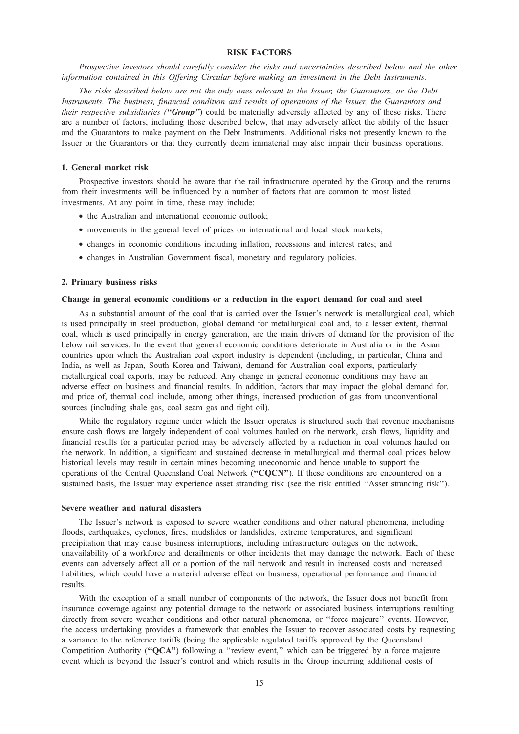# RISK FACTORS

*Prospective investors should carefully consider the risks and uncertainties described below and the other information contained in this Offering Circular before making an investment in the Debt Instruments.*

*The risks described below are not the only ones relevant to the Issuer, the Guarantors, or the Debt Instruments. The business, financial condition and results of operations of the Issuer, the Guarantors and their respective subsidiaries ("**Group**")* could be materially adversely affected by any of these risks. There are a number of factors, including those described below, that may adversely affect the ability of the Issuer and the Guarantors to make payment on the Debt Instruments. Additional risks not presently known to the Issuer or the Guarantors or that they currently deem immaterial may also impair their business operations.

## 1. General market risk

Prospective investors should be aware that the rail infrastructure operated by the Group and the returns from their investments will be influenced by a number of factors that are common to most listed investments. At any point in time, these may include:

- the Australian and international economic outlook;
- movements in the general level of prices on international and local stock markets;
- changes in economic conditions including inflation, recessions and interest rates; and
- changes in Australian Government fiscal, monetary and regulatory policies.

## 2. Primary business risks

### Change in general economic conditions or a reduction in the export demand for coal and steel

As a substantial amount of the coal that is carried over the Issuer's network is metallurgical coal, which is used principally in steel production, global demand for metallurgical coal and, to a lesser extent, thermal coal, which is used principally in energy generation, are the main drivers of demand for the provision of the below rail services. In the event that general economic conditions deteriorate in Australia or in the Asian countries upon which the Australian coal export industry is dependent (including, in particular, China and India, as well as Japan, South Korea and Taiwan), demand for Australian coal exports, particularly metallurgical coal exports, may be reduced. Any change in general economic conditions may have an adverse effect on business and financial results. In addition, factors that may impact the global demand for, and price of, thermal coal include, among other things, increased production of gas from unconventional sources (including shale gas, coal seam gas and tight oil).

While the regulatory regime under which the Issuer operates is structured such that revenue mechanisms ensure cash flows are largely independent of coal volumes hauled on the network, cash flows, liquidity and financial results for a particular period may be adversely affected by a reduction in coal volumes hauled on the network. In addition, a significant and sustained decrease in metallurgical and thermal coal prices below historical levels may result in certain mines becoming uneconomic and hence unable to support the operations of the Central Queensland Coal Network (**"CQCN"**). If these conditions are encountered on a sustained basis, the Issuer may experience asset stranding risk (see the risk entitled "Asset stranding risk").

### Severe weather and natural disasters

The Issuer's network is exposed to severe weather conditions and other natural phenomena, including floods, earthquakes, cyclones, fires, mudslides or landslides, extreme temperatures, and significant precipitation that may cause business interruptions, including infrastructure outages on the network, unavailability of a workforce and derailments or other incidents that may damage the network. Each of these events can adversely affect all or a portion of the rail network and result in increased costs and increased liabilities, which could have a material adverse effect on business, operational performance and financial results.

With the exception of a small number of components of the network, the Issuer does not benefit from insurance coverage against any potential damage to the network or associated business interruptions resulting directly from severe weather conditions and other natural phenomena, or "force majeure" events. However, the access undertaking provides a framework that enables the Issuer to recover associated costs by requesting a variance to the reference tariffs (being the applicable regulated tariffs approved by the Queensland Competition Authority (**"QCA"**) following a "review event," which can be triggered by a force majeure event which is beyond the Issuer's control and which results in the Group incurring additional costs of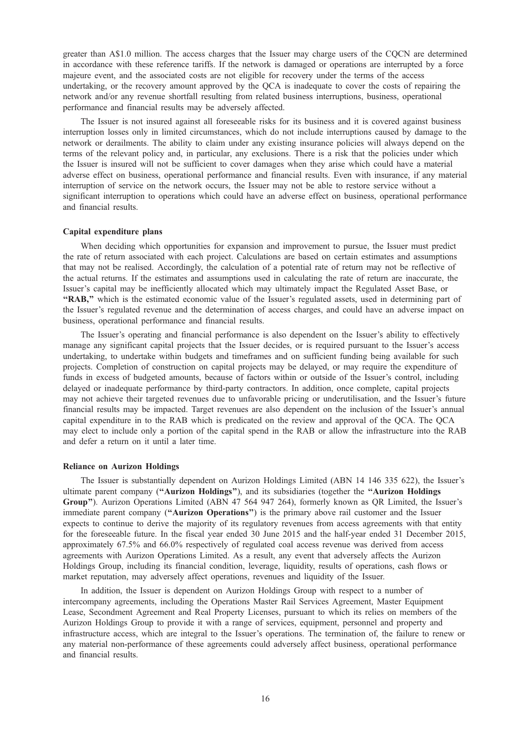greater than A$1.0 million. The access charges that the Issuer may charge users of the CQCN are determined in accordance with these reference tariffs. If the network is damaged or operations are interrupted by a force majeure event, and the associated costs are not eligible for recovery under the terms of the access undertaking, or the recovery amount approved by the QCA is inadequate to cover the costs of repairing the network and/or any revenue shortfall resulting from related business interruptions, business, operational performance and financial results may be adversely affected.

The Issuer is not insured against all foreseeable risks for its business and it is covered against business interruption losses only in limited circumstances, which do not include interruptions caused by damage to the network or derailments. The ability to claim under any existing insurance policies will always depend on the terms of the relevant policy and, in particular, any exclusions. There is a risk that the policies under which the Issuer is insured will not be sufficient to cover damages when they arise which could have a material adverse effect on business, operational performance and financial results. Even with insurance, if any material interruption of service on the network occurs, the Issuer may not be able to restore service without a significant interruption to operations which could have an adverse effect on business, operational performance and financial results.

**Capital expenditure plans**

When deciding which opportunities for expansion and improvement to pursue, the Issuer must predict the rate of return associated with each project. Calculations are based on certain estimates and assumptions that may not be realised. Accordingly, the calculation of a potential rate of return may not be reflective of the actual returns. If the estimates and assumptions used in calculating the rate of return are inaccurate, the Issuer's capital may be inefficiently allocated which may ultimately impact the Regulated Asset Base, or **"RAB,"** which is the estimated economic value of the Issuer's regulated assets, used in determining part of the Issuer's regulated revenue and the determination of access charges, and could have an adverse impact on business, operational performance and financial results.

The Issuer's operating and financial performance is also dependent on the Issuer's ability to effectively manage any significant capital projects that the Issuer decides, or is required pursuant to the Issuer's access undertaking, to undertake within budgets and timeframes and on sufficient funding being available for such projects. Completion of construction on capital projects may be delayed, or may require the expenditure of funds in excess of budgeted amounts, because of factors within or outside of the Issuer's control, including delayed or inadequate performance by third-party contractors. In addition, once complete, capital projects may not achieve their targeted revenues due to unfavorable pricing or underutilisation, and the Issuer's future financial results may be impacted. Target revenues are also dependent on the inclusion of the Issuer's annual capital expenditure in to the RAB which is predicated on the review and approval of the QCA. The QCA may elect to include only a portion of the capital spend in the RAB or allow the infrastructure into the RAB and defer a return on it until a later time.

**Reliance on Aurizon Holdings**

The Issuer is substantially dependent on Aurizon Holdings Limited (ABN 14 146 335 622), the Issuer's ultimate parent company (**"Aurizon Holdings"**), and its subsidiaries (together the **"Aurizon Holdings Group"**). Aurizon Operations Limited (ABN 47 564 947 264), formerly known as QR Limited, the Issuer's immediate parent company (**"Aurizon Operations"**) is the primary above rail customer and the Issuer expects to continue to derive the majority of its regulatory revenues from access agreements with that entity for the foreseeable future. In the fiscal year ended 30 June 2015 and the half-year ended 31 December 2015, approximately 67.5% and 66.0% respectively of regulated coal access revenue was derived from access agreements with Aurizon Operations Limited. As a result, any event that adversely affects the Aurizon Holdings Group, including its financial condition, leverage, liquidity, results of operations, cash flows or market reputation, may adversely affect operations, revenues and liquidity of the Issuer.

In addition, the Issuer is dependent on Aurizon Holdings Group with respect to a number of intercompany agreements, including the Operations Master Rail Services Agreement, Master Equipment Lease, Secondment Agreement and Real Property Licenses, pursuant to which its relies on members of the Aurizon Holdings Group to provide it with a range of services, equipment, personnel and property and infrastructure access, which are integral to the Issuer's operations. The termination of, the failure to renew or any material non-performance of these agreements could adversely affect business, operational performance and financial results.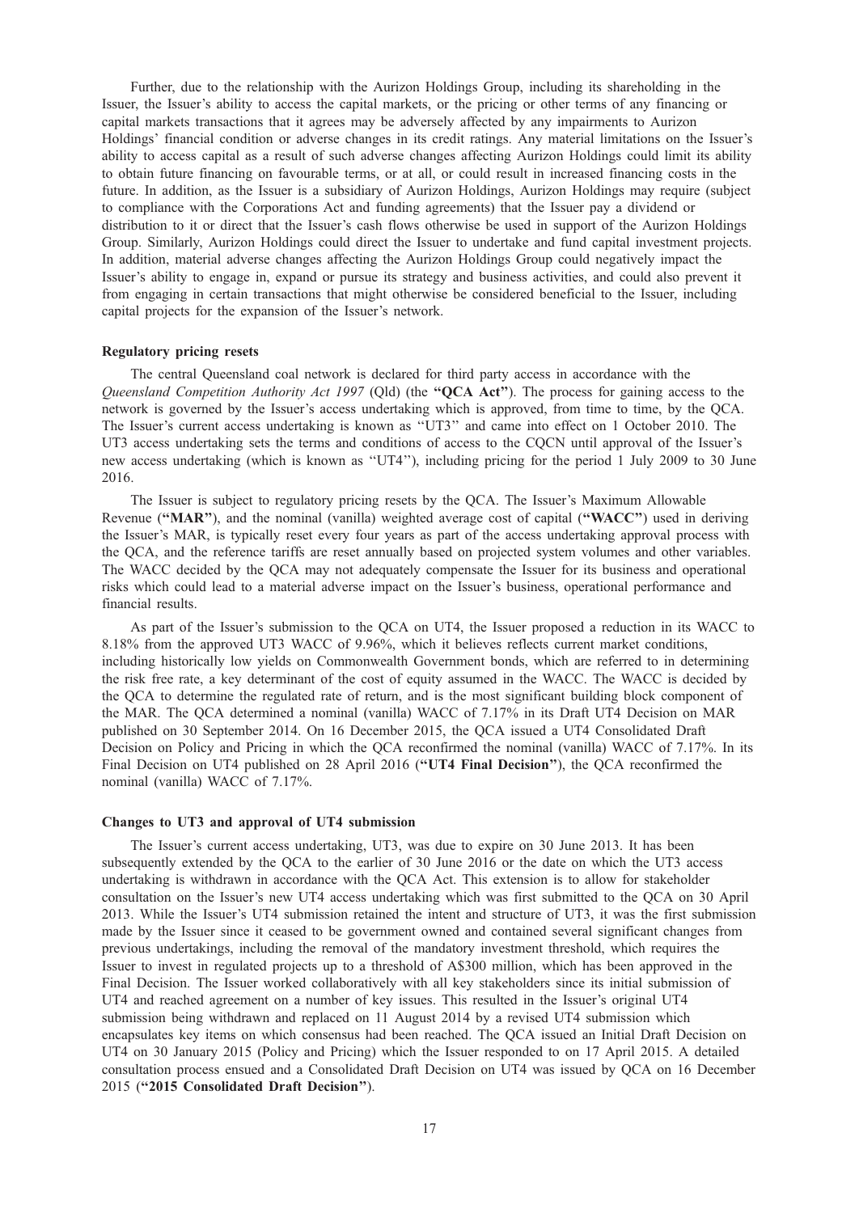Further, due to the relationship with the Aurizon Holdings Group, including its shareholding in the Issuer, the Issuer's ability to access the capital markets, or the pricing or other terms of any financing or capital markets transactions that it agrees may be adversely affected by any impairments to Aurizon Holdings' financial condition or adverse changes in its credit ratings. Any material limitations on the Issuer's ability to access capital as a result of such adverse changes affecting Aurizon Holdings could limit its ability to obtain future financing on favourable terms, or at all, or could result in increased financing costs in the future. In addition, as the Issuer is a subsidiary of Aurizon Holdings, Aurizon Holdings may require (subject to compliance with the Corporations Act and funding agreements) that the Issuer pay a dividend or distribution to it or direct that the Issuer's cash flows otherwise be used in support of the Aurizon Holdings Group. Similarly, Aurizon Holdings could direct the Issuer to undertake and fund capital investment projects. In addition, material adverse changes affecting the Aurizon Holdings Group could negatively impact the Issuer's ability to engage in, expand or pursue its strategy and business activities, and could also prevent it from engaging in certain transactions that might otherwise be considered beneficial to the Issuer, including capital projects for the expansion of the Issuer's network.

**Regulatory pricing resets**

The central Queensland coal network is declared for third party access in accordance with the *Queensland Competition Authority Act 1997* (Qld) (the **"QCA Act"**). The process for gaining access to the network is governed by the Issuer's access undertaking which is approved, from time to time, by the QCA. The Issuer's current access undertaking is known as "UT3" and came into effect on 1 October 2010. The UT3 access undertaking sets the terms and conditions of access to the CQCN until approval of the Issuer's new access undertaking (which is known as "UT4"), including pricing for the period 1 July 2009 to 30 June 2016.

The Issuer is subject to regulatory pricing resets by the QCA. The Issuer's Maximum Allowable Revenue (**"MAR"**), and the nominal (vanilla) weighted average cost of capital (**"WACC"**) used in deriving the Issuer's MAR, is typically reset every four years as part of the access undertaking approval process with the QCA, and the reference tariffs are reset annually based on projected system volumes and other variables. The WACC decided by the QCA may not adequately compensate the Issuer for its business and operational risks which could lead to a material adverse impact on the Issuer's business, operational performance and financial results.

As part of the Issuer's submission to the QCA on UT4, the Issuer proposed a reduction in its WACC to 8.18% from the approved UT3 WACC of 9.96%, which it believes reflects current market conditions, including historically low yields on Commonwealth Government bonds, which are referred to in determining the risk free rate, a key determinant of the cost of equity assumed in the WACC. The WACC is decided by the QCA to determine the regulated rate of return, and is the most significant building block component of the MAR. The QCA determined a nominal (vanilla) WACC of 7.17% in its Draft UT4 Decision on MAR published on 30 September 2014. On 16 December 2015, the QCA issued a UT4 Consolidated Draft Decision on Policy and Pricing in which the QCA reconfirmed the nominal (vanilla) WACC of 7.17%. In its Final Decision on UT4 published on 28 April 2016 (**"UT4 Final Decision"**), the QCA reconfirmed the nominal (vanilla) WACC of 7.17%.

**Changes to UT3 and approval of UT4 submission**

The Issuer's current access undertaking, UT3, was due to expire on 30 June 2013. It has been subsequently extended by the QCA to the earlier of 30 June 2016 or the date on which the UT3 access undertaking is withdrawn in accordance with the QCA Act. This extension is to allow for stakeholder consultation on the Issuer's new UT4 access undertaking which was first submitted to the QCA on 30 April 2013. While the Issuer's UT4 submission retained the intent and structure of UT3, it was the first submission made by the Issuer since it ceased to be government owned and contained several significant changes from previous undertakings, including the removal of the mandatory investment threshold, which requires the Issuer to invest in regulated projects up to a threshold of A$300 million, which has been approved in the Final Decision. The Issuer worked collaboratively with all key stakeholders since its initial submission of UT4 and reached agreement on a number of key issues. This resulted in the Issuer's original UT4 submission being withdrawn and replaced on 11 August 2014 by a revised UT4 submission which encapsulates key items on which consensus had been reached. The QCA issued an Initial Draft Decision on UT4 on 30 January 2015 (Policy and Pricing) which the Issuer responded to on 17 April 2015. A detailed consultation process ensued and a Consolidated Draft Decision on UT4 was issued by QCA on 16 December 2015 (**"2015 Consolidated Draft Decision"**).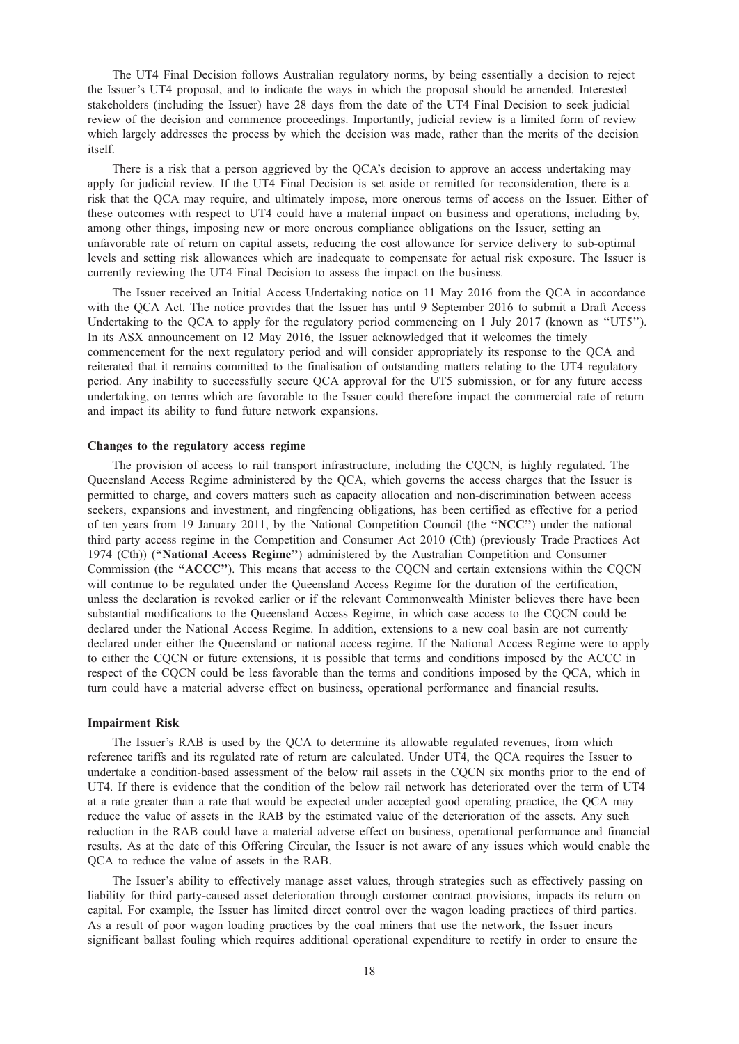The UT4 Final Decision follows Australian regulatory norms, by being essentially a decision to reject the Issuer's UT4 proposal, and to indicate the ways in which the proposal should be amended. Interested stakeholders (including the Issuer) have 28 days from the date of the UT4 Final Decision to seek judicial review of the decision and commence proceedings. Importantly, judicial review is a limited form of review which largely addresses the process by which the decision was made, rather than the merits of the decision itself.

There is a risk that a person aggrieved by the QCA's decision to approve an access undertaking may apply for judicial review. If the UT4 Final Decision is set aside or remitted for reconsideration, there is a risk that the QCA may require, and ultimately impose, more onerous terms of access on the Issuer. Either of these outcomes with respect to UT4 could have a material impact on business and operations, including by, among other things, imposing new or more onerous compliance obligations on the Issuer, setting an unfavorable rate of return on capital assets, reducing the cost allowance for service delivery to sub-optimal levels and setting risk allowances which are inadequate to compensate for actual risk exposure. The Issuer is currently reviewing the UT4 Final Decision to assess the impact on the business.

The Issuer received an Initial Access Undertaking notice on 11 May 2016 from the QCA in accordance with the QCA Act. The notice provides that the Issuer has until 9 September 2016 to submit a Draft Access Undertaking to the QCA to apply for the regulatory period commencing on 1 July 2017 (known as "UT5"). In its ASX announcement on 12 May 2016, the Issuer acknowledged that it welcomes the timely commencement for the next regulatory period and will consider appropriately its response to the QCA and reiterated that it remains committed to the finalisation of outstanding matters relating to the UT4 regulatory period. Any inability to successfully secure QCA approval for the UT5 submission, or for any future access undertaking, on terms which are favorable to the Issuer could therefore impact the commercial rate of return and impact its ability to fund future network expansions.

**Changes to the regulatory access regime**

The provision of access to rail transport infrastructure, including the CQCN, is highly regulated. The Queensland Access Regime administered by the QCA, which governs the access charges that the Issuer is permitted to charge, and covers matters such as capacity allocation and non-discrimination between access seekers, expansions and investment, and ringfencing obligations, has been certified as effective for a period of ten years from 19 January 2011, by the National Competition Council (the **"NCC"**) under the national third party access regime in the Competition and Consumer Act 2010 (Cth) (previously Trade Practices Act 1974 (Cth)) (**"National Access Regime"**) administered by the Australian Competition and Consumer Commission (the **"ACCC"**). This means that access to the CQCN and certain extensions within the CQCN will continue to be regulated under the Queensland Access Regime for the duration of the certification, unless the declaration is revoked earlier or if the relevant Commonwealth Minister believes there have been substantial modifications to the Queensland Access Regime, in which case access to the CQCN could be declared under the National Access Regime. In addition, extensions to a new coal basin are not currently declared under either the Queensland or national access regime. If the National Access Regime were to apply to either the CQCN or future extensions, it is possible that terms and conditions imposed by the ACCC in respect of the CQCN could be less favorable than the terms and conditions imposed by the QCA, which in turn could have a material adverse effect on business, operational performance and financial results.

**Impairment Risk**

The Issuer's RAB is used by the QCA to determine its allowable regulated revenues, from which reference tariffs and its regulated rate of return are calculated. Under UT4, the QCA requires the Issuer to undertake a condition-based assessment of the below rail assets in the CQCN six months prior to the end of UT4. If there is evidence that the condition of the below rail network has deteriorated over the term of UT4 at a rate greater than a rate that would be expected under accepted good operating practice, the QCA may reduce the value of assets in the RAB by the estimated value of the deterioration of the assets. Any such reduction in the RAB could have a material adverse effect on business, operational performance and financial results. As at the date of this Offering Circular, the Issuer is not aware of any issues which would enable the QCA to reduce the value of assets in the RAB.

The Issuer's ability to effectively manage asset values, through strategies such as effectively passing on liability for third party-caused asset deterioration through customer contract provisions, impacts its return on capital. For example, the Issuer has limited direct control over the wagon loading practices of third parties. As a result of poor wagon loading practices by the coal miners that use the network, the Issuer incurs significant ballast fouling which requires additional operational expenditure to rectify in order to ensure the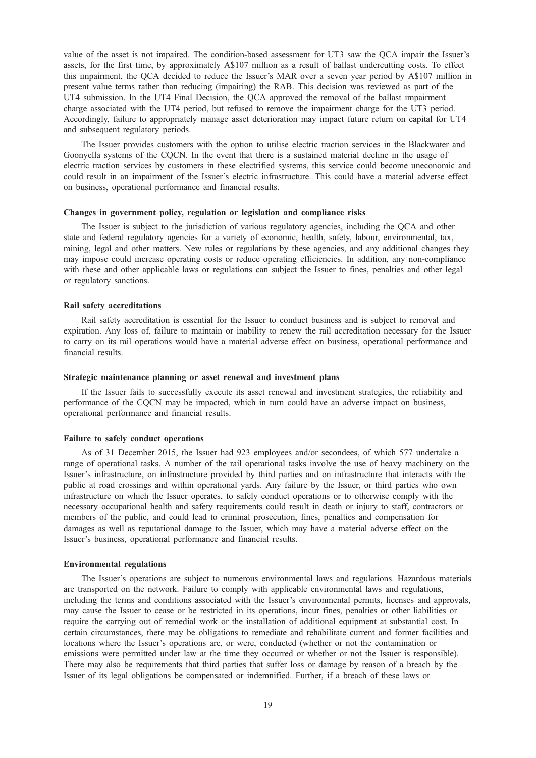value of the asset is not impaired. The condition-based assessment for UT3 saw the QCA impair the Issuer's assets, for the first time, by approximately A$107 million as a result of ballast undercutting costs. To effect this impairment, the QCA decided to reduce the Issuer's MAR over a seven year period by A$107 million in present value terms rather than reducing (impairing) the RAB. This decision was reviewed as part of the UT4 submission. In the UT4 Final Decision, the QCA approved the removal of the ballast impairment charge associated with the UT4 period, but refused to remove the impairment charge for the UT3 period. Accordingly, failure to appropriately manage asset deterioration may impact future return on capital for UT4 and subsequent regulatory periods.

The Issuer provides customers with the option to utilise electric traction services in the Blackwater and Goonyella systems of the CQCN. In the event that there is a sustained material decline in the usage of electric traction services by customers in these electrified systems, this service could become uneconomic and could result in an impairment of the Issuer's electric infrastructure. This could have a material adverse effect on business, operational performance and financial results.

**Changes in government policy, regulation or legislation and compliance risks**

The Issuer is subject to the jurisdiction of various regulatory agencies, including the QCA and other state and federal regulatory agencies for a variety of economic, health, safety, labour, environmental, tax, mining, legal and other matters. New rules or regulations by these agencies, and any additional changes they may impose could increase operating costs or reduce operating efficiencies. In addition, any non-compliance with these and other applicable laws or regulations can subject the Issuer to fines, penalties and other legal or regulatory sanctions.

**Rail safety accreditations**

Rail safety accreditation is essential for the Issuer to conduct business and is subject to removal and expiration. Any loss of, failure to maintain or inability to renew the rail accreditation necessary for the Issuer to carry on its rail operations would have a material adverse effect on business, operational performance and financial results.

**Strategic maintenance planning or asset renewal and investment plans**

If the Issuer fails to successfully execute its asset renewal and investment strategies, the reliability and performance of the CQCN may be impacted, which in turn could have an adverse impact on business, operational performance and financial results.

**Failure to safely conduct operations**

As of 31 December 2015, the Issuer had 923 employees and/or secondees, of which 577 undertake a range of operational tasks. A number of the rail operational tasks involve the use of heavy machinery on the Issuer's infrastructure, on infrastructure provided by third parties and on infrastructure that interacts with the public at road crossings and within operational yards. Any failure by the Issuer, or third parties who own infrastructure on which the Issuer operates, to safely conduct operations or to otherwise comply with the necessary occupational health and safety requirements could result in death or injury to staff, contractors or members of the public, and could lead to criminal prosecution, fines, penalties and compensation for damages as well as reputational damage to the Issuer, which may have a material adverse effect on the Issuer's business, operational performance and financial results.

**Environmental regulations**

The Issuer's operations are subject to numerous environmental laws and regulations. Hazardous materials are transported on the network. Failure to comply with applicable environmental laws and regulations, including the terms and conditions associated with the Issuer's environmental permits, licenses and approvals, may cause the Issuer to cease or be restricted in its operations, incur fines, penalties or other liabilities or require the carrying out of remedial work or the installation of additional equipment at substantial cost. In certain circumstances, there may be obligations to remediate and rehabilitate current and former facilities and locations where the Issuer's operations are, or were, conducted (whether or not the contamination or emissions were permitted under law at the time they occurred or whether or not the Issuer is responsible). There may also be requirements that third parties that suffer loss or damage by reason of a breach by the Issuer of its legal obligations be compensated or indemnified. Further, if a breach of these laws or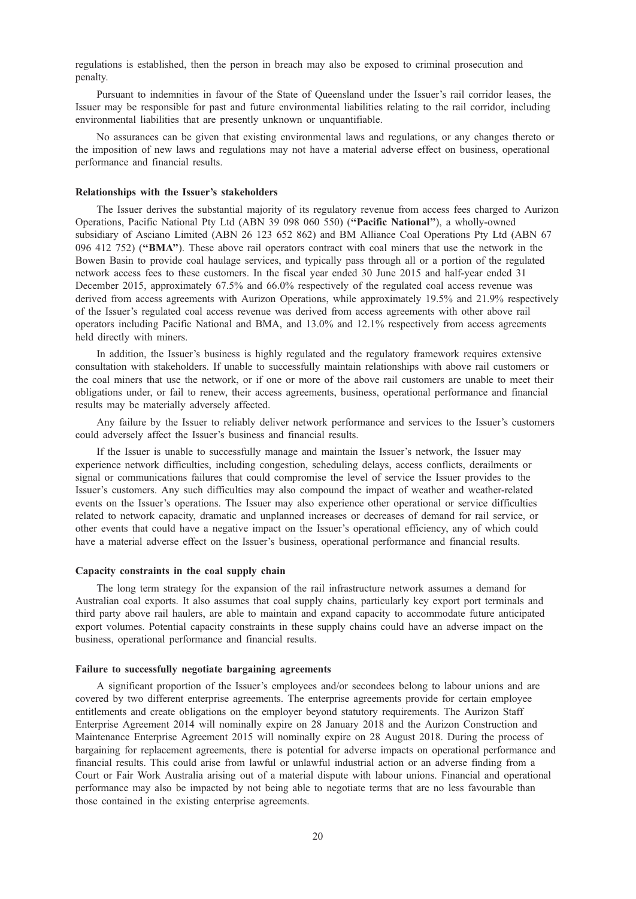regulations is established, then the person in breach may also be exposed to criminal prosecution and penalty.

Pursuant to indemnities in favour of the State of Queensland under the Issuer's rail corridor leases, the Issuer may be responsible for past and future environmental liabilities relating to the rail corridor, including environmental liabilities that are presently unknown or unquantifiable.

No assurances can be given that existing environmental laws and regulations, or any changes thereto or the imposition of new laws and regulations may not have a material adverse effect on business, operational performance and financial results.

**Relationships with the Issuer's stakeholders**

The Issuer derives the substantial majority of its regulatory revenue from access fees charged to Aurizon Operations, Pacific National Pty Ltd (ABN 39 098 060 550) (**"Pacific National"**), a wholly-owned subsidiary of Asciano Limited (ABN 26 123 652 862) and BM Alliance Coal Operations Pty Ltd (ABN 67 096 412 752) (**"BMA"**). These above rail operators contract with coal miners that use the network in the Bowen Basin to provide coal haulage services, and typically pass through all or a portion of the regulated network access fees to these customers. In the fiscal year ended 30 June 2015 and half-year ended 31 December 2015, approximately 67.5% and 66.0% respectively of the regulated coal access revenue was derived from access agreements with Aurizon Operations, while approximately 19.5% and 21.9% respectively of the Issuer's regulated coal access revenue was derived from access agreements with other above rail operators including Pacific National and BMA, and 13.0% and 12.1% respectively from access agreements held directly with miners.

In addition, the Issuer's business is highly regulated and the regulatory framework requires extensive consultation with stakeholders. If unable to successfully maintain relationships with above rail customers or the coal miners that use the network, or if one or more of the above rail customers are unable to meet their obligations under, or fail to renew, their access agreements, business, operational performance and financial results may be materially adversely affected.

Any failure by the Issuer to reliably deliver network performance and services to the Issuer's customers could adversely affect the Issuer's business and financial results.

If the Issuer is unable to successfully manage and maintain the Issuer's network, the Issuer may experience network difficulties, including congestion, scheduling delays, access conflicts, derailments or signal or communications failures that could compromise the level of service the Issuer provides to the Issuer's customers. Any such difficulties may also compound the impact of weather and weather-related events on the Issuer's operations. The Issuer may also experience other operational or service difficulties related to network capacity, dramatic and unplanned increases or decreases of demand for rail service, or other events that could have a negative impact on the Issuer's operational efficiency, any of which could have a material adverse effect on the Issuer's business, operational performance and financial results.

**Capacity constraints in the coal supply chain**

The long term strategy for the expansion of the rail infrastructure network assumes a demand for Australian coal exports. It also assumes that coal supply chains, particularly key export port terminals and third party above rail haulers, are able to maintain and expand capacity to accommodate future anticipated export volumes. Potential capacity constraints in these supply chains could have an adverse impact on the business, operational performance and financial results.

**Failure to successfully negotiate bargaining agreements**

A significant proportion of the Issuer's employees and/or secondees belong to labour unions and are covered by two different enterprise agreements. The enterprise agreements provide for certain employee entitlements and create obligations on the employer beyond statutory requirements. The Aurizon Staff Enterprise Agreement 2014 will nominally expire on 28 January 2018 and the Aurizon Construction and Maintenance Enterprise Agreement 2015 will nominally expire on 28 August 2018. During the process of bargaining for replacement agreements, there is potential for adverse impacts on operational performance and financial results. This could arise from lawful or unlawful industrial action or an adverse finding from a Court or Fair Work Australia arising out of a material dispute with labour unions. Financial and operational performance may also be impacted by not being able to negotiate terms that are no less favourable than those contained in the existing enterprise agreements.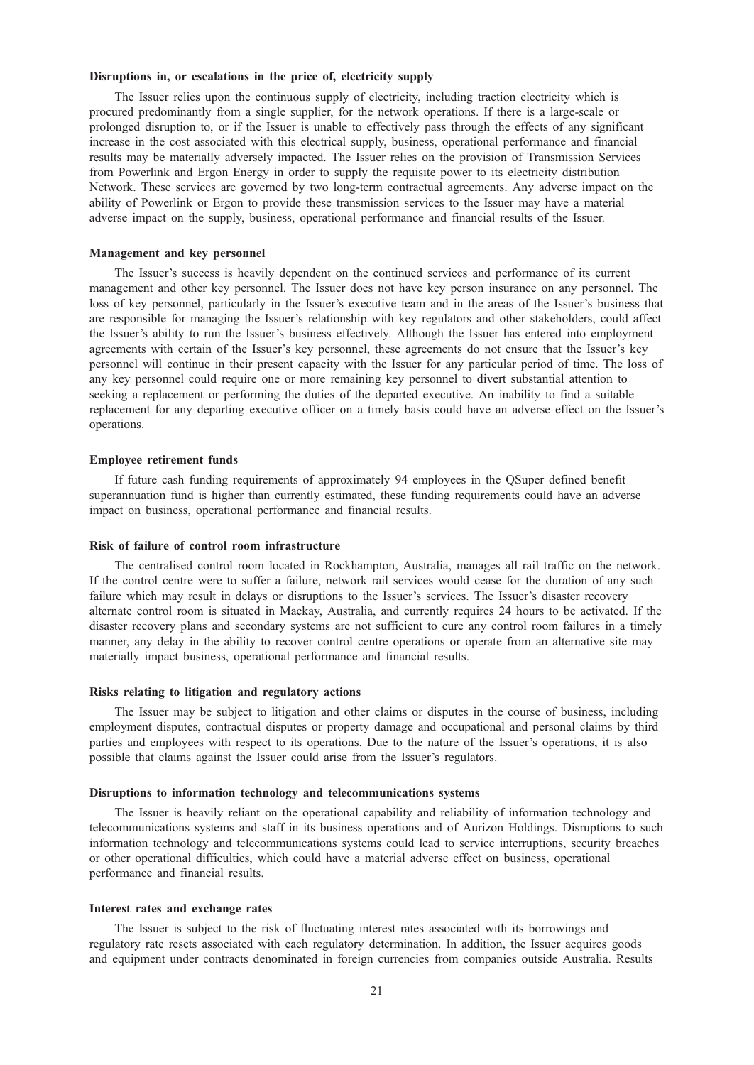**Disruptions in, or escalations in the price of, electricity supply**

The Issuer relies upon the continuous supply of electricity, including traction electricity which is procured predominantly from a single supplier, for the network operations. If there is a large-scale or prolonged disruption to, or if the Issuer is unable to effectively pass through the effects of any significant increase in the cost associated with this electrical supply, business, operational performance and financial results may be materially adversely impacted. The Issuer relies on the provision of Transmission Services from Powerlink and Ergon Energy in order to supply the requisite power to its electricity distribution Network. These services are governed by two long-term contractual agreements. Any adverse impact on the ability of Powerlink or Ergon to provide these transmission services to the Issuer may have a material adverse impact on the supply, business, operational performance and financial results of the Issuer.

**Management and key personnel**

The Issuer's success is heavily dependent on the continued services and performance of its current management and other key personnel. The Issuer does not have key person insurance on any personnel. The loss of key personnel, particularly in the Issuer's executive team and in the areas of the Issuer's business that are responsible for managing the Issuer's relationship with key regulators and other stakeholders, could affect the Issuer's ability to run the Issuer's business effectively. Although the Issuer has entered into employment agreements with certain of the Issuer's key personnel, these agreements do not ensure that the Issuer's key personnel will continue in their present capacity with the Issuer for any particular period of time. The loss of any key personnel could require one or more remaining key personnel to divert substantial attention to seeking a replacement or performing the duties of the departed executive. An inability to find a suitable replacement for any departing executive officer on a timely basis could have an adverse effect on the Issuer's operations.

**Employee retirement funds**

If future cash funding requirements of approximately 94 employees in the QSuper defined benefit superannuation fund is higher than currently estimated, these funding requirements could have an adverse impact on business, operational performance and financial results.

**Risk of failure of control room infrastructure**

The centralised control room located in Rockhampton, Australia, manages all rail traffic on the network. If the control centre were to suffer a failure, network rail services would cease for the duration of any such failure which may result in delays or disruptions to the Issuer's services. The Issuer's disaster recovery alternate control room is situated in Mackay, Australia, and currently requires 24 hours to be activated. If the disaster recovery plans and secondary systems are not sufficient to cure any control room failures in a timely manner, any delay in the ability to recover control centre operations or operate from an alternative site may materially impact business, operational performance and financial results.

**Risks relating to litigation and regulatory actions**

The Issuer may be subject to litigation and other claims or disputes in the course of business, including employment disputes, contractual disputes or property damage and occupational and personal claims by third parties and employees with respect to its operations. Due to the nature of the Issuer's operations, it is also possible that claims against the Issuer could arise from the Issuer's regulators.

**Disruptions to information technology and telecommunications systems**

The Issuer is heavily reliant on the operational capability and reliability of information technology and telecommunications systems and staff in its business operations and of Aurizon Holdings. Disruptions to such information technology and telecommunications systems could lead to service interruptions, security breaches or other operational difficulties, which could have a material adverse effect on business, operational performance and financial results.

**Interest rates and exchange rates**

The Issuer is subject to the risk of fluctuating interest rates associated with its borrowings and regulatory rate resets associated with each regulatory determination. In addition, the Issuer acquires goods and equipment under contracts denominated in foreign currencies from companies outside Australia. Results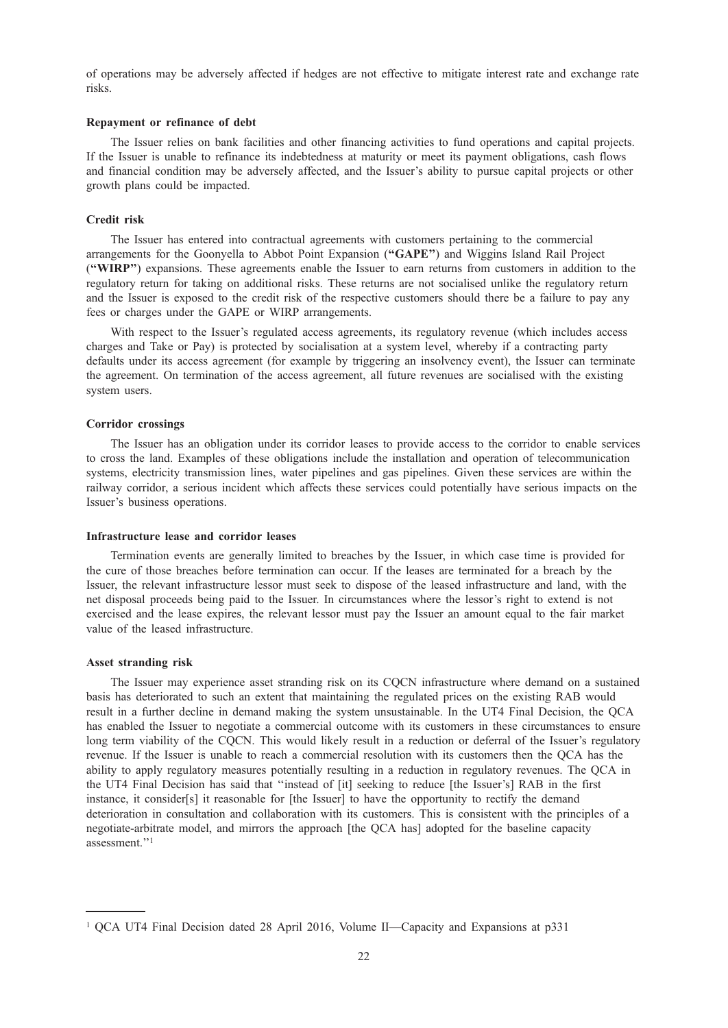of operations may be adversely affected if hedges are not effective to mitigate interest rate and exchange rate risks.

### Repayment or refinance of debt

The Issuer relies on bank facilities and other financing activities to fund operations and capital projects. If the Issuer is unable to refinance its indebtedness at maturity or meet its payment obligations, cash flows and financial condition may be adversely affected, and the Issuer's ability to pursue capital projects or other growth plans could be impacted.

### Credit risk

The Issuer has entered into contractual agreements with customers pertaining to the commercial arrangements for the Goonyella to Abbot Point Expansion (**"GAPE"**) and Wiggins Island Rail Project (**"WIRP"**) expansions. These agreements enable the Issuer to earn returns from customers in addition to the regulatory return for taking on additional risks. These returns are not socialised unlike the regulatory return and the Issuer is exposed to the credit risk of the respective customers should there be a failure to pay any fees or charges under the GAPE or WIRP arrangements.

With respect to the Issuer's regulated access agreements, its regulatory revenue (which includes access charges and Take or Pay) is protected by socialisation at a system level, whereby if a contracting party defaults under its access agreement (for example by triggering an insolvency event), the Issuer can terminate the agreement. On termination of the access agreement, all future revenues are socialised with the existing system users.

### Corridor crossings

The Issuer has an obligation under its corridor leases to provide access to the corridor to enable services to cross the land. Examples of these obligations include the installation and operation of telecommunication systems, electricity transmission lines, water pipelines and gas pipelines. Given these services are within the railway corridor, a serious incident which affects these services could potentially have serious impacts on the Issuer's business operations.

### Infrastructure lease and corridor leases

Termination events are generally limited to breaches by the Issuer, in which case time is provided for the cure of those breaches before termination can occur. If the leases are terminated for a breach by the Issuer, the relevant infrastructure lessor must seek to dispose of the leased infrastructure and land, with the net disposal proceeds being paid to the Issuer. In circumstances where the lessor's right to extend is not exercised and the lease expires, the relevant lessor must pay the Issuer an amount equal to the fair market value of the leased infrastructure.

### Asset stranding risk

The Issuer may experience asset stranding risk on its CQCN infrastructure where demand on a sustained basis has deteriorated to such an extent that maintaining the regulated prices on the existing RAB would result in a further decline in demand making the system unsustainable. In the UT4 Final Decision, the QCA has enabled the Issuer to negotiate a commercial outcome with its customers in these circumstances to ensure long term viability of the CQCN. This would likely result in a reduction or deferral of the Issuer's regulatory revenue. If the Issuer is unable to reach a commercial resolution with its customers then the QCA has the ability to apply regulatory measures potentially resulting in a reduction in regulatory revenues. The QCA in the UT4 Final Decision has said that "instead of [it] seeking to reduce [the Issuer's] RAB in the first instance, it consider[s] it reasonable for [the Issuer] to have the opportunity to rectify the demand deterioration in consultation and collaboration with its customers. This is consistent with the principles of a negotiate-arbitrate model, and mirrors the approach [the QCA has] adopted for the baseline capacity assessment."[1]

---

[1] QCA UT4 Final Decision dated 28 April 2016, Volume II—Capacity and Expansions at p331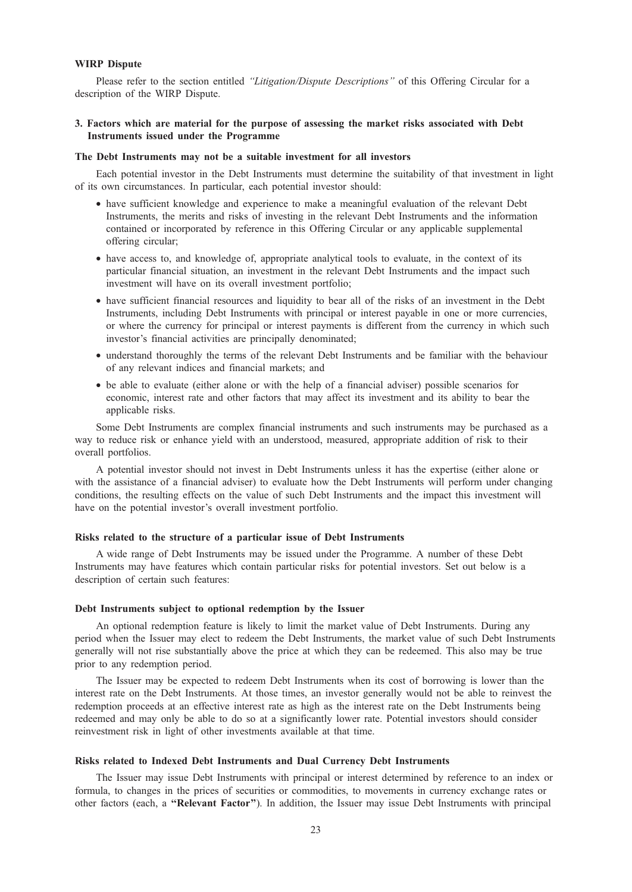**WIRP Dispute**

Please refer to the section entitled *"Litigation/Dispute Descriptions"* of this Offering Circular for a description of the WIRP Dispute.

**3. Factors which are material for the purpose of assessing the market risks associated with Debt Instruments issued under the Programme**

**The Debt Instruments may not be a suitable investment for all investors**

Each potential investor in the Debt Instruments must determine the suitability of that investment in light of its own circumstances. In particular, each potential investor should:

- have sufficient knowledge and experience to make a meaningful evaluation of the relevant Debt Instruments, the merits and risks of investing in the relevant Debt Instruments and the information contained or incorporated by reference in this Offering Circular or any applicable supplemental offering circular;
- have access to, and knowledge of, appropriate analytical tools to evaluate, in the context of its particular financial situation, an investment in the relevant Debt Instruments and the impact such investment will have on its overall investment portfolio;
- have sufficient financial resources and liquidity to bear all of the risks of an investment in the Debt Instruments, including Debt Instruments with principal or interest payable in one or more currencies, or where the currency for principal or interest payments is different from the currency in which such investor's financial activities are principally denominated;
- understand thoroughly the terms of the relevant Debt Instruments and be familiar with the behaviour of any relevant indices and financial markets; and
- be able to evaluate (either alone or with the help of a financial adviser) possible scenarios for economic, interest rate and other factors that may affect its investment and its ability to bear the applicable risks.

Some Debt Instruments are complex financial instruments and such instruments may be purchased as a way to reduce risk or enhance yield with an understood, measured, appropriate addition of risk to their overall portfolios.

A potential investor should not invest in Debt Instruments unless it has the expertise (either alone or with the assistance of a financial adviser) to evaluate how the Debt Instruments will perform under changing conditions, the resulting effects on the value of such Debt Instruments and the impact this investment will have on the potential investor's overall investment portfolio.

**Risks related to the structure of a particular issue of Debt Instruments**

A wide range of Debt Instruments may be issued under the Programme. A number of these Debt Instruments may have features which contain particular risks for potential investors. Set out below is a description of certain such features:

**Debt Instruments subject to optional redemption by the Issuer**

An optional redemption feature is likely to limit the market value of Debt Instruments. During any period when the Issuer may elect to redeem the Debt Instruments, the market value of such Debt Instruments generally will not rise substantially above the price at which they can be redeemed. This also may be true prior to any redemption period.

The Issuer may be expected to redeem Debt Instruments when its cost of borrowing is lower than the interest rate on the Debt Instruments. At those times, an investor generally would not be able to reinvest the redemption proceeds at an effective interest rate as high as the interest rate on the Debt Instruments being redeemed and may only be able to do so at a significantly lower rate. Potential investors should consider reinvestment risk in light of other investments available at that time.

**Risks related to Indexed Debt Instruments and Dual Currency Debt Instruments**

The Issuer may issue Debt Instruments with principal or interest determined by reference to an index or formula, to changes in the prices of securities or commodities, to movements in currency exchange rates or other factors (each, a **"Relevant Factor"**). In addition, the Issuer may issue Debt Instruments with principal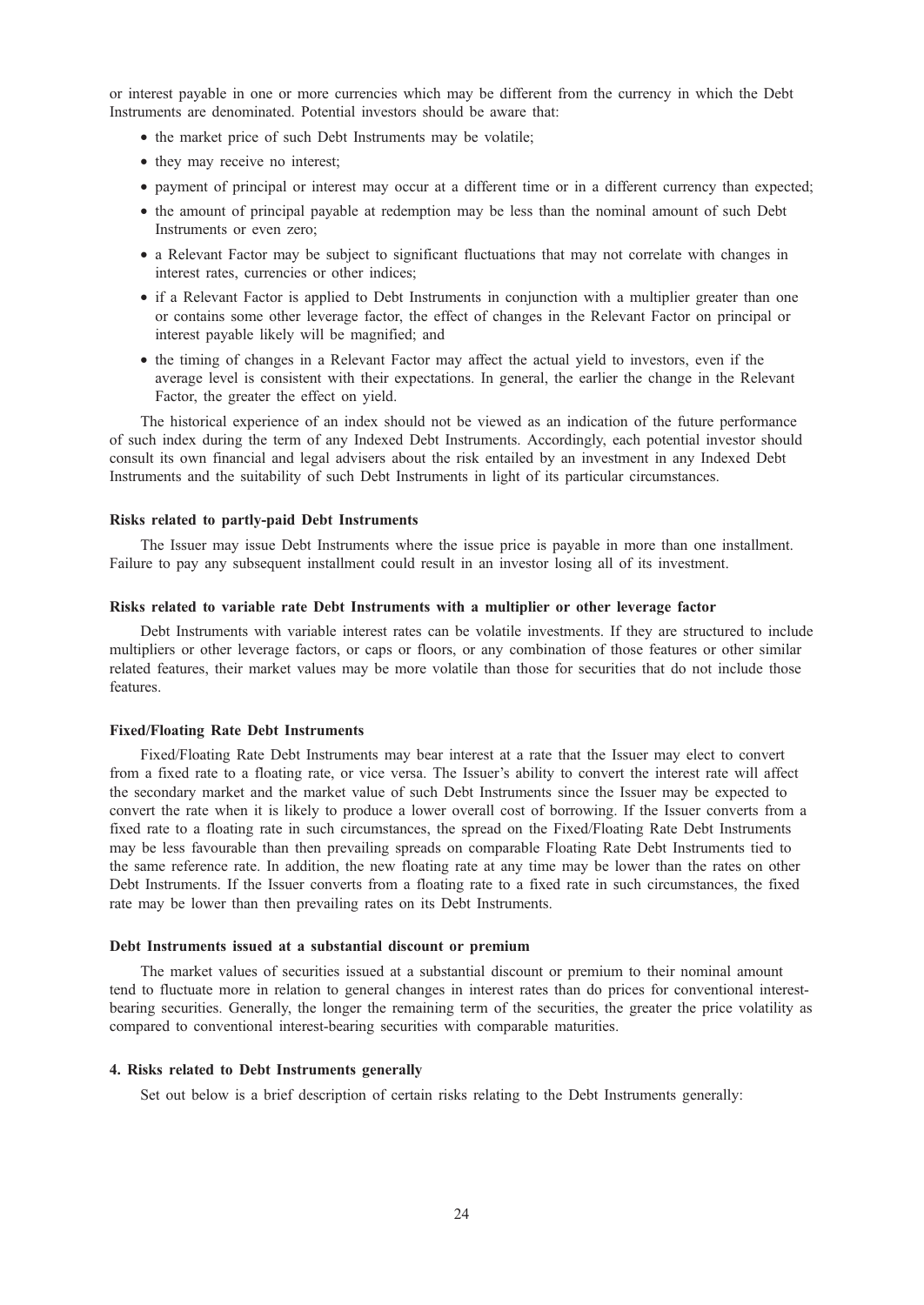or interest payable in one or more currencies which may be different from the currency in which the Debt Instruments are denominated. Potential investors should be aware that:

- the market price of such Debt Instruments may be volatile;
- they may receive no interest;
- payment of principal or interest may occur at a different time or in a different currency than expected;
- the amount of principal payable at redemption may be less than the nominal amount of such Debt Instruments or even zero;
- a Relevant Factor may be subject to significant fluctuations that may not correlate with changes in interest rates, currencies or other indices;
- if a Relevant Factor is applied to Debt Instruments in conjunction with a multiplier greater than one or contains some other leverage factor, the effect of changes in the Relevant Factor on principal or interest payable likely will be magnified; and
- the timing of changes in a Relevant Factor may affect the actual yield to investors, even if the average level is consistent with their expectations. In general, the earlier the change in the Relevant Factor, the greater the effect on yield.

The historical experience of an index should not be viewed as an indication of the future performance of such index during the term of any Indexed Debt Instruments. Accordingly, each potential investor should consult its own financial and legal advisers about the risk entailed by an investment in any Indexed Debt Instruments and the suitability of such Debt Instruments in light of its particular circumstances.

**Risks related to partly-paid Debt Instruments**

The Issuer may issue Debt Instruments where the issue price is payable in more than one installment. Failure to pay any subsequent installment could result in an investor losing all of its investment.

**Risks related to variable rate Debt Instruments with a multiplier or other leverage factor**

Debt Instruments with variable interest rates can be volatile investments. If they are structured to include multipliers or other leverage factors, or caps or floors, or any combination of those features or other similar related features, their market values may be more volatile than those for securities that do not include those features.

**Fixed/Floating Rate Debt Instruments**

Fixed/Floating Rate Debt Instruments may bear interest at a rate that the Issuer may elect to convert from a fixed rate to a floating rate, or vice versa. The Issuer's ability to convert the interest rate will affect the secondary market and the market value of such Debt Instruments since the Issuer may be expected to convert the rate when it is likely to produce a lower overall cost of borrowing. If the Issuer converts from a fixed rate to a floating rate in such circumstances, the spread on the Fixed/Floating Rate Debt Instruments may be less favourable than then prevailing spreads on comparable Floating Rate Debt Instruments tied to the same reference rate. In addition, the new floating rate at any time may be lower than the rates on other Debt Instruments. If the Issuer converts from a floating rate to a fixed rate in such circumstances, the fixed rate may be lower than then prevailing rates on its Debt Instruments.

**Debt Instruments issued at a substantial discount or premium**

The market values of securities issued at a substantial discount or premium to their nominal amount tend to fluctuate more in relation to general changes in interest rates than do prices for conventional interest-bearing securities. Generally, the longer the remaining term of the securities, the greater the price volatility as compared to conventional interest-bearing securities with comparable maturities.

**4. Risks related to Debt Instruments generally**

Set out below is a brief description of certain risks relating to the Debt Instruments generally: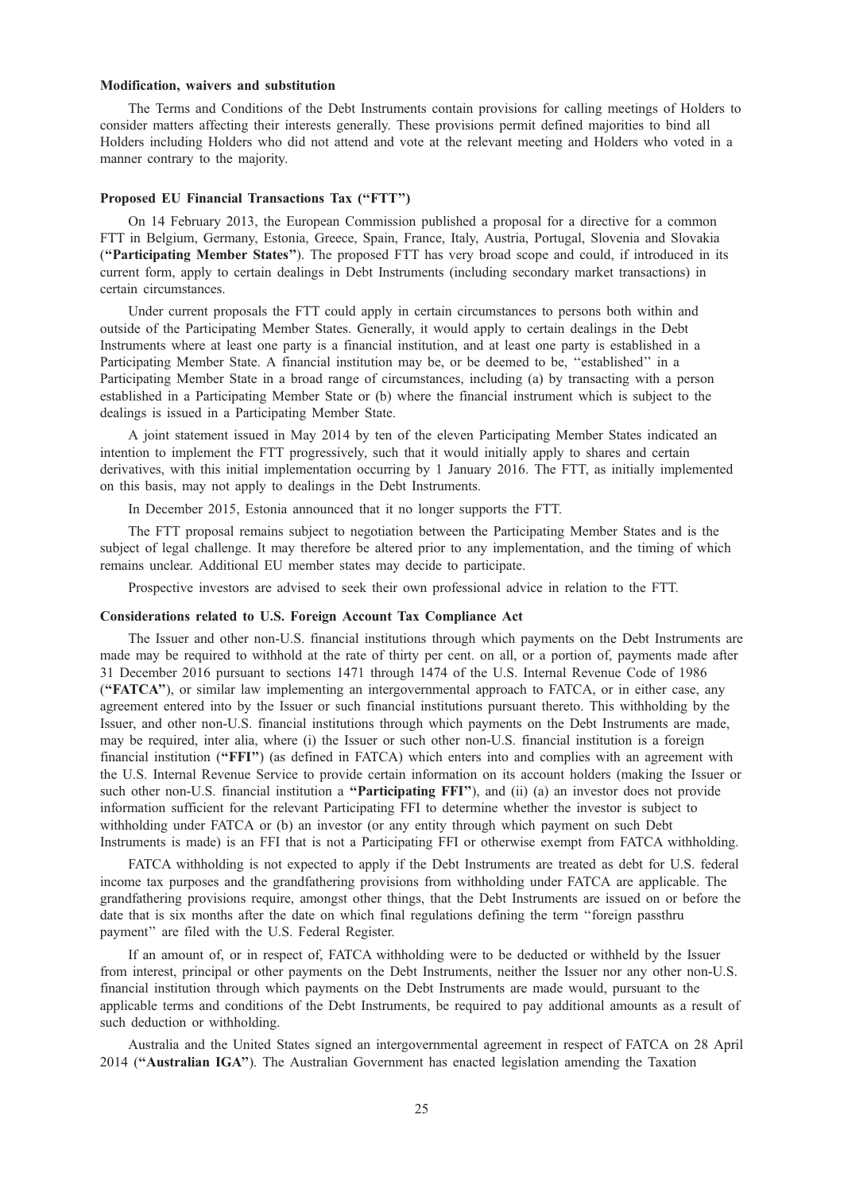**Modification, waivers and substitution**

The Terms and Conditions of the Debt Instruments contain provisions for calling meetings of Holders to consider matters affecting their interests generally. These provisions permit defined majorities to bind all Holders including Holders who did not attend and vote at the relevant meeting and Holders who voted in a manner contrary to the majority.

**Proposed EU Financial Transactions Tax ("FTT")**

On 14 February 2013, the European Commission published a proposal for a directive for a common FTT in Belgium, Germany, Estonia, Greece, Spain, France, Italy, Austria, Portugal, Slovenia and Slovakia (**"Participating Member States"**). The proposed FTT has very broad scope and could, if introduced in its current form, apply to certain dealings in Debt Instruments (including secondary market transactions) in certain circumstances.

Under current proposals the FTT could apply in certain circumstances to persons both within and outside of the Participating Member States. Generally, it would apply to certain dealings in the Debt Instruments where at least one party is a financial institution, and at least one party is established in a Participating Member State. A financial institution may be, or be deemed to be, ''established'' in a Participating Member State in a broad range of circumstances, including (a) by transacting with a person established in a Participating Member State or (b) where the financial instrument which is subject to the dealings is issued in a Participating Member State.

A joint statement issued in May 2014 by ten of the eleven Participating Member States indicated an intention to implement the FTT progressively, such that it would initially apply to shares and certain derivatives, with this initial implementation occurring by 1 January 2016. The FTT, as initially implemented on this basis, may not apply to dealings in the Debt Instruments.

In December 2015, Estonia announced that it no longer supports the FTT.

The FTT proposal remains subject to negotiation between the Participating Member States and is the subject of legal challenge. It may therefore be altered prior to any implementation, and the timing of which remains unclear. Additional EU member states may decide to participate.

Prospective investors are advised to seek their own professional advice in relation to the FTT.

**Considerations related to U.S. Foreign Account Tax Compliance Act**

The Issuer and other non-U.S. financial institutions through which payments on the Debt Instruments are made may be required to withhold at the rate of thirty per cent. on all, or a portion of, payments made after 31 December 2016 pursuant to sections 1471 through 1474 of the U.S. Internal Revenue Code of 1986 (**"FATCA"**), or similar law implementing an intergovernmental approach to FATCA, or in either case, any agreement entered into by the Issuer or such financial institutions pursuant thereto. This withholding by the Issuer, and other non-U.S. financial institutions through which payments on the Debt Instruments are made, may be required, inter alia, where (i) the Issuer or such other non-U.S. financial institution is a foreign financial institution (**"FFI"**) (as defined in FATCA) which enters into and complies with an agreement with the U.S. Internal Revenue Service to provide certain information on its account holders (making the Issuer or such other non-U.S. financial institution a **"Participating FFI"**), and (ii) (a) an investor does not provide information sufficient for the relevant Participating FFI to determine whether the investor is subject to withholding under FATCA or (b) an investor (or any entity through which payment on such Debt Instruments is made) is an FFI that is not a Participating FFI or otherwise exempt from FATCA withholding.

FATCA withholding is not expected to apply if the Debt Instruments are treated as debt for U.S. federal income tax purposes and the grandfathering provisions from withholding under FATCA are applicable. The grandfathering provisions require, amongst other things, that the Debt Instruments are issued on or before the date that is six months after the date on which final regulations defining the term ''foreign passthru payment'' are filed with the U.S. Federal Register.

If an amount of, or in respect of, FATCA withholding were to be deducted or withheld by the Issuer from interest, principal or other payments on the Debt Instruments, neither the Issuer nor any other non-U.S. financial institution through which payments on the Debt Instruments are made would, pursuant to the applicable terms and conditions of the Debt Instruments, be required to pay additional amounts as a result of such deduction or withholding.

Australia and the United States signed an intergovernmental agreement in respect of FATCA on 28 April 2014 (**"Australian IGA"**). The Australian Government has enacted legislation amending the Taxation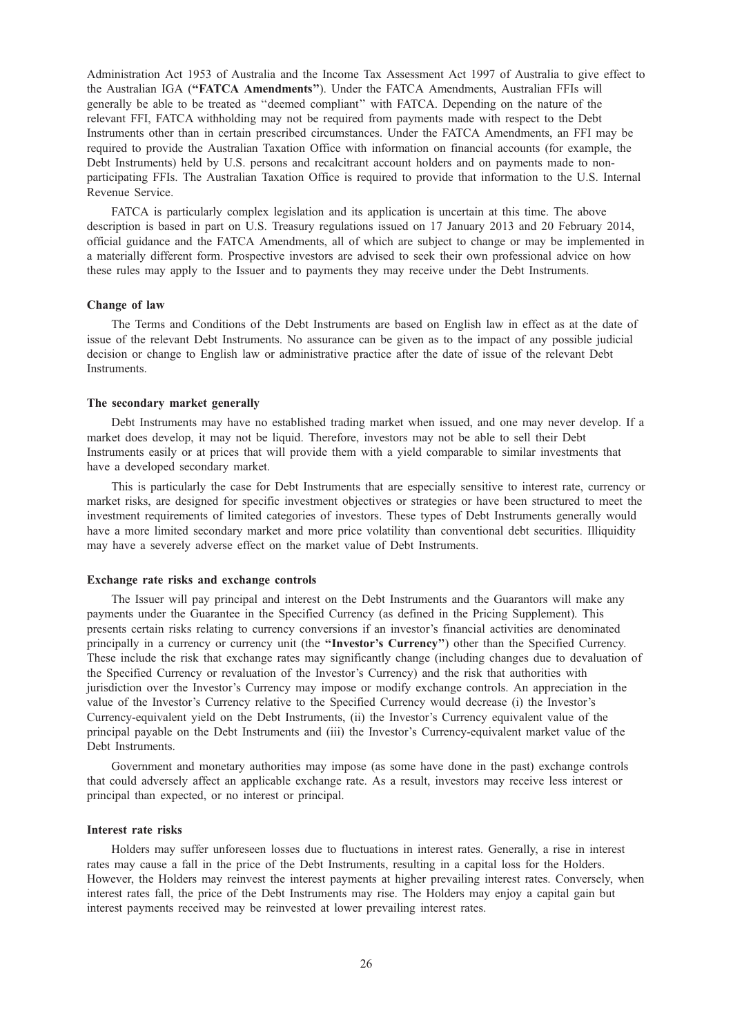Administration Act 1953 of Australia and the Income Tax Assessment Act 1997 of Australia to give effect to the Australian IGA (**"FATCA Amendments"**). Under the FATCA Amendments, Australian FFIs will generally be able to be treated as ''deemed compliant'' with FATCA. Depending on the nature of the relevant FFI, FATCA withholding may not be required from payments made with respect to the Debt Instruments other than in certain prescribed circumstances. Under the FATCA Amendments, an FFI may be required to provide the Australian Taxation Office with information on financial accounts (for example, the Debt Instruments) held by U.S. persons and recalcitrant account holders and on payments made to non-participating FFIs. The Australian Taxation Office is required to provide that information to the U.S. Internal Revenue Service.

FATCA is particularly complex legislation and its application is uncertain at this time. The above description is based in part on U.S. Treasury regulations issued on 17 January 2013 and 20 February 2014, official guidance and the FATCA Amendments, all of which are subject to change or may be implemented in a materially different form. Prospective investors are advised to seek their own professional advice on how these rules may apply to the Issuer and to payments they may receive under the Debt Instruments.

**Change of law**

The Terms and Conditions of the Debt Instruments are based on English law in effect as at the date of issue of the relevant Debt Instruments. No assurance can be given as to the impact of any possible judicial decision or change to English law or administrative practice after the date of issue of the relevant Debt Instruments.

**The secondary market generally**

Debt Instruments may have no established trading market when issued, and one may never develop. If a market does develop, it may not be liquid. Therefore, investors may not be able to sell their Debt Instruments easily or at prices that will provide them with a yield comparable to similar investments that have a developed secondary market.

This is particularly the case for Debt Instruments that are especially sensitive to interest rate, currency or market risks, are designed for specific investment objectives or strategies or have been structured to meet the investment requirements of limited categories of investors. These types of Debt Instruments generally would have a more limited secondary market and more price volatility than conventional debt securities. Illiquidity may have a severely adverse effect on the market value of Debt Instruments.

**Exchange rate risks and exchange controls**

The Issuer will pay principal and interest on the Debt Instruments and the Guarantors will make any payments under the Guarantee in the Specified Currency (as defined in the Pricing Supplement). This presents certain risks relating to currency conversions if an investor's financial activities are denominated principally in a currency or currency unit (the **"Investor's Currency"**) other than the Specified Currency. These include the risk that exchange rates may significantly change (including changes due to devaluation of the Specified Currency or revaluation of the Investor's Currency) and the risk that authorities with jurisdiction over the Investor's Currency may impose or modify exchange controls. An appreciation in the value of the Investor's Currency relative to the Specified Currency would decrease (i) the Investor's Currency-equivalent yield on the Debt Instruments, (ii) the Investor's Currency equivalent value of the principal payable on the Debt Instruments and (iii) the Investor's Currency-equivalent market value of the Debt Instruments.

Government and monetary authorities may impose (as some have done in the past) exchange controls that could adversely affect an applicable exchange rate. As a result, investors may receive less interest or principal than expected, or no interest or principal.

**Interest rate risks**

Holders may suffer unforeseen losses due to fluctuations in interest rates. Generally, a rise in interest rates may cause a fall in the price of the Debt Instruments, resulting in a capital loss for the Holders. However, the Holders may reinvest the interest payments at higher prevailing interest rates. Conversely, when interest rates fall, the price of the Debt Instruments may rise. The Holders may enjoy a capital gain but interest payments received may be reinvested at lower prevailing interest rates.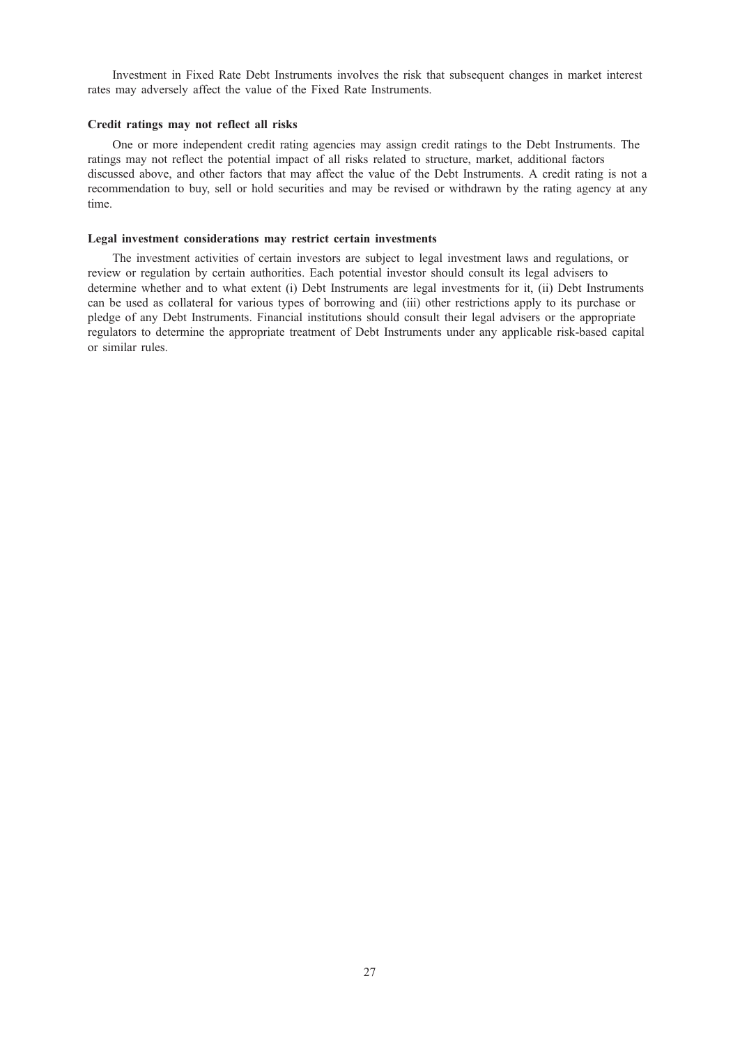Investment in Fixed Rate Debt Instruments involves the risk that subsequent changes in market interest rates may adversely affect the value of the Fixed Rate Instruments.

**Credit ratings may not reflect all risks**

One or more independent credit rating agencies may assign credit ratings to the Debt Instruments. The ratings may not reflect the potential impact of all risks related to structure, market, additional factors discussed above, and other factors that may affect the value of the Debt Instruments. A credit rating is not a recommendation to buy, sell or hold securities and may be revised or withdrawn by the rating agency at any time.

**Legal investment considerations may restrict certain investments**

The investment activities of certain investors are subject to legal investment laws and regulations, or review or regulation by certain authorities. Each potential investor should consult its legal advisers to determine whether and to what extent (i) Debt Instruments are legal investments for it, (ii) Debt Instruments can be used as collateral for various types of borrowing and (iii) other restrictions apply to its purchase or pledge of any Debt Instruments. Financial institutions should consult their legal advisers or the appropriate regulators to determine the appropriate treatment of Debt Instruments under any applicable risk-based capital or similar rules.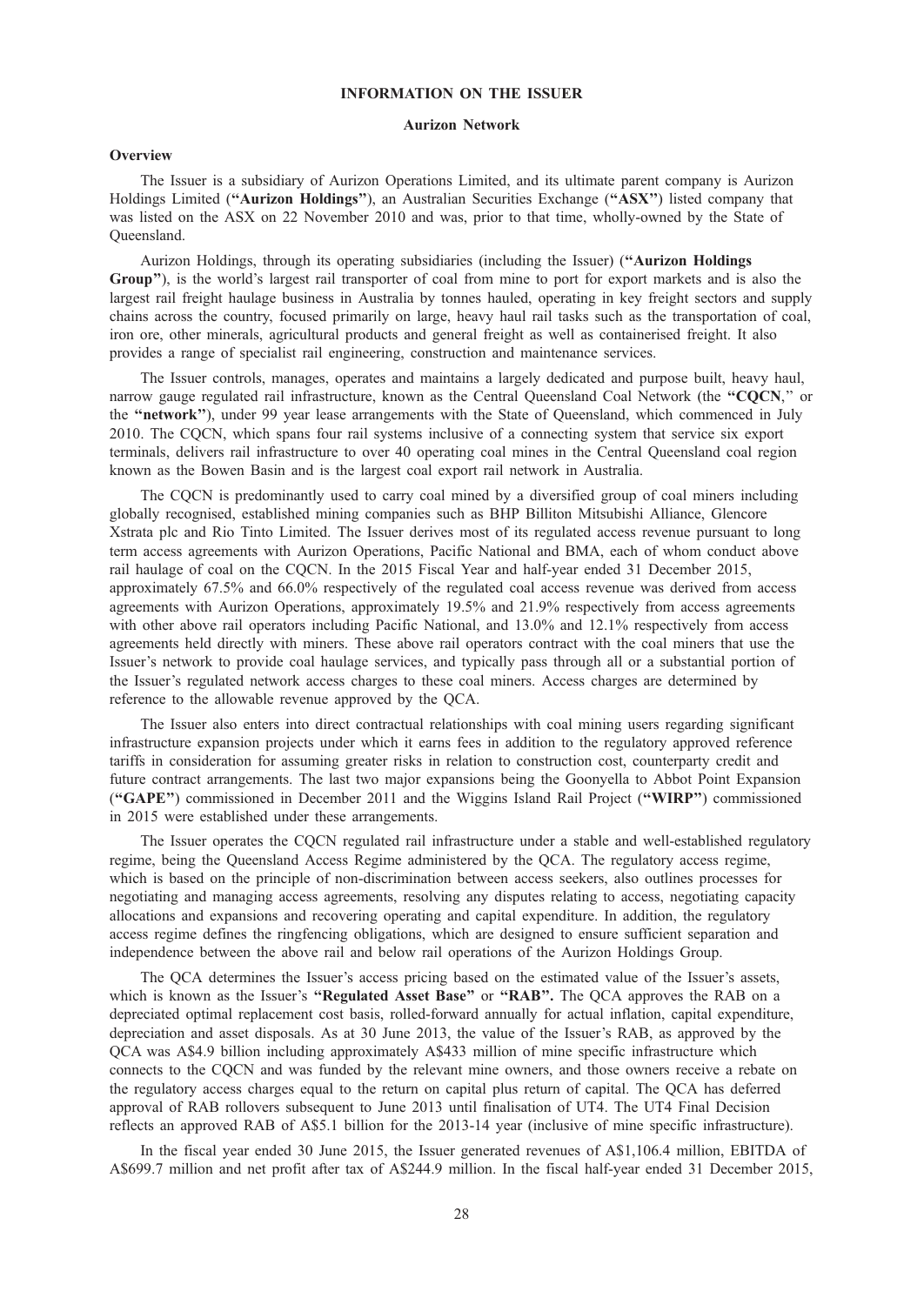## INFORMATION ON THE ISSUER

### Aurizon Network

#### Overview

The Issuer is a subsidiary of Aurizon Operations Limited, and its ultimate parent company is Aurizon Holdings Limited (**"Aurizon Holdings"**), an Australian Securities Exchange (**"ASX"**) listed company that was listed on the ASX on 22 November 2010 and was, prior to that time, wholly-owned by the State of Queensland.

Aurizon Holdings, through its operating subsidiaries (including the Issuer) (**"Aurizon Holdings Group"**), is the world's largest rail transporter of coal from mine to port for export markets and is also the largest rail freight haulage business in Australia by tonnes hauled, operating in key freight sectors and supply chains across the country, focused primarily on large, heavy haul rail tasks such as the transportation of coal, iron ore, other minerals, agricultural products and general freight as well as containerised freight. It also provides a range of specialist rail engineering, construction and maintenance services.

The Issuer controls, manages, operates and maintains a largely dedicated and purpose built, heavy haul, narrow gauge regulated rail infrastructure, known as the Central Queensland Coal Network (the **"CQCN**," or the **"network"**), under 99 year lease arrangements with the State of Queensland, which commenced in July 2010. The CQCN, which spans four rail systems inclusive of a connecting system that service six export terminals, delivers rail infrastructure to over 40 operating coal mines in the Central Queensland coal region known as the Bowen Basin and is the largest coal export rail network in Australia.

The CQCN is predominantly used to carry coal mined by a diversified group of coal miners including globally recognised, established mining companies such as BHP Billiton Mitsubishi Alliance, Glencore Xstrata plc and Rio Tinto Limited. The Issuer derives most of its regulated access revenue pursuant to long term access agreements with Aurizon Operations, Pacific National and BMA, each of whom conduct above rail haulage of coal on the CQCN. In the 2015 Fiscal Year and half-year ended 31 December 2015, approximately 67.5% and 66.0% respectively of the regulated coal access revenue was derived from access agreements with Aurizon Operations, approximately 19.5% and 21.9% respectively from access agreements with other above rail operators including Pacific National, and 13.0% and 12.1% respectively from access agreements held directly with miners. These above rail operators contract with the coal miners that use the Issuer's network to provide coal haulage services, and typically pass through all or a substantial portion of the Issuer's regulated network access charges to these coal miners. Access charges are determined by reference to the allowable revenue approved by the QCA.

The Issuer also enters into direct contractual relationships with coal mining users regarding significant infrastructure expansion projects under which it earns fees in addition to the regulatory approved reference tariffs in consideration for assuming greater risks in relation to construction cost, counterparty credit and future contract arrangements. The last two major expansions being the Goonyella to Abbot Point Expansion (**"GAPE"**) commissioned in December 2011 and the Wiggins Island Rail Project (**"WIRP"**) commissioned in 2015 were established under these arrangements.

The Issuer operates the CQCN regulated rail infrastructure under a stable and well-established regulatory regime, being the Queensland Access Regime administered by the QCA. The regulatory access regime, which is based on the principle of non-discrimination between access seekers, also outlines processes for negotiating and managing access agreements, resolving any disputes relating to access, negotiating capacity allocations and expansions and recovering operating and capital expenditure. In addition, the regulatory access regime defines the ringfencing obligations, which are designed to ensure sufficient separation and independence between the above rail and below rail operations of the Aurizon Holdings Group.

The QCA determines the Issuer's access pricing based on the estimated value of the Issuer's assets, which is known as the Issuer's **"Regulated Asset Base"** or **"RAB".** The QCA approves the RAB on a depreciated optimal replacement cost basis, rolled-forward annually for actual inflation, capital expenditure, depreciation and asset disposals. As at 30 June 2013, the value of the Issuer's RAB, as approved by the QCA was A$4.9 billion including approximately A$433 million of mine specific infrastructure which connects to the CQCN and was funded by the relevant mine owners, and those owners receive a rebate on the regulatory access charges equal to the return on capital plus return of capital. The QCA has deferred approval of RAB rollovers subsequent to June 2013 until finalisation of UT4. The UT4 Final Decision reflects an approved RAB of A$5.1 billion for the 2013-14 year (inclusive of mine specific infrastructure).

In the fiscal year ended 30 June 2015, the Issuer generated revenues of A$1,106.4 million, EBITDA of A$699.7 million and net profit after tax of A$244.9 million. In the fiscal half-year ended 31 December 2015,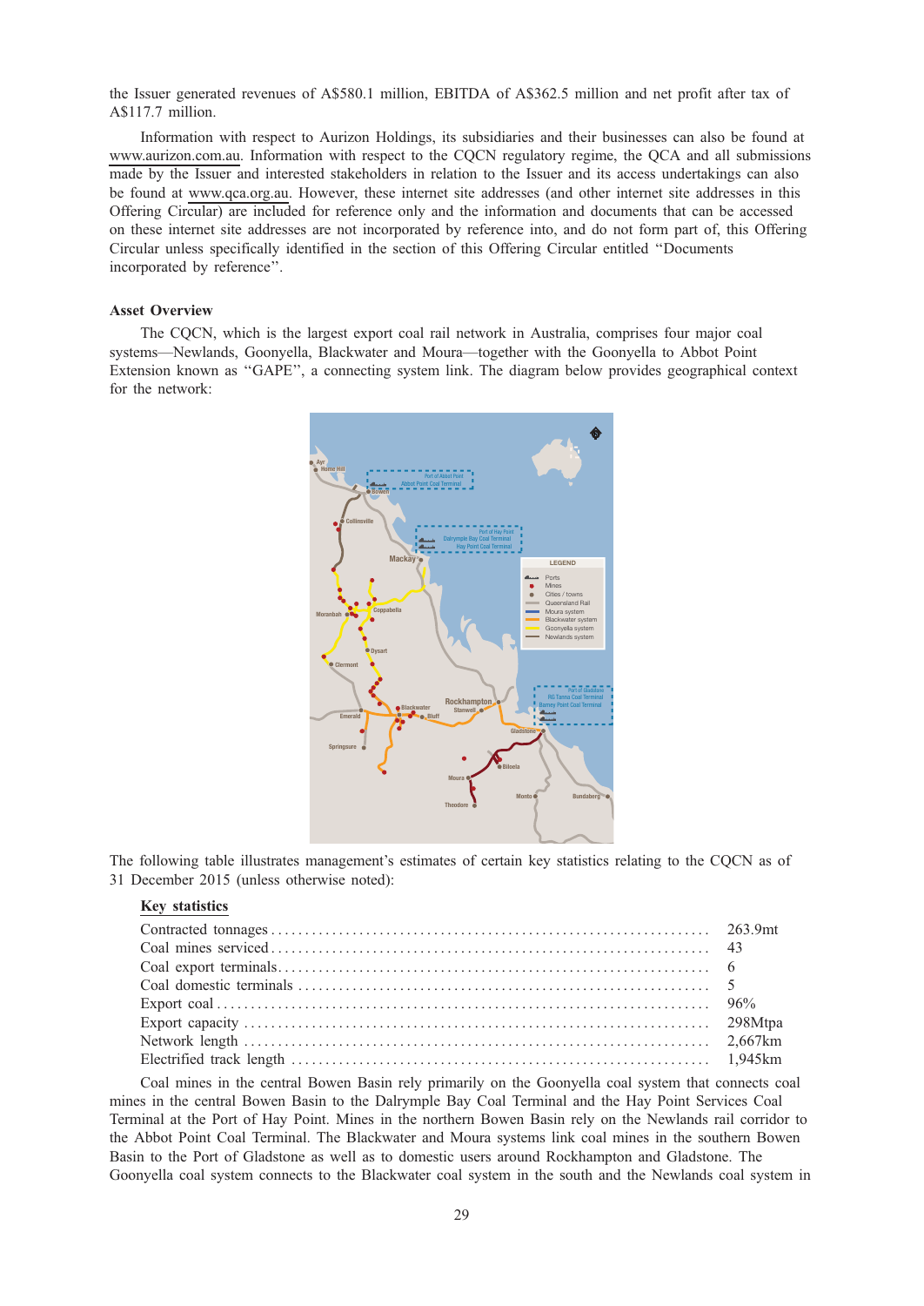the Issuer generated revenues of A$580.1 million, EBITDA of A$362.5 million and net profit after tax of A$117.7 million.

Information with respect to Aurizon Holdings, its subsidiaries and their businesses can also be found at www.aurizon.com.au. Information with respect to the CQCN regulatory regime, the QCA and all submissions made by the Issuer and interested stakeholders in relation to the Issuer and its access undertakings can also be found at www.qca.org.au. However, these internet site addresses (and other internet site addresses in this Offering Circular) are included for reference only and the information and documents that can be accessed on these internet site addresses are not incorporated by reference into, and do not form part of, this Offering Circular unless specifically identified in the section of this Offering Circular entitled "Documents incorporated by reference".

**Asset Overview**

The CQCN, which is the largest export coal rail network in Australia, comprises four major coal systems—Newlands, Goonyella, Blackwater and Moura—together with the Goonyella to Abbot Point Extension known as "GAPE", a connecting system link. The diagram below provides geographical context for the network:

The following table illustrates management's estimates of certain key statistics relating to the CQCN as of 31 December 2015 (unless otherwise noted):

**Key statistics**

| | |
|---|---|
| Contracted tonnages | 263.9mt |
| Coal mines serviced | 43 |
| Coal export terminals | 6 |
| Coal domestic terminals | 5 |
| Export coal | 96% |
| Export capacity | 298Mtpa |
| Network length | 2,667km |
| Electrified track length | 1,945km |

Coal mines in the central Bowen Basin rely primarily on the Goonyella coal system that connects coal mines in the central Bowen Basin to the Dalrymple Bay Coal Terminal and the Hay Point Services Coal Terminal at the Port of Hay Point. Mines in the northern Bowen Basin rely on the Newlands rail corridor to the Abbot Point Coal Terminal. The Blackwater and Moura systems link coal mines in the southern Bowen Basin to the Port of Gladstone as well as to domestic users around Rockhampton and Gladstone. The Goonyella coal system connects to the Blackwater coal system in the south and the Newlands coal system in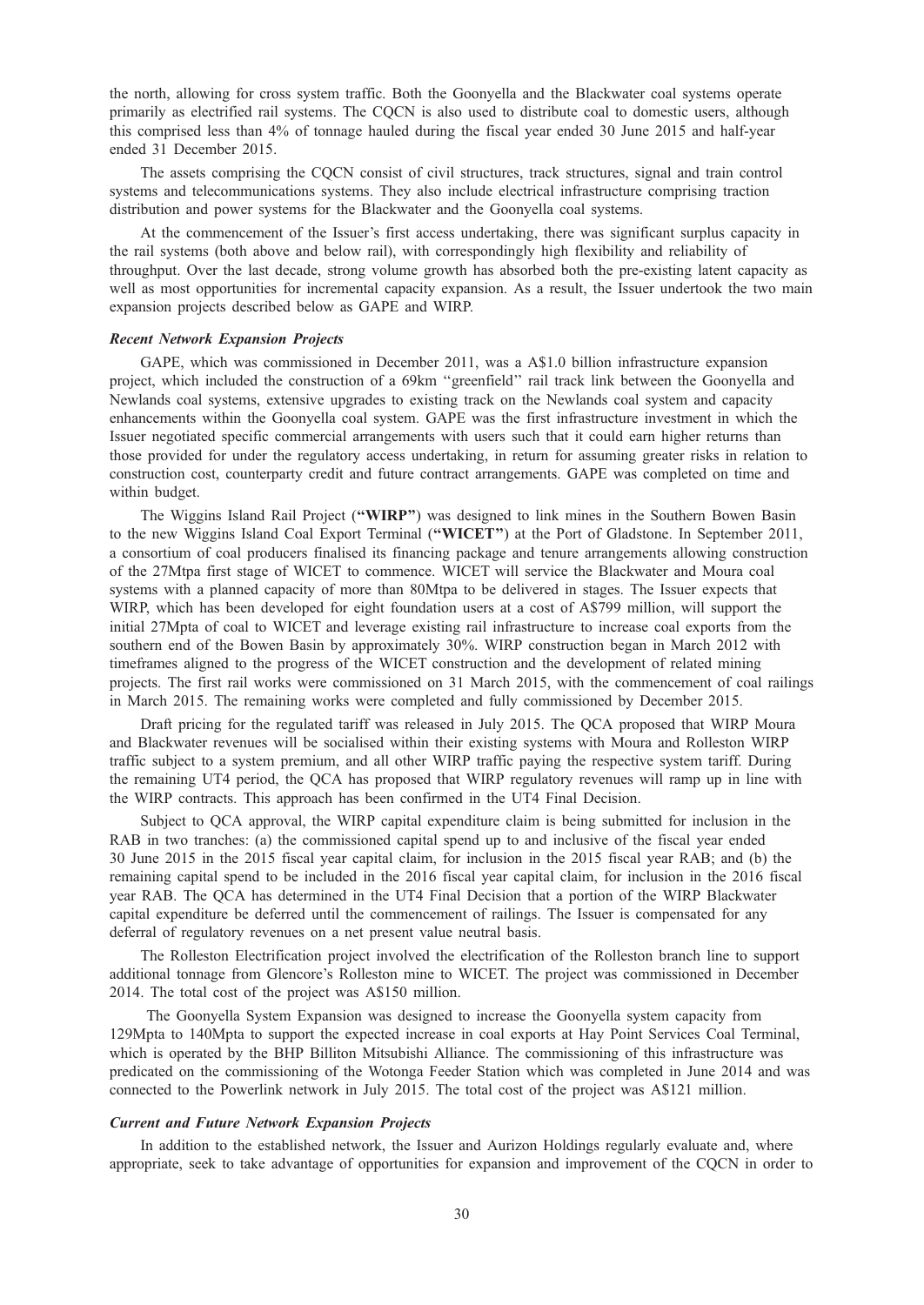the north, allowing for cross system traffic. Both the Goonyella and the Blackwater coal systems operate primarily as electrified rail systems. The CQCN is also used to distribute coal to domestic users, although this comprised less than 4% of tonnage hauled during the fiscal year ended 30 June 2015 and half-year ended 31 December 2015.

The assets comprising the CQCN consist of civil structures, track structures, signal and train control systems and telecommunications systems. They also include electrical infrastructure comprising traction distribution and power systems for the Blackwater and the Goonyella coal systems.

At the commencement of the Issuer's first access undertaking, there was significant surplus capacity in the rail systems (both above and below rail), with correspondingly high flexibility and reliability of throughput. Over the last decade, strong volume growth has absorbed both the pre-existing latent capacity as well as most opportunities for incremental capacity expansion. As a result, the Issuer undertook the two main expansion projects described below as GAPE and WIRP.

***Recent Network Expansion Projects***

GAPE, which was commissioned in December 2011, was a A$1.0 billion infrastructure expansion project, which included the construction of a 69km "greenfield" rail track link between the Goonyella and Newlands coal systems, extensive upgrades to existing track on the Newlands coal system and capacity enhancements within the Goonyella coal system. GAPE was the first infrastructure investment in which the Issuer negotiated specific commercial arrangements with users such that it could earn higher returns than those provided for under the regulatory access undertaking, in return for assuming greater risks in relation to construction cost, counterparty credit and future contract arrangements. GAPE was completed on time and within budget.

The Wiggins Island Rail Project (**"WIRP"**) was designed to link mines in the Southern Bowen Basin to the new Wiggins Island Coal Export Terminal (**"WICET"**) at the Port of Gladstone. In September 2011, a consortium of coal producers finalised its financing package and tenure arrangements allowing construction of the 27Mtpa first stage of WICET to commence. WICET will service the Blackwater and Moura coal systems with a planned capacity of more than 80Mtpa to be delivered in stages. The Issuer expects that WIRP, which has been developed for eight foundation users at a cost of A$799 million, will support the initial 27Mpta of coal to WICET and leverage existing rail infrastructure to increase coal exports from the southern end of the Bowen Basin by approximately 30%. WIRP construction began in March 2012 with timeframes aligned to the progress of the WICET construction and the development of related mining projects. The first rail works were commissioned on 31 March 2015, with the commencement of coal railings in March 2015. The remaining works were completed and fully commissioned by December 2015.

Draft pricing for the regulated tariff was released in July 2015. The QCA proposed that WIRP Moura and Blackwater revenues will be socialised within their existing systems with Moura and Rolleston WIRP traffic subject to a system premium, and all other WIRP traffic paying the respective system tariff. During the remaining UT4 period, the QCA has proposed that WIRP regulatory revenues will ramp up in line with the WIRP contracts. This approach has been confirmed in the UT4 Final Decision.

Subject to QCA approval, the WIRP capital expenditure claim is being submitted for inclusion in the RAB in two tranches: (a) the commissioned capital spend up to and inclusive of the fiscal year ended 30 June 2015 in the 2015 fiscal year capital claim, for inclusion in the 2015 fiscal year RAB; and (b) the remaining capital spend to be included in the 2016 fiscal year capital claim, for inclusion in the 2016 fiscal year RAB. The QCA has determined in the UT4 Final Decision that a portion of the WIRP Blackwater capital expenditure be deferred until the commencement of railings. The Issuer is compensated for any deferral of regulatory revenues on a net present value neutral basis.

The Rolleston Electrification project involved the electrification of the Rolleston branch line to support additional tonnage from Glencore's Rolleston mine to WICET. The project was commissioned in December 2014. The total cost of the project was A$150 million.

The Goonyella System Expansion was designed to increase the Goonyella system capacity from 129Mpta to 140Mpta to support the expected increase in coal exports at Hay Point Services Coal Terminal, which is operated by the BHP Billiton Mitsubishi Alliance. The commissioning of this infrastructure was predicated on the commissioning of the Wotonga Feeder Station which was completed in June 2014 and was connected to the Powerlink network in July 2015. The total cost of the project was A$121 million.

***Current and Future Network Expansion Projects***

In addition to the established network, the Issuer and Aurizon Holdings regularly evaluate and, where appropriate, seek to take advantage of opportunities for expansion and improvement of the CQCN in order to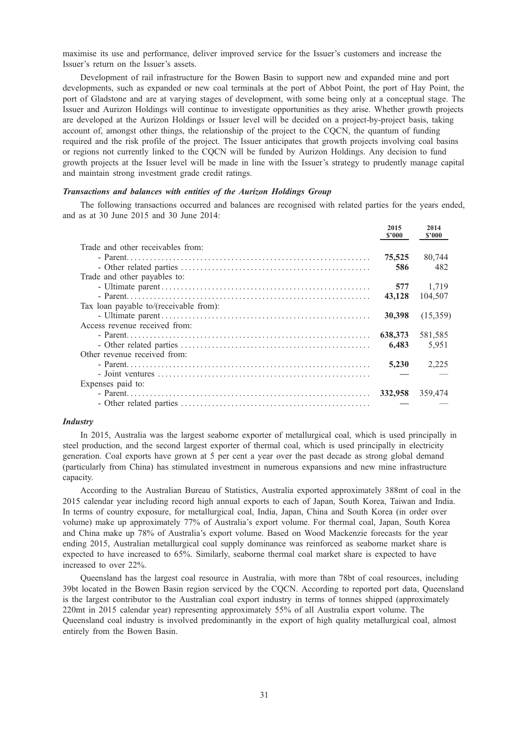maximise its use and performance, deliver improved service for the Issuer's customers and increase the Issuer's return on the Issuer's assets.

Development of rail infrastructure for the Bowen Basin to support new and expanded mine and port developments, such as expanded or new coal terminals at the port of Abbot Point, the port of Hay Point, the port of Gladstone and are at varying stages of development, with some being only at a conceptual stage. The Issuer and Aurizon Holdings will continue to investigate opportunities as they arise. Whether growth projects are developed at the Aurizon Holdings or Issuer level will be decided on a project-by-project basis, taking account of, amongst other things, the relationship of the project to the CQCN, the quantum of funding required and the risk profile of the project. The Issuer anticipates that growth projects involving coal basins or regions not currently linked to the CQCN will be funded by Aurizon Holdings. Any decision to fund growth projects at the Issuer level will be made in line with the Issuer's strategy to prudently manage capital and maintain strong investment grade credit ratings.

***Transactions and balances with entities of the Aurizon Holdings Group***

The following transactions occurred and balances are recognised with related parties for the years ended, and as at 30 June 2015 and 30 June 2014:

| | 2015 $'000 | 2014 $'000 |
|---|---|---|
| Trade and other receivables from: | | |
| - Parent | **75,525** | 80,744 |
| - Other related parties | **586** | 482 |
| Trade and other payables to: | | |
| - Ultimate parent | **577** | 1,719 |
| - Parent | **43,128** | 104,507 |
| Tax loan payable to/(receivable from): | | |
| - Ultimate parent | **30,398** | (15,359) |
| Access revenue received from: | | |
| - Parent | **638,373** | 581,585 |
| - Other related parties | **6,483** | 5,951 |
| Other revenue received from: | | |
| - Parent | **5,230** | 2,225 |
| - Joint ventures | **—** | — |
| Expenses paid to: | | |
| - Parent | **332,958** | 359,474 |
| - Other related parties | **—** | — |

***Industry***

In 2015, Australia was the largest seaborne exporter of metallurgical coal, which is used principally in steel production, and the second largest exporter of thermal coal, which is used principally in electricity generation. Coal exports have grown at 5 per cent a year over the past decade as strong global demand (particularly from China) has stimulated investment in numerous expansions and new mine infrastructure capacity.

According to the Australian Bureau of Statistics, Australia exported approximately 388mt of coal in the 2015 calendar year including record high annual exports to each of Japan, South Korea, Taiwan and India. In terms of country exposure, for metallurgical coal, India, Japan, China and South Korea (in order over volume) make up approximately 77% of Australia's export volume. For thermal coal, Japan, South Korea and China make up 78% of Australia's export volume. Based on Wood Mackenzie forecasts for the year ending 2015, Australian metallurgical coal supply dominance was reinforced as seaborne market share is expected to have increased to 65%. Similarly, seaborne thermal coal market share is expected to have increased to over 22%.

Queensland has the largest coal resource in Australia, with more than 78bt of coal resources, including 39bt located in the Bowen Basin region serviced by the CQCN. According to reported port data, Queensland is the largest contributor to the Australian coal export industry in terms of tonnes shipped (approximately 220mt in 2015 calendar year) representing approximately 55% of all Australia export volume. The Queensland coal industry is involved predominantly in the export of high quality metallurgical coal, almost entirely from the Bowen Basin.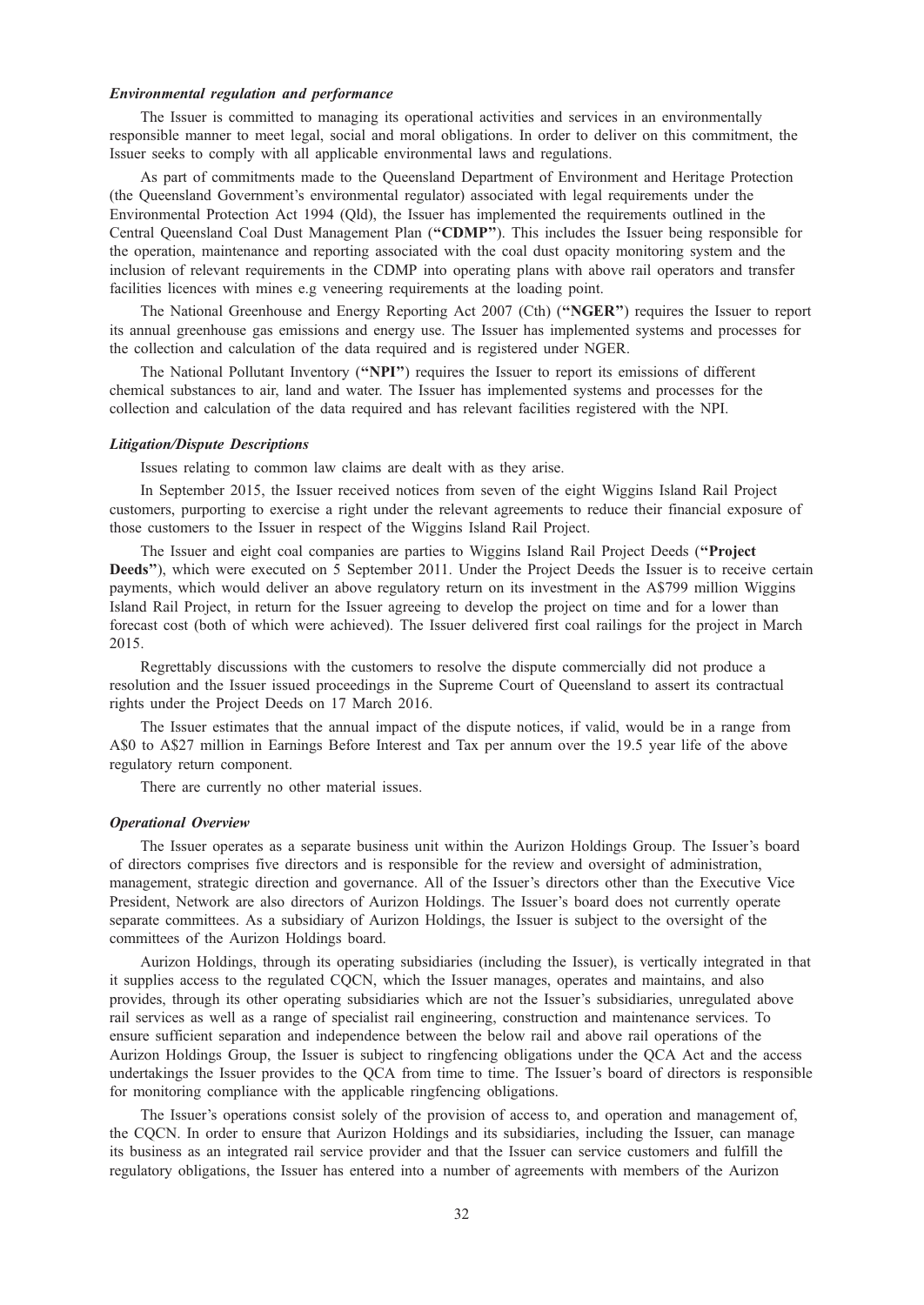### *Environmental regulation and performance*

The Issuer is committed to managing its operational activities and services in an environmentally responsible manner to meet legal, social and moral obligations. In order to deliver on this commitment, the Issuer seeks to comply with all applicable environmental laws and regulations.

As part of commitments made to the Queensland Department of Environment and Heritage Protection (the Queensland Government's environmental regulator) associated with legal requirements under the Environmental Protection Act 1994 (Qld), the Issuer has implemented the requirements outlined in the Central Queensland Coal Dust Management Plan (**"CDMP"**). This includes the Issuer being responsible for the operation, maintenance and reporting associated with the coal dust opacity monitoring system and the inclusion of relevant requirements in the CDMP into operating plans with above rail operators and transfer facilities licences with mines e.g veneering requirements at the loading point.

The National Greenhouse and Energy Reporting Act 2007 (Cth) (**"NGER"**) requires the Issuer to report its annual greenhouse gas emissions and energy use. The Issuer has implemented systems and processes for the collection and calculation of the data required and is registered under NGER.

The National Pollutant Inventory (**"NPI"**) requires the Issuer to report its emissions of different chemical substances to air, land and water. The Issuer has implemented systems and processes for the collection and calculation of the data required and has relevant facilities registered with the NPI.

### *Litigation/Dispute Descriptions*

Issues relating to common law claims are dealt with as they arise.

In September 2015, the Issuer received notices from seven of the eight Wiggins Island Rail Project customers, purporting to exercise a right under the relevant agreements to reduce their financial exposure of those customers to the Issuer in respect of the Wiggins Island Rail Project.

The Issuer and eight coal companies are parties to Wiggins Island Rail Project Deeds (**"Project Deeds"**), which were executed on 5 September 2011. Under the Project Deeds the Issuer is to receive certain payments, which would deliver an above regulatory return on its investment in the A$799 million Wiggins Island Rail Project, in return for the Issuer agreeing to develop the project on time and for a lower than forecast cost (both of which were achieved). The Issuer delivered first coal railings for the project in March 2015.

Regrettably discussions with the customers to resolve the dispute commercially did not produce a resolution and the Issuer issued proceedings in the Supreme Court of Queensland to assert its contractual rights under the Project Deeds on 17 March 2016.

The Issuer estimates that the annual impact of the dispute notices, if valid, would be in a range from A$0 to A$27 million in Earnings Before Interest and Tax per annum over the 19.5 year life of the above regulatory return component.

There are currently no other material issues.

### *Operational Overview*

The Issuer operates as a separate business unit within the Aurizon Holdings Group. The Issuer's board of directors comprises five directors and is responsible for the review and oversight of administration, management, strategic direction and governance. All of the Issuer's directors other than the Executive Vice President, Network are also directors of Aurizon Holdings. The Issuer's board does not currently operate separate committees. As a subsidiary of Aurizon Holdings, the Issuer is subject to the oversight of the committees of the Aurizon Holdings board.

Aurizon Holdings, through its operating subsidiaries (including the Issuer), is vertically integrated in that it supplies access to the regulated CQCN, which the Issuer manages, operates and maintains, and also provides, through its other operating subsidiaries which are not the Issuer's subsidiaries, unregulated above rail services as well as a range of specialist rail engineering, construction and maintenance services. To ensure sufficient separation and independence between the below rail and above rail operations of the Aurizon Holdings Group, the Issuer is subject to ringfencing obligations under the QCA Act and the access undertakings the Issuer provides to the QCA from time to time. The Issuer's board of directors is responsible for monitoring compliance with the applicable ringfencing obligations.

The Issuer's operations consist solely of the provision of access to, and operation and management of, the CQCN. In order to ensure that Aurizon Holdings and its subsidiaries, including the Issuer, can manage its business as an integrated rail service provider and that the Issuer can service customers and fulfill the regulatory obligations, the Issuer has entered into a number of agreements with members of the Aurizon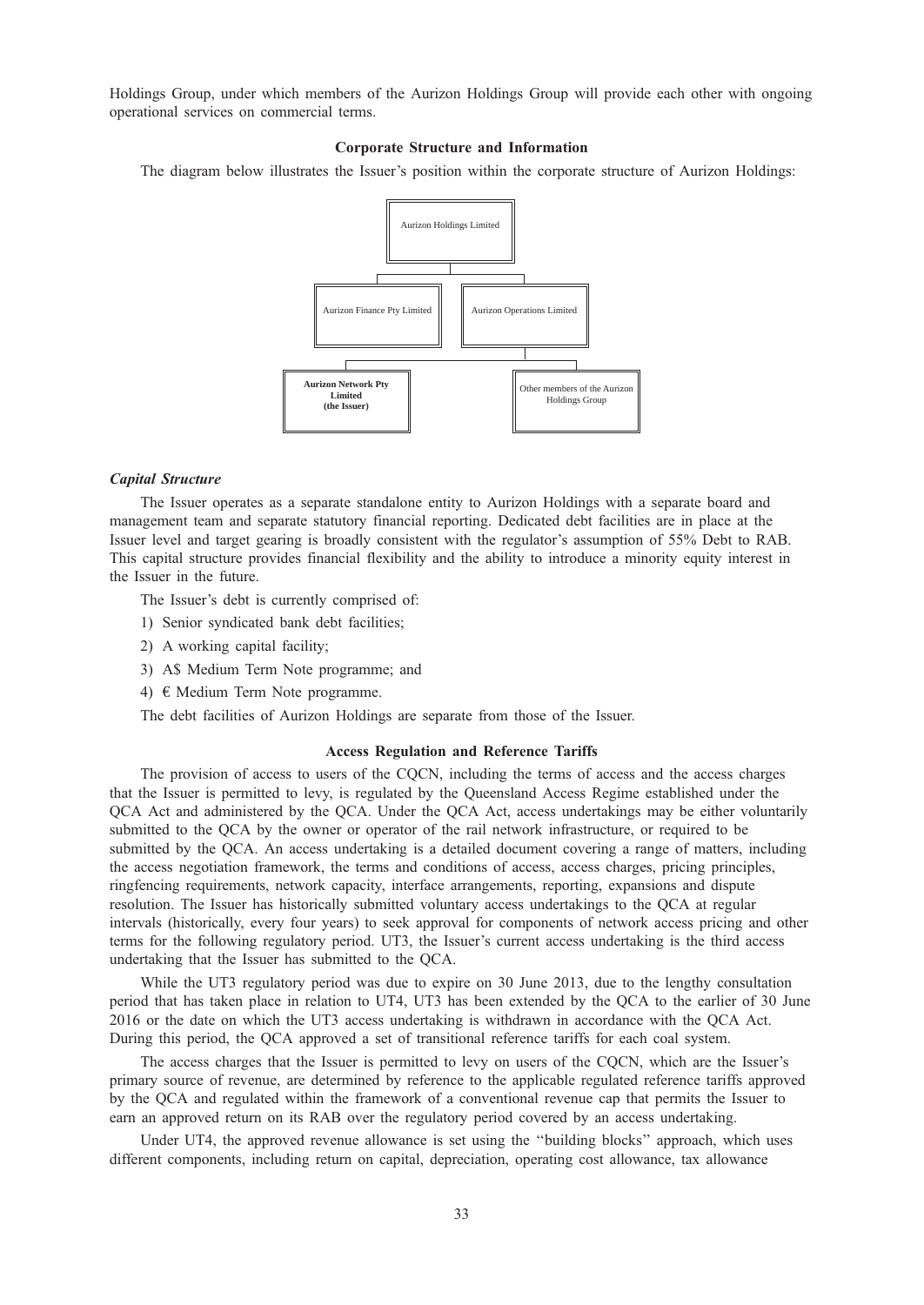Holdings Group, under which members of the Aurizon Holdings Group will provide each other with ongoing operational services on commercial terms.

### Corporate Structure and Information

The diagram below illustrates the Issuer's position within the corporate structure of Aurizon Holdings:

- Aurizon Holdings Limited
  - Aurizon Finance Pty Limited
  - Aurizon Operations Limited
    - **Aurizon Network Pty Limited (the Issuer)**
    - Other members of the Aurizon Holdings Group

#### *Capital Structure*

The Issuer operates as a separate standalone entity to Aurizon Holdings with a separate board and management team and separate statutory financial reporting. Dedicated debt facilities are in place at the Issuer level and target gearing is broadly consistent with the regulator's assumption of 55% Debt to RAB. This capital structure provides financial flexibility and the ability to introduce a minority equity interest in the Issuer in the future.

The Issuer's debt is currently comprised of:

1) Senior syndicated bank debt facilities;
2) A working capital facility;
3) A$ Medium Term Note programme; and
4) € Medium Term Note programme.

The debt facilities of Aurizon Holdings are separate from those of the Issuer.

### Access Regulation and Reference Tariffs

The provision of access to users of the CQCN, including the terms of access and the access charges that the Issuer is permitted to levy, is regulated by the Queensland Access Regime established under the QCA Act and administered by the QCA. Under the QCA Act, access undertakings may be either voluntarily submitted to the QCA by the owner or operator of the rail network infrastructure, or required to be submitted by the QCA. An access undertaking is a detailed document covering a range of matters, including the access negotiation framework, the terms and conditions of access, access charges, pricing principles, ringfencing requirements, network capacity, interface arrangements, reporting, expansions and dispute resolution. The Issuer has historically submitted voluntary access undertakings to the QCA at regular intervals (historically, every four years) to seek approval for components of network access pricing and other terms for the following regulatory period. UT3, the Issuer's current access undertaking is the third access undertaking that the Issuer has submitted to the QCA.

While the UT3 regulatory period was due to expire on 30 June 2013, due to the lengthy consultation period that has taken place in relation to UT4, UT3 has been extended by the QCA to the earlier of 30 June 2016 or the date on which the UT3 access undertaking is withdrawn in accordance with the QCA Act. During this period, the QCA approved a set of transitional reference tariffs for each coal system.

The access charges that the Issuer is permitted to levy on users of the CQCN, which are the Issuer's primary source of revenue, are determined by reference to the applicable regulated reference tariffs approved by the QCA and regulated within the framework of a conventional revenue cap that permits the Issuer to earn an approved return on its RAB over the regulatory period covered by an access undertaking.

Under UT4, the approved revenue allowance is set using the ''building blocks'' approach, which uses different components, including return on capital, depreciation, operating cost allowance, tax allowance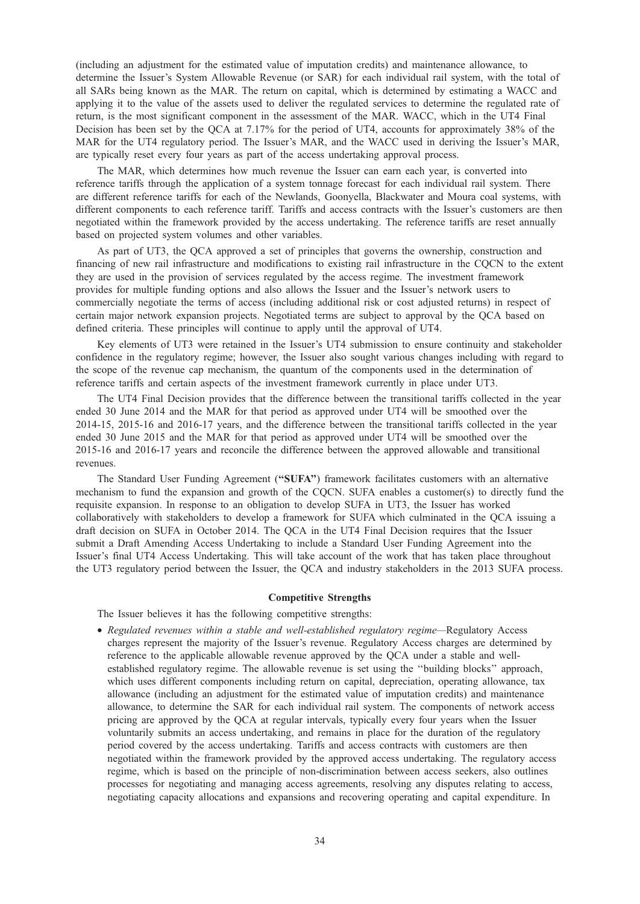(including an adjustment for the estimated value of imputation credits) and maintenance allowance, to determine the Issuer's System Allowable Revenue (or SAR) for each individual rail system, with the total of all SARs being known as the MAR. The return on capital, which is determined by estimating a WACC and applying it to the value of the assets used to deliver the regulated services to determine the regulated rate of return, is the most significant component in the assessment of the MAR. WACC, which in the UT4 Final Decision has been set by the QCA at 7.17% for the period of UT4, accounts for approximately 38% of the MAR for the UT4 regulatory period. The Issuer's MAR, and the WACC used in deriving the Issuer's MAR, are typically reset every four years as part of the access undertaking approval process.

The MAR, which determines how much revenue the Issuer can earn each year, is converted into reference tariffs through the application of a system tonnage forecast for each individual rail system. There are different reference tariffs for each of the Newlands, Goonyella, Blackwater and Moura coal systems, with different components to each reference tariff. Tariffs and access contracts with the Issuer's customers are then negotiated within the framework provided by the access undertaking. The reference tariffs are reset annually based on projected system volumes and other variables.

As part of UT3, the QCA approved a set of principles that governs the ownership, construction and financing of new rail infrastructure and modifications to existing rail infrastructure in the CQCN to the extent they are used in the provision of services regulated by the access regime. The investment framework provides for multiple funding options and also allows the Issuer and the Issuer's network users to commercially negotiate the terms of access (including additional risk or cost adjusted returns) in respect of certain major network expansion projects. Negotiated terms are subject to approval by the QCA based on defined criteria. These principles will continue to apply until the approval of UT4.

Key elements of UT3 were retained in the Issuer's UT4 submission to ensure continuity and stakeholder confidence in the regulatory regime; however, the Issuer also sought various changes including with regard to the scope of the revenue cap mechanism, the quantum of the components used in the determination of reference tariffs and certain aspects of the investment framework currently in place under UT3.

The UT4 Final Decision provides that the difference between the transitional tariffs collected in the year ended 30 June 2014 and the MAR for that period as approved under UT4 will be smoothed over the 2014-15, 2015-16 and 2016-17 years, and the difference between the transitional tariffs collected in the year ended 30 June 2015 and the MAR for that period as approved under UT4 will be smoothed over the 2015-16 and 2016-17 years and reconcile the difference between the approved allowable and transitional revenues.

The Standard User Funding Agreement (**"SUFA"**) framework facilitates customers with an alternative mechanism to fund the expansion and growth of the CQCN. SUFA enables a customer(s) to directly fund the requisite expansion. In response to an obligation to develop SUFA in UT3, the Issuer has worked collaboratively with stakeholders to develop a framework for SUFA which culminated in the QCA issuing a draft decision on SUFA in October 2014. The QCA in the UT4 Final Decision requires that the Issuer submit a Draft Amending Access Undertaking to include a Standard User Funding Agreement into the Issuer's final UT4 Access Undertaking. This will take account of the work that has taken place throughout the UT3 regulatory period between the Issuer, the QCA and industry stakeholders in the 2013 SUFA process.

## Competitive Strengths

The Issuer believes it has the following competitive strengths:

- *Regulated revenues within a stable and well-established regulatory regime*—Regulatory Access charges represent the majority of the Issuer's revenue. Regulatory Access charges are determined by reference to the applicable allowable revenue approved by the QCA under a stable and well-established regulatory regime. The allowable revenue is set using the "building blocks" approach, which uses different components including return on capital, depreciation, operating allowance, tax allowance (including an adjustment for the estimated value of imputation credits) and maintenance allowance, to determine the SAR for each individual rail system. The components of network access pricing are approved by the QCA at regular intervals, typically every four years when the Issuer voluntarily submits an access undertaking, and remains in place for the duration of the regulatory period covered by the access undertaking. Tariffs and access contracts with customers are then negotiated within the framework provided by the approved access undertaking. The regulatory access regime, which is based on the principle of non-discrimination between access seekers, also outlines processes for negotiating and managing access agreements, resolving any disputes relating to access, negotiating capacity allocations and expansions and recovering operating and capital expenditure. In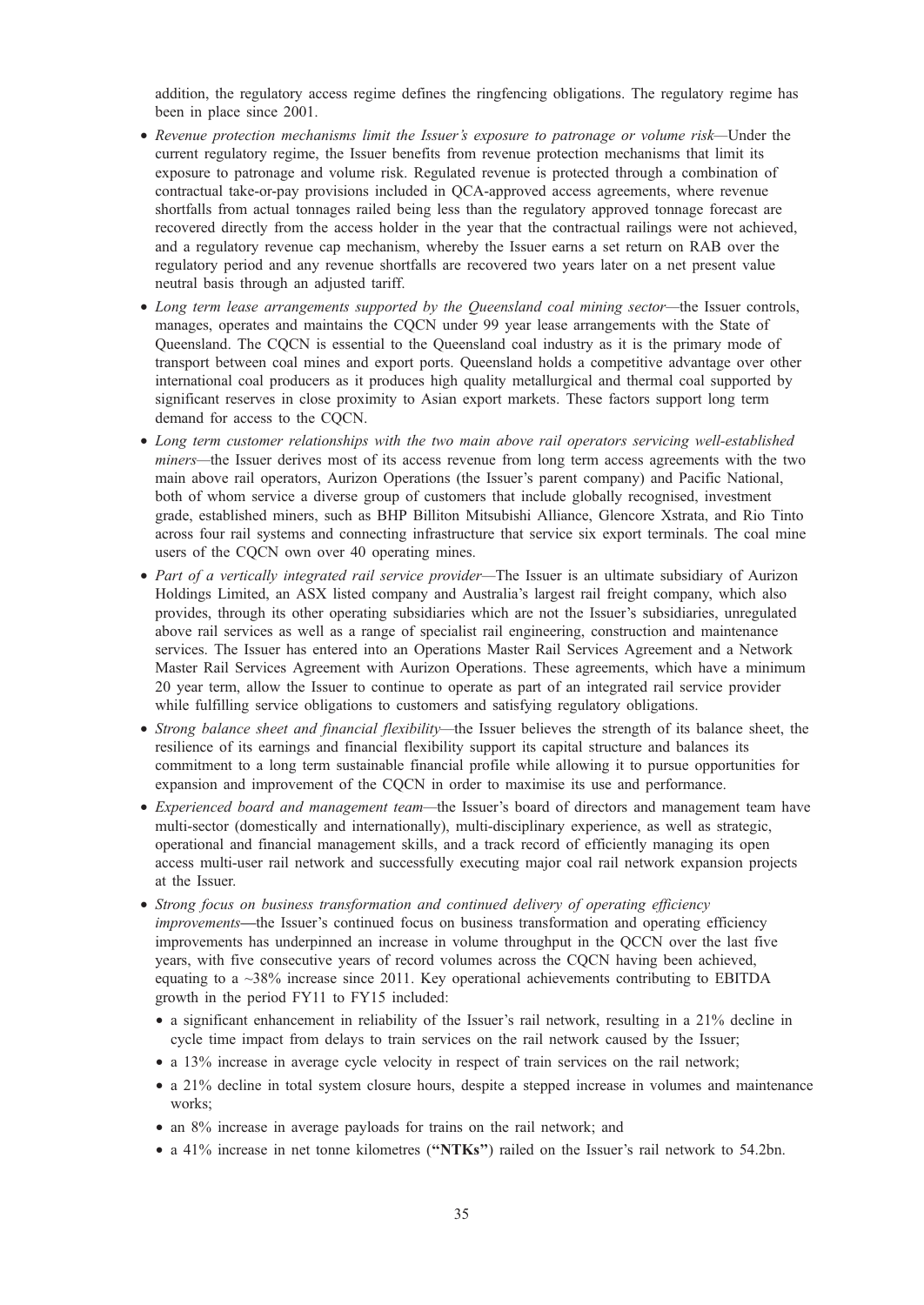addition, the regulatory access regime defines the ringfencing obligations. The regulatory regime has been in place since 2001.

- *Revenue protection mechanisms limit the Issuer's exposure to patronage or volume risk*—Under the current regulatory regime, the Issuer benefits from revenue protection mechanisms that limit its exposure to patronage and volume risk. Regulated revenue is protected through a combination of contractual take-or-pay provisions included in QCA-approved access agreements, where revenue shortfalls from actual tonnages railed being less than the regulatory approved tonnage forecast are recovered directly from the access holder in the year that the contractual railings were not achieved, and a regulatory revenue cap mechanism, whereby the Issuer earns a set return on RAB over the regulatory period and any revenue shortfalls are recovered two years later on a net present value neutral basis through an adjusted tariff.
- *Long term lease arrangements supported by the Queensland coal mining sector*—the Issuer controls, manages, operates and maintains the CQCN under 99 year lease arrangements with the State of Queensland. The CQCN is essential to the Queensland coal industry as it is the primary mode of transport between coal mines and export ports. Queensland holds a competitive advantage over other international coal producers as it produces high quality metallurgical and thermal coal supported by significant reserves in close proximity to Asian export markets. These factors support long term demand for access to the CQCN.
- *Long term customer relationships with the two main above rail operators servicing well-established miners*—the Issuer derives most of its access revenue from long term access agreements with the two main above rail operators, Aurizon Operations (the Issuer's parent company) and Pacific National, both of whom service a diverse group of customers that include globally recognised, investment grade, established miners, such as BHP Billiton Mitsubishi Alliance, Glencore Xstrata, and Rio Tinto across four rail systems and connecting infrastructure that service six export terminals. The coal mine users of the CQCN own over 40 operating mines.
- *Part of a vertically integrated rail service provider*—The Issuer is an ultimate subsidiary of Aurizon Holdings Limited, an ASX listed company and Australia's largest rail freight company, which also provides, through its other operating subsidiaries which are not the Issuer's subsidiaries, unregulated above rail services as well as a range of specialist rail engineering, construction and maintenance services. The Issuer has entered into an Operations Master Rail Services Agreement and a Network Master Rail Services Agreement with Aurizon Operations. These agreements, which have a minimum 20 year term, allow the Issuer to continue to operate as part of an integrated rail service provider while fulfilling service obligations to customers and satisfying regulatory obligations.
- *Strong balance sheet and financial flexibility*—the Issuer believes the strength of its balance sheet, the resilience of its earnings and financial flexibility support its capital structure and balances its commitment to a long term sustainable financial profile while allowing it to pursue opportunities for expansion and improvement of the CQCN in order to maximise its use and performance.
- *Experienced board and management team*—the Issuer's board of directors and management team have multi-sector (domestically and internationally), multi-disciplinary experience, as well as strategic, operational and financial management skills, and a track record of efficiently managing its open access multi-user rail network and successfully executing major coal rail network expansion projects at the Issuer.
- *Strong focus on business transformation and continued delivery of operating efficiency improvements*—the Issuer's continued focus on business transformation and operating efficiency improvements has underpinned an increase in volume throughput in the QCCN over the last five years, with five consecutive years of record volumes across the CQCN having been achieved, equating to a ~38% increase since 2011. Key operational achievements contributing to EBITDA growth in the period FY11 to FY15 included:
  - a significant enhancement in reliability of the Issuer's rail network, resulting in a 21% decline in cycle time impact from delays to train services on the rail network caused by the Issuer;
  - a 13% increase in average cycle velocity in respect of train services on the rail network;
  - a 21% decline in total system closure hours, despite a stepped increase in volumes and maintenance works;
  - an 8% increase in average payloads for trains on the rail network; and
  - a 41% increase in net tonne kilometres (**"NTKs"**) railed on the Issuer's rail network to 54.2bn.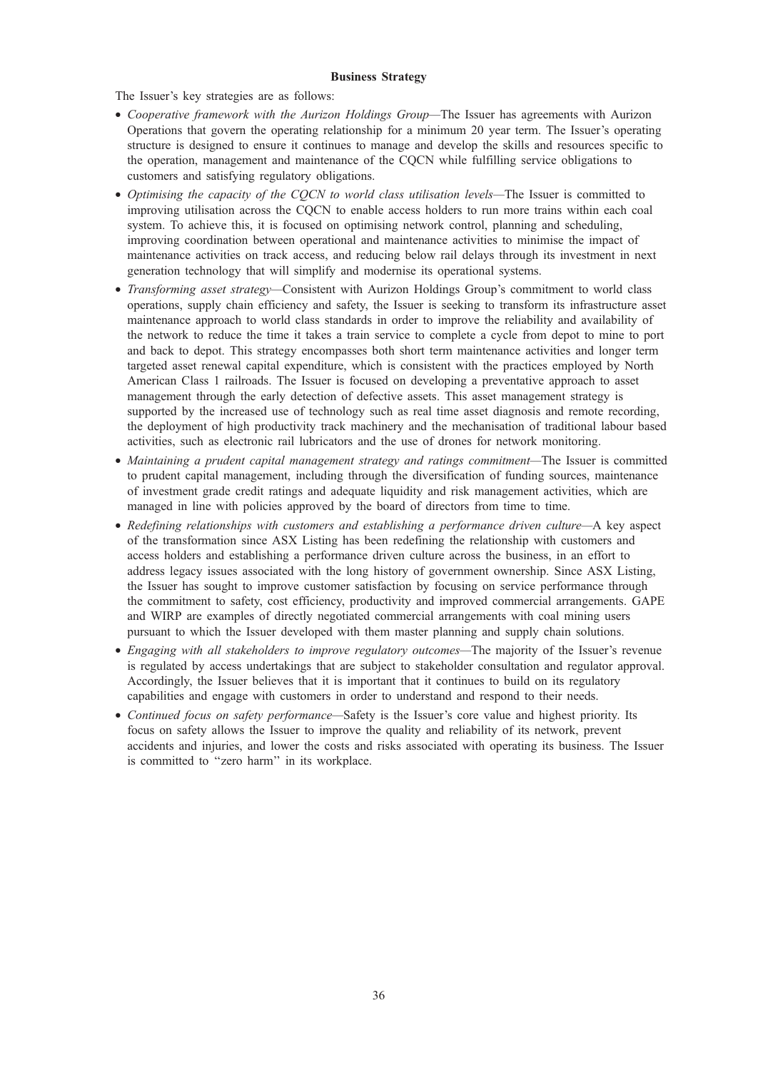**Business Strategy**

The Issuer's key strategies are as follows:

- *Cooperative framework with the Aurizon Holdings Group*—The Issuer has agreements with Aurizon Operations that govern the operating relationship for a minimum 20 year term. The Issuer's operating structure is designed to ensure it continues to manage and develop the skills and resources specific to the operation, management and maintenance of the CQCN while fulfilling service obligations to customers and satisfying regulatory obligations.
- *Optimising the capacity of the CQCN to world class utilisation levels*—The Issuer is committed to improving utilisation across the CQCN to enable access holders to run more trains within each coal system. To achieve this, it is focused on optimising network control, planning and scheduling, improving coordination between operational and maintenance activities to minimise the impact of maintenance activities on track access, and reducing below rail delays through its investment in next generation technology that will simplify and modernise its operational systems.
- *Transforming asset strategy*—Consistent with Aurizon Holdings Group's commitment to world class operations, supply chain efficiency and safety, the Issuer is seeking to transform its infrastructure asset maintenance approach to world class standards in order to improve the reliability and availability of the network to reduce the time it takes a train service to complete a cycle from depot to mine to port and back to depot. This strategy encompasses both short term maintenance activities and longer term targeted asset renewal capital expenditure, which is consistent with the practices employed by North American Class 1 railroads. The Issuer is focused on developing a preventative approach to asset management through the early detection of defective assets. This asset management strategy is supported by the increased use of technology such as real time asset diagnosis and remote recording, the deployment of high productivity track machinery and the mechanisation of traditional labour based activities, such as electronic rail lubricators and the use of drones for network monitoring.
- *Maintaining a prudent capital management strategy and ratings commitment*—The Issuer is committed to prudent capital management, including through the diversification of funding sources, maintenance of investment grade credit ratings and adequate liquidity and risk management activities, which are managed in line with policies approved by the board of directors from time to time.
- *Redefining relationships with customers and establishing a performance driven culture*—A key aspect of the transformation since ASX Listing has been redefining the relationship with customers and access holders and establishing a performance driven culture across the business, in an effort to address legacy issues associated with the long history of government ownership. Since ASX Listing, the Issuer has sought to improve customer satisfaction by focusing on service performance through the commitment to safety, cost efficiency, productivity and improved commercial arrangements. GAPE and WIRP are examples of directly negotiated commercial arrangements with coal mining users pursuant to which the Issuer developed with them master planning and supply chain solutions.
- *Engaging with all stakeholders to improve regulatory outcomes*—The majority of the Issuer's revenue is regulated by access undertakings that are subject to stakeholder consultation and regulator approval. Accordingly, the Issuer believes that it is important that it continues to build on its regulatory capabilities and engage with customers in order to understand and respond to their needs.
- *Continued focus on safety performance*—Safety is the Issuer's core value and highest priority. Its focus on safety allows the Issuer to improve the quality and reliability of its network, prevent accidents and injuries, and lower the costs and risks associated with operating its business. The Issuer is committed to "zero harm" in its workplace.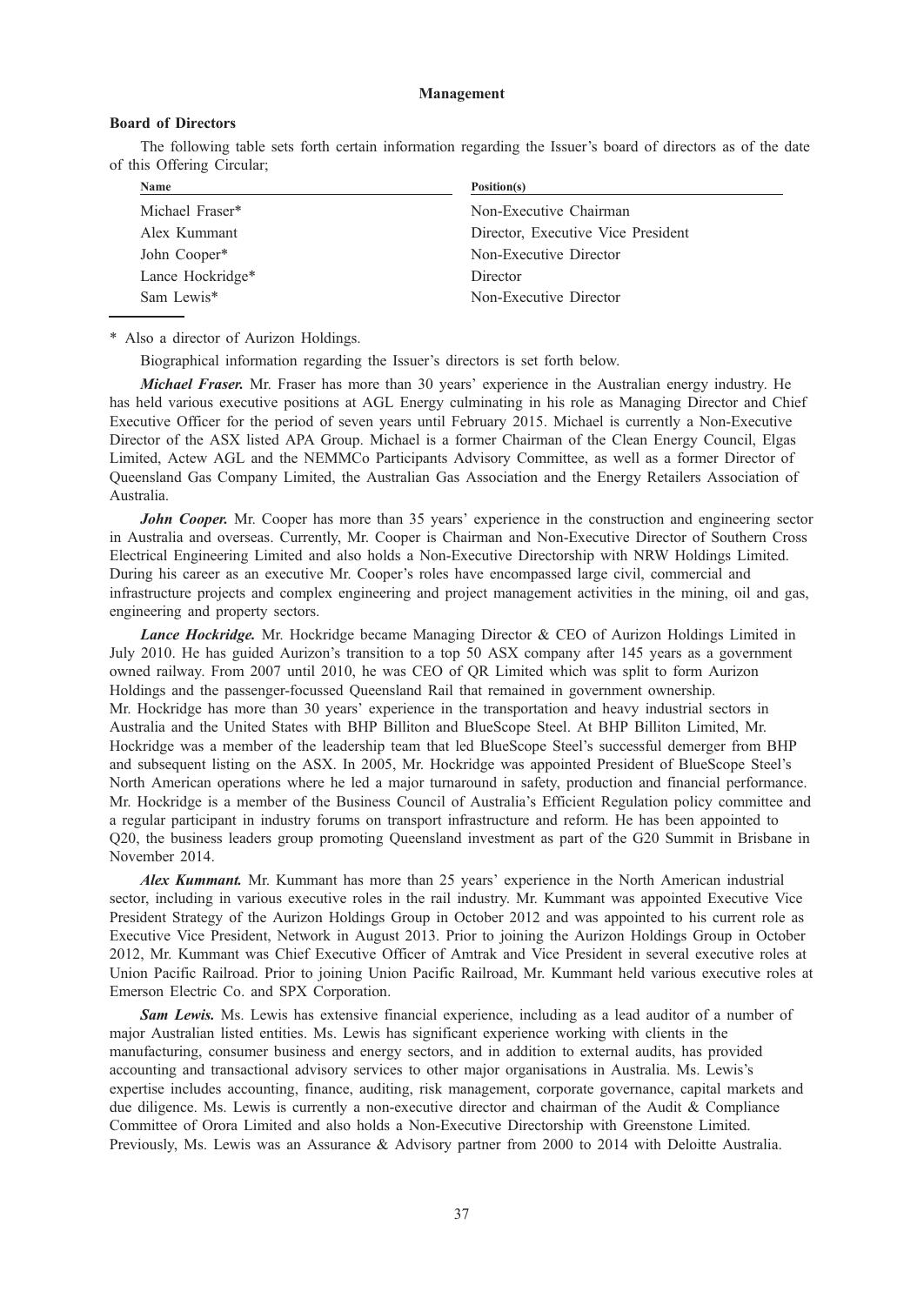## Management

### Board of Directors

The following table sets forth certain information regarding the Issuer's board of directors as of the date of this Offering Circular;

| Name | Position(s) |
|---|---|
| Michael Fraser* | Non-Executive Chairman |
| Alex Kummant | Director, Executive Vice President |
| John Cooper* | Non-Executive Director |
| Lance Hockridge* | Director |
| Sam Lewis* | Non-Executive Director |

\* Also a director of Aurizon Holdings.

Biographical information regarding the Issuer's directors is set forth below.

***Michael Fraser.*** Mr. Fraser has more than 30 years' experience in the Australian energy industry. He has held various executive positions at AGL Energy culminating in his role as Managing Director and Chief Executive Officer for the period of seven years until February 2015. Michael is currently a Non-Executive Director of the ASX listed APA Group. Michael is a former Chairman of the Clean Energy Council, Elgas Limited, Actew AGL and the NEMMCo Participants Advisory Committee, as well as a former Director of Queensland Gas Company Limited, the Australian Gas Association and the Energy Retailers Association of Australia.

***John Cooper.*** Mr. Cooper has more than 35 years' experience in the construction and engineering sector in Australia and overseas. Currently, Mr. Cooper is Chairman and Non-Executive Director of Southern Cross Electrical Engineering Limited and also holds a Non-Executive Directorship with NRW Holdings Limited. During his career as an executive Mr. Cooper's roles have encompassed large civil, commercial and infrastructure projects and complex engineering and project management activities in the mining, oil and gas, engineering and property sectors.

***Lance Hockridge.*** Mr. Hockridge became Managing Director & CEO of Aurizon Holdings Limited in July 2010. He has guided Aurizon's transition to a top 50 ASX company after 145 years as a government owned railway. From 2007 until 2010, he was CEO of QR Limited which was split to form Aurizon Holdings and the passenger-focussed Queensland Rail that remained in government ownership. Mr. Hockridge has more than 30 years' experience in the transportation and heavy industrial sectors in Australia and the United States with BHP Billiton and BlueScope Steel. At BHP Billiton Limited, Mr. Hockridge was a member of the leadership team that led BlueScope Steel's successful demerger from BHP and subsequent listing on the ASX. In 2005, Mr. Hockridge was appointed President of BlueScope Steel's North American operations where he led a major turnaround in safety, production and financial performance. Mr. Hockridge is a member of the Business Council of Australia's Efficient Regulation policy committee and a regular participant in industry forums on transport infrastructure and reform. He has been appointed to Q20, the business leaders group promoting Queensland investment as part of the G20 Summit in Brisbane in November 2014.

***Alex Kummant.*** Mr. Kummant has more than 25 years' experience in the North American industrial sector, including in various executive roles in the rail industry. Mr. Kummant was appointed Executive Vice President Strategy of the Aurizon Holdings Group in October 2012 and was appointed to his current role as Executive Vice President, Network in August 2013. Prior to joining the Aurizon Holdings Group in October 2012, Mr. Kummant was Chief Executive Officer of Amtrak and Vice President in several executive roles at Union Pacific Railroad. Prior to joining Union Pacific Railroad, Mr. Kummant held various executive roles at Emerson Electric Co. and SPX Corporation.

***Sam Lewis.*** Ms. Lewis has extensive financial experience, including as a lead auditor of a number of major Australian listed entities. Ms. Lewis has significant experience working with clients in the manufacturing, consumer business and energy sectors, and in addition to external audits, has provided accounting and transactional advisory services to other major organisations in Australia. Ms. Lewis's expertise includes accounting, finance, auditing, risk management, corporate governance, capital markets and due diligence. Ms. Lewis is currently a non-executive director and chairman of the Audit & Compliance Committee of Orora Limited and also holds a Non-Executive Directorship with Greenstone Limited. Previously, Ms. Lewis was an Assurance & Advisory partner from 2000 to 2014 with Deloitte Australia.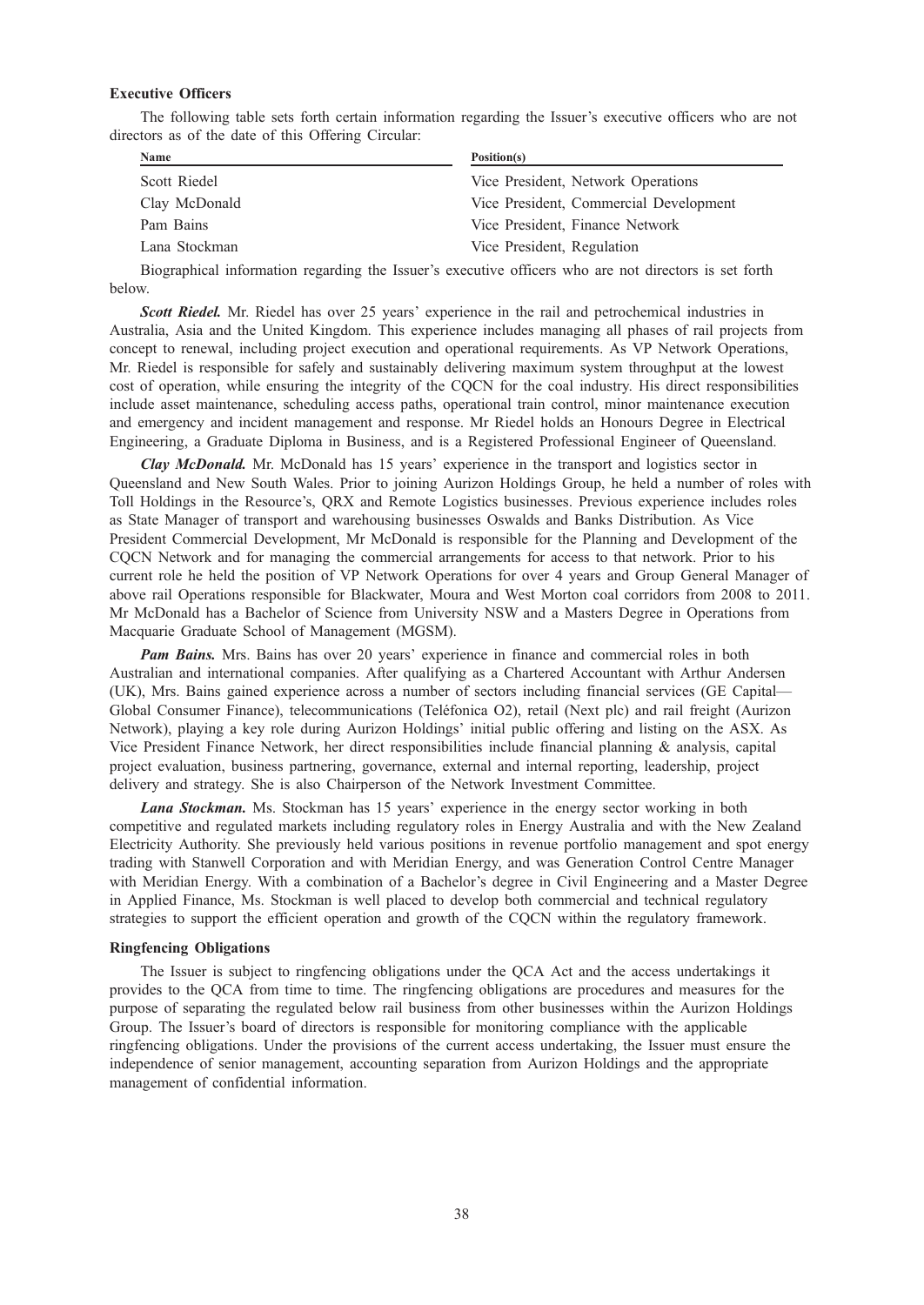### Executive Officers

The following table sets forth certain information regarding the Issuer's executive officers who are not directors as of the date of this Offering Circular:

| Name | Position(s) |
|---|---|
| Scott Riedel | Vice President, Network Operations |
| Clay McDonald | Vice President, Commercial Development |
| Pam Bains | Vice President, Finance Network |
| Lana Stockman | Vice President, Regulation |

Biographical information regarding the Issuer's executive officers who are not directors is set forth below.

***Scott Riedel.*** Mr. Riedel has over 25 years' experience in the rail and petrochemical industries in Australia, Asia and the United Kingdom. This experience includes managing all phases of rail projects from concept to renewal, including project execution and operational requirements. As VP Network Operations, Mr. Riedel is responsible for safely and sustainably delivering maximum system throughput at the lowest cost of operation, while ensuring the integrity of the CQCN for the coal industry. His direct responsibilities include asset maintenance, scheduling access paths, operational train control, minor maintenance execution and emergency and incident management and response. Mr Riedel holds an Honours Degree in Electrical Engineering, a Graduate Diploma in Business, and is a Registered Professional Engineer of Queensland.

***Clay McDonald.*** Mr. McDonald has 15 years' experience in the transport and logistics sector in Queensland and New South Wales. Prior to joining Aurizon Holdings Group, he held a number of roles with Toll Holdings in the Resource's, QRX and Remote Logistics businesses. Previous experience includes roles as State Manager of transport and warehousing businesses Oswalds and Banks Distribution. As Vice President Commercial Development, Mr McDonald is responsible for the Planning and Development of the CQCN Network and for managing the commercial arrangements for access to that network. Prior to his current role he held the position of VP Network Operations for over 4 years and Group General Manager of above rail Operations responsible for Blackwater, Moura and West Morton coal corridors from 2008 to 2011. Mr McDonald has a Bachelor of Science from University NSW and a Masters Degree in Operations from Macquarie Graduate School of Management (MGSM).

***Pam Bains.*** Mrs. Bains has over 20 years' experience in finance and commercial roles in both Australian and international companies. After qualifying as a Chartered Accountant with Arthur Andersen (UK), Mrs. Bains gained experience across a number of sectors including financial services (GE Capital—Global Consumer Finance), telecommunications (Teléfonica O2), retail (Next plc) and rail freight (Aurizon Network), playing a key role during Aurizon Holdings' initial public offering and listing on the ASX. As Vice President Finance Network, her direct responsibilities include financial planning & analysis, capital project evaluation, business partnering, governance, external and internal reporting, leadership, project delivery and strategy. She is also Chairperson of the Network Investment Committee.

***Lana Stockman.*** Ms. Stockman has 15 years' experience in the energy sector working in both competitive and regulated markets including regulatory roles in Energy Australia and with the New Zealand Electricity Authority. She previously held various positions in revenue portfolio management and spot energy trading with Stanwell Corporation and with Meridian Energy, and was Generation Control Centre Manager with Meridian Energy. With a combination of a Bachelor's degree in Civil Engineering and a Master Degree in Applied Finance, Ms. Stockman is well placed to develop both commercial and technical regulatory strategies to support the efficient operation and growth of the CQCN within the regulatory framework.

### Ringfencing Obligations

The Issuer is subject to ringfencing obligations under the QCA Act and the access undertakings it provides to the QCA from time to time. The ringfencing obligations are procedures and measures for the purpose of separating the regulated below rail business from other businesses within the Aurizon Holdings Group. The Issuer's board of directors is responsible for monitoring compliance with the applicable ringfencing obligations. Under the provisions of the current access undertaking, the Issuer must ensure the independence of senior management, accounting separation from Aurizon Holdings and the appropriate management of confidential information.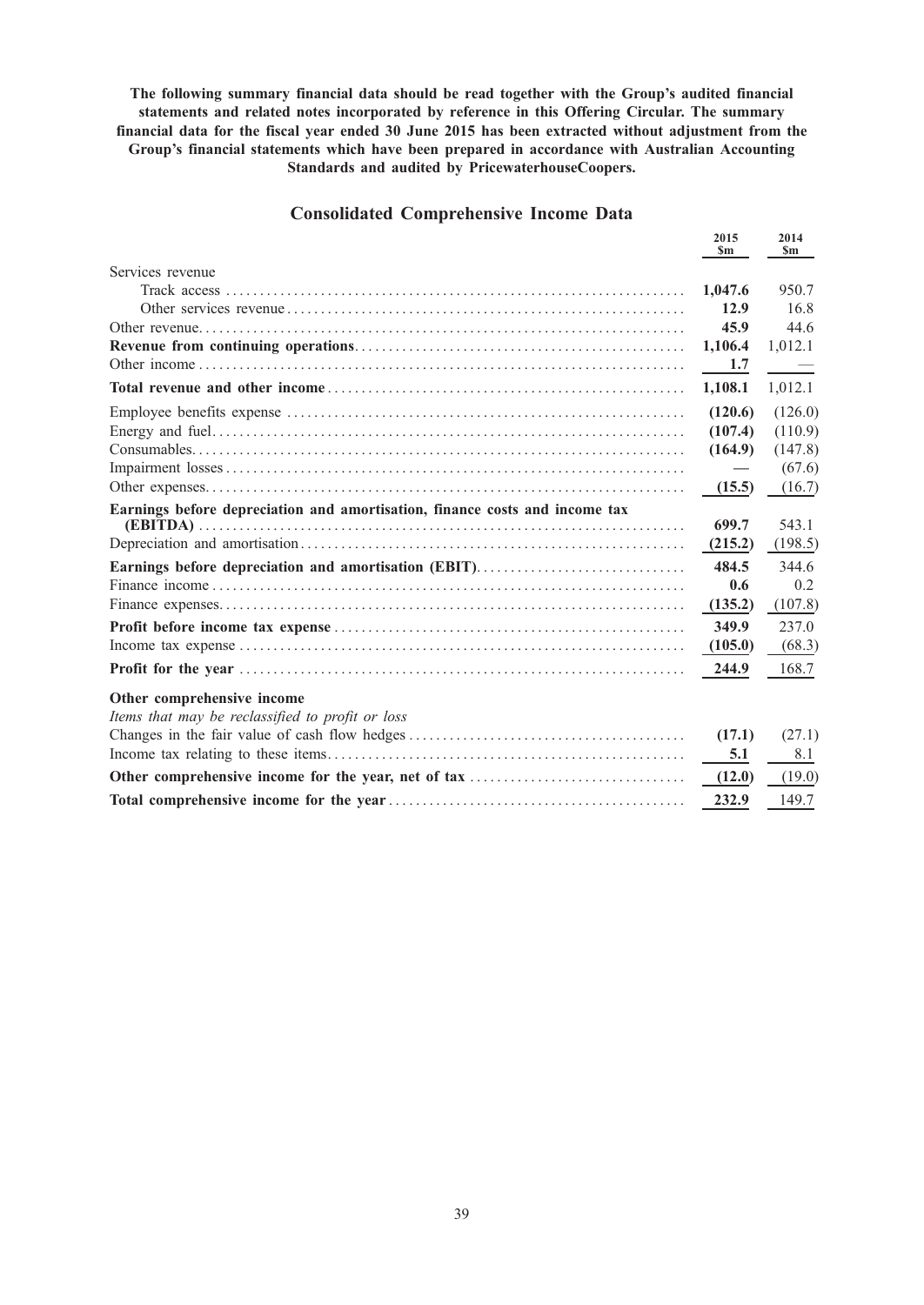**The following summary financial data should be read together with the Group's audited financial statements and related notes incorporated by reference in this Offering Circular. The summary financial data for the fiscal year ended 30 June 2015 has been extracted without adjustment from the Group's financial statements which have been prepared in accordance with Australian Accounting Standards and audited by PricewaterhouseCoopers.**

## Consolidated Comprehensive Income Data

| | 2015 $m | 2014 $m |
|---|---|---|
| Services revenue | | |
| Track access | **1,047.6** | 950.7 |
| Other services revenue | **12.9** | 16.8 |
| Other revenue | **45.9** | 44.6 |
| **Revenue from continuing operations** | **1,106.4** | 1,012.1 |
| Other income | **1.7** | — |
| **Total revenue and other income** | **1,108.1** | 1,012.1 |
| Employee benefits expense | **(120.6)** | (126.0) |
| Energy and fuel | **(107.4)** | (110.9) |
| Consumables | **(164.9)** | (147.8) |
| Impairment losses | — | (67.6) |
| Other expenses | **(15.5)** | (16.7) |
| **Earnings before depreciation and amortisation, finance costs and income tax (EBITDA)** | **699.7** | 543.1 |
| Depreciation and amortisation | **(215.2)** | (198.5) |
| **Earnings before depreciation and amortisation (EBIT)** | **484.5** | 344.6 |
| Finance income | **0.6** | 0.2 |
| Finance expenses | **(135.2)** | (107.8) |
| **Profit before income tax expense** | **349.9** | 237.0 |
| Income tax expense | **(105.0)** | (68.3) |
| **Profit for the year** | **244.9** | 168.7 |
| **Other comprehensive income** | | |
| *Items that may be reclassified to profit or loss* | | |
| Changes in the fair value of cash flow hedges | **(17.1)** | (27.1) |
| Income tax relating to these items | **5.1** | 8.1 |
| **Other comprehensive income for the year, net of tax** | **(12.0)** | (19.0) |
| **Total comprehensive income for the year** | **232.9** | 149.7 |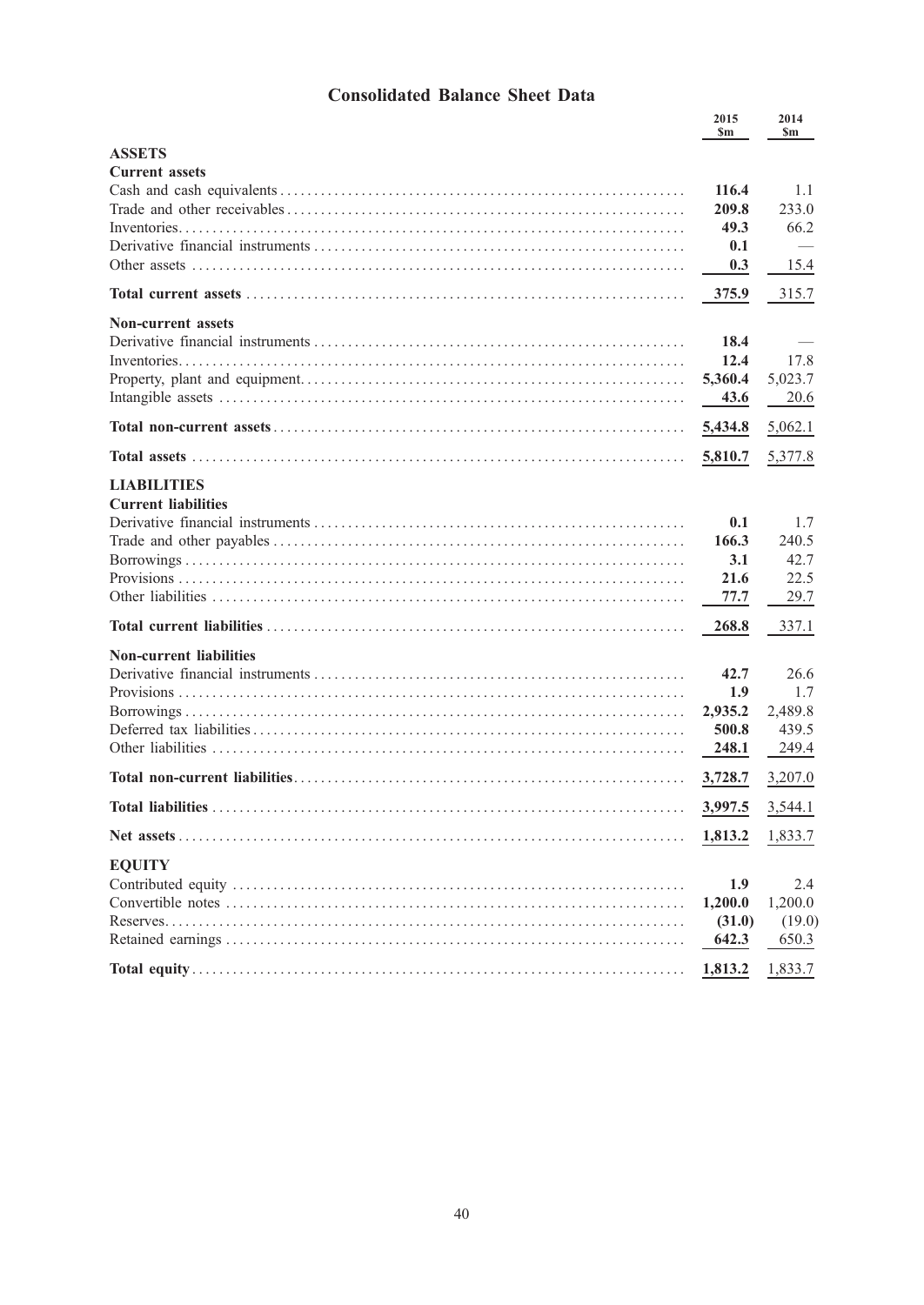## Consolidated Balance Sheet Data

| | 2015 $m | 2014 $m |
|---|---|---|
| **ASSETS** | | |
| **Current assets** | | |
| Cash and cash equivalents | **116.4** | 1.1 |
| Trade and other receivables | **209.8** | 233.0 |
| Inventories | **49.3** | 66.2 |
| Derivative financial instruments | **0.1** | — |
| Other assets | **0.3** | 15.4 |
| **Total current assets** | **375.9** | 315.7 |
| **Non-current assets** | | |
| Derivative financial instruments | **18.4** | — |
| Inventories | **12.4** | 17.8 |
| Property, plant and equipment | **5,360.4** | 5,023.7 |
| Intangible assets | **43.6** | 20.6 |
| **Total non-current assets** | **5,434.8** | 5,062.1 |
| **Total assets** | **5,810.7** | 5,377.8 |
| **LIABILITIES** | | |
| **Current liabilities** | | |
| Derivative financial instruments | **0.1** | 1.7 |
| Trade and other payables | **166.3** | 240.5 |
| Borrowings | **3.1** | 42.7 |
| Provisions | **21.6** | 22.5 |
| Other liabilities | **77.7** | 29.7 |
| **Total current liabilities** | **268.8** | 337.1 |
| **Non-current liabilities** | | |
| Derivative financial instruments | **42.7** | 26.6 |
| Provisions | **1.9** | 1.7 |
| Borrowings | **2,935.2** | 2,489.8 |
| Deferred tax liabilities | **500.8** | 439.5 |
| Other liabilities | **248.1** | 249.4 |
| **Total non-current liabilities** | **3,728.7** | 3,207.0 |
| **Total liabilities** | **3,997.5** | 3,544.1 |
| **Net assets** | **1,813.2** | 1,833.7 |
| **EQUITY** | | |
| Contributed equity | **1.9** | 2.4 |
| Convertible notes | **1,200.0** | 1,200.0 |
| Reserves | **(31.0)** | (19.0) |
| Retained earnings | **642.3** | 650.3 |
| **Total equity** | **1,813.2** | 1,833.7 |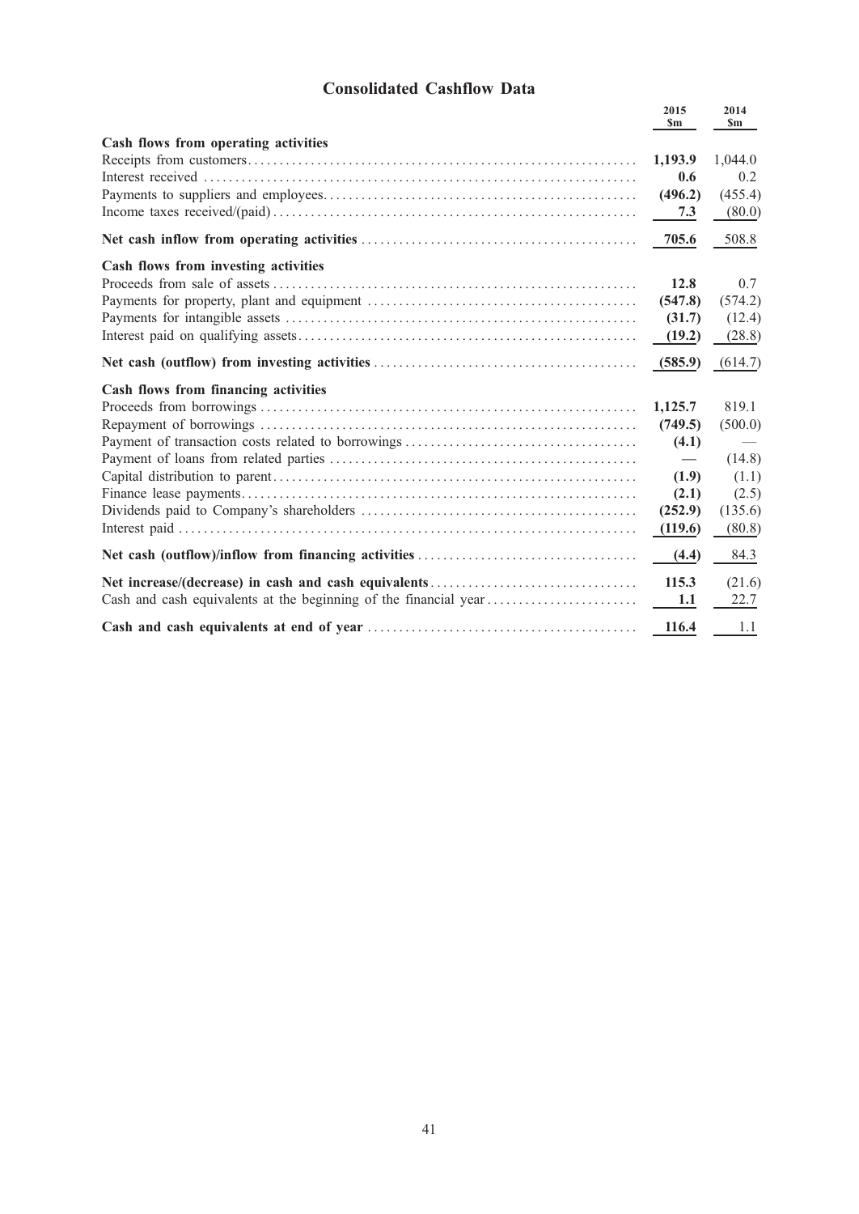## Consolidated Cashflow Data

| | 2015 $m | 2014 $m |
|---|---|---|
| **Cash flows from operating activities** | | |
| Receipts from customers | **1,193.9** | 1,044.0 |
| Interest received | **0.6** | 0.2 |
| Payments to suppliers and employees | **(496.2)** | (455.4) |
| Income taxes received/(paid) | **7.3** | (80.0) |
| **Net cash inflow from operating activities** | **705.6** | 508.8 |
| **Cash flows from investing activities** | | |
| Proceeds from sale of assets | **12.8** | 0.7 |
| Payments for property, plant and equipment | **(547.8)** | (574.2) |
| Payments for intangible assets | **(31.7)** | (12.4) |
| Interest paid on qualifying assets | **(19.2)** | (28.8) |
| **Net cash (outflow) from investing activities** | **(585.9)** | (614.7) |
| **Cash flows from financing activities** | | |
| Proceeds from borrowings | **1,125.7** | 819.1 |
| Repayment of borrowings | **(749.5)** | (500.0) |
| Payment of transaction costs related to borrowings | **(4.1)** | — |
| Payment of loans from related parties | **—** | (14.8) |
| Capital distribution to parent | **(1.9)** | (1.1) |
| Finance lease payments | **(2.1)** | (2.5) |
| Dividends paid to Company's shareholders | **(252.9)** | (135.6) |
| Interest paid | **(119.6)** | (80.8) |
| **Net cash (outflow)/inflow from financing activities** | **(4.4)** | 84.3 |
| **Net increase/(decrease) in cash and cash equivalents** | **115.3** | (21.6) |
| Cash and cash equivalents at the beginning of the financial year | **1.1** | 22.7 |
| **Cash and cash equivalents at end of year** | **116.4** | 1.1 |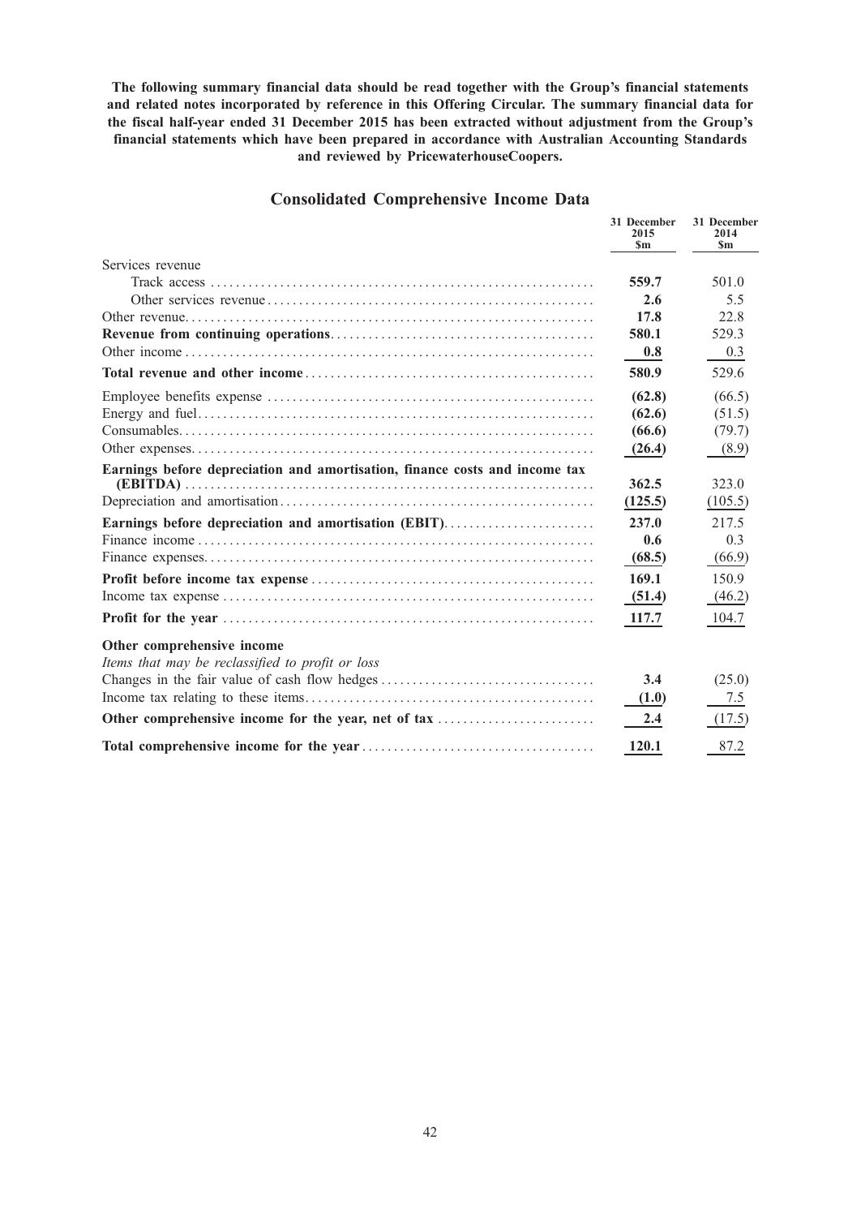**The following summary financial data should be read together with the Group's financial statements and related notes incorporated by reference in this Offering Circular. The summary financial data for the fiscal half-year ended 31 December 2015 has been extracted without adjustment from the Group's financial statements which have been prepared in accordance with Australian Accounting Standards and reviewed by PricewaterhouseCoopers.**

## Consolidated Comprehensive Income Data

| | 31 December 2015 $m | 31 December 2014 $m |
|---|---|---|
| Services revenue | | |
| Track access | **559.7** | 501.0 |
| Other services revenue | **2.6** | 5.5 |
| Other revenue | **17.8** | 22.8 |
| **Revenue from continuing operations** | **580.1** | 529.3 |
| Other income | **0.8** | 0.3 |
| **Total revenue and other income** | **580.9** | 529.6 |
| Employee benefits expense | **(62.8)** | (66.5) |
| Energy and fuel | **(62.6)** | (51.5) |
| Consumables | **(66.6)** | (79.7) |
| Other expenses | **(26.4)** | (8.9) |
| **Earnings before depreciation and amortisation, finance costs and income tax (EBITDA)** | **362.5** | 323.0 |
| Depreciation and amortisation | **(125.5)** | (105.5) |
| **Earnings before depreciation and amortisation (EBIT)** | **237.0** | 217.5 |
| Finance income | **0.6** | 0.3 |
| Finance expenses | **(68.5)** | (66.9) |
| **Profit before income tax expense** | **169.1** | 150.9 |
| Income tax expense | **(51.4)** | (46.2) |
| **Profit for the year** | **117.7** | 104.7 |
| **Other comprehensive income** | | |
| *Items that may be reclassified to profit or loss* | | |
| Changes in the fair value of cash flow hedges | **3.4** | (25.0) |
| Income tax relating to these items | **(1.0)** | 7.5 |
| **Other comprehensive income for the year, net of tax** | **2.4** | (17.5) |
| **Total comprehensive income for the year** | **120.1** | 87.2 |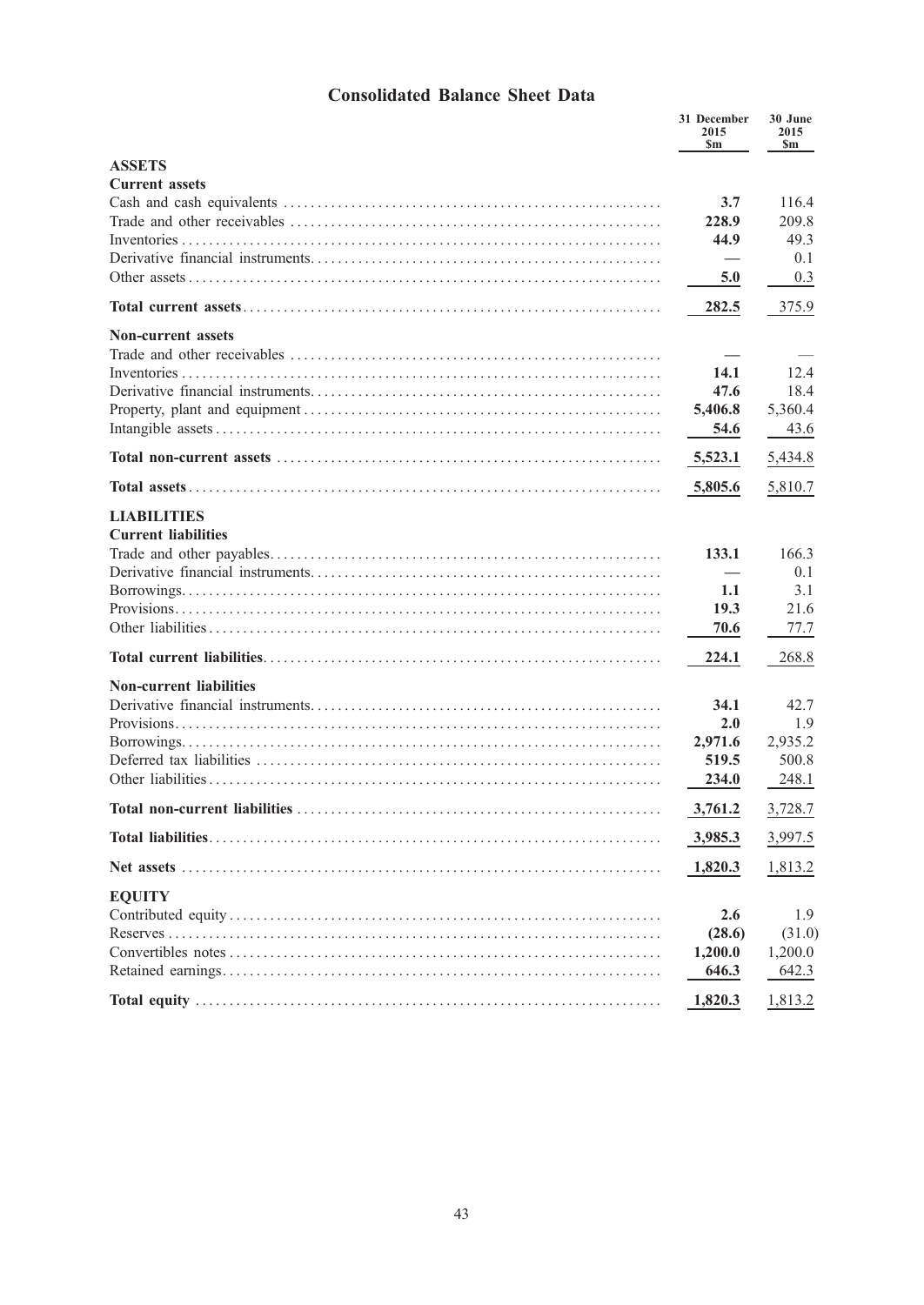## Consolidated Balance Sheet Data

| | 31 December 2015 $m | 30 June 2015 $m |
|---|---|---|
| **ASSETS** | | |
| **Current assets** | | |
| Cash and cash equivalents | **3.7** | 116.4 |
| Trade and other receivables | **228.9** | 209.8 |
| Inventories | **44.9** | 49.3 |
| Derivative financial instruments | **—** | 0.1 |
| Other assets | **5.0** | 0.3 |
| **Total current assets** | **282.5** | 375.9 |
| **Non-current assets** | | |
| Trade and other receivables | **—** | — |
| Inventories | **14.1** | 12.4 |
| Derivative financial instruments | **47.6** | 18.4 |
| Property, plant and equipment | **5,406.8** | 5,360.4 |
| Intangible assets | **54.6** | 43.6 |
| **Total non-current assets** | **5,523.1** | 5,434.8 |
| **Total assets** | **5,805.6** | 5,810.7 |
| **LIABILITIES** | | |
| **Current liabilities** | | |
| Trade and other payables | **133.1** | 166.3 |
| Derivative financial instruments | **—** | 0.1 |
| Borrowings | **1.1** | 3.1 |
| Provisions | **19.3** | 21.6 |
| Other liabilities | **70.6** | 77.7 |
| **Total current liabilities** | **224.1** | 268.8 |
| **Non-current liabilities** | | |
| Derivative financial instruments | **34.1** | 42.7 |
| Provisions | **2.0** | 1.9 |
| Borrowings | **2,971.6** | 2,935.2 |
| Deferred tax liabilities | **519.5** | 500.8 |
| Other liabilities | **234.0** | 248.1 |
| **Total non-current liabilities** | **3,761.2** | 3,728.7 |
| **Total liabilities** | **3,985.3** | 3,997.5 |
| **Net assets** | **1,820.3** | 1,813.2 |
| **EQUITY** | | |
| Contributed equity | **2.6** | 1.9 |
| Reserves | **(28.6)** | (31.0) |
| Convertibles notes | **1,200.0** | 1,200.0 |
| Retained earnings | **646.3** | 642.3 |
| **Total equity** | **1,820.3** | 1,813.2 |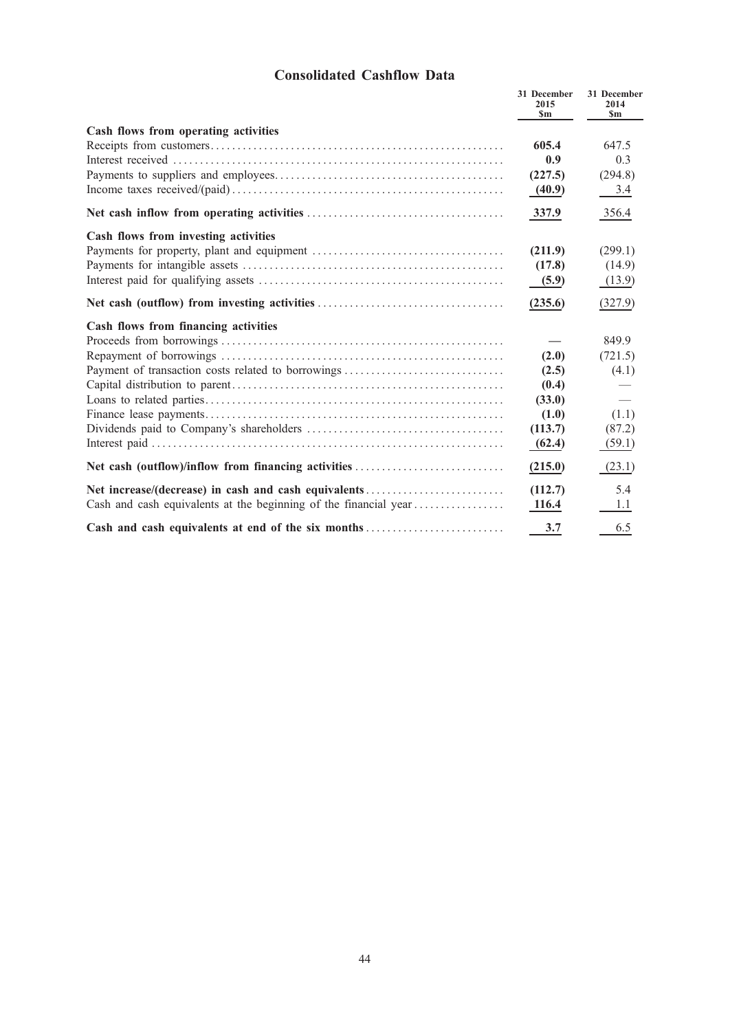## Consolidated Cashflow Data

| | 31 December 2015 $m | 31 December 2014 $m |
|---|---|---|
| **Cash flows from operating activities** | | |
| Receipts from customers | **605.4** | 647.5 |
| Interest received | **0.9** | 0.3 |
| Payments to suppliers and employees | **(227.5)** | (294.8) |
| Income taxes received/(paid) | **(40.9)** | 3.4 |
| **Net cash inflow from operating activities** | **337.9** | 356.4 |
| **Cash flows from investing activities** | | |
| Payments for property, plant and equipment | **(211.9)** | (299.1) |
| Payments for intangible assets | **(17.8)** | (14.9) |
| Interest paid for qualifying assets | **(5.9)** | (13.9) |
| **Net cash (outflow) from investing activities** | **(235.6)** | (327.9) |
| **Cash flows from financing activities** | | |
| Proceeds from borrowings | **—** | 849.9 |
| Repayment of borrowings | **(2.0)** | (721.5) |
| Payment of transaction costs related to borrowings | **(2.5)** | (4.1) |
| Capital distribution to parent | **(0.4)** | — |
| Loans to related parties | **(33.0)** | — |
| Finance lease payments | **(1.0)** | (1.1) |
| Dividends paid to Company's shareholders | **(113.7)** | (87.2) |
| Interest paid | **(62.4)** | (59.1) |
| **Net cash (outflow)/inflow from financing activities** | **(215.0)** | (23.1) |
| **Net increase/(decrease) in cash and cash equivalents** | **(112.7)** | 5.4 |
| Cash and cash equivalents at the beginning of the financial year | **116.4** | 1.1 |
| **Cash and cash equivalents at end of the six months** | **3.7** | 6.5 |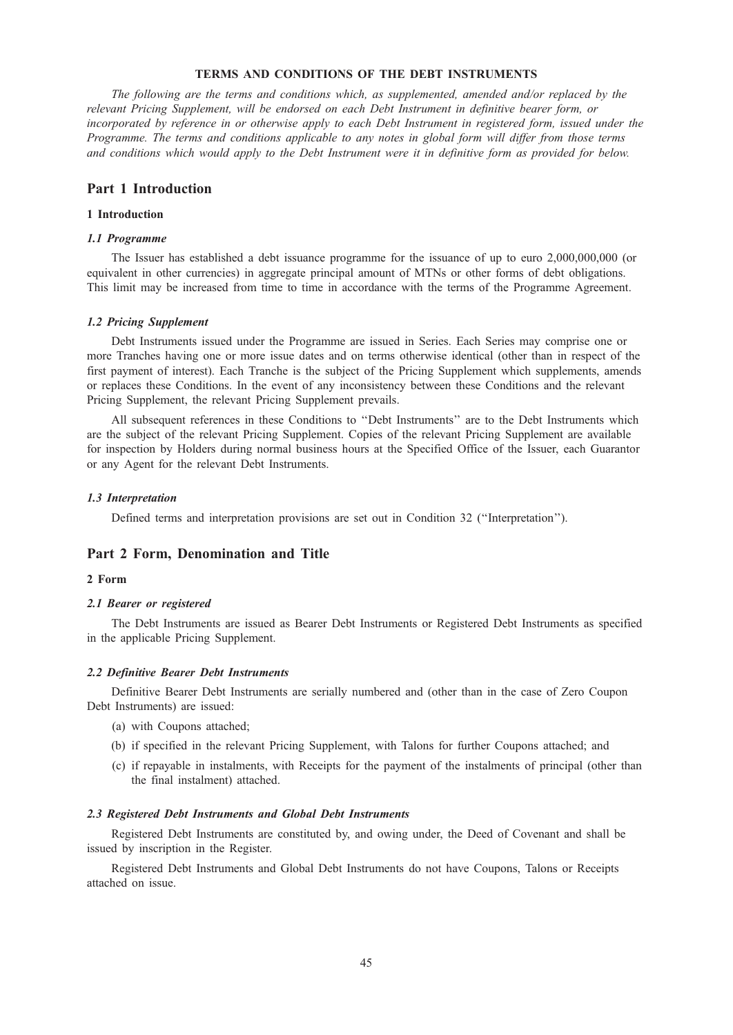**TERMS AND CONDITIONS OF THE DEBT INSTRUMENTS**

*The following are the terms and conditions which, as supplemented, amended and/or replaced by the relevant Pricing Supplement, will be endorsed on each Debt Instrument in definitive bearer form, or incorporated by reference in or otherwise apply to each Debt Instrument in registered form, issued under the Programme. The terms and conditions applicable to any notes in global form will differ from those terms and conditions which would apply to the Debt Instrument were it in definitive form as provided for below.*

## Part 1 Introduction

### 1 Introduction

#### *1.1 Programme*

The Issuer has established a debt issuance programme for the issuance of up to euro 2,000,000,000 (or equivalent in other currencies) in aggregate principal amount of MTNs or other forms of debt obligations. This limit may be increased from time to time in accordance with the terms of the Programme Agreement.

#### *1.2 Pricing Supplement*

Debt Instruments issued under the Programme are issued in Series. Each Series may comprise one or more Tranches having one or more issue dates and on terms otherwise identical (other than in respect of the first payment of interest). Each Tranche is the subject of the Pricing Supplement which supplements, amends or replaces these Conditions. In the event of any inconsistency between these Conditions and the relevant Pricing Supplement, the relevant Pricing Supplement prevails.

All subsequent references in these Conditions to "Debt Instruments" are to the Debt Instruments which are the subject of the relevant Pricing Supplement. Copies of the relevant Pricing Supplement are available for inspection by Holders during normal business hours at the Specified Office of the Issuer, each Guarantor or any Agent for the relevant Debt Instruments.

#### *1.3 Interpretation*

Defined terms and interpretation provisions are set out in Condition 32 ("Interpretation").

## Part 2 Form, Denomination and Title

### 2 Form

#### *2.1 Bearer or registered*

The Debt Instruments are issued as Bearer Debt Instruments or Registered Debt Instruments as specified in the applicable Pricing Supplement.

#### *2.2 Definitive Bearer Debt Instruments*

Definitive Bearer Debt Instruments are serially numbered and (other than in the case of Zero Coupon Debt Instruments) are issued:

(a) with Coupons attached;

(b) if specified in the relevant Pricing Supplement, with Talons for further Coupons attached; and

(c) if repayable in instalments, with Receipts for the payment of the instalments of principal (other than the final instalment) attached.

#### *2.3 Registered Debt Instruments and Global Debt Instruments*

Registered Debt Instruments are constituted by, and owing under, the Deed of Covenant and shall be issued by inscription in the Register.

Registered Debt Instruments and Global Debt Instruments do not have Coupons, Talons or Receipts attached on issue.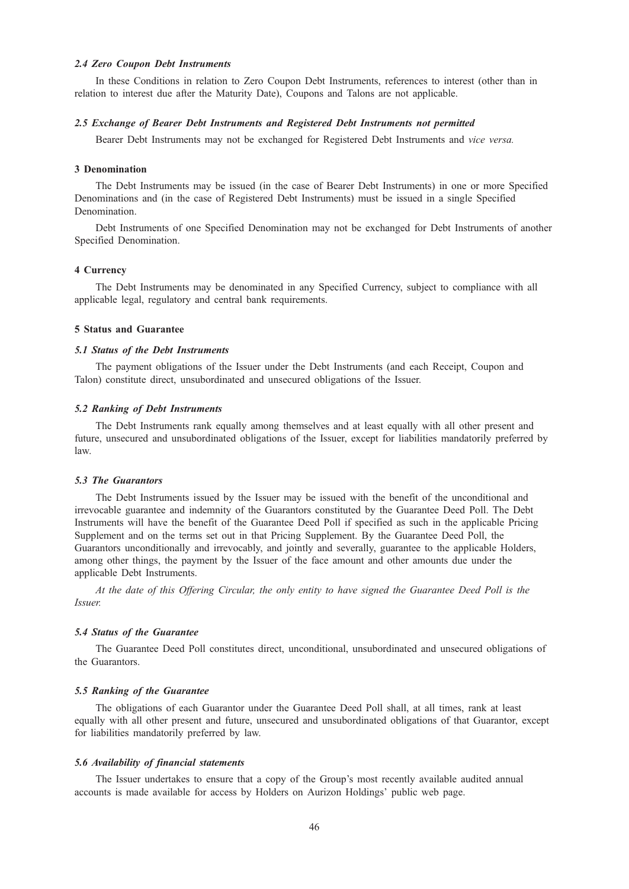#### *2.4 Zero Coupon Debt Instruments*

In these Conditions in relation to Zero Coupon Debt Instruments, references to interest (other than in relation to interest due after the Maturity Date), Coupons and Talons are not applicable.

#### *2.5 Exchange of Bearer Debt Instruments and Registered Debt Instruments not permitted*

Bearer Debt Instruments may not be exchanged for Registered Debt Instruments and *vice versa.*

### 3 Denomination

The Debt Instruments may be issued (in the case of Bearer Debt Instruments) in one or more Specified Denominations and (in the case of Registered Debt Instruments) must be issued in a single Specified Denomination.

Debt Instruments of one Specified Denomination may not be exchanged for Debt Instruments of another Specified Denomination.

### 4 Currency

The Debt Instruments may be denominated in any Specified Currency, subject to compliance with all applicable legal, regulatory and central bank requirements.

### 5 Status and Guarantee

#### *5.1 Status of the Debt Instruments*

The payment obligations of the Issuer under the Debt Instruments (and each Receipt, Coupon and Talon) constitute direct, unsubordinated and unsecured obligations of the Issuer.

#### *5.2 Ranking of Debt Instruments*

The Debt Instruments rank equally among themselves and at least equally with all other present and future, unsecured and unsubordinated obligations of the Issuer, except for liabilities mandatorily preferred by law.

#### *5.3 The Guarantors*

The Debt Instruments issued by the Issuer may be issued with the benefit of the unconditional and irrevocable guarantee and indemnity of the Guarantors constituted by the Guarantee Deed Poll. The Debt Instruments will have the benefit of the Guarantee Deed Poll if specified as such in the applicable Pricing Supplement and on the terms set out in that Pricing Supplement. By the Guarantee Deed Poll, the Guarantors unconditionally and irrevocably, and jointly and severally, guarantee to the applicable Holders, among other things, the payment by the Issuer of the face amount and other amounts due under the applicable Debt Instruments.

*At the date of this Offering Circular, the only entity to have signed the Guarantee Deed Poll is the Issuer.*

#### *5.4 Status of the Guarantee*

The Guarantee Deed Poll constitutes direct, unconditional, unsubordinated and unsecured obligations of the Guarantors.

#### *5.5 Ranking of the Guarantee*

The obligations of each Guarantor under the Guarantee Deed Poll shall, at all times, rank at least equally with all other present and future, unsecured and unsubordinated obligations of that Guarantor, except for liabilities mandatorily preferred by law.

#### *5.6 Availability of financial statements*

The Issuer undertakes to ensure that a copy of the Group's most recently available audited annual accounts is made available for access by Holders on Aurizon Holdings' public web page.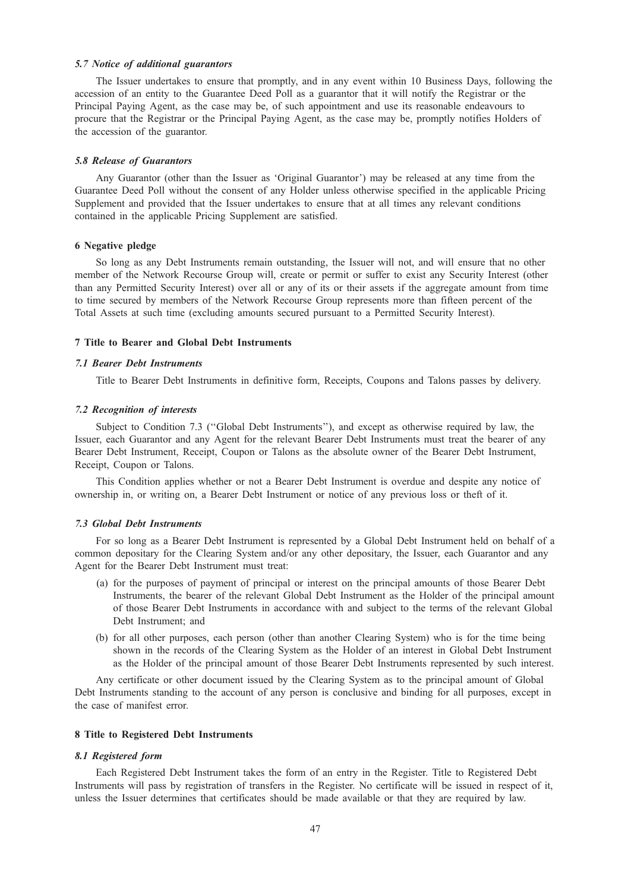### *5.7 Notice of additional guarantors*

The Issuer undertakes to ensure that promptly, and in any event within 10 Business Days, following the accession of an entity to the Guarantee Deed Poll as a guarantor that it will notify the Registrar or the Principal Paying Agent, as the case may be, of such appointment and use its reasonable endeavours to procure that the Registrar or the Principal Paying Agent, as the case may be, promptly notifies Holders of the accession of the guarantor.

### *5.8 Release of Guarantors*

Any Guarantor (other than the Issuer as 'Original Guarantor') may be released at any time from the Guarantee Deed Poll without the consent of any Holder unless otherwise specified in the applicable Pricing Supplement and provided that the Issuer undertakes to ensure that at all times any relevant conditions contained in the applicable Pricing Supplement are satisfied.

## 6 Negative pledge

So long as any Debt Instruments remain outstanding, the Issuer will not, and will ensure that no other member of the Network Recourse Group will, create or permit or suffer to exist any Security Interest (other than any Permitted Security Interest) over all or any of its or their assets if the aggregate amount from time to time secured by members of the Network Recourse Group represents more than fifteen percent of the Total Assets at such time (excluding amounts secured pursuant to a Permitted Security Interest).

## 7 Title to Bearer and Global Debt Instruments

### *7.1 Bearer Debt Instruments*

Title to Bearer Debt Instruments in definitive form, Receipts, Coupons and Talons passes by delivery.

### *7.2 Recognition of interests*

Subject to Condition 7.3 (''Global Debt Instruments''), and except as otherwise required by law, the Issuer, each Guarantor and any Agent for the relevant Bearer Debt Instruments must treat the bearer of any Bearer Debt Instrument, Receipt, Coupon or Talons as the absolute owner of the Bearer Debt Instrument, Receipt, Coupon or Talons.

This Condition applies whether or not a Bearer Debt Instrument is overdue and despite any notice of ownership in, or writing on, a Bearer Debt Instrument or notice of any previous loss or theft of it.

### *7.3 Global Debt Instruments*

For so long as a Bearer Debt Instrument is represented by a Global Debt Instrument held on behalf of a common depositary for the Clearing System and/or any other depositary, the Issuer, each Guarantor and any Agent for the Bearer Debt Instrument must treat:

(a) for the purposes of payment of principal or interest on the principal amounts of those Bearer Debt Instruments, the bearer of the relevant Global Debt Instrument as the Holder of the principal amount of those Bearer Debt Instruments in accordance with and subject to the terms of the relevant Global Debt Instrument; and

(b) for all other purposes, each person (other than another Clearing System) who is for the time being shown in the records of the Clearing System as the Holder of an interest in Global Debt Instrument as the Holder of the principal amount of those Bearer Debt Instruments represented by such interest.

Any certificate or other document issued by the Clearing System as to the principal amount of Global Debt Instruments standing to the account of any person is conclusive and binding for all purposes, except in the case of manifest error.

## 8 Title to Registered Debt Instruments

### *8.1 Registered form*

Each Registered Debt Instrument takes the form of an entry in the Register. Title to Registered Debt Instruments will pass by registration of transfers in the Register. No certificate will be issued in respect of it, unless the Issuer determines that certificates should be made available or that they are required by law.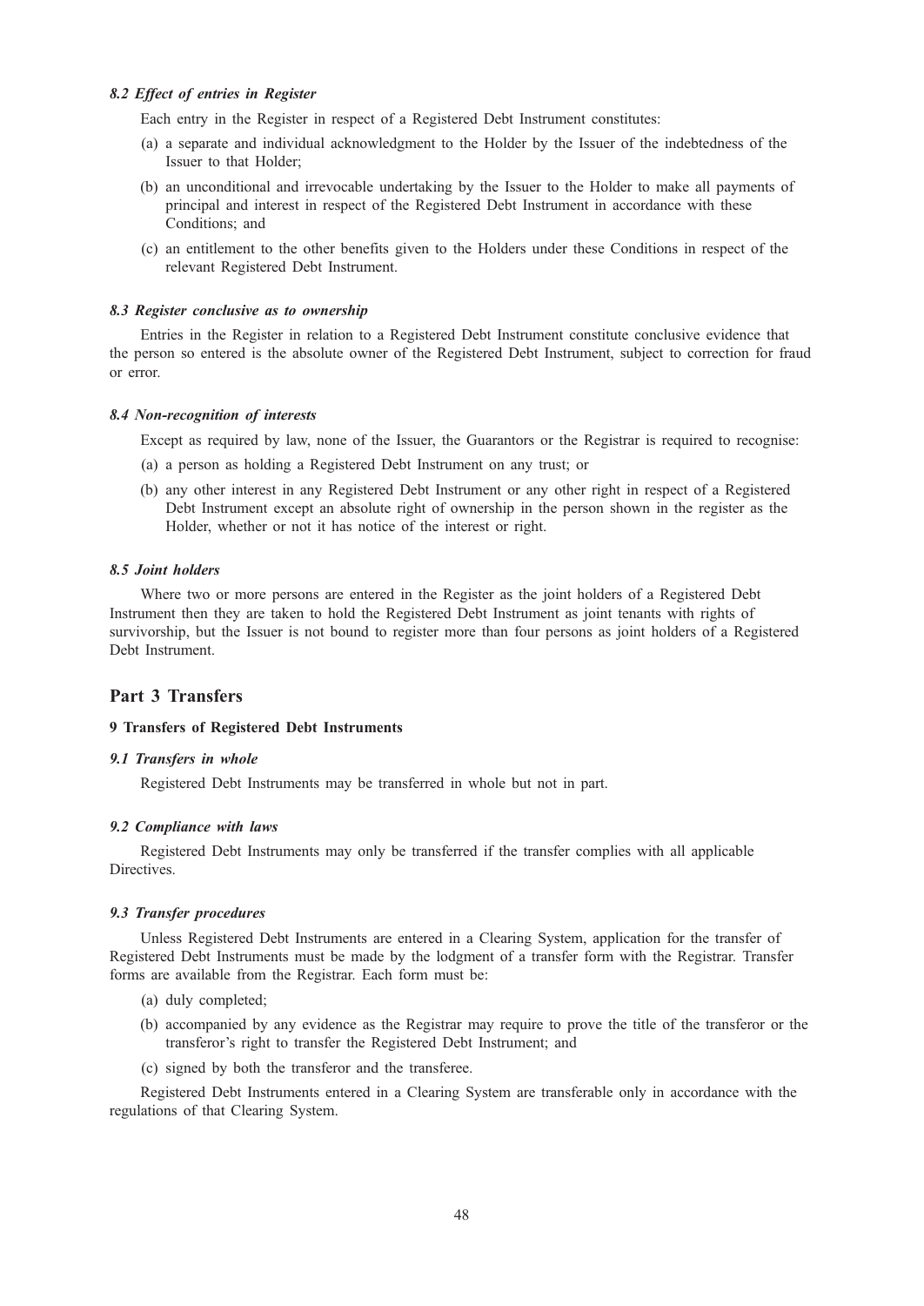#### *8.2 Effect of entries in Register*

Each entry in the Register in respect of a Registered Debt Instrument constitutes:

(a) a separate and individual acknowledgment to the Holder by the Issuer of the indebtedness of the Issuer to that Holder;

(b) an unconditional and irrevocable undertaking by the Issuer to the Holder to make all payments of principal and interest in respect of the Registered Debt Instrument in accordance with these Conditions; and

(c) an entitlement to the other benefits given to the Holders under these Conditions in respect of the relevant Registered Debt Instrument.

#### *8.3 Register conclusive as to ownership*

Entries in the Register in relation to a Registered Debt Instrument constitute conclusive evidence that the person so entered is the absolute owner of the Registered Debt Instrument, subject to correction for fraud or error.

#### *8.4 Non-recognition of interests*

Except as required by law, none of the Issuer, the Guarantors or the Registrar is required to recognise:

(a) a person as holding a Registered Debt Instrument on any trust; or

(b) any other interest in any Registered Debt Instrument or any other right in respect of a Registered Debt Instrument except an absolute right of ownership in the person shown in the register as the Holder, whether or not it has notice of the interest or right.

#### *8.5 Joint holders*

Where two or more persons are entered in the Register as the joint holders of a Registered Debt Instrument then they are taken to hold the Registered Debt Instrument as joint tenants with rights of survivorship, but the Issuer is not bound to register more than four persons as joint holders of a Registered Debt Instrument.

## Part 3 Transfers

### 9 Transfers of Registered Debt Instruments

#### *9.1 Transfers in whole*

Registered Debt Instruments may be transferred in whole but not in part.

#### *9.2 Compliance with laws*

Registered Debt Instruments may only be transferred if the transfer complies with all applicable Directives.

#### *9.3 Transfer procedures*

Unless Registered Debt Instruments are entered in a Clearing System, application for the transfer of Registered Debt Instruments must be made by the lodgment of a transfer form with the Registrar. Transfer forms are available from the Registrar. Each form must be:

(a) duly completed;

(b) accompanied by any evidence as the Registrar may require to prove the title of the transferor or the transferor's right to transfer the Registered Debt Instrument; and

(c) signed by both the transferor and the transferee.

Registered Debt Instruments entered in a Clearing System are transferable only in accordance with the regulations of that Clearing System.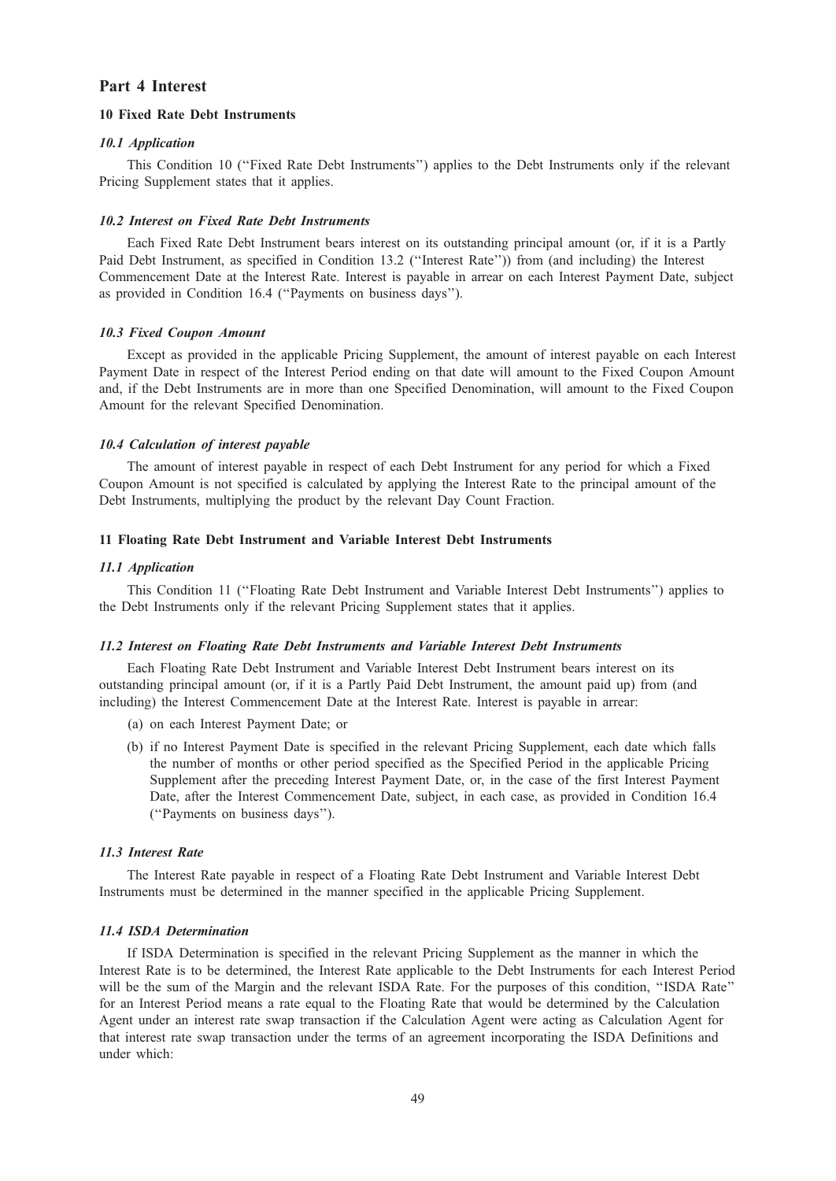## Part 4 Interest

### 10 Fixed Rate Debt Instruments

#### *10.1 Application*

This Condition 10 (''Fixed Rate Debt Instruments'') applies to the Debt Instruments only if the relevant Pricing Supplement states that it applies.

#### *10.2 Interest on Fixed Rate Debt Instruments*

Each Fixed Rate Debt Instrument bears interest on its outstanding principal amount (or, if it is a Partly Paid Debt Instrument, as specified in Condition 13.2 (''Interest Rate'')) from (and including) the Interest Commencement Date at the Interest Rate. Interest is payable in arrear on each Interest Payment Date, subject as provided in Condition 16.4 (''Payments on business days'').

#### *10.3 Fixed Coupon Amount*

Except as provided in the applicable Pricing Supplement, the amount of interest payable on each Interest Payment Date in respect of the Interest Period ending on that date will amount to the Fixed Coupon Amount and, if the Debt Instruments are in more than one Specified Denomination, will amount to the Fixed Coupon Amount for the relevant Specified Denomination.

#### *10.4 Calculation of interest payable*

The amount of interest payable in respect of each Debt Instrument for any period for which a Fixed Coupon Amount is not specified is calculated by applying the Interest Rate to the principal amount of the Debt Instruments, multiplying the product by the relevant Day Count Fraction.

### 11 Floating Rate Debt Instrument and Variable Interest Debt Instruments

#### *11.1 Application*

This Condition 11 (''Floating Rate Debt Instrument and Variable Interest Debt Instruments'') applies to the Debt Instruments only if the relevant Pricing Supplement states that it applies.

#### *11.2 Interest on Floating Rate Debt Instruments and Variable Interest Debt Instruments*

Each Floating Rate Debt Instrument and Variable Interest Debt Instrument bears interest on its outstanding principal amount (or, if it is a Partly Paid Debt Instrument, the amount paid up) from (and including) the Interest Commencement Date at the Interest Rate. Interest is payable in arrear:

(a) on each Interest Payment Date; or

(b) if no Interest Payment Date is specified in the relevant Pricing Supplement, each date which falls the number of months or other period specified as the Specified Period in the applicable Pricing Supplement after the preceding Interest Payment Date, or, in the case of the first Interest Payment Date, after the Interest Commencement Date, subject, in each case, as provided in Condition 16.4 (''Payments on business days'').

#### *11.3 Interest Rate*

The Interest Rate payable in respect of a Floating Rate Debt Instrument and Variable Interest Debt Instruments must be determined in the manner specified in the applicable Pricing Supplement.

#### *11.4 ISDA Determination*

If ISDA Determination is specified in the relevant Pricing Supplement as the manner in which the Interest Rate is to be determined, the Interest Rate applicable to the Debt Instruments for each Interest Period will be the sum of the Margin and the relevant ISDA Rate. For the purposes of this condition, ''ISDA Rate'' for an Interest Period means a rate equal to the Floating Rate that would be determined by the Calculation Agent under an interest rate swap transaction if the Calculation Agent were acting as Calculation Agent for that interest rate swap transaction under the terms of an agreement incorporating the ISDA Definitions and under which: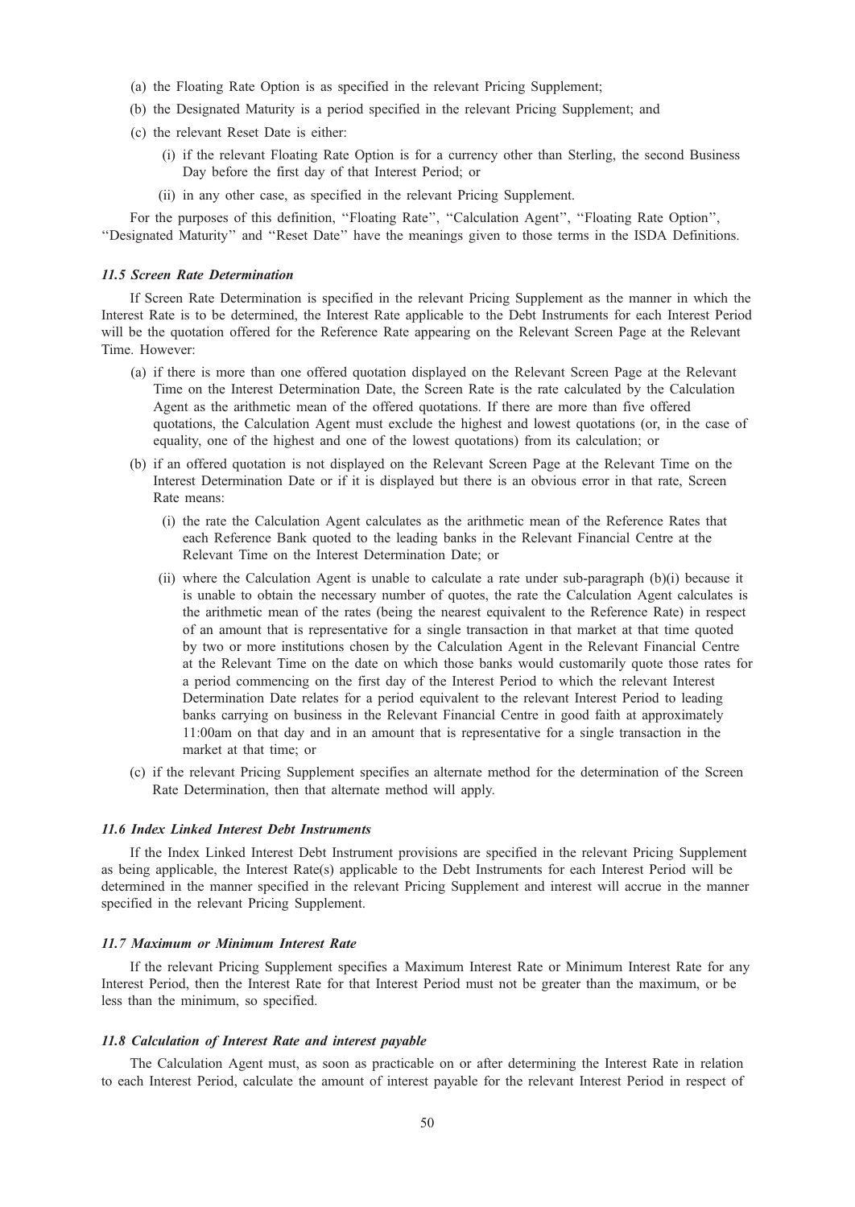(a) the Floating Rate Option is as specified in the relevant Pricing Supplement;

(b) the Designated Maturity is a period specified in the relevant Pricing Supplement; and

(c) the relevant Reset Date is either:

  (i) if the relevant Floating Rate Option is for a currency other than Sterling, the second Business Day before the first day of that Interest Period; or

  (ii) in any other case, as specified in the relevant Pricing Supplement.

For the purposes of this definition, ''Floating Rate'', ''Calculation Agent'', ''Floating Rate Option'', ''Designated Maturity'' and ''Reset Date'' have the meanings given to those terms in the ISDA Definitions.

#### *11.5 Screen Rate Determination*

If Screen Rate Determination is specified in the relevant Pricing Supplement as the manner in which the Interest Rate is to be determined, the Interest Rate applicable to the Debt Instruments for each Interest Period will be the quotation offered for the Reference Rate appearing on the Relevant Screen Page at the Relevant Time. However:

(a) if there is more than one offered quotation displayed on the Relevant Screen Page at the Relevant Time on the Interest Determination Date, the Screen Rate is the rate calculated by the Calculation Agent as the arithmetic mean of the offered quotations. If there are more than five offered quotations, the Calculation Agent must exclude the highest and lowest quotations (or, in the case of equality, one of the highest and one of the lowest quotations) from its calculation; or

(b) if an offered quotation is not displayed on the Relevant Screen Page at the Relevant Time on the Interest Determination Date or if it is displayed but there is an obvious error in that rate, Screen Rate means:

  (i) the rate the Calculation Agent calculates as the arithmetic mean of the Reference Rates that each Reference Bank quoted to the leading banks in the Relevant Financial Centre at the Relevant Time on the Interest Determination Date; or

  (ii) where the Calculation Agent is unable to calculate a rate under sub-paragraph (b)(i) because it is unable to obtain the necessary number of quotes, the rate the Calculation Agent calculates is the arithmetic mean of the rates (being the nearest equivalent to the Reference Rate) in respect of an amount that is representative for a single transaction in that market at that time quoted by two or more institutions chosen by the Calculation Agent in the Relevant Financial Centre at the Relevant Time on the date on which those banks would customarily quote those rates for a period commencing on the first day of the Interest Period to which the relevant Interest Determination Date relates for a period equivalent to the relevant Interest Period to leading banks carrying on business in the Relevant Financial Centre in good faith at approximately 11:00am on that day and in an amount that is representative for a single transaction in the market at that time; or

(c) if the relevant Pricing Supplement specifies an alternate method for the determination of the Screen Rate Determination, then that alternate method will apply.

#### *11.6 Index Linked Interest Debt Instruments*

If the Index Linked Interest Debt Instrument provisions are specified in the relevant Pricing Supplement as being applicable, the Interest Rate(s) applicable to the Debt Instruments for each Interest Period will be determined in the manner specified in the relevant Pricing Supplement and interest will accrue in the manner specified in the relevant Pricing Supplement.

#### *11.7 Maximum or Minimum Interest Rate*

If the relevant Pricing Supplement specifies a Maximum Interest Rate or Minimum Interest Rate for any Interest Period, then the Interest Rate for that Interest Period must not be greater than the maximum, or be less than the minimum, so specified.

#### *11.8 Calculation of Interest Rate and interest payable*

The Calculation Agent must, as soon as practicable on or after determining the Interest Rate in relation to each Interest Period, calculate the amount of interest payable for the relevant Interest Period in respect of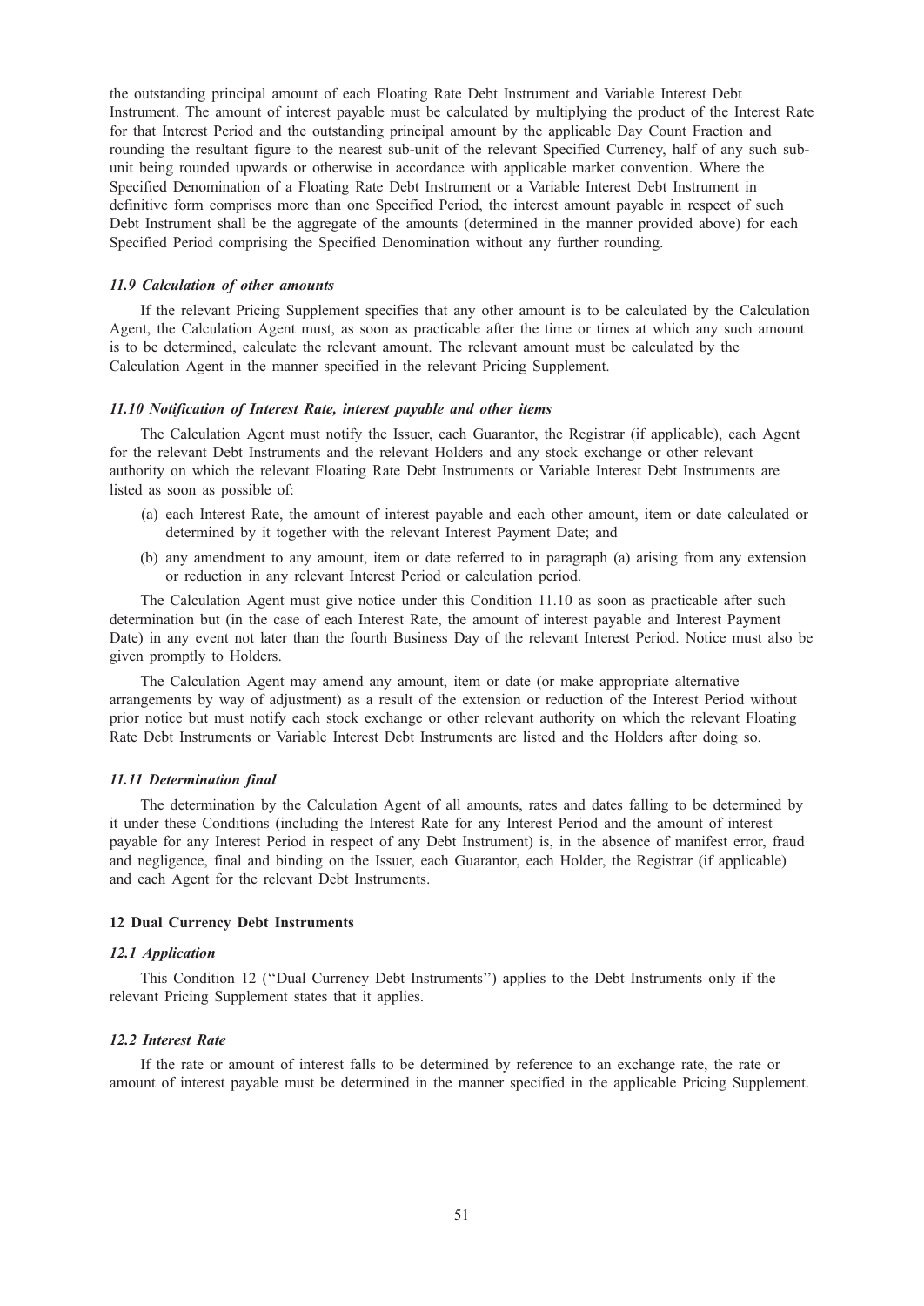the outstanding principal amount of each Floating Rate Debt Instrument and Variable Interest Debt Instrument. The amount of interest payable must be calculated by multiplying the product of the Interest Rate for that Interest Period and the outstanding principal amount by the applicable Day Count Fraction and rounding the resultant figure to the nearest sub-unit of the relevant Specified Currency, half of any such sub-unit being rounded upwards or otherwise in accordance with applicable market convention. Where the Specified Denomination of a Floating Rate Debt Instrument or a Variable Interest Debt Instrument in definitive form comprises more than one Specified Period, the interest amount payable in respect of such Debt Instrument shall be the aggregate of the amounts (determined in the manner provided above) for each Specified Period comprising the Specified Denomination without any further rounding.

### *11.9 Calculation of other amounts*

If the relevant Pricing Supplement specifies that any other amount is to be calculated by the Calculation Agent, the Calculation Agent must, as soon as practicable after the time or times at which any such amount is to be determined, calculate the relevant amount. The relevant amount must be calculated by the Calculation Agent in the manner specified in the relevant Pricing Supplement.

### *11.10 Notification of Interest Rate, interest payable and other items*

The Calculation Agent must notify the Issuer, each Guarantor, the Registrar (if applicable), each Agent for the relevant Debt Instruments and the relevant Holders and any stock exchange or other relevant authority on which the relevant Floating Rate Debt Instruments or Variable Interest Debt Instruments are listed as soon as possible of:

(a) each Interest Rate, the amount of interest payable and each other amount, item or date calculated or determined by it together with the relevant Interest Payment Date; and

(b) any amendment to any amount, item or date referred to in paragraph (a) arising from any extension or reduction in any relevant Interest Period or calculation period.

The Calculation Agent must give notice under this Condition 11.10 as soon as practicable after such determination but (in the case of each Interest Rate, the amount of interest payable and Interest Payment Date) in any event not later than the fourth Business Day of the relevant Interest Period. Notice must also be given promptly to Holders.

The Calculation Agent may amend any amount, item or date (or make appropriate alternative arrangements by way of adjustment) as a result of the extension or reduction of the Interest Period without prior notice but must notify each stock exchange or other relevant authority on which the relevant Floating Rate Debt Instruments or Variable Interest Debt Instruments are listed and the Holders after doing so.

### *11.11 Determination final*

The determination by the Calculation Agent of all amounts, rates and dates falling to be determined by it under these Conditions (including the Interest Rate for any Interest Period and the amount of interest payable for any Interest Period in respect of any Debt Instrument) is, in the absence of manifest error, fraud and negligence, final and binding on the Issuer, each Guarantor, each Holder, the Registrar (if applicable) and each Agent for the relevant Debt Instruments.

## 12 Dual Currency Debt Instruments

### *12.1 Application*

This Condition 12 ("Dual Currency Debt Instruments") applies to the Debt Instruments only if the relevant Pricing Supplement states that it applies.

### *12.2 Interest Rate*

If the rate or amount of interest falls to be determined by reference to an exchange rate, the rate or amount of interest payable must be determined in the manner specified in the applicable Pricing Supplement.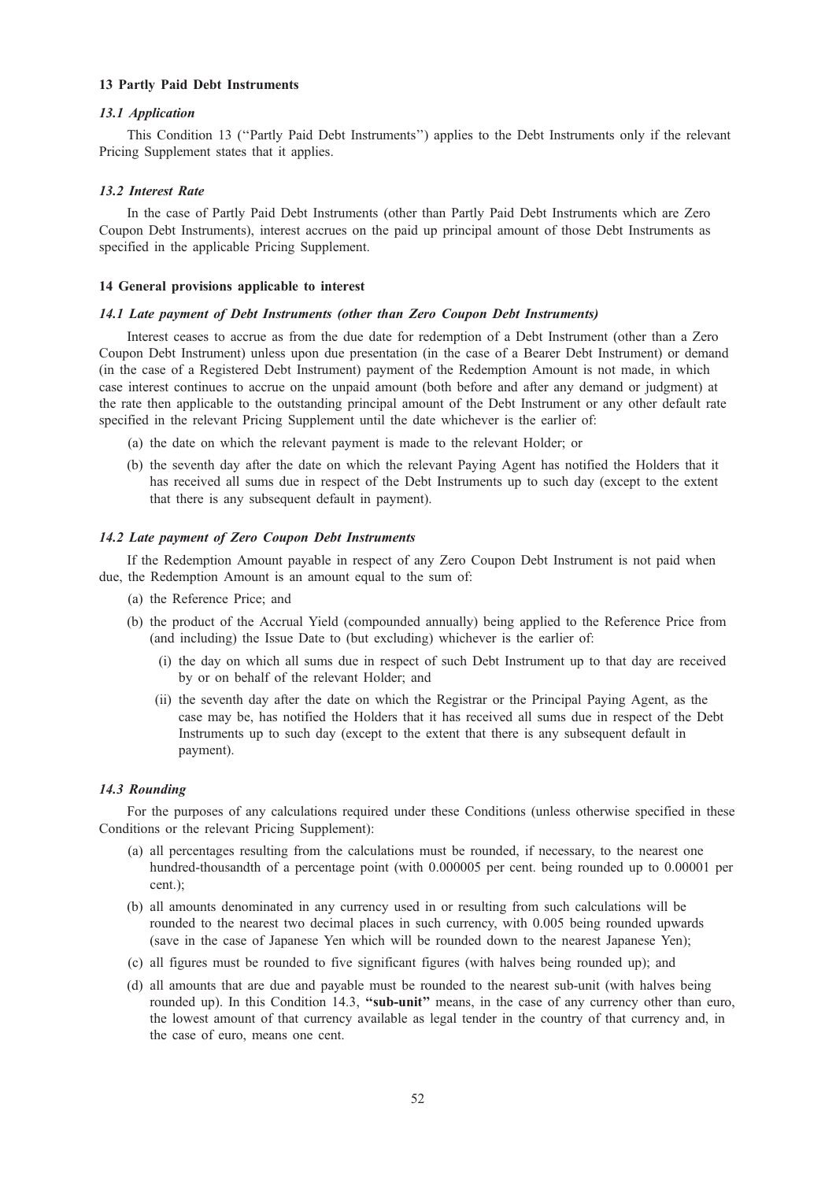### 13 Partly Paid Debt Instruments

#### *13.1 Application*

This Condition 13 (''Partly Paid Debt Instruments'') applies to the Debt Instruments only if the relevant Pricing Supplement states that it applies.

#### *13.2 Interest Rate*

In the case of Partly Paid Debt Instruments (other than Partly Paid Debt Instruments which are Zero Coupon Debt Instruments), interest accrues on the paid up principal amount of those Debt Instruments as specified in the applicable Pricing Supplement.

### 14 General provisions applicable to interest

#### *14.1 Late payment of Debt Instruments (other than Zero Coupon Debt Instruments)*

Interest ceases to accrue as from the due date for redemption of a Debt Instrument (other than a Zero Coupon Debt Instrument) unless upon due presentation (in the case of a Bearer Debt Instrument) or demand (in the case of a Registered Debt Instrument) payment of the Redemption Amount is not made, in which case interest continues to accrue on the unpaid amount (both before and after any demand or judgment) at the rate then applicable to the outstanding principal amount of the Debt Instrument or any other default rate specified in the relevant Pricing Supplement until the date whichever is the earlier of:

(a) the date on which the relevant payment is made to the relevant Holder; or

(b) the seventh day after the date on which the relevant Paying Agent has notified the Holders that it has received all sums due in respect of the Debt Instruments up to such day (except to the extent that there is any subsequent default in payment).

#### *14.2 Late payment of Zero Coupon Debt Instruments*

If the Redemption Amount payable in respect of any Zero Coupon Debt Instrument is not paid when due, the Redemption Amount is an amount equal to the sum of:

(a) the Reference Price; and

(b) the product of the Accrual Yield (compounded annually) being applied to the Reference Price from (and including) the Issue Date to (but excluding) whichever is the earlier of:

   (i) the day on which all sums due in respect of such Debt Instrument up to that day are received by or on behalf of the relevant Holder; and

   (ii) the seventh day after the date on which the Registrar or the Principal Paying Agent, as the case may be, has notified the Holders that it has received all sums due in respect of the Debt Instruments up to such day (except to the extent that there is any subsequent default in payment).

#### *14.3 Rounding*

For the purposes of any calculations required under these Conditions (unless otherwise specified in these Conditions or the relevant Pricing Supplement):

(a) all percentages resulting from the calculations must be rounded, if necessary, to the nearest one hundred-thousandth of a percentage point (with 0.000005 per cent. being rounded up to 0.00001 per cent.);

(b) all amounts denominated in any currency used in or resulting from such calculations will be rounded to the nearest two decimal places in such currency, with 0.005 being rounded upwards (save in the case of Japanese Yen which will be rounded down to the nearest Japanese Yen);

(c) all figures must be rounded to five significant figures (with halves being rounded up); and

(d) all amounts that are due and payable must be rounded to the nearest sub-unit (with halves being rounded up). In this Condition 14.3, **"sub-unit"** means, in the case of any currency other than euro, the lowest amount of that currency available as legal tender in the country of that currency and, in the case of euro, means one cent.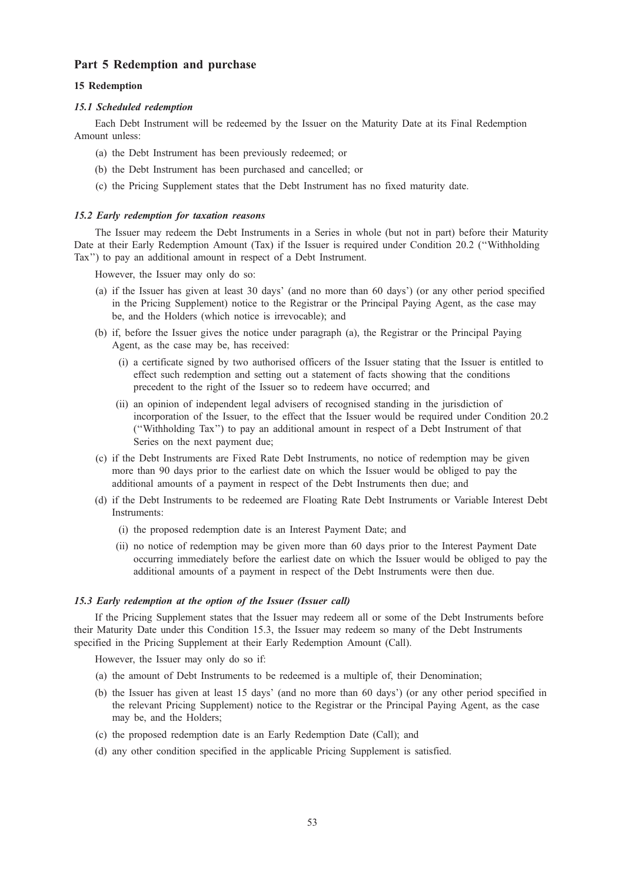## Part 5 Redemption and purchase

### 15 Redemption

#### *15.1 Scheduled redemption*

Each Debt Instrument will be redeemed by the Issuer on the Maturity Date at its Final Redemption Amount unless:

(a) the Debt Instrument has been previously redeemed; or

(b) the Debt Instrument has been purchased and cancelled; or

(c) the Pricing Supplement states that the Debt Instrument has no fixed maturity date.

#### *15.2 Early redemption for taxation reasons*

The Issuer may redeem the Debt Instruments in a Series in whole (but not in part) before their Maturity Date at their Early Redemption Amount (Tax) if the Issuer is required under Condition 20.2 (''Withholding Tax'') to pay an additional amount in respect of a Debt Instrument.

However, the Issuer may only do so:

(a) if the Issuer has given at least 30 days' (and no more than 60 days') (or any other period specified in the Pricing Supplement) notice to the Registrar or the Principal Paying Agent, as the case may be, and the Holders (which notice is irrevocable); and

(b) if, before the Issuer gives the notice under paragraph (a), the Registrar or the Principal Paying Agent, as the case may be, has received:

   (i) a certificate signed by two authorised officers of the Issuer stating that the Issuer is entitled to effect such redemption and setting out a statement of facts showing that the conditions precedent to the right of the Issuer so to redeem have occurred; and

   (ii) an opinion of independent legal advisers of recognised standing in the jurisdiction of incorporation of the Issuer, to the effect that the Issuer would be required under Condition 20.2 (''Withholding Tax'') to pay an additional amount in respect of a Debt Instrument of that Series on the next payment due;

(c) if the Debt Instruments are Fixed Rate Debt Instruments, no notice of redemption may be given more than 90 days prior to the earliest date on which the Issuer would be obliged to pay the additional amounts of a payment in respect of the Debt Instruments then due; and

(d) if the Debt Instruments to be redeemed are Floating Rate Debt Instruments or Variable Interest Debt Instruments:

   (i) the proposed redemption date is an Interest Payment Date; and

   (ii) no notice of redemption may be given more than 60 days prior to the Interest Payment Date occurring immediately before the earliest date on which the Issuer would be obliged to pay the additional amounts of a payment in respect of the Debt Instruments were then due.

#### *15.3 Early redemption at the option of the Issuer (Issuer call)*

If the Pricing Supplement states that the Issuer may redeem all or some of the Debt Instruments before their Maturity Date under this Condition 15.3, the Issuer may redeem so many of the Debt Instruments specified in the Pricing Supplement at their Early Redemption Amount (Call).

However, the Issuer may only do so if:

(a) the amount of Debt Instruments to be redeemed is a multiple of, their Denomination;

(b) the Issuer has given at least 15 days' (and no more than 60 days') (or any other period specified in the relevant Pricing Supplement) notice to the Registrar or the Principal Paying Agent, as the case may be, and the Holders;

(c) the proposed redemption date is an Early Redemption Date (Call); and

(d) any other condition specified in the applicable Pricing Supplement is satisfied.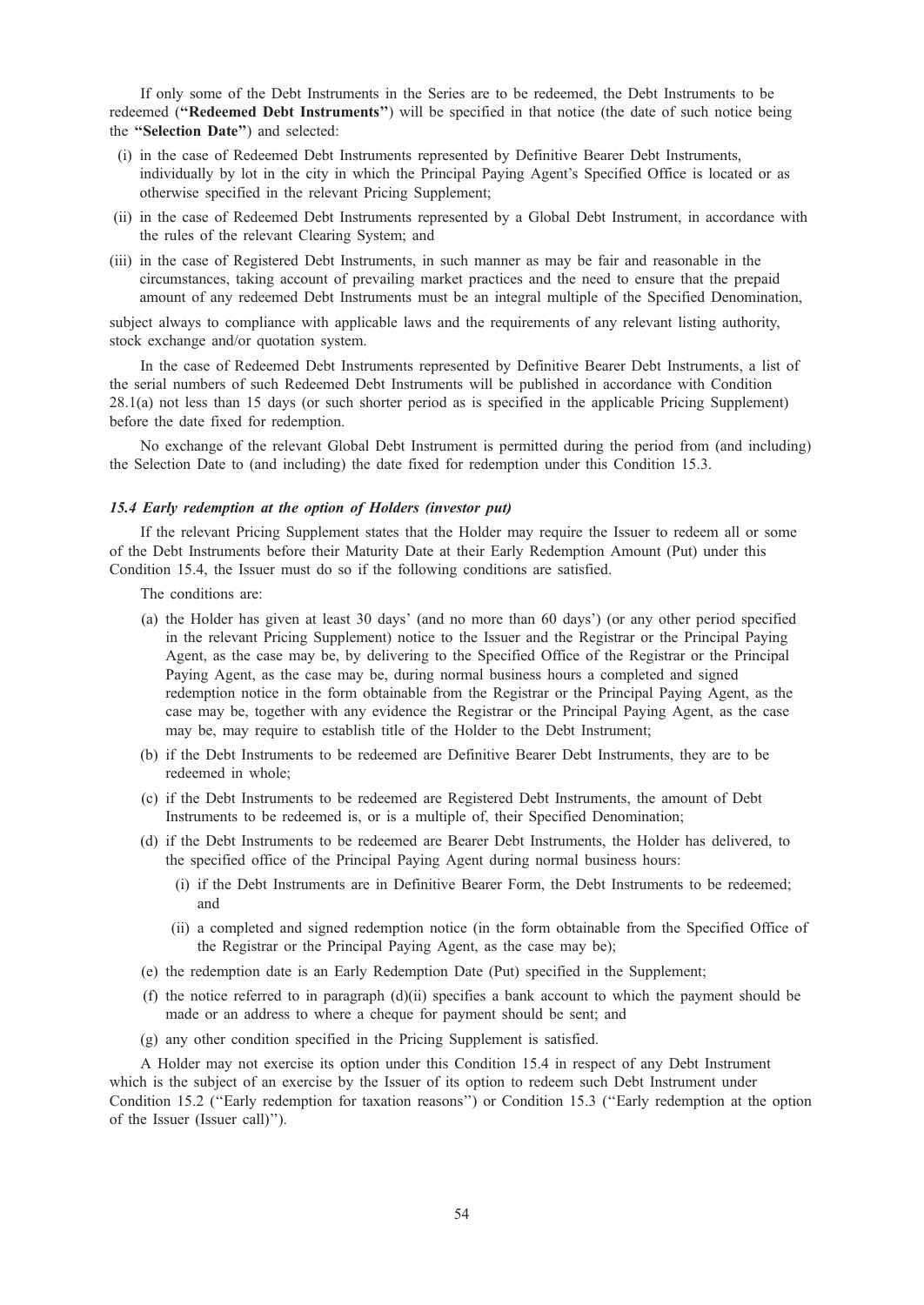If only some of the Debt Instruments in the Series are to be redeemed, the Debt Instruments to be redeemed (**"Redeemed Debt Instruments"**) will be specified in that notice (the date of such notice being the **"Selection Date"**) and selected:

(i) in the case of Redeemed Debt Instruments represented by Definitive Bearer Debt Instruments, individually by lot in the city in which the Principal Paying Agent's Specified Office is located or as otherwise specified in the relevant Pricing Supplement;

(ii) in the case of Redeemed Debt Instruments represented by a Global Debt Instrument, in accordance with the rules of the relevant Clearing System; and

(iii) in the case of Registered Debt Instruments, in such manner as may be fair and reasonable in the circumstances, taking account of prevailing market practices and the need to ensure that the prepaid amount of any redeemed Debt Instruments must be an integral multiple of the Specified Denomination,

subject always to compliance with applicable laws and the requirements of any relevant listing authority, stock exchange and/or quotation system.

In the case of Redeemed Debt Instruments represented by Definitive Bearer Debt Instruments, a list of the serial numbers of such Redeemed Debt Instruments will be published in accordance with Condition 28.1(a) not less than 15 days (or such shorter period as is specified in the applicable Pricing Supplement) before the date fixed for redemption.

No exchange of the relevant Global Debt Instrument is permitted during the period from (and including) the Selection Date to (and including) the date fixed for redemption under this Condition 15.3.

### *15.4 Early redemption at the option of Holders (investor put)*

If the relevant Pricing Supplement states that the Holder may require the Issuer to redeem all or some of the Debt Instruments before their Maturity Date at their Early Redemption Amount (Put) under this Condition 15.4, the Issuer must do so if the following conditions are satisfied.

The conditions are:

(a) the Holder has given at least 30 days' (and no more than 60 days') (or any other period specified in the relevant Pricing Supplement) notice to the Issuer and the Registrar or the Principal Paying Agent, as the case may be, by delivering to the Specified Office of the Registrar or the Principal Paying Agent, as the case may be, during normal business hours a completed and signed redemption notice in the form obtainable from the Registrar or the Principal Paying Agent, as the case may be, together with any evidence the Registrar or the Principal Paying Agent, as the case may be, may require to establish title of the Holder to the Debt Instrument;

(b) if the Debt Instruments to be redeemed are Definitive Bearer Debt Instruments, they are to be redeemed in whole;

(c) if the Debt Instruments to be redeemed are Registered Debt Instruments, the amount of Debt Instruments to be redeemed is, or is a multiple of, their Specified Denomination;

(d) if the Debt Instruments to be redeemed are Bearer Debt Instruments, the Holder has delivered, to the specified office of the Principal Paying Agent during normal business hours:

   (i) if the Debt Instruments are in Definitive Bearer Form, the Debt Instruments to be redeemed; and

   (ii) a completed and signed redemption notice (in the form obtainable from the Specified Office of the Registrar or the Principal Paying Agent, as the case may be);

(e) the redemption date is an Early Redemption Date (Put) specified in the Supplement;

(f) the notice referred to in paragraph (d)(ii) specifies a bank account to which the payment should be made or an address to where a cheque for payment should be sent; and

(g) any other condition specified in the Pricing Supplement is satisfied.

A Holder may not exercise its option under this Condition 15.4 in respect of any Debt Instrument which is the subject of an exercise by the Issuer of its option to redeem such Debt Instrument under Condition 15.2 ("Early redemption for taxation reasons") or Condition 15.3 ("Early redemption at the option of the Issuer (Issuer call)").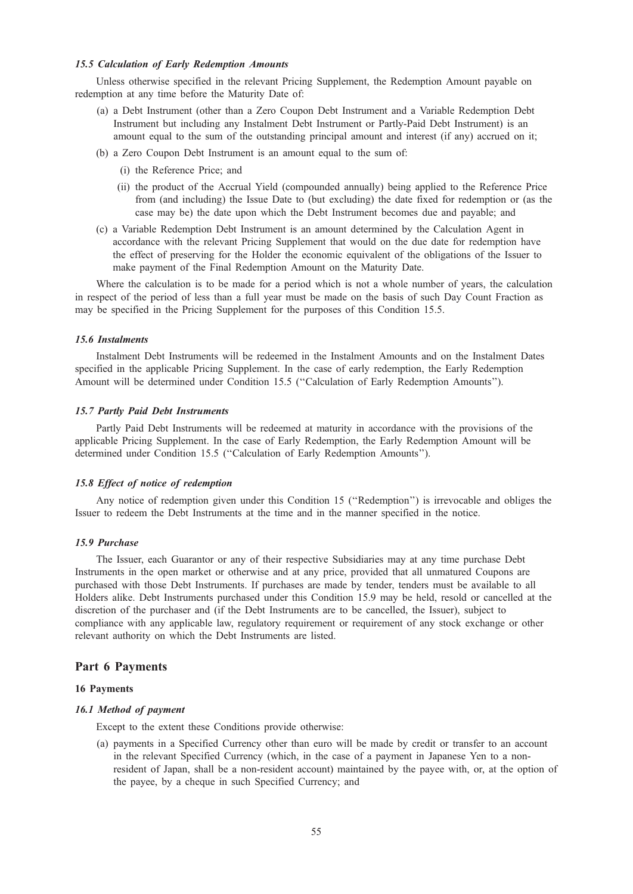#### *15.5 Calculation of Early Redemption Amounts*

Unless otherwise specified in the relevant Pricing Supplement, the Redemption Amount payable on redemption at any time before the Maturity Date of:

(a) a Debt Instrument (other than a Zero Coupon Debt Instrument and a Variable Redemption Debt Instrument but including any Instalment Debt Instrument or Partly-Paid Debt Instrument) is an amount equal to the sum of the outstanding principal amount and interest (if any) accrued on it;

(b) a Zero Coupon Debt Instrument is an amount equal to the sum of:

  (i) the Reference Price; and

  (ii) the product of the Accrual Yield (compounded annually) being applied to the Reference Price from (and including) the Issue Date to (but excluding) the date fixed for redemption or (as the case may be) the date upon which the Debt Instrument becomes due and payable; and

(c) a Variable Redemption Debt Instrument is an amount determined by the Calculation Agent in accordance with the relevant Pricing Supplement that would on the due date for redemption have the effect of preserving for the Holder the economic equivalent of the obligations of the Issuer to make payment of the Final Redemption Amount on the Maturity Date.

Where the calculation is to be made for a period which is not a whole number of years, the calculation in respect of the period of less than a full year must be made on the basis of such Day Count Fraction as may be specified in the Pricing Supplement for the purposes of this Condition 15.5.

#### *15.6 Instalments*

Instalment Debt Instruments will be redeemed in the Instalment Amounts and on the Instalment Dates specified in the applicable Pricing Supplement. In the case of early redemption, the Early Redemption Amount will be determined under Condition 15.5 (''Calculation of Early Redemption Amounts'').

#### *15.7 Partly Paid Debt Instruments*

Partly Paid Debt Instruments will be redeemed at maturity in accordance with the provisions of the applicable Pricing Supplement. In the case of Early Redemption, the Early Redemption Amount will be determined under Condition 15.5 (''Calculation of Early Redemption Amounts'').

#### *15.8 Effect of notice of redemption*

Any notice of redemption given under this Condition 15 (''Redemption'') is irrevocable and obliges the Issuer to redeem the Debt Instruments at the time and in the manner specified in the notice.

#### *15.9 Purchase*

The Issuer, each Guarantor or any of their respective Subsidiaries may at any time purchase Debt Instruments in the open market or otherwise and at any price, provided that all unmatured Coupons are purchased with those Debt Instruments. If purchases are made by tender, tenders must be available to all Holders alike. Debt Instruments purchased under this Condition 15.9 may be held, resold or cancelled at the discretion of the purchaser and (if the Debt Instruments are to be cancelled, the Issuer), subject to compliance with any applicable law, regulatory requirement or requirement of any stock exchange or other relevant authority on which the Debt Instruments are listed.

## Part 6 Payments

### 16 Payments

#### *16.1 Method of payment*

Except to the extent these Conditions provide otherwise:

(a) payments in a Specified Currency other than euro will be made by credit or transfer to an account in the relevant Specified Currency (which, in the case of a payment in Japanese Yen to a non-resident of Japan, shall be a non-resident account) maintained by the payee with, or, at the option of the payee, by a cheque in such Specified Currency; and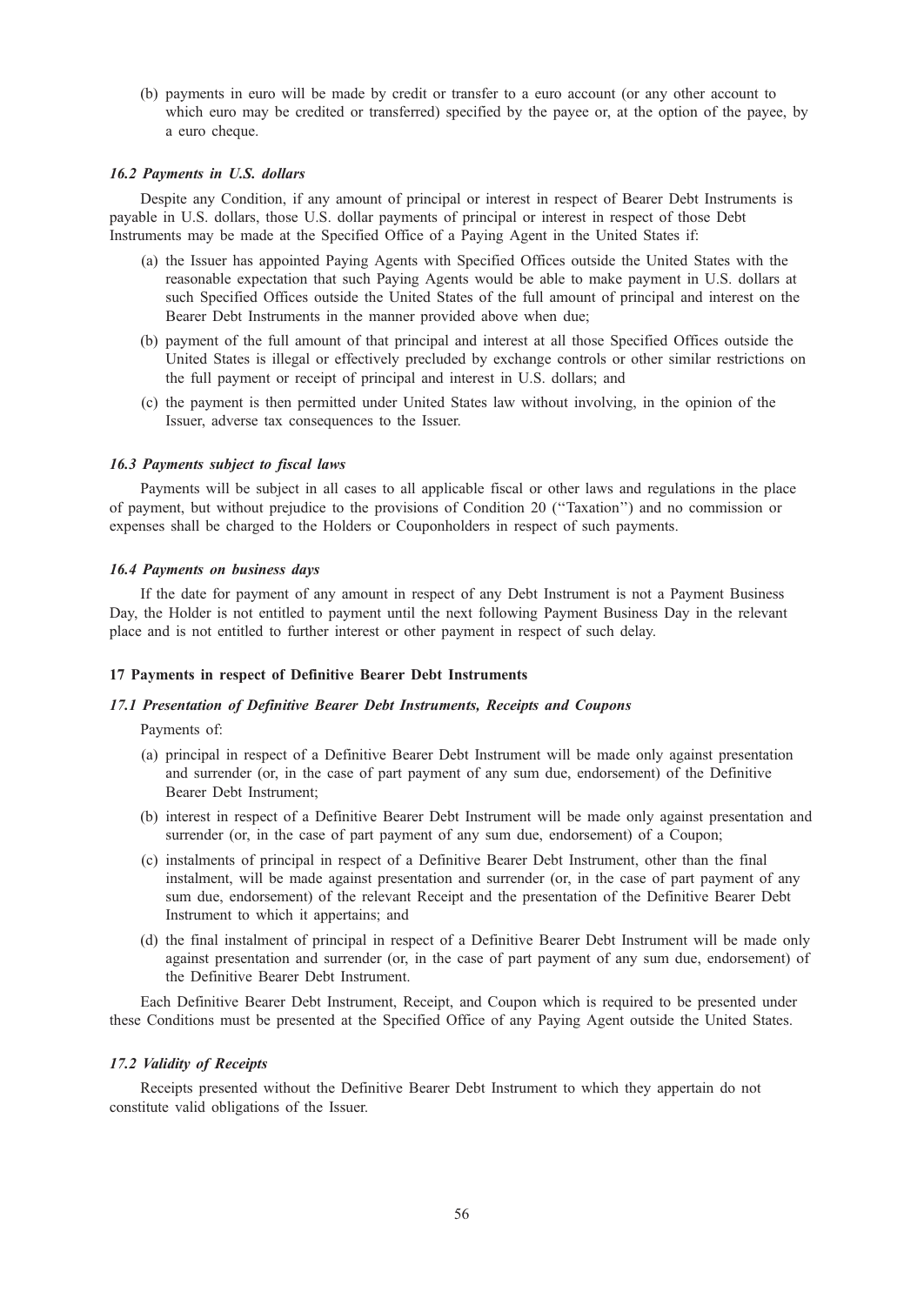(b) payments in euro will be made by credit or transfer to a euro account (or any other account to which euro may be credited or transferred) specified by the payee or, at the option of the payee, by a euro cheque.

### *16.2 Payments in U.S. dollars*

Despite any Condition, if any amount of principal or interest in respect of Bearer Debt Instruments is payable in U.S. dollars, those U.S. dollar payments of principal or interest in respect of those Debt Instruments may be made at the Specified Office of a Paying Agent in the United States if:

(a) the Issuer has appointed Paying Agents with Specified Offices outside the United States with the reasonable expectation that such Paying Agents would be able to make payment in U.S. dollars at such Specified Offices outside the United States of the full amount of principal and interest on the Bearer Debt Instruments in the manner provided above when due;

(b) payment of the full amount of that principal and interest at all those Specified Offices outside the United States is illegal or effectively precluded by exchange controls or other similar restrictions on the full payment or receipt of principal and interest in U.S. dollars; and

(c) the payment is then permitted under United States law without involving, in the opinion of the Issuer, adverse tax consequences to the Issuer.

### *16.3 Payments subject to fiscal laws*

Payments will be subject in all cases to all applicable fiscal or other laws and regulations in the place of payment, but without prejudice to the provisions of Condition 20 (''Taxation'') and no commission or expenses shall be charged to the Holders or Couponholders in respect of such payments.

### *16.4 Payments on business days*

If the date for payment of any amount in respect of any Debt Instrument is not a Payment Business Day, the Holder is not entitled to payment until the next following Payment Business Day in the relevant place and is not entitled to further interest or other payment in respect of such delay.

## 17 Payments in respect of Definitive Bearer Debt Instruments

### *17.1 Presentation of Definitive Bearer Debt Instruments, Receipts and Coupons*

Payments of:

(a) principal in respect of a Definitive Bearer Debt Instrument will be made only against presentation and surrender (or, in the case of part payment of any sum due, endorsement) of the Definitive Bearer Debt Instrument;

(b) interest in respect of a Definitive Bearer Debt Instrument will be made only against presentation and surrender (or, in the case of part payment of any sum due, endorsement) of a Coupon;

(c) instalments of principal in respect of a Definitive Bearer Debt Instrument, other than the final instalment, will be made against presentation and surrender (or, in the case of part payment of any sum due, endorsement) of the relevant Receipt and the presentation of the Definitive Bearer Debt Instrument to which it appertains; and

(d) the final instalment of principal in respect of a Definitive Bearer Debt Instrument will be made only against presentation and surrender (or, in the case of part payment of any sum due, endorsement) of the Definitive Bearer Debt Instrument.

Each Definitive Bearer Debt Instrument, Receipt, and Coupon which is required to be presented under these Conditions must be presented at the Specified Office of any Paying Agent outside the United States.

### *17.2 Validity of Receipts*

Receipts presented without the Definitive Bearer Debt Instrument to which they appertain do not constitute valid obligations of the Issuer.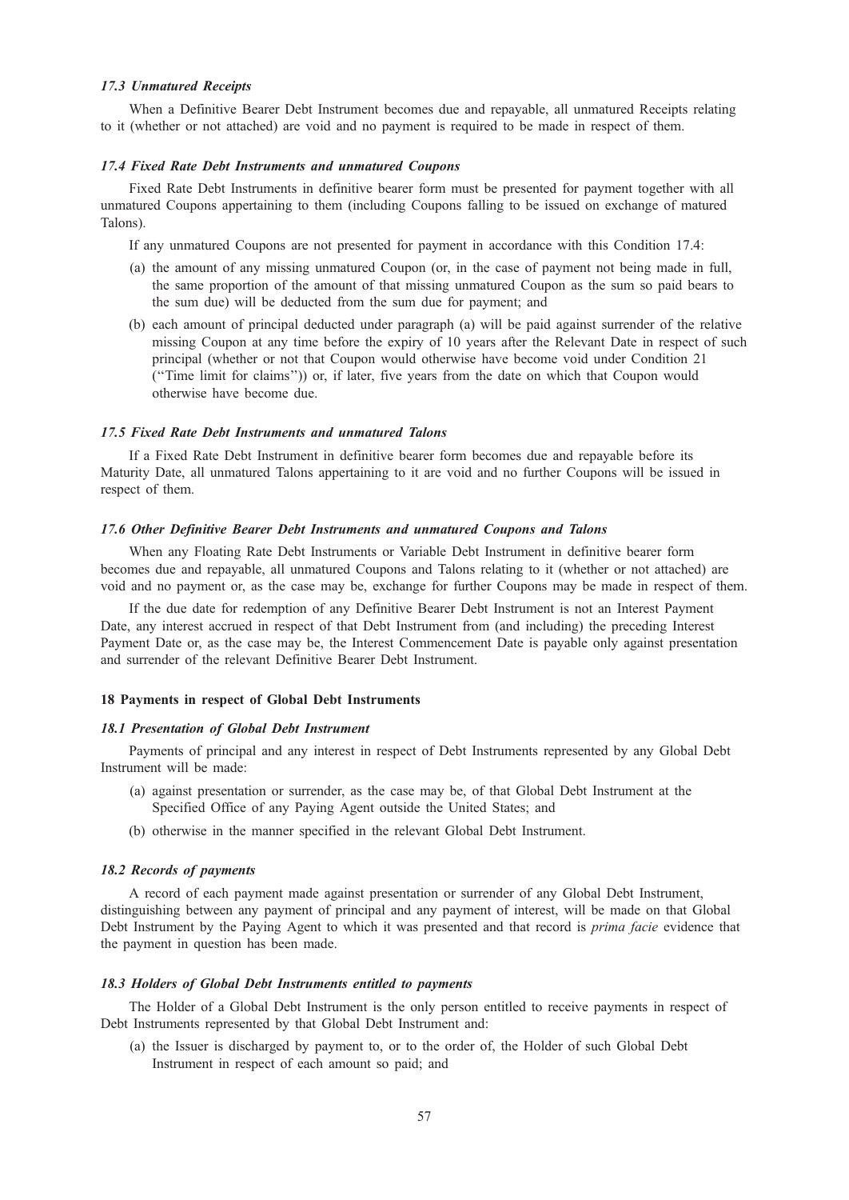### *17.3 Unmatured Receipts*

When a Definitive Bearer Debt Instrument becomes due and repayable, all unmatured Receipts relating to it (whether or not attached) are void and no payment is required to be made in respect of them.

### *17.4 Fixed Rate Debt Instruments and unmatured Coupons*

Fixed Rate Debt Instruments in definitive bearer form must be presented for payment together with all unmatured Coupons appertaining to them (including Coupons falling to be issued on exchange of matured Talons).

If any unmatured Coupons are not presented for payment in accordance with this Condition 17.4:

(a) the amount of any missing unmatured Coupon (or, in the case of payment not being made in full, the same proportion of the amount of that missing unmatured Coupon as the sum so paid bears to the sum due) will be deducted from the sum due for payment; and

(b) each amount of principal deducted under paragraph (a) will be paid against surrender of the relative missing Coupon at any time before the expiry of 10 years after the Relevant Date in respect of such principal (whether or not that Coupon would otherwise have become void under Condition 21 ("Time limit for claims")) or, if later, five years from the date on which that Coupon would otherwise have become due.

### *17.5 Fixed Rate Debt Instruments and unmatured Talons*

If a Fixed Rate Debt Instrument in definitive bearer form becomes due and repayable before its Maturity Date, all unmatured Talons appertaining to it are void and no further Coupons will be issued in respect of them.

### *17.6 Other Definitive Bearer Debt Instruments and unmatured Coupons and Talons*

When any Floating Rate Debt Instruments or Variable Debt Instrument in definitive bearer form becomes due and repayable, all unmatured Coupons and Talons relating to it (whether or not attached) are void and no payment or, as the case may be, exchange for further Coupons may be made in respect of them.

If the due date for redemption of any Definitive Bearer Debt Instrument is not an Interest Payment Date, any interest accrued in respect of that Debt Instrument from (and including) the preceding Interest Payment Date or, as the case may be, the Interest Commencement Date is payable only against presentation and surrender of the relevant Definitive Bearer Debt Instrument.

## 18 Payments in respect of Global Debt Instruments

### *18.1 Presentation of Global Debt Instrument*

Payments of principal and any interest in respect of Debt Instruments represented by any Global Debt Instrument will be made:

(a) against presentation or surrender, as the case may be, of that Global Debt Instrument at the Specified Office of any Paying Agent outside the United States; and

(b) otherwise in the manner specified in the relevant Global Debt Instrument.

### *18.2 Records of payments*

A record of each payment made against presentation or surrender of any Global Debt Instrument, distinguishing between any payment of principal and any payment of interest, will be made on that Global Debt Instrument by the Paying Agent to which it was presented and that record is *prima facie* evidence that the payment in question has been made.

### *18.3 Holders of Global Debt Instruments entitled to payments*

The Holder of a Global Debt Instrument is the only person entitled to receive payments in respect of Debt Instruments represented by that Global Debt Instrument and:

(a) the Issuer is discharged by payment to, or to the order of, the Holder of such Global Debt Instrument in respect of each amount so paid; and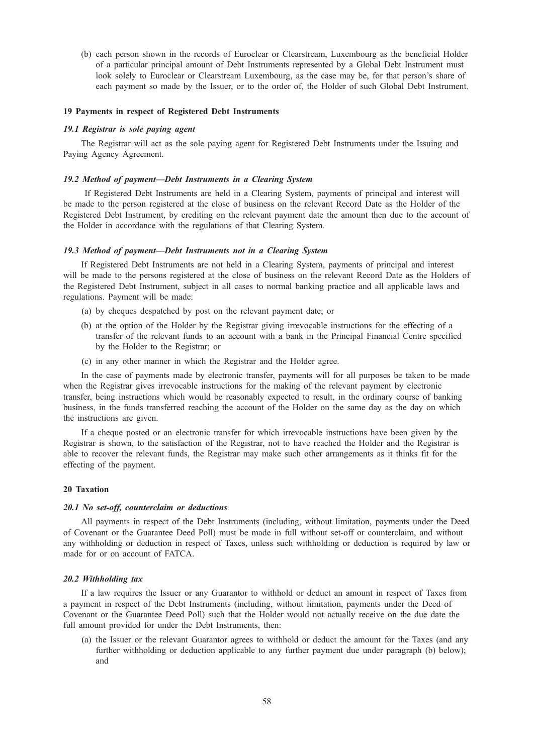(b) each person shown in the records of Euroclear or Clearstream, Luxembourg as the beneficial Holder of a particular principal amount of Debt Instruments represented by a Global Debt Instrument must look solely to Euroclear or Clearstream Luxembourg, as the case may be, for that person's share of each payment so made by the Issuer, or to the order of, the Holder of such Global Debt Instrument.

## 19 Payments in respect of Registered Debt Instruments

### *19.1 Registrar is sole paying agent*

The Registrar will act as the sole paying agent for Registered Debt Instruments under the Issuing and Paying Agency Agreement.

### *19.2 Method of payment—Debt Instruments in a Clearing System*

If Registered Debt Instruments are held in a Clearing System, payments of principal and interest will be made to the person registered at the close of business on the relevant Record Date as the Holder of the Registered Debt Instrument, by crediting on the relevant payment date the amount then due to the account of the Holder in accordance with the regulations of that Clearing System.

### *19.3 Method of payment—Debt Instruments not in a Clearing System*

If Registered Debt Instruments are not held in a Clearing System, payments of principal and interest will be made to the persons registered at the close of business on the relevant Record Date as the Holders of the Registered Debt Instrument, subject in all cases to normal banking practice and all applicable laws and regulations. Payment will be made:

(a) by cheques despatched by post on the relevant payment date; or

(b) at the option of the Holder by the Registrar giving irrevocable instructions for the effecting of a transfer of the relevant funds to an account with a bank in the Principal Financial Centre specified by the Holder to the Registrar; or

(c) in any other manner in which the Registrar and the Holder agree.

In the case of payments made by electronic transfer, payments will for all purposes be taken to be made when the Registrar gives irrevocable instructions for the making of the relevant payment by electronic transfer, being instructions which would be reasonably expected to result, in the ordinary course of banking business, in the funds transferred reaching the account of the Holder on the same day as the day on which the instructions are given.

If a cheque posted or an electronic transfer for which irrevocable instructions have been given by the Registrar is shown, to the satisfaction of the Registrar, not to have reached the Holder and the Registrar is able to recover the relevant funds, the Registrar may make such other arrangements as it thinks fit for the effecting of the payment.

## 20 Taxation

### *20.1 No set-off, counterclaim or deductions*

All payments in respect of the Debt Instruments (including, without limitation, payments under the Deed of Covenant or the Guarantee Deed Poll) must be made in full without set-off or counterclaim, and without any withholding or deduction in respect of Taxes, unless such withholding or deduction is required by law or made for or on account of FATCA.

### *20.2 Withholding tax*

If a law requires the Issuer or any Guarantor to withhold or deduct an amount in respect of Taxes from a payment in respect of the Debt Instruments (including, without limitation, payments under the Deed of Covenant or the Guarantee Deed Poll) such that the Holder would not actually receive on the due date the full amount provided for under the Debt Instruments, then:

(a) the Issuer or the relevant Guarantor agrees to withhold or deduct the amount for the Taxes (and any further withholding or deduction applicable to any further payment due under paragraph (b) below); and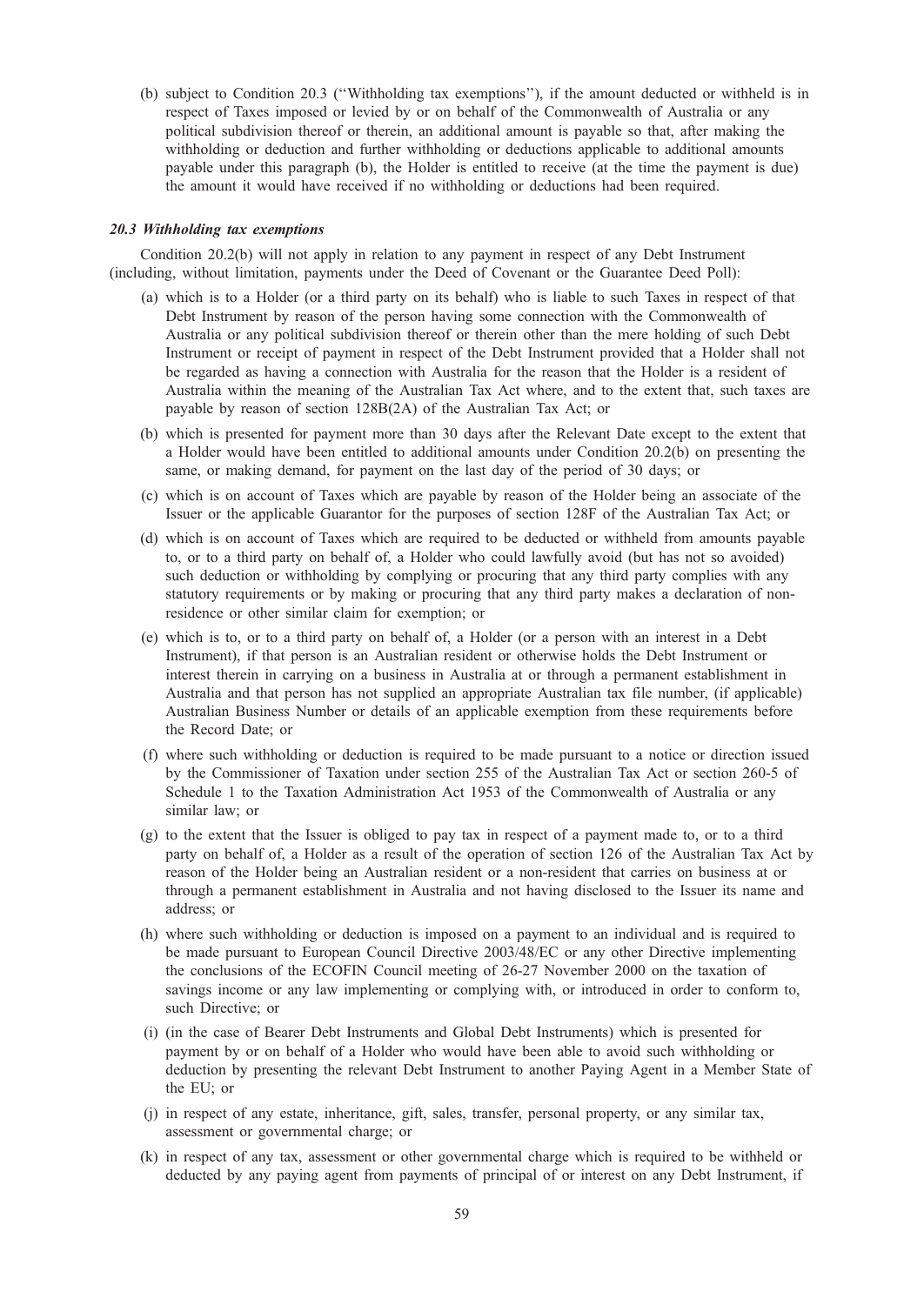(b) subject to Condition 20.3 (''Withholding tax exemptions''), if the amount deducted or withheld is in respect of Taxes imposed or levied by or on behalf of the Commonwealth of Australia or any political subdivision thereof or therein, an additional amount is payable so that, after making the withholding or deduction and further withholding or deductions applicable to additional amounts payable under this paragraph (b), the Holder is entitled to receive (at the time the payment is due) the amount it would have received if no withholding or deductions had been required.

### *20.3 Withholding tax exemptions*

Condition 20.2(b) will not apply in relation to any payment in respect of any Debt Instrument (including, without limitation, payments under the Deed of Covenant or the Guarantee Deed Poll):

(a) which is to a Holder (or a third party on its behalf) who is liable to such Taxes in respect of that Debt Instrument by reason of the person having some connection with the Commonwealth of Australia or any political subdivision thereof or therein other than the mere holding of such Debt Instrument or receipt of payment in respect of the Debt Instrument provided that a Holder shall not be regarded as having a connection with Australia for the reason that the Holder is a resident of Australia within the meaning of the Australian Tax Act where, and to the extent that, such taxes are payable by reason of section 128B(2A) of the Australian Tax Act; or

(b) which is presented for payment more than 30 days after the Relevant Date except to the extent that a Holder would have been entitled to additional amounts under Condition 20.2(b) on presenting the same, or making demand, for payment on the last day of the period of 30 days; or

(c) which is on account of Taxes which are payable by reason of the Holder being an associate of the Issuer or the applicable Guarantor for the purposes of section 128F of the Australian Tax Act; or

(d) which is on account of Taxes which are required to be deducted or withheld from amounts payable to, or to a third party on behalf of, a Holder who could lawfully avoid (but has not so avoided) such deduction or withholding by complying or procuring that any third party complies with any statutory requirements or by making or procuring that any third party makes a declaration of non-residence or other similar claim for exemption; or

(e) which is to, or to a third party on behalf of, a Holder (or a person with an interest in a Debt Instrument), if that person is an Australian resident or otherwise holds the Debt Instrument or interest therein in carrying on a business in Australia at or through a permanent establishment in Australia and that person has not supplied an appropriate Australian tax file number, (if applicable) Australian Business Number or details of an applicable exemption from these requirements before the Record Date; or

(f) where such withholding or deduction is required to be made pursuant to a notice or direction issued by the Commissioner of Taxation under section 255 of the Australian Tax Act or section 260-5 of Schedule 1 to the Taxation Administration Act 1953 of the Commonwealth of Australia or any similar law; or

(g) to the extent that the Issuer is obliged to pay tax in respect of a payment made to, or to a third party on behalf of, a Holder as a result of the operation of section 126 of the Australian Tax Act by reason of the Holder being an Australian resident or a non-resident that carries on business at or through a permanent establishment in Australia and not having disclosed to the Issuer its name and address; or

(h) where such withholding or deduction is imposed on a payment to an individual and is required to be made pursuant to European Council Directive 2003/48/EC or any other Directive implementing the conclusions of the ECOFIN Council meeting of 26-27 November 2000 on the taxation of savings income or any law implementing or complying with, or introduced in order to conform to, such Directive; or

(i) (in the case of Bearer Debt Instruments and Global Debt Instruments) which is presented for payment by or on behalf of a Holder who would have been able to avoid such withholding or deduction by presenting the relevant Debt Instrument to another Paying Agent in a Member State of the EU; or

(j) in respect of any estate, inheritance, gift, sales, transfer, personal property, or any similar tax, assessment or governmental charge; or

(k) in respect of any tax, assessment or other governmental charge which is required to be withheld or deducted by any paying agent from payments of principal of or interest on any Debt Instrument, if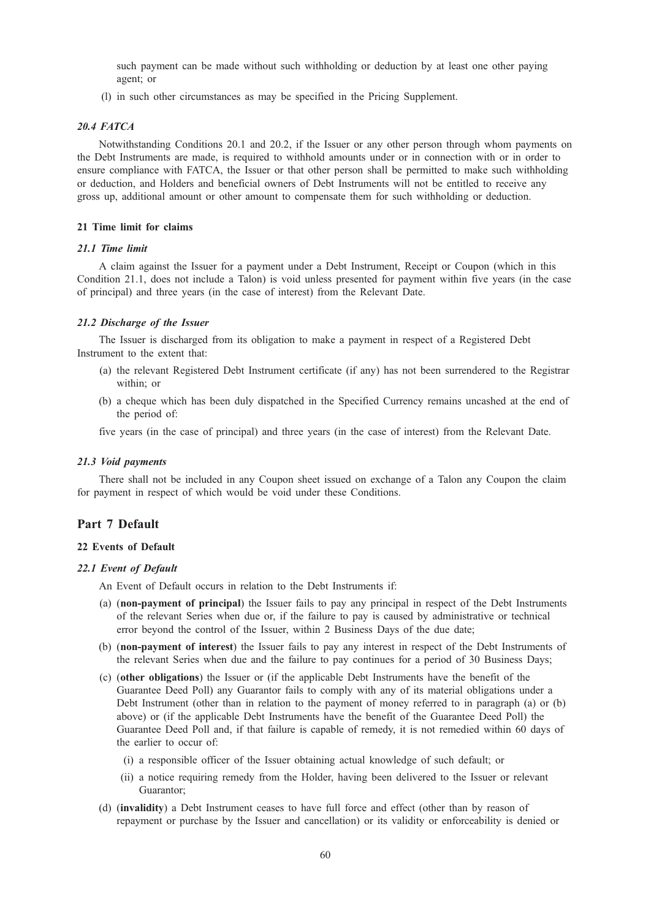such payment can be made without such withholding or deduction by at least one other paying agent; or

(l) in such other circumstances as may be specified in the Pricing Supplement.

#### *20.4 FATCA*

Notwithstanding Conditions 20.1 and 20.2, if the Issuer or any other person through whom payments on the Debt Instruments are made, is required to withhold amounts under or in connection with or in order to ensure compliance with FATCA, the Issuer or that other person shall be permitted to make such withholding or deduction, and Holders and beneficial owners of Debt Instruments will not be entitled to receive any gross up, additional amount or other amount to compensate them for such withholding or deduction.

### 21 Time limit for claims

#### *21.1 Time limit*

A claim against the Issuer for a payment under a Debt Instrument, Receipt or Coupon (which in this Condition 21.1, does not include a Talon) is void unless presented for payment within five years (in the case of principal) and three years (in the case of interest) from the Relevant Date.

#### *21.2 Discharge of the Issuer*

The Issuer is discharged from its obligation to make a payment in respect of a Registered Debt Instrument to the extent that:

(a) the relevant Registered Debt Instrument certificate (if any) has not been surrendered to the Registrar within; or

(b) a cheque which has been duly dispatched in the Specified Currency remains uncashed at the end of the period of:

five years (in the case of principal) and three years (in the case of interest) from the Relevant Date.

#### *21.3 Void payments*

There shall not be included in any Coupon sheet issued on exchange of a Talon any Coupon the claim for payment in respect of which would be void under these Conditions.

## Part 7 Default

### 22 Events of Default

#### *22.1 Event of Default*

An Event of Default occurs in relation to the Debt Instruments if:

(a) (**non-payment of principal**) the Issuer fails to pay any principal in respect of the Debt Instruments of the relevant Series when due or, if the failure to pay is caused by administrative or technical error beyond the control of the Issuer, within 2 Business Days of the due date;

(b) (**non-payment of interest**) the Issuer fails to pay any interest in respect of the Debt Instruments of the relevant Series when due and the failure to pay continues for a period of 30 Business Days;

(c) (**other obligations**) the Issuer or (if the applicable Debt Instruments have the benefit of the Guarantee Deed Poll) any Guarantor fails to comply with any of its material obligations under a Debt Instrument (other than in relation to the payment of money referred to in paragraph (a) or (b) above) or (if the applicable Debt Instruments have the benefit of the Guarantee Deed Poll) the Guarantee Deed Poll and, if that failure is capable of remedy, it is not remedied within 60 days of the earlier to occur of:

   (i) a responsible officer of the Issuer obtaining actual knowledge of such default; or

   (ii) a notice requiring remedy from the Holder, having been delivered to the Issuer or relevant Guarantor;

(d) (**invalidity**) a Debt Instrument ceases to have full force and effect (other than by reason of repayment or purchase by the Issuer and cancellation) or its validity or enforceability is denied or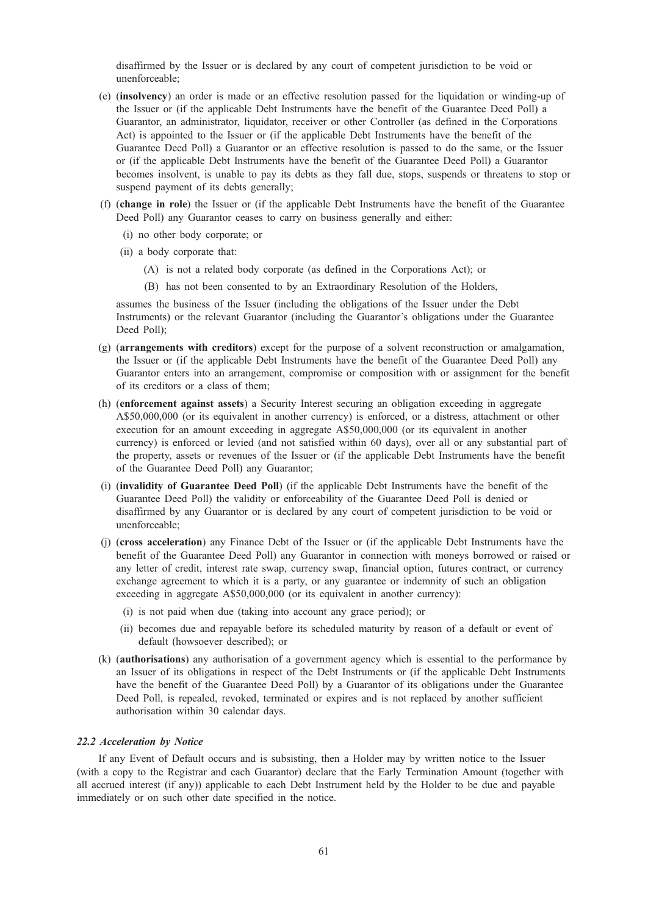disaffirmed by the Issuer or is declared by any court of competent jurisdiction to be void or unenforceable;

(e) (**insolvency**) an order is made or an effective resolution passed for the liquidation or winding-up of the Issuer or (if the applicable Debt Instruments have the benefit of the Guarantee Deed Poll) a Guarantor, an administrator, liquidator, receiver or other Controller (as defined in the Corporations Act) is appointed to the Issuer or (if the applicable Debt Instruments have the benefit of the Guarantee Deed Poll) a Guarantor or an effective resolution is passed to do the same, or the Issuer or (if the applicable Debt Instruments have the benefit of the Guarantee Deed Poll) a Guarantor becomes insolvent, is unable to pay its debts as they fall due, stops, suspends or threatens to stop or suspend payment of its debts generally;

(f) (**change in role**) the Issuer or (if the applicable Debt Instruments have the benefit of the Guarantee Deed Poll) any Guarantor ceases to carry on business generally and either:

(i) no other body corporate; or

(ii) a body corporate that:

(A) is not a related body corporate (as defined in the Corporations Act); or

(B) has not been consented to by an Extraordinary Resolution of the Holders,

assumes the business of the Issuer (including the obligations of the Issuer under the Debt Instruments) or the relevant Guarantor (including the Guarantor's obligations under the Guarantee Deed Poll);

(g) (**arrangements with creditors**) except for the purpose of a solvent reconstruction or amalgamation, the Issuer or (if the applicable Debt Instruments have the benefit of the Guarantee Deed Poll) any Guarantor enters into an arrangement, compromise or composition with or assignment for the benefit of its creditors or a class of them;

(h) (**enforcement against assets**) a Security Interest securing an obligation exceeding in aggregate A$50,000,000 (or its equivalent in another currency) is enforced, or a distress, attachment or other execution for an amount exceeding in aggregate A$50,000,000 (or its equivalent in another currency) is enforced or levied (and not satisfied within 60 days), over all or any substantial part of the property, assets or revenues of the Issuer or (if the applicable Debt Instruments have the benefit of the Guarantee Deed Poll) any Guarantor;

(i) (**invalidity of Guarantee Deed Poll**) (if the applicable Debt Instruments have the benefit of the Guarantee Deed Poll) the validity or enforceability of the Guarantee Deed Poll is denied or disaffirmed by any Guarantor or is declared by any court of competent jurisdiction to be void or unenforceable;

(j) (**cross acceleration**) any Finance Debt of the Issuer or (if the applicable Debt Instruments have the benefit of the Guarantee Deed Poll) any Guarantor in connection with moneys borrowed or raised or any letter of credit, interest rate swap, currency swap, financial option, futures contract, or currency exchange agreement to which it is a party, or any guarantee or indemnity of such an obligation exceeding in aggregate A$50,000,000 (or its equivalent in another currency):

(i) is not paid when due (taking into account any grace period); or

(ii) becomes due and repayable before its scheduled maturity by reason of a default or event of default (howsoever described); or

(k) (**authorisations**) any authorisation of a government agency which is essential to the performance by an Issuer of its obligations in respect of the Debt Instruments or (if the applicable Debt Instruments have the benefit of the Guarantee Deed Poll) by a Guarantor of its obligations under the Guarantee Deed Poll, is repealed, revoked, terminated or expires and is not replaced by another sufficient authorisation within 30 calendar days.

### *22.2 Acceleration by Notice*

If any Event of Default occurs and is subsisting, then a Holder may by written notice to the Issuer (with a copy to the Registrar and each Guarantor) declare that the Early Termination Amount (together with all accrued interest (if any)) applicable to each Debt Instrument held by the Holder to be due and payable immediately or on such other date specified in the notice.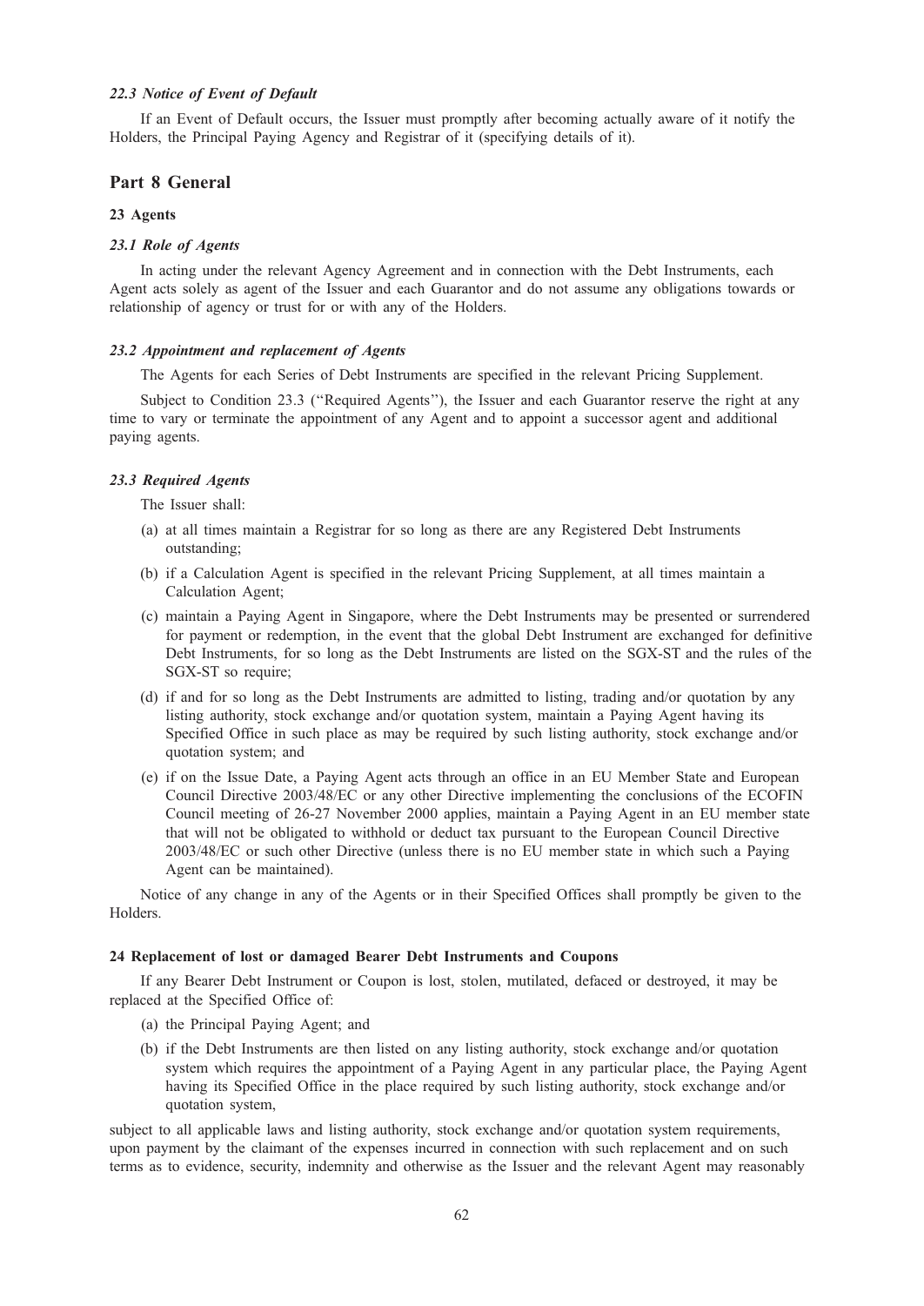### *22.3 Notice of Event of Default*

If an Event of Default occurs, the Issuer must promptly after becoming actually aware of it notify the Holders, the Principal Paying Agency and Registrar of it (specifying details of it).

## Part 8 General

### 23 Agents

#### *23.1 Role of Agents*

In acting under the relevant Agency Agreement and in connection with the Debt Instruments, each Agent acts solely as agent of the Issuer and each Guarantor and do not assume any obligations towards or relationship of agency or trust for or with any of the Holders.

#### *23.2 Appointment and replacement of Agents*

The Agents for each Series of Debt Instruments are specified in the relevant Pricing Supplement.

Subject to Condition 23.3 (''Required Agents''), the Issuer and each Guarantor reserve the right at any time to vary or terminate the appointment of any Agent and to appoint a successor agent and additional paying agents.

#### *23.3 Required Agents*

The Issuer shall:

(a) at all times maintain a Registrar for so long as there are any Registered Debt Instruments outstanding;

(b) if a Calculation Agent is specified in the relevant Pricing Supplement, at all times maintain a Calculation Agent;

(c) maintain a Paying Agent in Singapore, where the Debt Instruments may be presented or surrendered for payment or redemption, in the event that the global Debt Instrument are exchanged for definitive Debt Instruments, for so long as the Debt Instruments are listed on the SGX-ST and the rules of the SGX-ST so require;

(d) if and for so long as the Debt Instruments are admitted to listing, trading and/or quotation by any listing authority, stock exchange and/or quotation system, maintain a Paying Agent having its Specified Office in such place as may be required by such listing authority, stock exchange and/or quotation system; and

(e) if on the Issue Date, a Paying Agent acts through an office in an EU Member State and European Council Directive 2003/48/EC or any other Directive implementing the conclusions of the ECOFIN Council meeting of 26-27 November 2000 applies, maintain a Paying Agent in an EU member state that will not be obligated to withhold or deduct tax pursuant to the European Council Directive 2003/48/EC or such other Directive (unless there is no EU member state in which such a Paying Agent can be maintained).

Notice of any change in any of the Agents or in their Specified Offices shall promptly be given to the Holders.

### 24 Replacement of lost or damaged Bearer Debt Instruments and Coupons

If any Bearer Debt Instrument or Coupon is lost, stolen, mutilated, defaced or destroyed, it may be replaced at the Specified Office of:

(a) the Principal Paying Agent; and

(b) if the Debt Instruments are then listed on any listing authority, stock exchange and/or quotation system which requires the appointment of a Paying Agent in any particular place, the Paying Agent having its Specified Office in the place required by such listing authority, stock exchange and/or quotation system,

subject to all applicable laws and listing authority, stock exchange and/or quotation system requirements, upon payment by the claimant of the expenses incurred in connection with such replacement and on such terms as to evidence, security, indemnity and otherwise as the Issuer and the relevant Agent may reasonably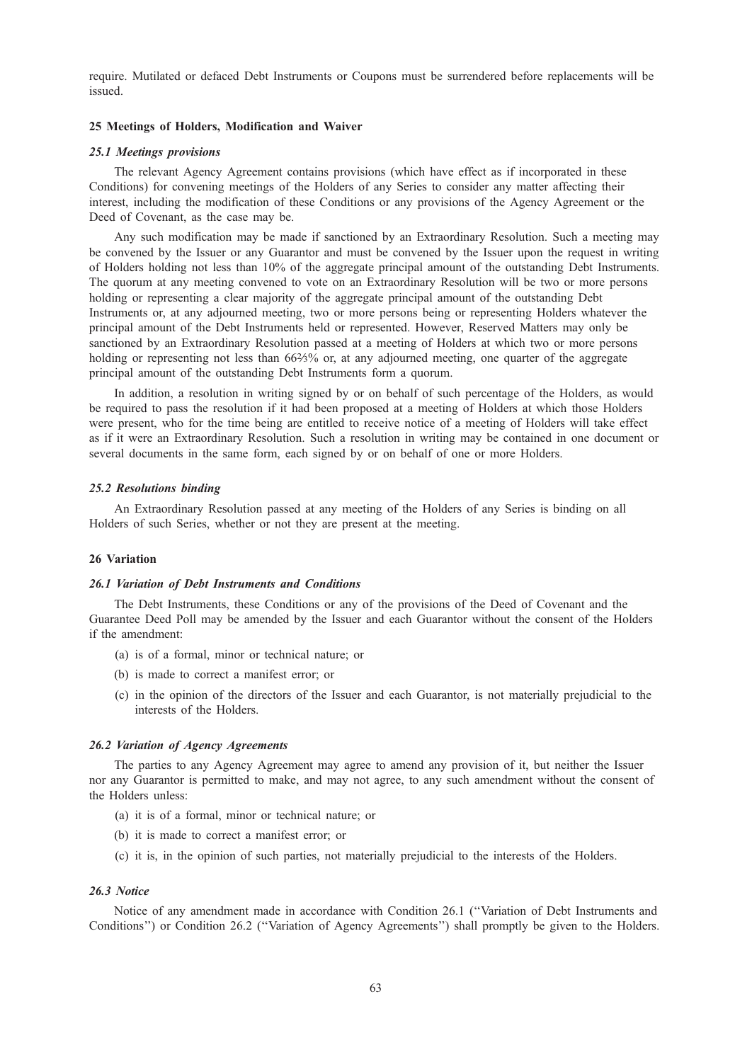require. Mutilated or defaced Debt Instruments or Coupons must be surrendered before replacements will be issued.

## 25 Meetings of Holders, Modification and Waiver

### *25.1 Meetings provisions*

The relevant Agency Agreement contains provisions (which have effect as if incorporated in these Conditions) for convening meetings of the Holders of any Series to consider any matter affecting their interest, including the modification of these Conditions or any provisions of the Agency Agreement or the Deed of Covenant, as the case may be.

Any such modification may be made if sanctioned by an Extraordinary Resolution. Such a meeting may be convened by the Issuer or any Guarantor and must be convened by the Issuer upon the request in writing of Holders holding not less than 10% of the aggregate principal amount of the outstanding Debt Instruments. The quorum at any meeting convened to vote on an Extraordinary Resolution will be two or more persons holding or representing a clear majority of the aggregate principal amount of the outstanding Debt Instruments or, at any adjourned meeting, two or more persons being or representing Holders whatever the principal amount of the Debt Instruments held or represented. However, Reserved Matters may only be sanctioned by an Extraordinary Resolution passed at a meeting of Holders at which two or more persons holding or representing not less than 66⅔% or, at any adjourned meeting, one quarter of the aggregate principal amount of the outstanding Debt Instruments form a quorum.

In addition, a resolution in writing signed by or on behalf of such percentage of the Holders, as would be required to pass the resolution if it had been proposed at a meeting of Holders at which those Holders were present, who for the time being are entitled to receive notice of a meeting of Holders will take effect as if it were an Extraordinary Resolution. Such a resolution in writing may be contained in one document or several documents in the same form, each signed by or on behalf of one or more Holders.

### *25.2 Resolutions binding*

An Extraordinary Resolution passed at any meeting of the Holders of any Series is binding on all Holders of such Series, whether or not they are present at the meeting.

## 26 Variation

### *26.1 Variation of Debt Instruments and Conditions*

The Debt Instruments, these Conditions or any of the provisions of the Deed of Covenant and the Guarantee Deed Poll may be amended by the Issuer and each Guarantor without the consent of the Holders if the amendment:

(a) is of a formal, minor or technical nature; or

(b) is made to correct a manifest error; or

(c) in the opinion of the directors of the Issuer and each Guarantor, is not materially prejudicial to the interests of the Holders.

### *26.2 Variation of Agency Agreements*

The parties to any Agency Agreement may agree to amend any provision of it, but neither the Issuer nor any Guarantor is permitted to make, and may not agree, to any such amendment without the consent of the Holders unless:

(a) it is of a formal, minor or technical nature; or

(b) it is made to correct a manifest error; or

(c) it is, in the opinion of such parties, not materially prejudicial to the interests of the Holders.

### *26.3 Notice*

Notice of any amendment made in accordance with Condition 26.1 (''Variation of Debt Instruments and Conditions'') or Condition 26.2 (''Variation of Agency Agreements'') shall promptly be given to the Holders.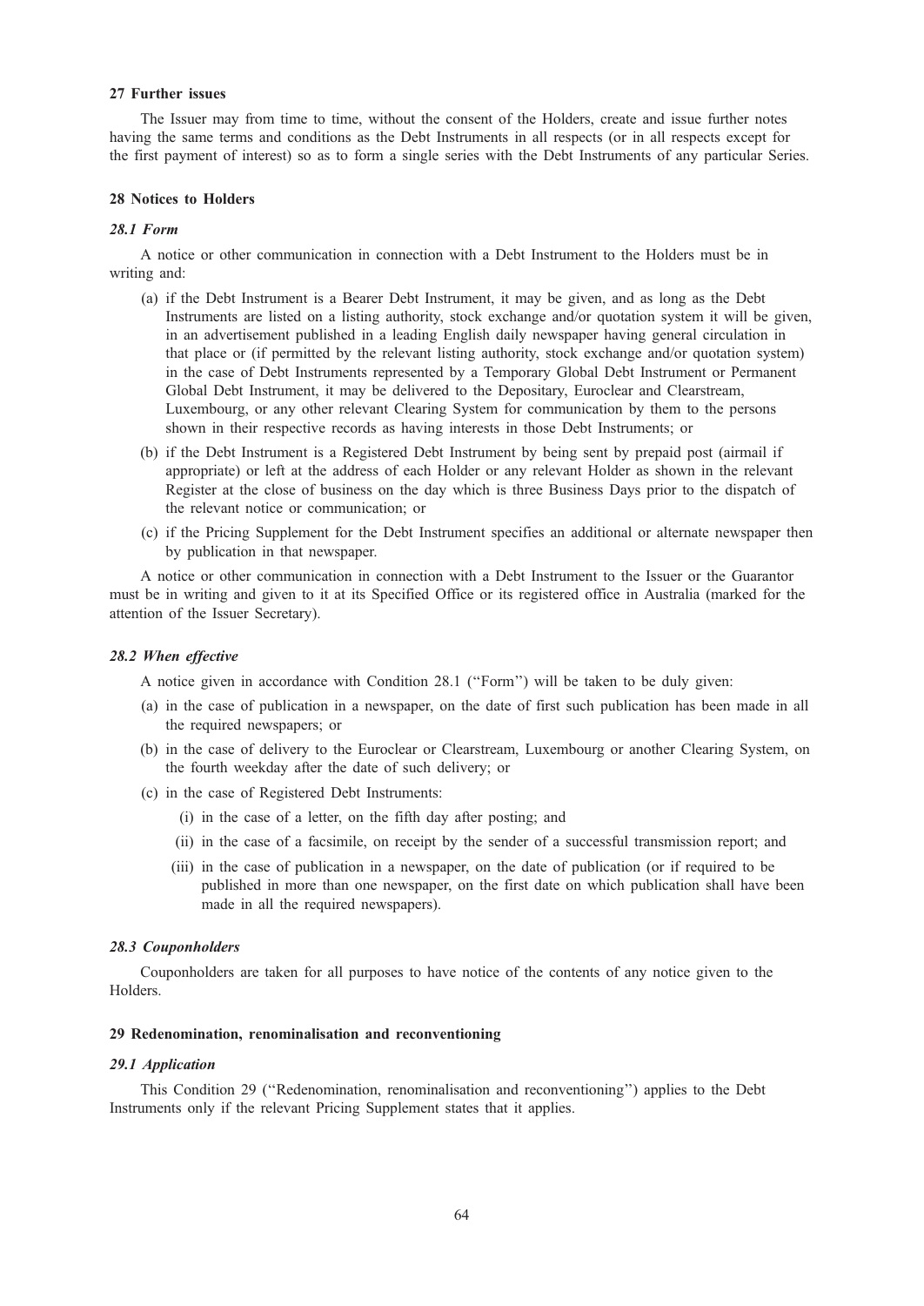### 27 Further issues

The Issuer may from time to time, without the consent of the Holders, create and issue further notes having the same terms and conditions as the Debt Instruments in all respects (or in all respects except for the first payment of interest) so as to form a single series with the Debt Instruments of any particular Series.

### 28 Notices to Holders

#### *28.1 Form*

A notice or other communication in connection with a Debt Instrument to the Holders must be in writing and:

(a) if the Debt Instrument is a Bearer Debt Instrument, it may be given, and as long as the Debt Instruments are listed on a listing authority, stock exchange and/or quotation system it will be given, in an advertisement published in a leading English daily newspaper having general circulation in that place or (if permitted by the relevant listing authority, stock exchange and/or quotation system) in the case of Debt Instruments represented by a Temporary Global Debt Instrument or Permanent Global Debt Instrument, it may be delivered to the Depositary, Euroclear and Clearstream, Luxembourg, or any other relevant Clearing System for communication by them to the persons shown in their respective records as having interests in those Debt Instruments; or

(b) if the Debt Instrument is a Registered Debt Instrument by being sent by prepaid post (airmail if appropriate) or left at the address of each Holder or any relevant Holder as shown in the relevant Register at the close of business on the day which is three Business Days prior to the dispatch of the relevant notice or communication; or

(c) if the Pricing Supplement for the Debt Instrument specifies an additional or alternate newspaper then by publication in that newspaper.

A notice or other communication in connection with a Debt Instrument to the Issuer or the Guarantor must be in writing and given to it at its Specified Office or its registered office in Australia (marked for the attention of the Issuer Secretary).

#### *28.2 When effective*

A notice given in accordance with Condition 28.1 ("Form") will be taken to be duly given:

(a) in the case of publication in a newspaper, on the date of first such publication has been made in all the required newspapers; or

(b) in the case of delivery to the Euroclear or Clearstream, Luxembourg or another Clearing System, on the fourth weekday after the date of such delivery; or

(c) in the case of Registered Debt Instruments:

   (i) in the case of a letter, on the fifth day after posting; and

   (ii) in the case of a facsimile, on receipt by the sender of a successful transmission report; and

   (iii) in the case of publication in a newspaper, on the date of publication (or if required to be published in more than one newspaper, on the first date on which publication shall have been made in all the required newspapers).

#### *28.3 Couponholders*

Couponholders are taken for all purposes to have notice of the contents of any notice given to the Holders.

### 29 Redenomination, renominalisation and reconventioning

#### *29.1 Application*

This Condition 29 ("Redenomination, renominalisation and reconventioning") applies to the Debt Instruments only if the relevant Pricing Supplement states that it applies.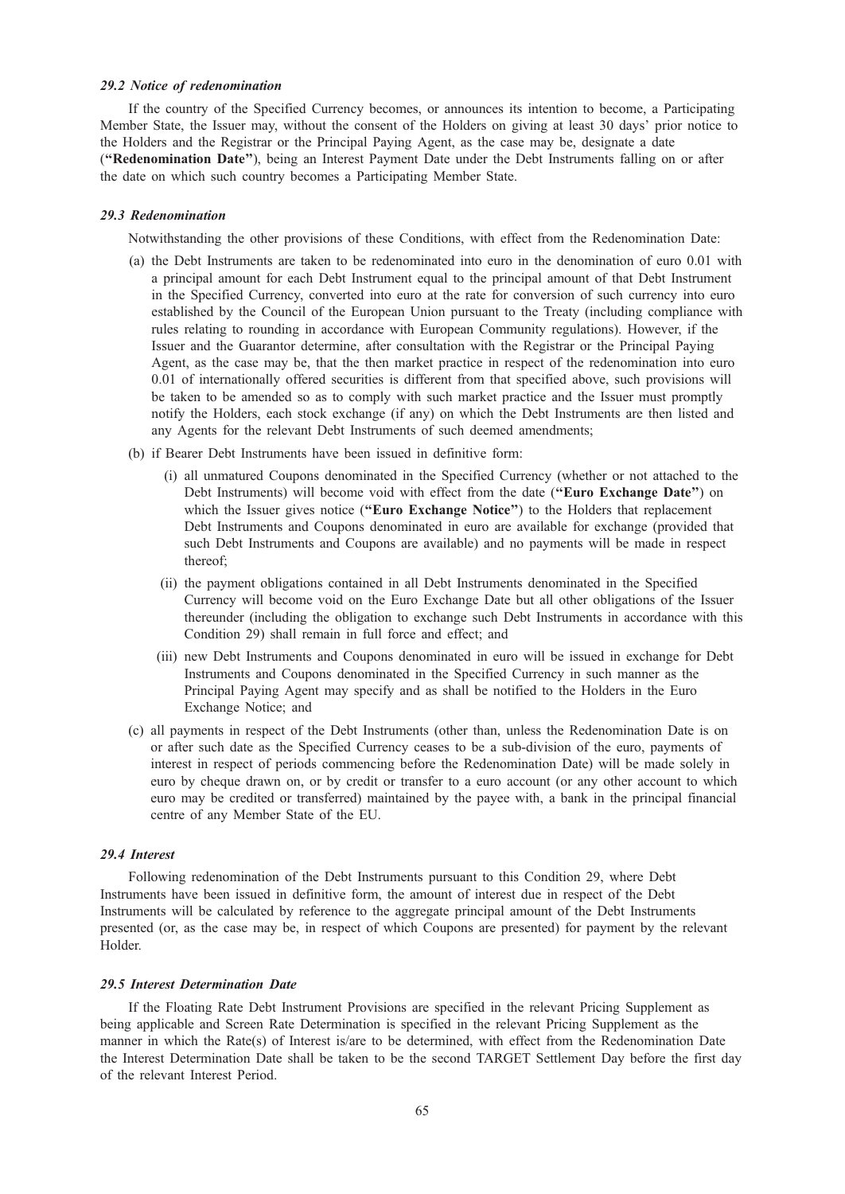### *29.2 Notice of redenomination*

If the country of the Specified Currency becomes, or announces its intention to become, a Participating Member State, the Issuer may, without the consent of the Holders on giving at least 30 days' prior notice to the Holders and the Registrar or the Principal Paying Agent, as the case may be, designate a date (**"Redenomination Date"**), being an Interest Payment Date under the Debt Instruments falling on or after the date on which such country becomes a Participating Member State.

### *29.3 Redenomination*

Notwithstanding the other provisions of these Conditions, with effect from the Redenomination Date:

(a) the Debt Instruments are taken to be redenominated into euro in the denomination of euro 0.01 with a principal amount for each Debt Instrument equal to the principal amount of that Debt Instrument in the Specified Currency, converted into euro at the rate for conversion of such currency into euro established by the Council of the European Union pursuant to the Treaty (including compliance with rules relating to rounding in accordance with European Community regulations). However, if the Issuer and the Guarantor determine, after consultation with the Registrar or the Principal Paying Agent, as the case may be, that the then market practice in respect of the redenomination into euro 0.01 of internationally offered securities is different from that specified above, such provisions will be taken to be amended so as to comply with such market practice and the Issuer must promptly notify the Holders, each stock exchange (if any) on which the Debt Instruments are then listed and any Agents for the relevant Debt Instruments of such deemed amendments;

(b) if Bearer Debt Instruments have been issued in definitive form:

    (i) all unmatured Coupons denominated in the Specified Currency (whether or not attached to the Debt Instruments) will become void with effect from the date (**"Euro Exchange Date"**) on which the Issuer gives notice (**"Euro Exchange Notice"**) to the Holders that replacement Debt Instruments and Coupons denominated in euro are available for exchange (provided that such Debt Instruments and Coupons are available) and no payments will be made in respect thereof;

    (ii) the payment obligations contained in all Debt Instruments denominated in the Specified Currency will become void on the Euro Exchange Date but all other obligations of the Issuer thereunder (including the obligation to exchange such Debt Instruments in accordance with this Condition 29) shall remain in full force and effect; and

    (iii) new Debt Instruments and Coupons denominated in euro will be issued in exchange for Debt Instruments and Coupons denominated in the Specified Currency in such manner as the Principal Paying Agent may specify and as shall be notified to the Holders in the Euro Exchange Notice; and

(c) all payments in respect of the Debt Instruments (other than, unless the Redenomination Date is on or after such date as the Specified Currency ceases to be a sub-division of the euro, payments of interest in respect of periods commencing before the Redenomination Date) will be made solely in euro by cheque drawn on, or by credit or transfer to a euro account (or any other account to which euro may be credited or transferred) maintained by the payee with, a bank in the principal financial centre of any Member State of the EU.

### *29.4 Interest*

Following redenomination of the Debt Instruments pursuant to this Condition 29, where Debt Instruments have been issued in definitive form, the amount of interest due in respect of the Debt Instruments will be calculated by reference to the aggregate principal amount of the Debt Instruments presented (or, as the case may be, in respect of which Coupons are presented) for payment by the relevant Holder.

### *29.5 Interest Determination Date*

If the Floating Rate Debt Instrument Provisions are specified in the relevant Pricing Supplement as being applicable and Screen Rate Determination is specified in the relevant Pricing Supplement as the manner in which the Rate(s) of Interest is/are to be determined, with effect from the Redenomination Date the Interest Determination Date shall be taken to be the second TARGET Settlement Day before the first day of the relevant Interest Period.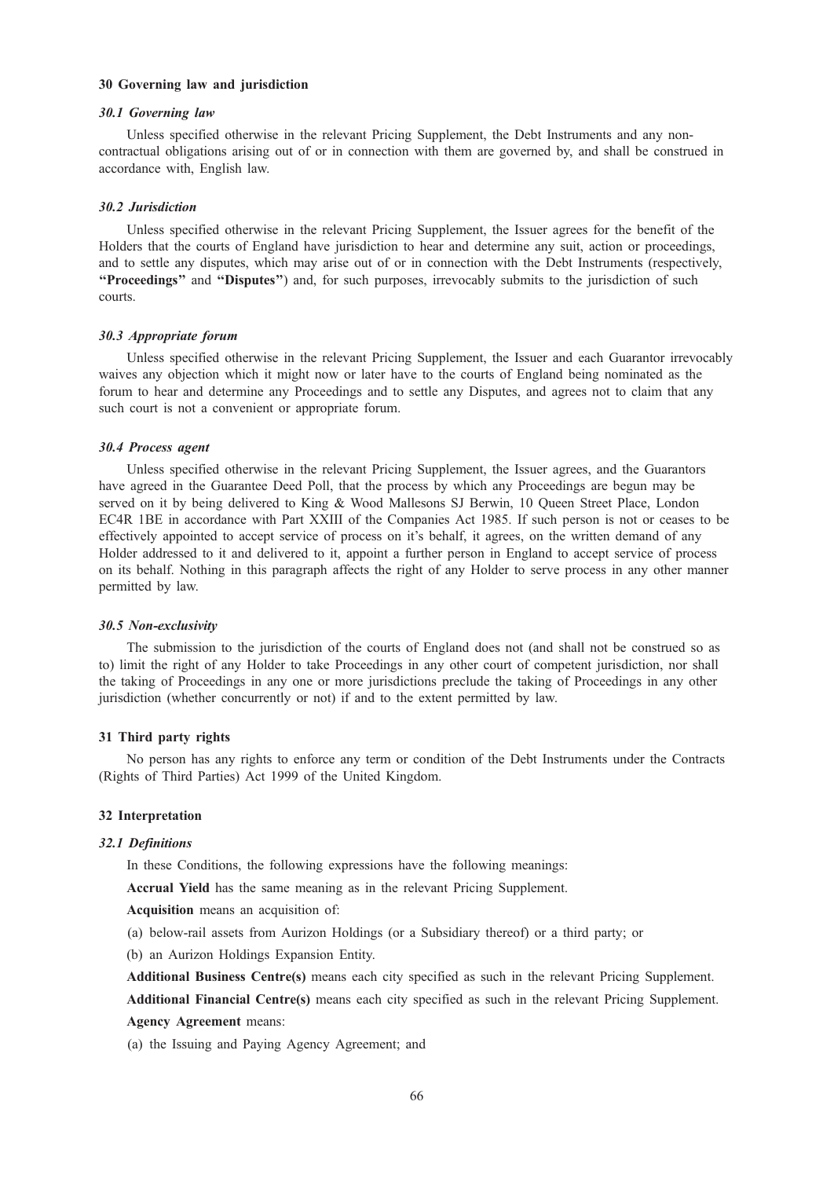## 30 Governing law and jurisdiction

### *30.1 Governing law*

Unless specified otherwise in the relevant Pricing Supplement, the Debt Instruments and any non-contractual obligations arising out of or in connection with them are governed by, and shall be construed in accordance with, English law.

### *30.2 Jurisdiction*

Unless specified otherwise in the relevant Pricing Supplement, the Issuer agrees for the benefit of the Holders that the courts of England have jurisdiction to hear and determine any suit, action or proceedings, and to settle any disputes, which may arise out of or in connection with the Debt Instruments (respectively, **"Proceedings"** and **"Disputes"**) and, for such purposes, irrevocably submits to the jurisdiction of such courts.

### *30.3 Appropriate forum*

Unless specified otherwise in the relevant Pricing Supplement, the Issuer and each Guarantor irrevocably waives any objection which it might now or later have to the courts of England being nominated as the forum to hear and determine any Proceedings and to settle any Disputes, and agrees not to claim that any such court is not a convenient or appropriate forum.

### *30.4 Process agent*

Unless specified otherwise in the relevant Pricing Supplement, the Issuer agrees, and the Guarantors have agreed in the Guarantee Deed Poll, that the process by which any Proceedings are begun may be served on it by being delivered to King & Wood Mallesons SJ Berwin, 10 Queen Street Place, London EC4R 1BE in accordance with Part XXIII of the Companies Act 1985. If such person is not or ceases to be effectively appointed to accept service of process on it's behalf, it agrees, on the written demand of any Holder addressed to it and delivered to it, appoint a further person in England to accept service of process on its behalf. Nothing in this paragraph affects the right of any Holder to serve process in any other manner permitted by law.

### *30.5 Non-exclusivity*

The submission to the jurisdiction of the courts of England does not (and shall not be construed so as to) limit the right of any Holder to take Proceedings in any other court of competent jurisdiction, nor shall the taking of Proceedings in any one or more jurisdictions preclude the taking of Proceedings in any other jurisdiction (whether concurrently or not) if and to the extent permitted by law.

## 31 Third party rights

No person has any rights to enforce any term or condition of the Debt Instruments under the Contracts (Rights of Third Parties) Act 1999 of the United Kingdom.

## 32 Interpretation

### *32.1 Definitions*

In these Conditions, the following expressions have the following meanings:

**Accrual Yield** has the same meaning as in the relevant Pricing Supplement.

**Acquisition** means an acquisition of:

(a) below-rail assets from Aurizon Holdings (or a Subsidiary thereof) or a third party; or

(b) an Aurizon Holdings Expansion Entity.

**Additional Business Centre(s)** means each city specified as such in the relevant Pricing Supplement.

**Additional Financial Centre(s)** means each city specified as such in the relevant Pricing Supplement.

**Agency Agreement** means:

(a) the Issuing and Paying Agency Agreement; and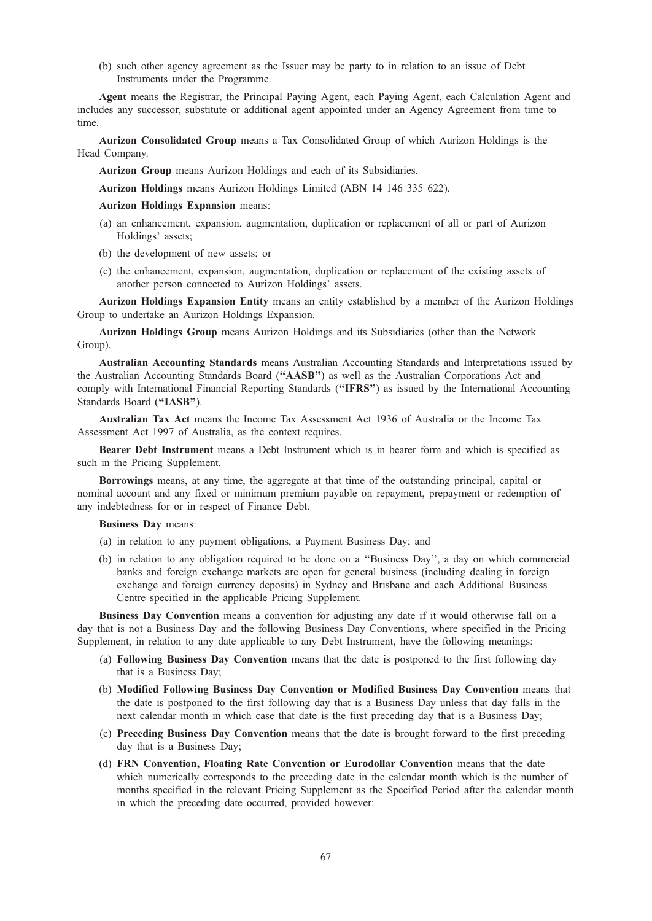(b) such other agency agreement as the Issuer may be party to in relation to an issue of Debt Instruments under the Programme.

**Agent** means the Registrar, the Principal Paying Agent, each Paying Agent, each Calculation Agent and includes any successor, substitute or additional agent appointed under an Agency Agreement from time to time.

**Aurizon Consolidated Group** means a Tax Consolidated Group of which Aurizon Holdings is the Head Company.

**Aurizon Group** means Aurizon Holdings and each of its Subsidiaries.

**Aurizon Holdings** means Aurizon Holdings Limited (ABN 14 146 335 622).

**Aurizon Holdings Expansion** means:

(a) an enhancement, expansion, augmentation, duplication or replacement of all or part of Aurizon Holdings' assets;

(b) the development of new assets; or

(c) the enhancement, expansion, augmentation, duplication or replacement of the existing assets of another person connected to Aurizon Holdings' assets.

**Aurizon Holdings Expansion Entity** means an entity established by a member of the Aurizon Holdings Group to undertake an Aurizon Holdings Expansion.

**Aurizon Holdings Group** means Aurizon Holdings and its Subsidiaries (other than the Network Group).

**Australian Accounting Standards** means Australian Accounting Standards and Interpretations issued by the Australian Accounting Standards Board (**"AASB"**) as well as the Australian Corporations Act and comply with International Financial Reporting Standards (**"IFRS"**) as issued by the International Accounting Standards Board (**"IASB"**).

**Australian Tax Act** means the Income Tax Assessment Act 1936 of Australia or the Income Tax Assessment Act 1997 of Australia, as the context requires.

**Bearer Debt Instrument** means a Debt Instrument which is in bearer form and which is specified as such in the Pricing Supplement.

**Borrowings** means, at any time, the aggregate at that time of the outstanding principal, capital or nominal account and any fixed or minimum premium payable on repayment, prepayment or redemption of any indebtedness for or in respect of Finance Debt.

**Business Day** means:

(a) in relation to any payment obligations, a Payment Business Day; and

(b) in relation to any obligation required to be done on a "Business Day", a day on which commercial banks and foreign exchange markets are open for general business (including dealing in foreign exchange and foreign currency deposits) in Sydney and Brisbane and each Additional Business Centre specified in the applicable Pricing Supplement.

**Business Day Convention** means a convention for adjusting any date if it would otherwise fall on a day that is not a Business Day and the following Business Day Conventions, where specified in the Pricing Supplement, in relation to any date applicable to any Debt Instrument, have the following meanings:

(a) **Following Business Day Convention** means that the date is postponed to the first following day that is a Business Day;

(b) **Modified Following Business Day Convention or Modified Business Day Convention** means that the date is postponed to the first following day that is a Business Day unless that day falls in the next calendar month in which case that date is the first preceding day that is a Business Day;

(c) **Preceding Business Day Convention** means that the date is brought forward to the first preceding day that is a Business Day;

(d) **FRN Convention, Floating Rate Convention or Eurodollar Convention** means that the date which numerically corresponds to the preceding date in the calendar month which is the number of months specified in the relevant Pricing Supplement as the Specified Period after the calendar month in which the preceding date occurred, provided however: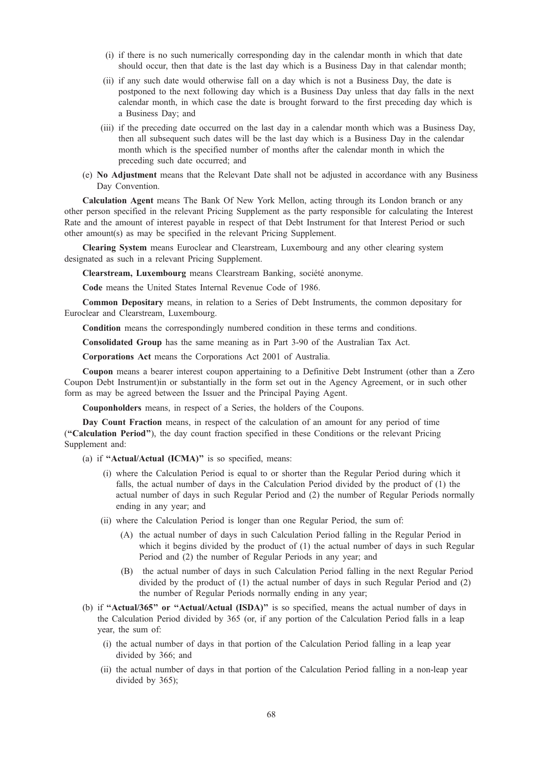(i) if there is no such numerically corresponding day in the calendar month in which that date should occur, then that date is the last day which is a Business Day in that calendar month;

(ii) if any such date would otherwise fall on a day which is not a Business Day, the date is postponed to the next following day which is a Business Day unless that day falls in the next calendar month, in which case the date is brought forward to the first preceding day which is a Business Day; and

(iii) if the preceding date occurred on the last day in a calendar month which was a Business Day, then all subsequent such dates will be the last day which is a Business Day in the calendar month which is the specified number of months after the calendar month in which the preceding such date occurred; and

(e) **No Adjustment** means that the Relevant Date shall not be adjusted in accordance with any Business Day Convention.

**Calculation Agent** means The Bank Of New York Mellon, acting through its London branch or any other person specified in the relevant Pricing Supplement as the party responsible for calculating the Interest Rate and the amount of interest payable in respect of that Debt Instrument for that Interest Period or such other amount(s) as may be specified in the relevant Pricing Supplement.

**Clearing System** means Euroclear and Clearstream, Luxembourg and any other clearing system designated as such in a relevant Pricing Supplement.

**Clearstream, Luxembourg** means Clearstream Banking, société anonyme.

**Code** means the United States Internal Revenue Code of 1986.

**Common Depositary** means, in relation to a Series of Debt Instruments, the common depositary for Euroclear and Clearstream, Luxembourg.

**Condition** means the correspondingly numbered condition in these terms and conditions.

**Consolidated Group** has the same meaning as in Part 3-90 of the Australian Tax Act.

**Corporations Act** means the Corporations Act 2001 of Australia.

**Coupon** means a bearer interest coupon appertaining to a Definitive Debt Instrument (other than a Zero Coupon Debt Instrument)in or substantially in the form set out in the Agency Agreement, or in such other form as may be agreed between the Issuer and the Principal Paying Agent.

**Couponholders** means, in respect of a Series, the holders of the Coupons.

**Day Count Fraction** means, in respect of the calculation of an amount for any period of time (**"Calculation Period"**), the day count fraction specified in these Conditions or the relevant Pricing Supplement and:

(a) if **"Actual/Actual (ICMA)"** is so specified, means:

(i) where the Calculation Period is equal to or shorter than the Regular Period during which it falls, the actual number of days in the Calculation Period divided by the product of (1) the actual number of days in such Regular Period and (2) the number of Regular Periods normally ending in any year; and

(ii) where the Calculation Period is longer than one Regular Period, the sum of:

(A) the actual number of days in such Calculation Period falling in the Regular Period in which it begins divided by the product of (1) the actual number of days in such Regular Period and (2) the number of Regular Periods in any year; and

(B) the actual number of days in such Calculation Period falling in the next Regular Period divided by the product of (1) the actual number of days in such Regular Period and (2) the number of Regular Periods normally ending in any year;

(b) if **"Actual/365" or "Actual/Actual (ISDA)"** is so specified, means the actual number of days in the Calculation Period divided by 365 (or, if any portion of the Calculation Period falls in a leap year, the sum of:

(i) the actual number of days in that portion of the Calculation Period falling in a leap year divided by 366; and

(ii) the actual number of days in that portion of the Calculation Period falling in a non-leap year divided by 365);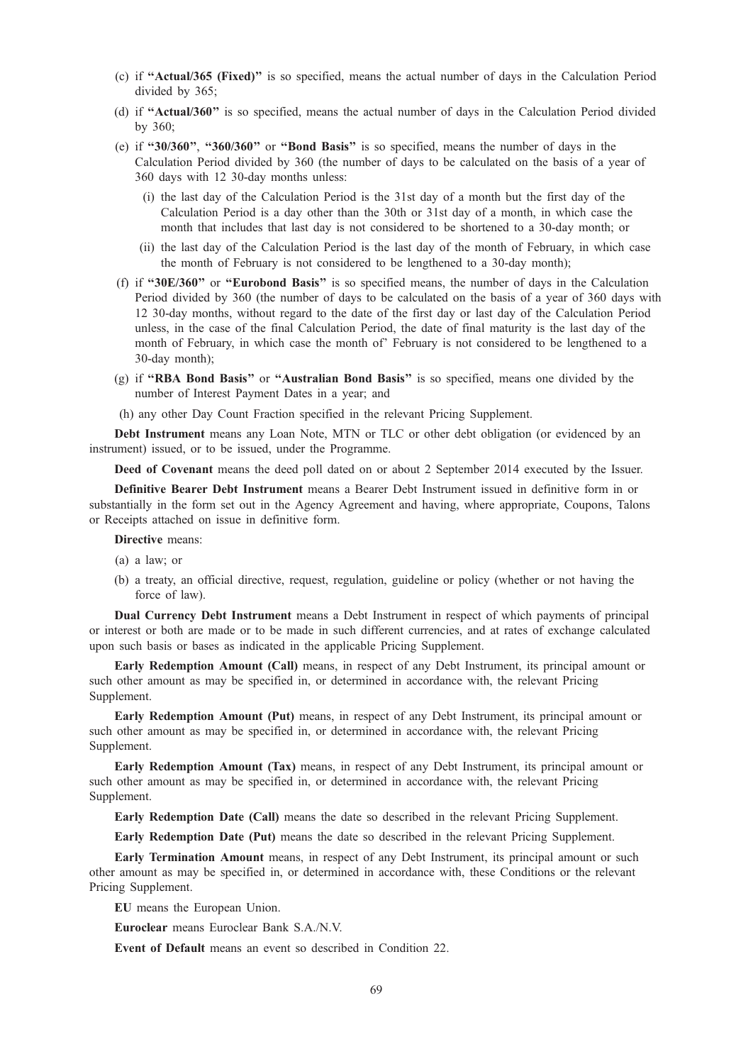(c) if **"Actual/365 (Fixed)"** is so specified, means the actual number of days in the Calculation Period divided by 365;

(d) if **"Actual/360"** is so specified, means the actual number of days in the Calculation Period divided by 360;

(e) if **"30/360"**, **"360/360"** or **"Bond Basis"** is so specified, means the number of days in the Calculation Period divided by 360 (the number of days to be calculated on the basis of a year of 360 days with 12 30-day months unless:

(i) the last day of the Calculation Period is the 31st day of a month but the first day of the Calculation Period is a day other than the 30th or 31st day of a month, in which case the month that includes that last day is not considered to be shortened to a 30-day month; or

(ii) the last day of the Calculation Period is the last day of the month of February, in which case the month of February is not considered to be lengthened to a 30-day month);

(f) if **"30E/360"** or **"Eurobond Basis"** is so specified means, the number of days in the Calculation Period divided by 360 (the number of days to be calculated on the basis of a year of 360 days with 12 30-day months, without regard to the date of the first day or last day of the Calculation Period unless, in the case of the final Calculation Period, the date of final maturity is the last day of the month of February, in which case the month of' February is not considered to be lengthened to a 30-day month);

(g) if **"RBA Bond Basis"** or **"Australian Bond Basis"** is so specified, means one divided by the number of Interest Payment Dates in a year; and

(h) any other Day Count Fraction specified in the relevant Pricing Supplement.

**Debt Instrument** means any Loan Note, MTN or TLC or other debt obligation (or evidenced by an instrument) issued, or to be issued, under the Programme.

**Deed of Covenant** means the deed poll dated on or about 2 September 2014 executed by the Issuer.

**Definitive Bearer Debt Instrument** means a Bearer Debt Instrument issued in definitive form in or substantially in the form set out in the Agency Agreement and having, where appropriate, Coupons, Talons or Receipts attached on issue in definitive form.

**Directive** means:

(a) a law; or

(b) a treaty, an official directive, request, regulation, guideline or policy (whether or not having the force of law).

**Dual Currency Debt Instrument** means a Debt Instrument in respect of which payments of principal or interest or both are made or to be made in such different currencies, and at rates of exchange calculated upon such basis or bases as indicated in the applicable Pricing Supplement.

**Early Redemption Amount (Call)** means, in respect of any Debt Instrument, its principal amount or such other amount as may be specified in, or determined in accordance with, the relevant Pricing Supplement.

**Early Redemption Amount (Put)** means, in respect of any Debt Instrument, its principal amount or such other amount as may be specified in, or determined in accordance with, the relevant Pricing Supplement.

**Early Redemption Amount (Tax)** means, in respect of any Debt Instrument, its principal amount or such other amount as may be specified in, or determined in accordance with, the relevant Pricing Supplement.

**Early Redemption Date (Call)** means the date so described in the relevant Pricing Supplement.

**Early Redemption Date (Put)** means the date so described in the relevant Pricing Supplement.

**Early Termination Amount** means, in respect of any Debt Instrument, its principal amount or such other amount as may be specified in, or determined in accordance with, these Conditions or the relevant Pricing Supplement.

**EU** means the European Union.

**Euroclear** means Euroclear Bank S.A./N.V.

**Event of Default** means an event so described in Condition 22.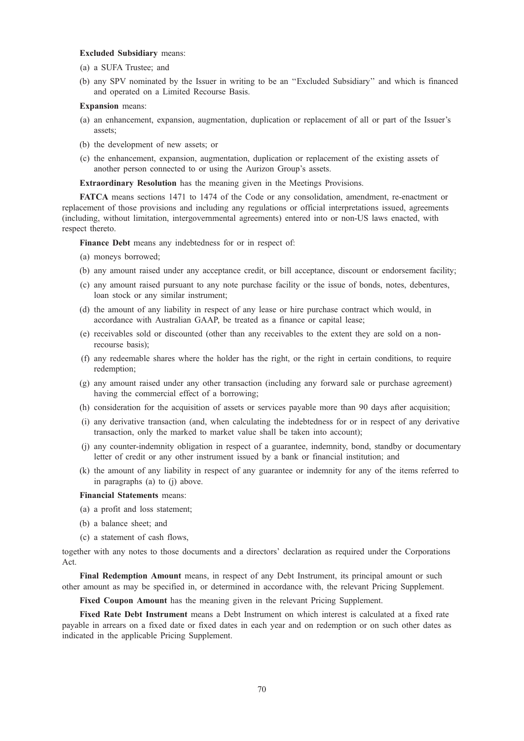**Excluded Subsidiary** means:

(a) a SUFA Trustee; and

(b) any SPV nominated by the Issuer in writing to be an ''Excluded Subsidiary'' and which is financed and operated on a Limited Recourse Basis.

**Expansion** means:

(a) an enhancement, expansion, augmentation, duplication or replacement of all or part of the Issuer's assets;

(b) the development of new assets; or

(c) the enhancement, expansion, augmentation, duplication or replacement of the existing assets of another person connected to or using the Aurizon Group's assets.

**Extraordinary Resolution** has the meaning given in the Meetings Provisions.

**FATCA** means sections 1471 to 1474 of the Code or any consolidation, amendment, re-enactment or replacement of those provisions and including any regulations or official interpretations issued, agreements (including, without limitation, intergovernmental agreements) entered into or non-US laws enacted, with respect thereto.

**Finance Debt** means any indebtedness for or in respect of:

(a) moneys borrowed;

(b) any amount raised under any acceptance credit, or bill acceptance, discount or endorsement facility;

(c) any amount raised pursuant to any note purchase facility or the issue of bonds, notes, debentures, loan stock or any similar instrument;

(d) the amount of any liability in respect of any lease or hire purchase contract which would, in accordance with Australian GAAP, be treated as a finance or capital lease;

(e) receivables sold or discounted (other than any receivables to the extent they are sold on a non-recourse basis);

(f) any redeemable shares where the holder has the right, or the right in certain conditions, to require redemption;

(g) any amount raised under any other transaction (including any forward sale or purchase agreement) having the commercial effect of a borrowing;

(h) consideration for the acquisition of assets or services payable more than 90 days after acquisition;

(i) any derivative transaction (and, when calculating the indebtedness for or in respect of any derivative transaction, only the marked to market value shall be taken into account);

(j) any counter-indemnity obligation in respect of a guarantee, indemnity, bond, standby or documentary letter of credit or any other instrument issued by a bank or financial institution; and

(k) the amount of any liability in respect of any guarantee or indemnity for any of the items referred to in paragraphs (a) to (j) above.

**Financial Statements** means:

(a) a profit and loss statement;

(b) a balance sheet; and

(c) a statement of cash flows,

together with any notes to those documents and a directors' declaration as required under the Corporations Act.

**Final Redemption Amount** means, in respect of any Debt Instrument, its principal amount or such other amount as may be specified in, or determined in accordance with, the relevant Pricing Supplement.

**Fixed Coupon Amount** has the meaning given in the relevant Pricing Supplement.

**Fixed Rate Debt Instrument** means a Debt Instrument on which interest is calculated at a fixed rate payable in arrears on a fixed date or fixed dates in each year and on redemption or on such other dates as indicated in the applicable Pricing Supplement.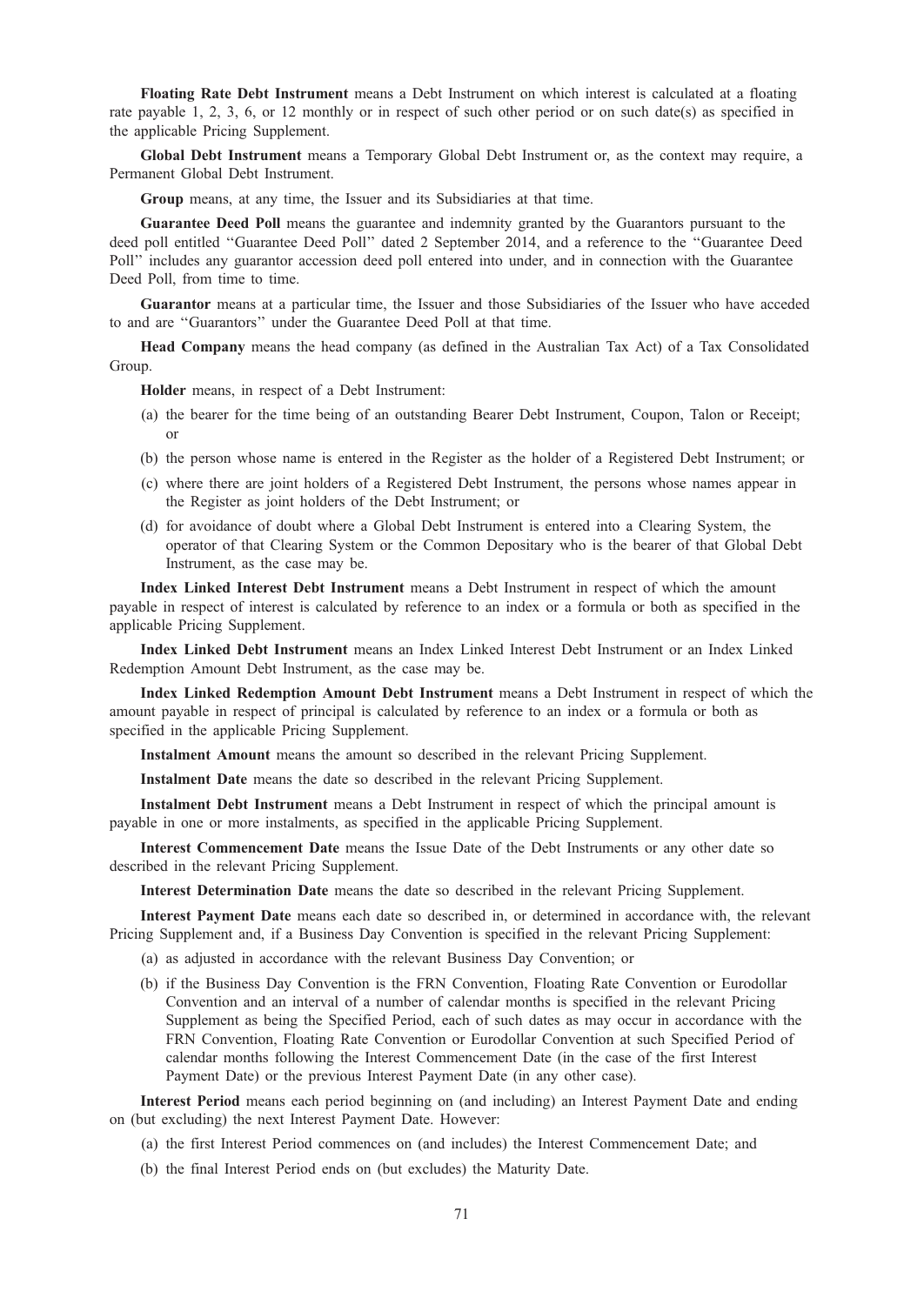**Floating Rate Debt Instrument** means a Debt Instrument on which interest is calculated at a floating rate payable 1, 2, 3, 6, or 12 monthly or in respect of such other period or on such date(s) as specified in the applicable Pricing Supplement.

**Global Debt Instrument** means a Temporary Global Debt Instrument or, as the context may require, a Permanent Global Debt Instrument.

**Group** means, at any time, the Issuer and its Subsidiaries at that time.

**Guarantee Deed Poll** means the guarantee and indemnity granted by the Guarantors pursuant to the deed poll entitled "Guarantee Deed Poll" dated 2 September 2014, and a reference to the "Guarantee Deed Poll" includes any guarantor accession deed poll entered into under, and in connection with the Guarantee Deed Poll, from time to time.

**Guarantor** means at a particular time, the Issuer and those Subsidiaries of the Issuer who have acceded to and are "Guarantors" under the Guarantee Deed Poll at that time.

**Head Company** means the head company (as defined in the Australian Tax Act) of a Tax Consolidated Group.

**Holder** means, in respect of a Debt Instrument:

(a) the bearer for the time being of an outstanding Bearer Debt Instrument, Coupon, Talon or Receipt; or

(b) the person whose name is entered in the Register as the holder of a Registered Debt Instrument; or

(c) where there are joint holders of a Registered Debt Instrument, the persons whose names appear in the Register as joint holders of the Debt Instrument; or

(d) for avoidance of doubt where a Global Debt Instrument is entered into a Clearing System, the operator of that Clearing System or the Common Depositary who is the bearer of that Global Debt Instrument, as the case may be.

**Index Linked Interest Debt Instrument** means a Debt Instrument in respect of which the amount payable in respect of interest is calculated by reference to an index or a formula or both as specified in the applicable Pricing Supplement.

**Index Linked Debt Instrument** means an Index Linked Interest Debt Instrument or an Index Linked Redemption Amount Debt Instrument, as the case may be.

**Index Linked Redemption Amount Debt Instrument** means a Debt Instrument in respect of which the amount payable in respect of principal is calculated by reference to an index or a formula or both as specified in the applicable Pricing Supplement.

**Instalment Amount** means the amount so described in the relevant Pricing Supplement.

**Instalment Date** means the date so described in the relevant Pricing Supplement.

**Instalment Debt Instrument** means a Debt Instrument in respect of which the principal amount is payable in one or more instalments, as specified in the applicable Pricing Supplement.

**Interest Commencement Date** means the Issue Date of the Debt Instruments or any other date so described in the relevant Pricing Supplement.

**Interest Determination Date** means the date so described in the relevant Pricing Supplement.

**Interest Payment Date** means each date so described in, or determined in accordance with, the relevant Pricing Supplement and, if a Business Day Convention is specified in the relevant Pricing Supplement:

(a) as adjusted in accordance with the relevant Business Day Convention; or

(b) if the Business Day Convention is the FRN Convention, Floating Rate Convention or Eurodollar Convention and an interval of a number of calendar months is specified in the relevant Pricing Supplement as being the Specified Period, each of such dates as may occur in accordance with the FRN Convention, Floating Rate Convention or Eurodollar Convention at such Specified Period of calendar months following the Interest Commencement Date (in the case of the first Interest Payment Date) or the previous Interest Payment Date (in any other case).

**Interest Period** means each period beginning on (and including) an Interest Payment Date and ending on (but excluding) the next Interest Payment Date. However:

(a) the first Interest Period commences on (and includes) the Interest Commencement Date; and

(b) the final Interest Period ends on (but excludes) the Maturity Date.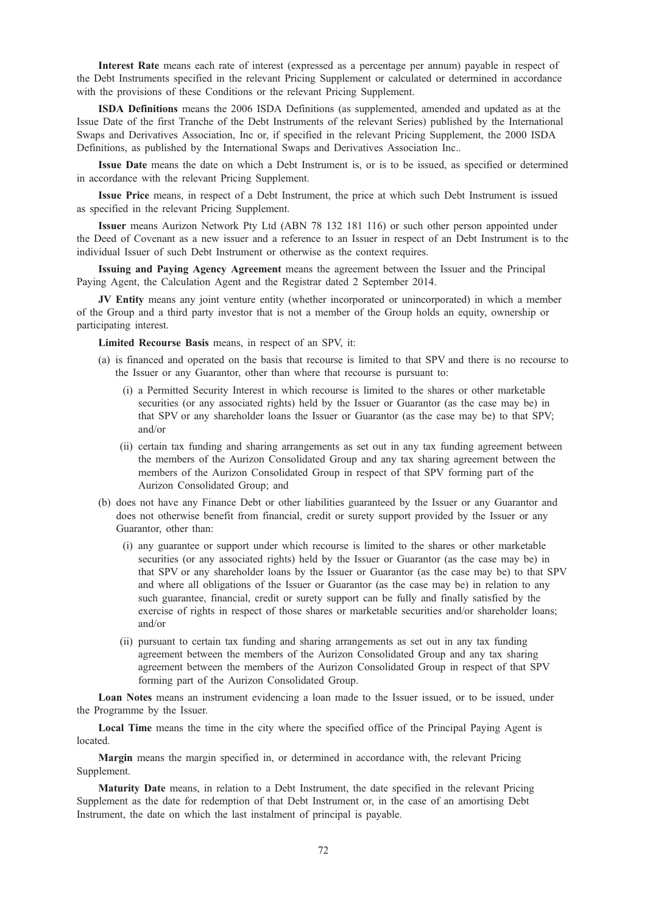**Interest Rate** means each rate of interest (expressed as a percentage per annum) payable in respect of the Debt Instruments specified in the relevant Pricing Supplement or calculated or determined in accordance with the provisions of these Conditions or the relevant Pricing Supplement.

**ISDA Definitions** means the 2006 ISDA Definitions (as supplemented, amended and updated as at the Issue Date of the first Tranche of the Debt Instruments of the relevant Series) published by the International Swaps and Derivatives Association, Inc or, if specified in the relevant Pricing Supplement, the 2000 ISDA Definitions, as published by the International Swaps and Derivatives Association Inc..

**Issue Date** means the date on which a Debt Instrument is, or is to be issued, as specified or determined in accordance with the relevant Pricing Supplement.

**Issue Price** means, in respect of a Debt Instrument, the price at which such Debt Instrument is issued as specified in the relevant Pricing Supplement.

**Issuer** means Aurizon Network Pty Ltd (ABN 78 132 181 116) or such other person appointed under the Deed of Covenant as a new issuer and a reference to an Issuer in respect of an Debt Instrument is to the individual Issuer of such Debt Instrument or otherwise as the context requires.

**Issuing and Paying Agency Agreement** means the agreement between the Issuer and the Principal Paying Agent, the Calculation Agent and the Registrar dated 2 September 2014.

**JV Entity** means any joint venture entity (whether incorporated or unincorporated) in which a member of the Group and a third party investor that is not a member of the Group holds an equity, ownership or participating interest.

**Limited Recourse Basis** means, in respect of an SPV, it:

(a) is financed and operated on the basis that recourse is limited to that SPV and there is no recourse to the Issuer or any Guarantor, other than where that recourse is pursuant to:

  (i) a Permitted Security Interest in which recourse is limited to the shares or other marketable securities (or any associated rights) held by the Issuer or Guarantor (as the case may be) in that SPV or any shareholder loans the Issuer or Guarantor (as the case may be) to that SPV; and/or

  (ii) certain tax funding and sharing arrangements as set out in any tax funding agreement between the members of the Aurizon Consolidated Group and any tax sharing agreement between the members of the Aurizon Consolidated Group in respect of that SPV forming part of the Aurizon Consolidated Group; and

(b) does not have any Finance Debt or other liabilities guaranteed by the Issuer or any Guarantor and does not otherwise benefit from financial, credit or surety support provided by the Issuer or any Guarantor, other than:

  (i) any guarantee or support under which recourse is limited to the shares or other marketable securities (or any associated rights) held by the Issuer or Guarantor (as the case may be) in that SPV or any shareholder loans by the Issuer or Guarantor (as the case may be) to that SPV and where all obligations of the Issuer or Guarantor (as the case may be) in relation to any such guarantee, financial, credit or surety support can be fully and finally satisfied by the exercise of rights in respect of those shares or marketable securities and/or shareholder loans; and/or

  (ii) pursuant to certain tax funding and sharing arrangements as set out in any tax funding agreement between the members of the Aurizon Consolidated Group and any tax sharing agreement between the members of the Aurizon Consolidated Group in respect of that SPV forming part of the Aurizon Consolidated Group.

**Loan Notes** means an instrument evidencing a loan made to the Issuer issued, or to be issued, under the Programme by the Issuer.

**Local Time** means the time in the city where the specified office of the Principal Paying Agent is located.

**Margin** means the margin specified in, or determined in accordance with, the relevant Pricing Supplement.

**Maturity Date** means, in relation to a Debt Instrument, the date specified in the relevant Pricing Supplement as the date for redemption of that Debt Instrument or, in the case of an amortising Debt Instrument, the date on which the last instalment of principal is payable.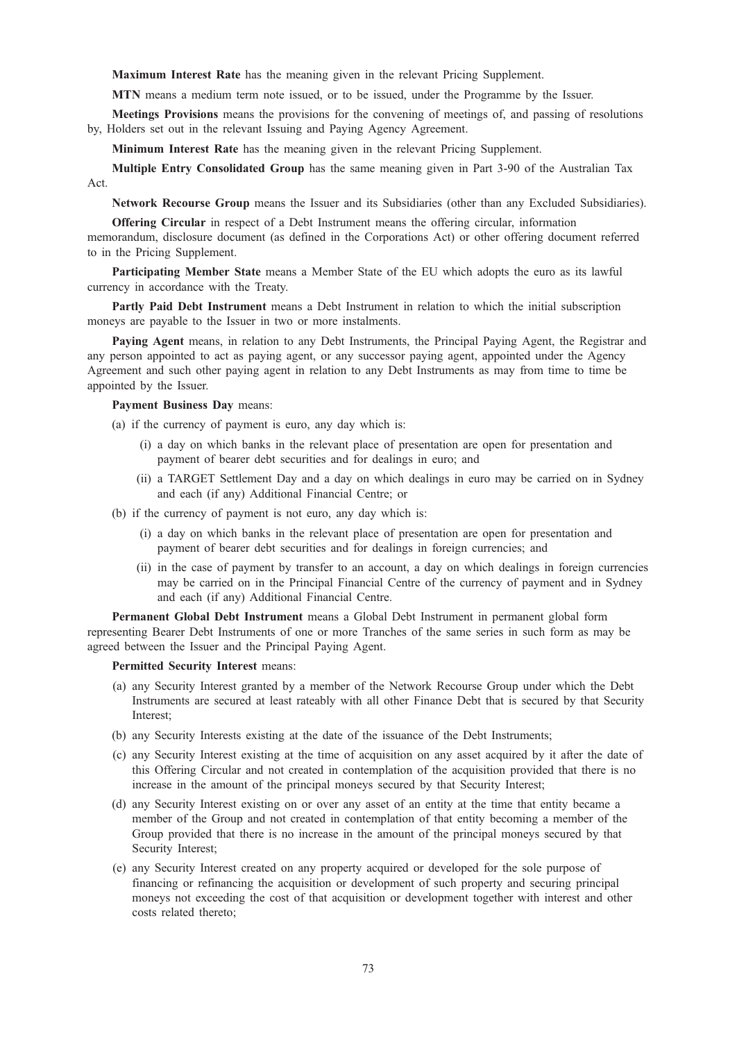**Maximum Interest Rate** has the meaning given in the relevant Pricing Supplement.

**MTN** means a medium term note issued, or to be issued, under the Programme by the Issuer.

**Meetings Provisions** means the provisions for the convening of meetings of, and passing of resolutions by, Holders set out in the relevant Issuing and Paying Agency Agreement.

**Minimum Interest Rate** has the meaning given in the relevant Pricing Supplement.

**Multiple Entry Consolidated Group** has the same meaning given in Part 3-90 of the Australian Tax Act.

**Network Recourse Group** means the Issuer and its Subsidiaries (other than any Excluded Subsidiaries).

**Offering Circular** in respect of a Debt Instrument means the offering circular, information memorandum, disclosure document (as defined in the Corporations Act) or other offering document referred to in the Pricing Supplement.

**Participating Member State** means a Member State of the EU which adopts the euro as its lawful currency in accordance with the Treaty.

**Partly Paid Debt Instrument** means a Debt Instrument in relation to which the initial subscription moneys are payable to the Issuer in two or more instalments.

**Paying Agent** means, in relation to any Debt Instruments, the Principal Paying Agent, the Registrar and any person appointed to act as paying agent, or any successor paying agent, appointed under the Agency Agreement and such other paying agent in relation to any Debt Instruments as may from time to time be appointed by the Issuer.

**Payment Business Day** means:

(a) if the currency of payment is euro, any day which is:

  (i) a day on which banks in the relevant place of presentation are open for presentation and payment of bearer debt securities and for dealings in euro; and

  (ii) a TARGET Settlement Day and a day on which dealings in euro may be carried on in Sydney and each (if any) Additional Financial Centre; or

(b) if the currency of payment is not euro, any day which is:

  (i) a day on which banks in the relevant place of presentation are open for presentation and payment of bearer debt securities and for dealings in foreign currencies; and

  (ii) in the case of payment by transfer to an account, a day on which dealings in foreign currencies may be carried on in the Principal Financial Centre of the currency of payment and in Sydney and each (if any) Additional Financial Centre.

**Permanent Global Debt Instrument** means a Global Debt Instrument in permanent global form representing Bearer Debt Instruments of one or more Tranches of the same series in such form as may be agreed between the Issuer and the Principal Paying Agent.

**Permitted Security Interest** means:

(a) any Security Interest granted by a member of the Network Recourse Group under which the Debt Instruments are secured at least rateably with all other Finance Debt that is secured by that Security Interest;

(b) any Security Interests existing at the date of the issuance of the Debt Instruments;

(c) any Security Interest existing at the time of acquisition on any asset acquired by it after the date of this Offering Circular and not created in contemplation of the acquisition provided that there is no increase in the amount of the principal moneys secured by that Security Interest;

(d) any Security Interest existing on or over any asset of an entity at the time that entity became a member of the Group and not created in contemplation of that entity becoming a member of the Group provided that there is no increase in the amount of the principal moneys secured by that Security Interest;

(e) any Security Interest created on any property acquired or developed for the sole purpose of financing or refinancing the acquisition or development of such property and securing principal moneys not exceeding the cost of that acquisition or development together with interest and other costs related thereto;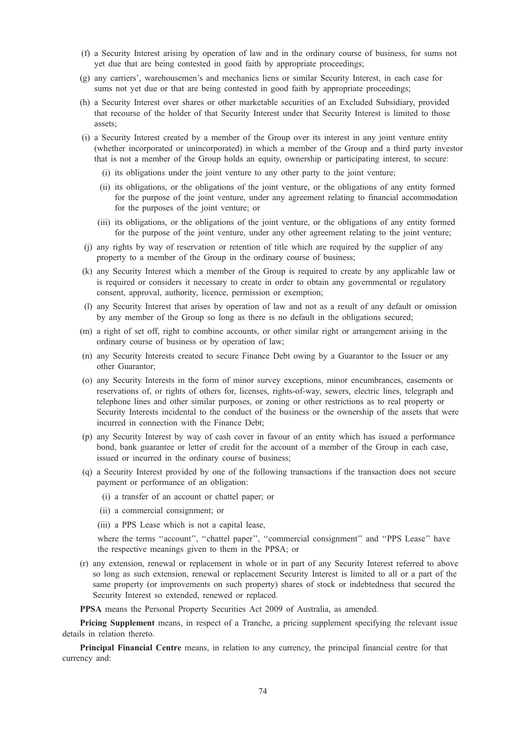(f) a Security Interest arising by operation of law and in the ordinary course of business, for sums not yet due that are being contested in good faith by appropriate proceedings;

(g) any carriers', warehousemen's and mechanics liens or similar Security Interest, in each case for sums not yet due or that are being contested in good faith by appropriate proceedings;

(h) a Security Interest over shares or other marketable securities of an Excluded Subsidiary, provided that recourse of the holder of that Security Interest under that Security Interest is limited to those assets;

(i) a Security Interest created by a member of the Group over its interest in any joint venture entity (whether incorporated or unincorporated) in which a member of the Group and a third party investor that is not a member of the Group holds an equity, ownership or participating interest, to secure:

  (i) its obligations under the joint venture to any other party to the joint venture;

  (ii) its obligations, or the obligations of the joint venture, or the obligations of any entity formed for the purpose of the joint venture, under any agreement relating to financial accommodation for the purposes of the joint venture; or

  (iii) its obligations, or the obligations of the joint venture, or the obligations of any entity formed for the purpose of the joint venture, under any other agreement relating to the joint venture;

(j) any rights by way of reservation or retention of title which are required by the supplier of any property to a member of the Group in the ordinary course of business;

(k) any Security Interest which a member of the Group is required to create by any applicable law or is required or considers it necessary to create in order to obtain any governmental or regulatory consent, approval, authority, licence, permission or exemption;

(l) any Security Interest that arises by operation of law and not as a result of any default or omission by any member of the Group so long as there is no default in the obligations secured;

(m) a right of set off, right to combine accounts, or other similar right or arrangement arising in the ordinary course of business or by operation of law;

(n) any Security Interests created to secure Finance Debt owing by a Guarantor to the Issuer or any other Guarantor;

(o) any Security Interests in the form of minor survey exceptions, minor encumbrances, easements or reservations of, or rights of others for, licenses, rights-of-way, sewers, electric lines, telegraph and telephone lines and other similar purposes, or zoning or other restrictions as to real property or Security Interests incidental to the conduct of the business or the ownership of the assets that were incurred in connection with the Finance Debt;

(p) any Security Interest by way of cash cover in favour of an entity which has issued a performance bond, bank guarantee or letter of credit for the account of a member of the Group in each case, issued or incurred in the ordinary course of business;

(q) a Security Interest provided by one of the following transactions if the transaction does not secure payment or performance of an obligation:

  (i) a transfer of an account or chattel paper; or

  (ii) a commercial consignment; or

  (iii) a PPS Lease which is not a capital lease,

  where the terms ''account'', ''chattel paper'', ''commercial consignment'' and ''PPS Lease'' have the respective meanings given to them in the PPSA; or

(r) any extension, renewal or replacement in whole or in part of any Security Interest referred to above so long as such extension, renewal or replacement Security Interest is limited to all or a part of the same property (or improvements on such property) shares of stock or indebtedness that secured the Security Interest so extended, renewed or replaced.

**PPSA** means the Personal Property Securities Act 2009 of Australia, as amended.

**Pricing Supplement** means, in respect of a Tranche, a pricing supplement specifying the relevant issue details in relation thereto.

**Principal Financial Centre** means, in relation to any currency, the principal financial centre for that currency and: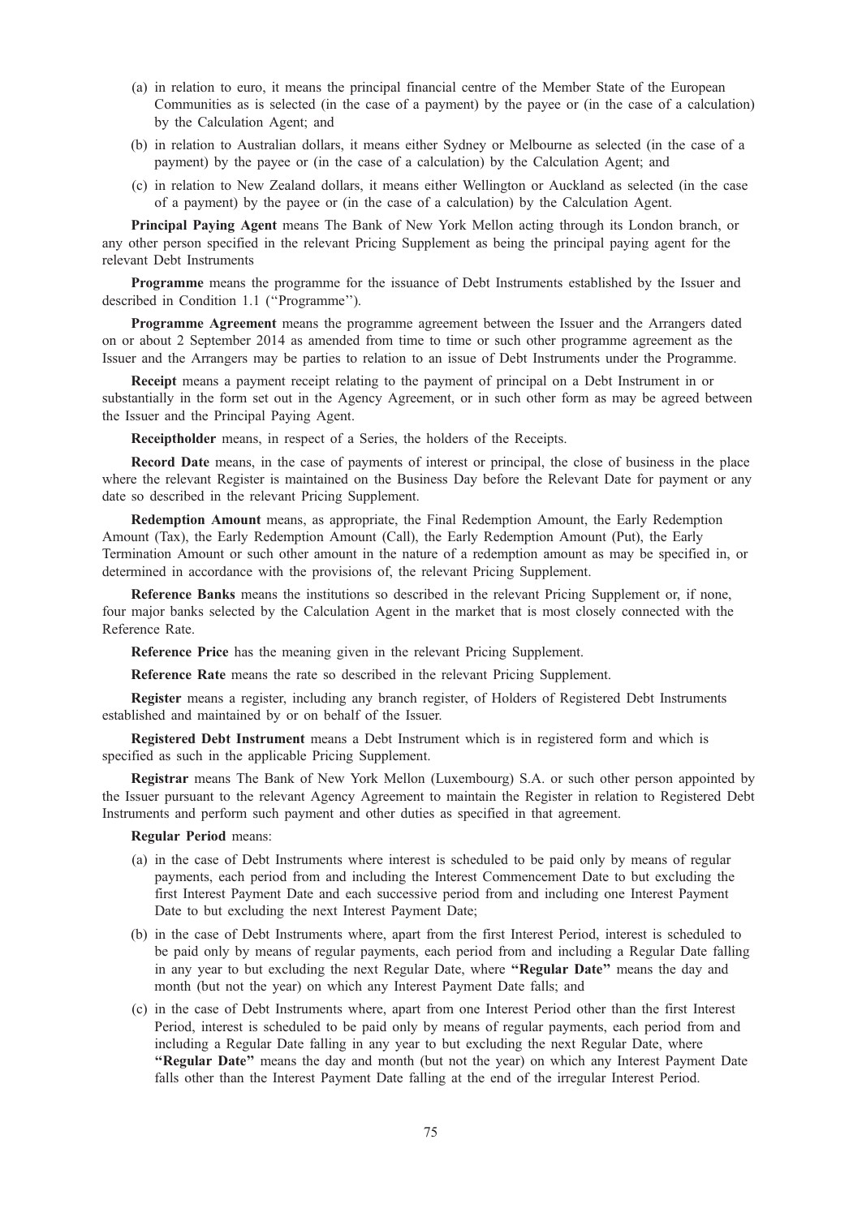(a) in relation to euro, it means the principal financial centre of the Member State of the European Communities as is selected (in the case of a payment) by the payee or (in the case of a calculation) by the Calculation Agent; and

(b) in relation to Australian dollars, it means either Sydney or Melbourne as selected (in the case of a payment) by the payee or (in the case of a calculation) by the Calculation Agent; and

(c) in relation to New Zealand dollars, it means either Wellington or Auckland as selected (in the case of a payment) by the payee or (in the case of a calculation) by the Calculation Agent.

**Principal Paying Agent** means The Bank of New York Mellon acting through its London branch, or any other person specified in the relevant Pricing Supplement as being the principal paying agent for the relevant Debt Instruments

**Programme** means the programme for the issuance of Debt Instruments established by the Issuer and described in Condition 1.1 (''Programme'').

**Programme Agreement** means the programme agreement between the Issuer and the Arrangers dated on or about 2 September 2014 as amended from time to time or such other programme agreement as the Issuer and the Arrangers may be parties to relation to an issue of Debt Instruments under the Programme.

**Receipt** means a payment receipt relating to the payment of principal on a Debt Instrument in or substantially in the form set out in the Agency Agreement, or in such other form as may be agreed between the Issuer and the Principal Paying Agent.

**Receiptholder** means, in respect of a Series, the holders of the Receipts.

**Record Date** means, in the case of payments of interest or principal, the close of business in the place where the relevant Register is maintained on the Business Day before the Relevant Date for payment or any date so described in the relevant Pricing Supplement.

**Redemption Amount** means, as appropriate, the Final Redemption Amount, the Early Redemption Amount (Tax), the Early Redemption Amount (Call), the Early Redemption Amount (Put), the Early Termination Amount or such other amount in the nature of a redemption amount as may be specified in, or determined in accordance with the provisions of, the relevant Pricing Supplement.

**Reference Banks** means the institutions so described in the relevant Pricing Supplement or, if none, four major banks selected by the Calculation Agent in the market that is most closely connected with the Reference Rate.

**Reference Price** has the meaning given in the relevant Pricing Supplement.

**Reference Rate** means the rate so described in the relevant Pricing Supplement.

**Register** means a register, including any branch register, of Holders of Registered Debt Instruments established and maintained by or on behalf of the Issuer.

**Registered Debt Instrument** means a Debt Instrument which is in registered form and which is specified as such in the applicable Pricing Supplement.

**Registrar** means The Bank of New York Mellon (Luxembourg) S.A. or such other person appointed by the Issuer pursuant to the relevant Agency Agreement to maintain the Register in relation to Registered Debt Instruments and perform such payment and other duties as specified in that agreement.

**Regular Period** means:

(a) in the case of Debt Instruments where interest is scheduled to be paid only by means of regular payments, each period from and including the Interest Commencement Date to but excluding the first Interest Payment Date and each successive period from and including one Interest Payment Date to but excluding the next Interest Payment Date;

(b) in the case of Debt Instruments where, apart from the first Interest Period, interest is scheduled to be paid only by means of regular payments, each period from and including a Regular Date falling in any year to but excluding the next Regular Date, where **"Regular Date"** means the day and month (but not the year) on which any Interest Payment Date falls; and

(c) in the case of Debt Instruments where, apart from one Interest Period other than the first Interest Period, interest is scheduled to be paid only by means of regular payments, each period from and including a Regular Date falling in any year to but excluding the next Regular Date, where **"Regular Date"** means the day and month (but not the year) on which any Interest Payment Date falls other than the Interest Payment Date falling at the end of the irregular Interest Period.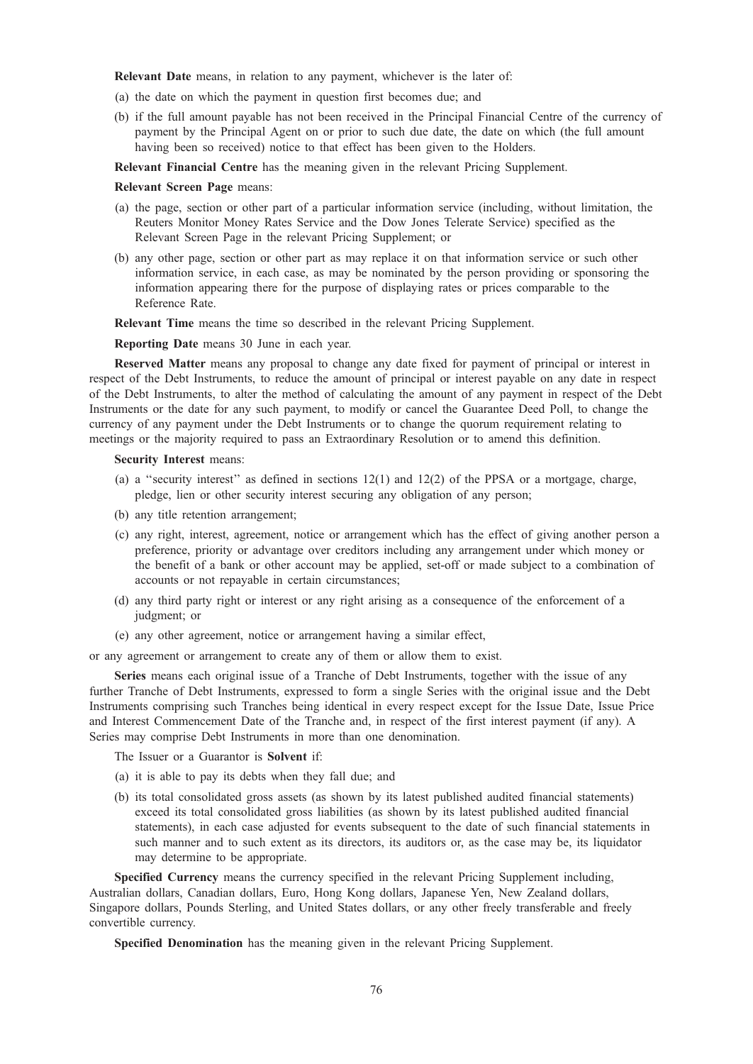**Relevant Date** means, in relation to any payment, whichever is the later of:

(a) the date on which the payment in question first becomes due; and

(b) if the full amount payable has not been received in the Principal Financial Centre of the currency of payment by the Principal Agent on or prior to such due date, the date on which (the full amount having been so received) notice to that effect has been given to the Holders.

**Relevant Financial Centre** has the meaning given in the relevant Pricing Supplement.

**Relevant Screen Page** means:

(a) the page, section or other part of a particular information service (including, without limitation, the Reuters Monitor Money Rates Service and the Dow Jones Telerate Service) specified as the Relevant Screen Page in the relevant Pricing Supplement; or

(b) any other page, section or other part as may replace it on that information service or such other information service, in each case, as may be nominated by the person providing or sponsoring the information appearing there for the purpose of displaying rates or prices comparable to the Reference Rate.

**Relevant Time** means the time so described in the relevant Pricing Supplement.

**Reporting Date** means 30 June in each year.

**Reserved Matter** means any proposal to change any date fixed for payment of principal or interest in respect of the Debt Instruments, to reduce the amount of principal or interest payable on any date in respect of the Debt Instruments, to alter the method of calculating the amount of any payment in respect of the Debt Instruments or the date for any such payment, to modify or cancel the Guarantee Deed Poll, to change the currency of any payment under the Debt Instruments or to change the quorum requirement relating to meetings or the majority required to pass an Extraordinary Resolution or to amend this definition.

**Security Interest** means:

(a) a ''security interest'' as defined in sections 12(1) and 12(2) of the PPSA or a mortgage, charge, pledge, lien or other security interest securing any obligation of any person;

(b) any title retention arrangement;

(c) any right, interest, agreement, notice or arrangement which has the effect of giving another person a preference, priority or advantage over creditors including any arrangement under which money or the benefit of a bank or other account may be applied, set-off or made subject to a combination of accounts or not repayable in certain circumstances;

(d) any third party right or interest or any right arising as a consequence of the enforcement of a judgment; or

(e) any other agreement, notice or arrangement having a similar effect,

or any agreement or arrangement to create any of them or allow them to exist.

**Series** means each original issue of a Tranche of Debt Instruments, together with the issue of any further Tranche of Debt Instruments, expressed to form a single Series with the original issue and the Debt Instruments comprising such Tranches being identical in every respect except for the Issue Date, Issue Price and Interest Commencement Date of the Tranche and, in respect of the first interest payment (if any). A Series may comprise Debt Instruments in more than one denomination.

The Issuer or a Guarantor is **Solvent** if:

(a) it is able to pay its debts when they fall due; and

(b) its total consolidated gross assets (as shown by its latest published audited financial statements) exceed its total consolidated gross liabilities (as shown by its latest published audited financial statements), in each case adjusted for events subsequent to the date of such financial statements in such manner and to such extent as its directors, its auditors or, as the case may be, its liquidator may determine to be appropriate.

**Specified Currency** means the currency specified in the relevant Pricing Supplement including, Australian dollars, Canadian dollars, Euro, Hong Kong dollars, Japanese Yen, New Zealand dollars, Singapore dollars, Pounds Sterling, and United States dollars, or any other freely transferable and freely convertible currency.

**Specified Denomination** has the meaning given in the relevant Pricing Supplement.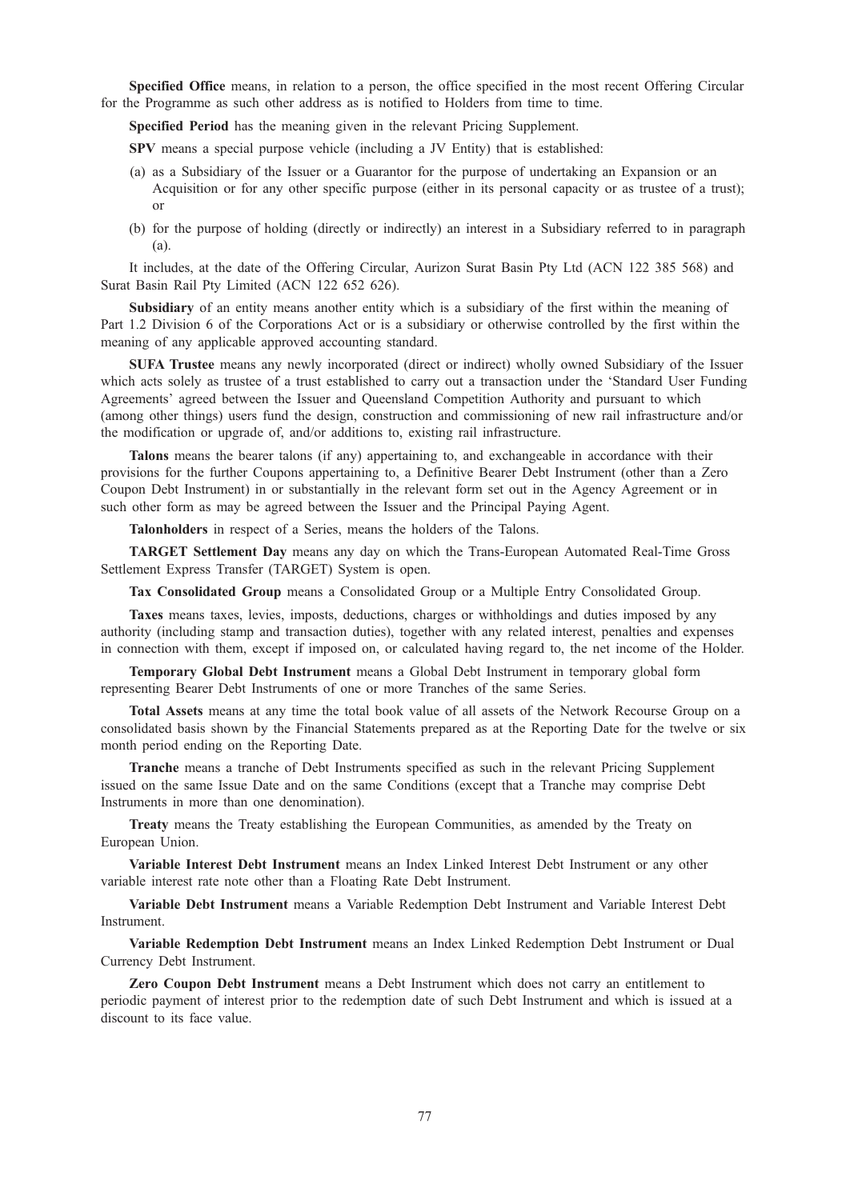**Specified Office** means, in relation to a person, the office specified in the most recent Offering Circular for the Programme as such other address as is notified to Holders from time to time.

**Specified Period** has the meaning given in the relevant Pricing Supplement.

**SPV** means a special purpose vehicle (including a JV Entity) that is established:

(a) as a Subsidiary of the Issuer or a Guarantor for the purpose of undertaking an Expansion or an Acquisition or for any other specific purpose (either in its personal capacity or as trustee of a trust); or

(b) for the purpose of holding (directly or indirectly) an interest in a Subsidiary referred to in paragraph (a).

It includes, at the date of the Offering Circular, Aurizon Surat Basin Pty Ltd (ACN 122 385 568) and Surat Basin Rail Pty Limited (ACN 122 652 626).

**Subsidiary** of an entity means another entity which is a subsidiary of the first within the meaning of Part 1.2 Division 6 of the Corporations Act or is a subsidiary or otherwise controlled by the first within the meaning of any applicable approved accounting standard.

**SUFA Trustee** means any newly incorporated (direct or indirect) wholly owned Subsidiary of the Issuer which acts solely as trustee of a trust established to carry out a transaction under the 'Standard User Funding Agreements' agreed between the Issuer and Queensland Competition Authority and pursuant to which (among other things) users fund the design, construction and commissioning of new rail infrastructure and/or the modification or upgrade of, and/or additions to, existing rail infrastructure.

**Talons** means the bearer talons (if any) appertaining to, and exchangeable in accordance with their provisions for the further Coupons appertaining to, a Definitive Bearer Debt Instrument (other than a Zero Coupon Debt Instrument) in or substantially in the relevant form set out in the Agency Agreement or in such other form as may be agreed between the Issuer and the Principal Paying Agent.

**Talonholders** in respect of a Series, means the holders of the Talons.

**TARGET Settlement Day** means any day on which the Trans-European Automated Real-Time Gross Settlement Express Transfer (TARGET) System is open.

**Tax Consolidated Group** means a Consolidated Group or a Multiple Entry Consolidated Group.

**Taxes** means taxes, levies, imposts, deductions, charges or withholdings and duties imposed by any authority (including stamp and transaction duties), together with any related interest, penalties and expenses in connection with them, except if imposed on, or calculated having regard to, the net income of the Holder.

**Temporary Global Debt Instrument** means a Global Debt Instrument in temporary global form representing Bearer Debt Instruments of one or more Tranches of the same Series.

**Total Assets** means at any time the total book value of all assets of the Network Recourse Group on a consolidated basis shown by the Financial Statements prepared as at the Reporting Date for the twelve or six month period ending on the Reporting Date.

**Tranche** means a tranche of Debt Instruments specified as such in the relevant Pricing Supplement issued on the same Issue Date and on the same Conditions (except that a Tranche may comprise Debt Instruments in more than one denomination).

**Treaty** means the Treaty establishing the European Communities, as amended by the Treaty on European Union.

**Variable Interest Debt Instrument** means an Index Linked Interest Debt Instrument or any other variable interest rate note other than a Floating Rate Debt Instrument.

**Variable Debt Instrument** means a Variable Redemption Debt Instrument and Variable Interest Debt Instrument.

**Variable Redemption Debt Instrument** means an Index Linked Redemption Debt Instrument or Dual Currency Debt Instrument.

**Zero Coupon Debt Instrument** means a Debt Instrument which does not carry an entitlement to periodic payment of interest prior to the redemption date of such Debt Instrument and which is issued at a discount to its face value.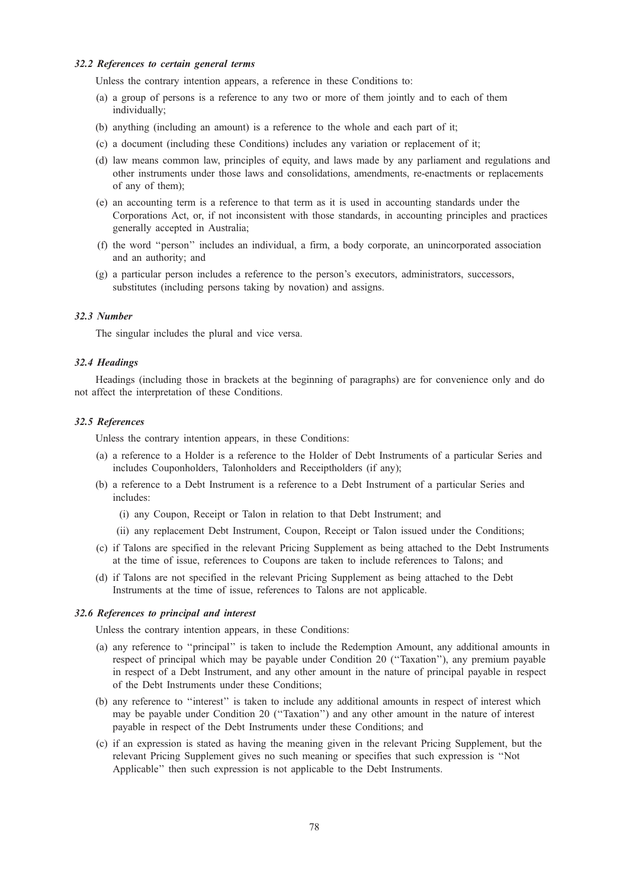### *32.2 References to certain general terms*

Unless the contrary intention appears, a reference in these Conditions to:

(a) a group of persons is a reference to any two or more of them jointly and to each of them individually;

(b) anything (including an amount) is a reference to the whole and each part of it;

(c) a document (including these Conditions) includes any variation or replacement of it;

(d) law means common law, principles of equity, and laws made by any parliament and regulations and other instruments under those laws and consolidations, amendments, re-enactments or replacements of any of them);

(e) an accounting term is a reference to that term as it is used in accounting standards under the Corporations Act, or, if not inconsistent with those standards, in accounting principles and practices generally accepted in Australia;

(f) the word ''person'' includes an individual, a firm, a body corporate, an unincorporated association and an authority; and

(g) a particular person includes a reference to the person's executors, administrators, successors, substitutes (including persons taking by novation) and assigns.

### *32.3 Number*

The singular includes the plural and vice versa.

### *32.4 Headings*

Headings (including those in brackets at the beginning of paragraphs) are for convenience only and do not affect the interpretation of these Conditions.

### *32.5 References*

Unless the contrary intention appears, in these Conditions:

(a) a reference to a Holder is a reference to the Holder of Debt Instruments of a particular Series and includes Couponholders, Talonholders and Receiptholders (if any);

(b) a reference to a Debt Instrument is a reference to a Debt Instrument of a particular Series and includes:

(i) any Coupon, Receipt or Talon in relation to that Debt Instrument; and

(ii) any replacement Debt Instrument, Coupon, Receipt or Talon issued under the Conditions;

(c) if Talons are specified in the relevant Pricing Supplement as being attached to the Debt Instruments at the time of issue, references to Coupons are taken to include references to Talons; and

(d) if Talons are not specified in the relevant Pricing Supplement as being attached to the Debt Instruments at the time of issue, references to Talons are not applicable.

### *32.6 References to principal and interest*

Unless the contrary intention appears, in these Conditions:

(a) any reference to ''principal'' is taken to include the Redemption Amount, any additional amounts in respect of principal which may be payable under Condition 20 (''Taxation''), any premium payable in respect of a Debt Instrument, and any other amount in the nature of principal payable in respect of the Debt Instruments under these Conditions;

(b) any reference to ''interest'' is taken to include any additional amounts in respect of interest which may be payable under Condition 20 (''Taxation'') and any other amount in the nature of interest payable in respect of the Debt Instruments under these Conditions; and

(c) if an expression is stated as having the meaning given in the relevant Pricing Supplement, but the relevant Pricing Supplement gives no such meaning or specifies that such expression is ''Not Applicable'' then such expression is not applicable to the Debt Instruments.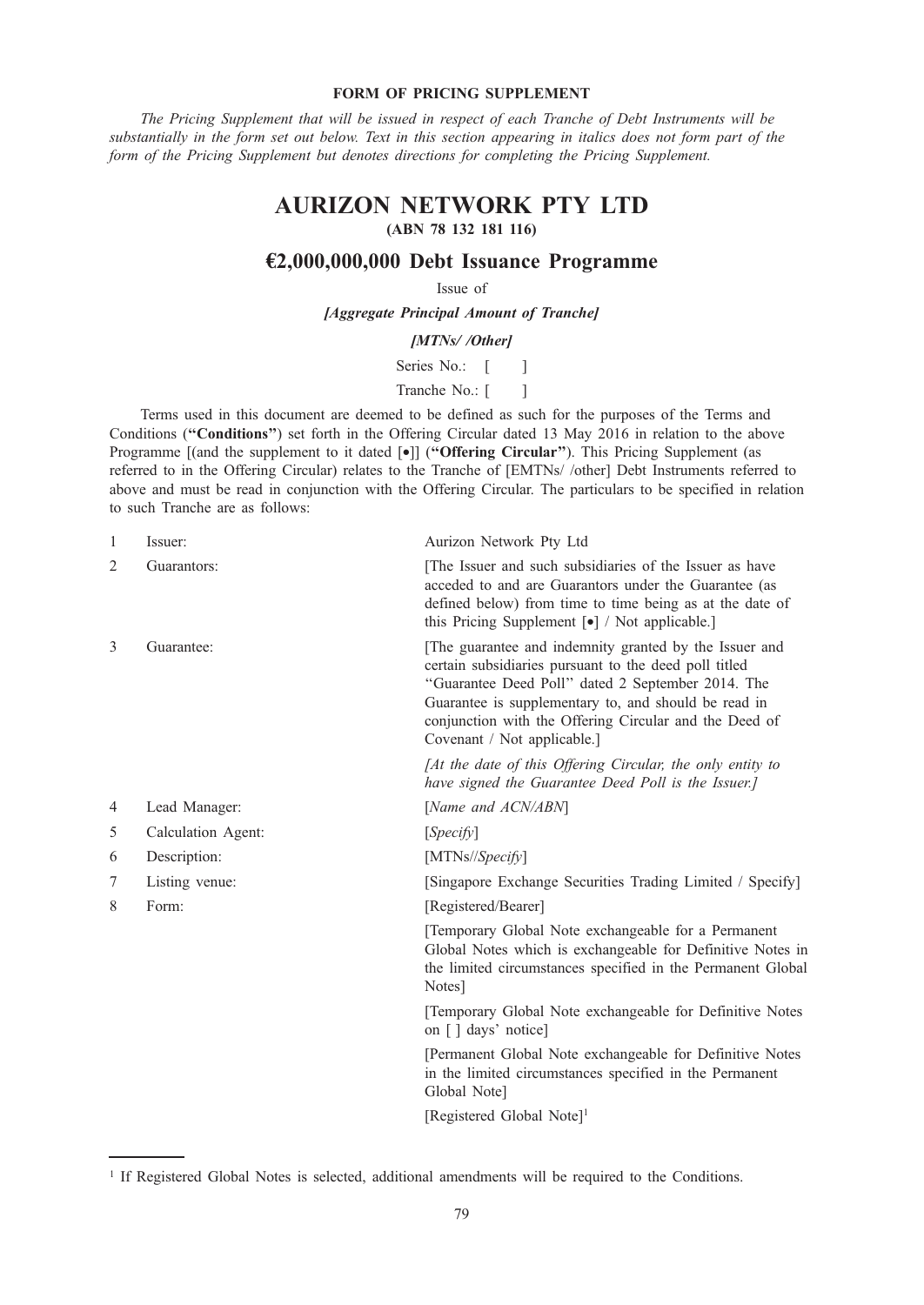**FORM OF PRICING SUPPLEMENT**

*The Pricing Supplement that will be issued in respect of each Tranche of Debt Instruments will be substantially in the form set out below. Text in this section appearing in italics does not form part of the form of the Pricing Supplement but denotes directions for completing the Pricing Supplement.*

# AURIZON NETWORK PTY LTD

**(ABN 78 132 181 116)**

## €2,000,000,000 Debt Issuance Programme

Issue of

***[Aggregate Principal Amount of Tranche]***

***[MTNs/ /Other]***

Series No.: [ ]

Tranche No.: [ ]

Terms used in this document are deemed to be defined as such for the purposes of the Terms and Conditions (**"Conditions"**) set forth in the Offering Circular dated 13 May 2016 in relation to the above Programme [(and the supplement to it dated [•]] (**"Offering Circular"**). This Pricing Supplement (as referred to in the Offering Circular) relates to the Tranche of [EMTNs/ /other] Debt Instruments referred to above and must be read in conjunction with the Offering Circular. The particulars to be specified in relation to such Tranche are as follows:

| | | |
|---|---|---|
| 1 | Issuer: | Aurizon Network Pty Ltd |
| 2 | Guarantors: | [The Issuer and such subsidiaries of the Issuer as have acceded to and are Guarantors under the Guarantee (as defined below) from time to time being as at the date of this Pricing Supplement [•] / Not applicable.] |
| 3 | Guarantee: | [The guarantee and indemnity granted by the Issuer and certain subsidiaries pursuant to the deed poll titled "Guarantee Deed Poll" dated 2 September 2014. The Guarantee is supplementary to, and should be read in conjunction with the Offering Circular and the Deed of Covenant / Not applicable.]<br><br>*[At the date of this Offering Circular, the only entity to have signed the Guarantee Deed Poll is the Issuer.]* |
| 4 | Lead Manager: | [*Name and ACN/ABN*] |
| 5 | Calculation Agent: | [*Specify*] |
| 6 | Description: | [MTNs//*Specify*] |
| 7 | Listing venue: | [Singapore Exchange Securities Trading Limited / Specify] |
| 8 | Form: | [Registered/Bearer]<br><br>[Temporary Global Note exchangeable for a Permanent Global Notes which is exchangeable for Definitive Notes in the limited circumstances specified in the Permanent Global Notes]<br><br>[Temporary Global Note exchangeable for Definitive Notes on [ ] days' notice]<br><br>[Permanent Global Note exchangeable for Definitive Notes in the limited circumstances specified in the Permanent Global Note]<br><br>[Registered Global Note][1] |

[1] If Registered Global Notes is selected, additional amendments will be required to the Conditions.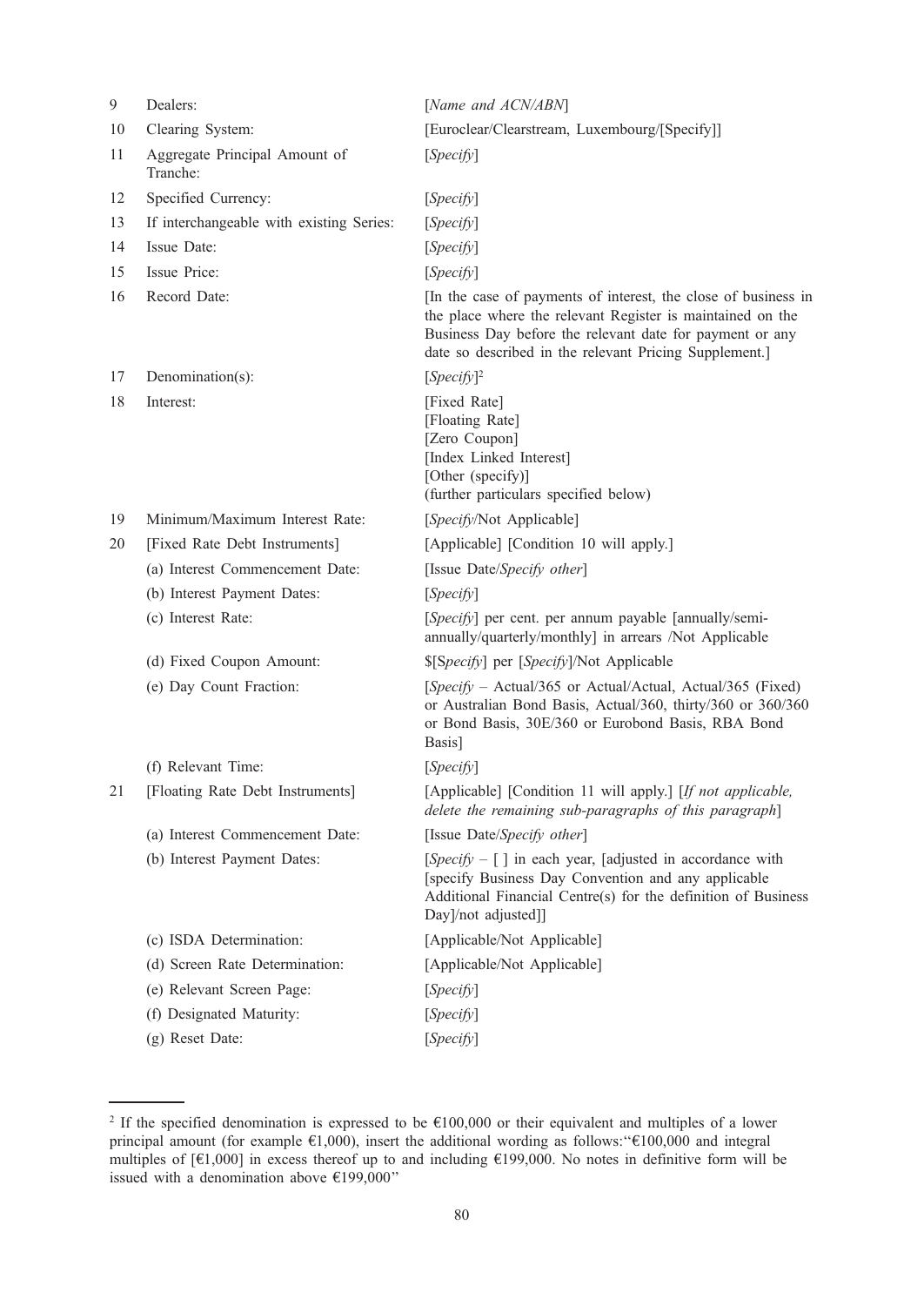| | | |
|---|---|---|
| 9 | Dealers: | [*Name and ACN/ABN*] |
| 10 | Clearing System: | [Euroclear/Clearstream, Luxembourg/[Specify]] |
| 11 | Aggregate Principal Amount of Tranche: | [*Specify*] |
| 12 | Specified Currency: | [*Specify*] |
| 13 | If interchangeable with existing Series: | [*Specify*] |
| 14 | Issue Date: | [*Specify*] |
| 15 | Issue Price: | [*Specify*] |
| 16 | Record Date: | [In the case of payments of interest, the close of business in the place where the relevant Register is maintained on the Business Day before the relevant date for payment or any date so described in the relevant Pricing Supplement.] |
| 17 | Denomination(s): | [*Specify*][2] |
| 18 | Interest: | [Fixed Rate]<br>[Floating Rate]<br>[Zero Coupon]<br>[Index Linked Interest]<br>[Other (specify)]<br>(further particulars specified below) |
| 19 | Minimum/Maximum Interest Rate: | [*Specify*/Not Applicable] |
| 20 | [Fixed Rate Debt Instruments] | [Applicable] [Condition 10 will apply.] |
| | (a) Interest Commencement Date: | [Issue Date/*Specify other*] |
| | (b) Interest Payment Dates: | [*Specify*] |
| | (c) Interest Rate: | [*Specify*] per cent. per annum payable [annually/semi-annually/quarterly/monthly] in arrears /Not Applicable |
| | (d) Fixed Coupon Amount: | $[S*pecify*] per [*Specify*]/Not Applicable |
| | (e) Day Count Fraction: | [*Specify* – Actual/365 or Actual/Actual, Actual/365 (Fixed) or Australian Bond Basis, Actual/360, thirty/360 or 360/360 or Bond Basis, 30E/360 or Eurobond Basis, RBA Bond Basis] |
| | (f) Relevant Time: | [*Specify*] |
| 21 | [Floating Rate Debt Instruments] | [Applicable] [Condition 11 will apply.] [*If not applicable, delete the remaining sub-paragraphs of this paragraph*] |
| | (a) Interest Commencement Date: | [Issue Date/*Specify other*] |
| | (b) Interest Payment Dates: | [*Specify* – [ ] in each year, [adjusted in accordance with [specify Business Day Convention and any applicable Additional Financial Centre(s) for the definition of Business Day]/not adjusted]] |
| | (c) ISDA Determination: | [Applicable/Not Applicable] |
| | (d) Screen Rate Determination: | [Applicable/Not Applicable] |
| | (e) Relevant Screen Page: | [*Specify*] |
| | (f) Designated Maturity: | [*Specify*] |
| | (g) Reset Date: | [*Specify*] |

[2] If the specified denomination is expressed to be €100,000 or their equivalent and multiples of a lower principal amount (for example €1,000), insert the additional wording as follows:"€100,000 and integral multiples of [€1,000] in excess thereof up to and including €199,000. No notes in definitive form will be issued with a denomination above €199,000"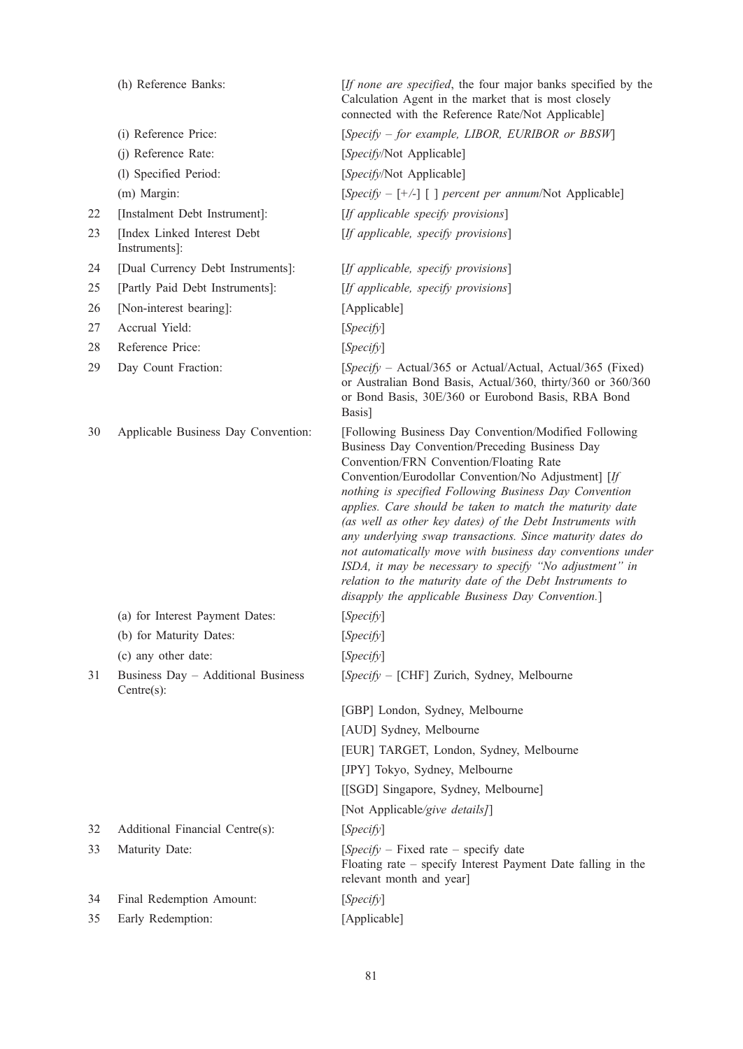| | | |
|---|---|---|
| | (h) Reference Banks: | [*If none are specified*, the four major banks specified by the Calculation Agent in the market that is most closely connected with the Reference Rate/Not Applicable] |
| | (i) Reference Price: | [*Specify – for example, LIBOR, EURIBOR or BBSW*] |
| | (j) Reference Rate: | [*Specify*/Not Applicable] |
| | (l) Specified Period: | [*Specify*/Not Applicable] |
| | (m) Margin: | [*Specify* – [+/-] [ ] *percent per annum*/Not Applicable] |
| 22 | [Instalment Debt Instrument]: | [*If applicable specify provisions*] |
| 23 | [Index Linked Interest Debt Instruments]: | [*If applicable, specify provisions*] |
| 24 | [Dual Currency Debt Instruments]: | [*If applicable, specify provisions*] |
| 25 | [Partly Paid Debt Instruments]: | [*If applicable, specify provisions*] |
| 26 | [Non-interest bearing]: | [Applicable] |
| 27 | Accrual Yield: | [*Specify*] |
| 28 | Reference Price: | [*Specify*] |
| 29 | Day Count Fraction: | [*Specify* – Actual/365 or Actual/Actual, Actual/365 (Fixed) or Australian Bond Basis, Actual/360, thirty/360 or 360/360 or Bond Basis, 30E/360 or Eurobond Basis, RBA Bond Basis] |
| 30 | Applicable Business Day Convention: | [Following Business Day Convention/Modified Following Business Day Convention/Preceding Business Day Convention/FRN Convention/Floating Rate Convention/Eurodollar Convention/No Adjustment] [*If nothing is specified Following Business Day Convention applies. Care should be taken to match the maturity date (as well as other key dates) of the Debt Instruments with any underlying swap transactions. Since maturity dates do not automatically move with business day conventions under ISDA, it may be necessary to specify "No adjustment" in relation to the maturity date of the Debt Instruments to disapply the applicable Business Day Convention.*] |
| | (a) for Interest Payment Dates: | [*Specify*] |
| | (b) for Maturity Dates: | [*Specify*] |
| | (c) any other date: | [*Specify*] |
| 31 | Business Day – Additional Business Centre(s): | [*Specify* – [CHF] Zurich, Sydney, Melbourne<br><br>[GBP] London, Sydney, Melbourne<br><br>[AUD] Sydney, Melbourne<br><br>[EUR] TARGET, London, Sydney, Melbourne<br><br>[JPY] Tokyo, Sydney, Melbourne<br><br>[[SGD] Singapore, Sydney, Melbourne]<br><br>[Not Applicable/*give details]*] |
| 32 | Additional Financial Centre(s): | [*Specify*] |
| 33 | Maturity Date: | [*Specify* – Fixed rate – specify date<br>Floating rate – specify Interest Payment Date falling in the relevant month and year] |
| 34 | Final Redemption Amount: | [*Specify*] |
| 35 | Early Redemption: | [Applicable] |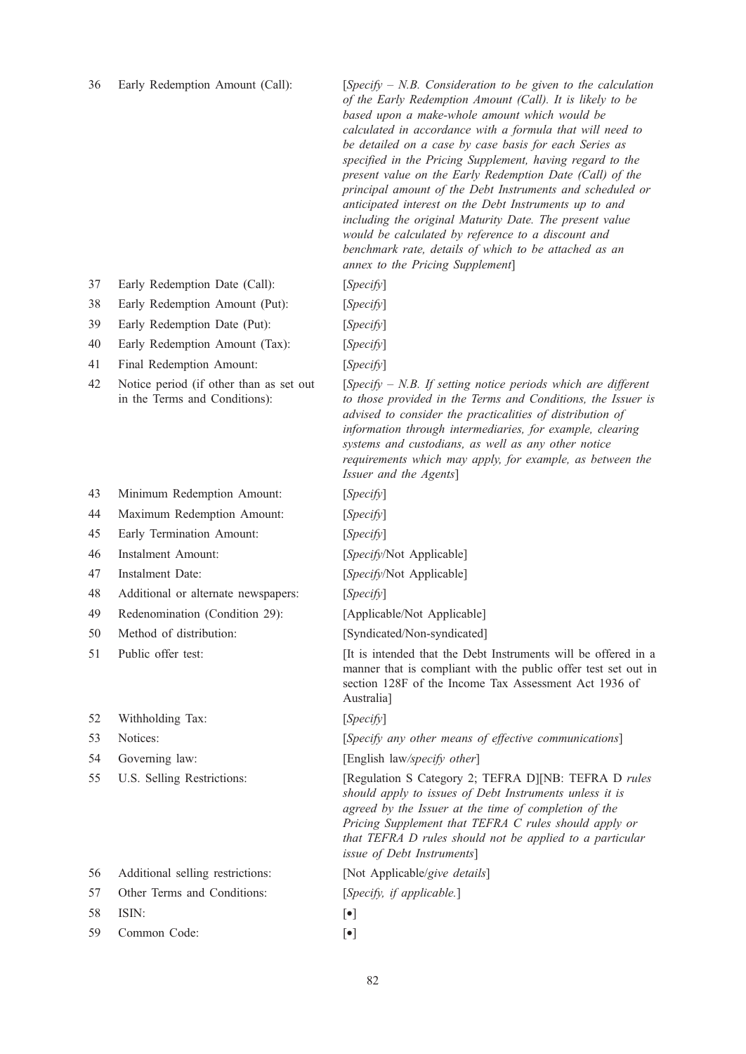| | | |
|---|---|---|
| 36 | Early Redemption Amount (Call): | [*Specify – N.B. Consideration to be given to the calculation of the Early Redemption Amount (Call). It is likely to be based upon a make-whole amount which would be calculated in accordance with a formula that will need to be detailed on a case by case basis for each Series as specified in the Pricing Supplement, having regard to the present value on the Early Redemption Date (Call) of the principal amount of the Debt Instruments and scheduled or anticipated interest on the Debt Instruments up to and including the original Maturity Date. The present value would be calculated by reference to a discount and benchmark rate, details of which to be attached as an annex to the Pricing Supplement*] |
| 37 | Early Redemption Date (Call): | [*Specify*] |
| 38 | Early Redemption Amount (Put): | [*Specify*] |
| 39 | Early Redemption Date (Put): | [*Specify*] |
| 40 | Early Redemption Amount (Tax): | [*Specify*] |
| 41 | Final Redemption Amount: | [*Specify*] |
| 42 | Notice period (if other than as set out in the Terms and Conditions): | [*Specify – N.B. If setting notice periods which are different to those provided in the Terms and Conditions, the Issuer is advised to consider the practicalities of distribution of information through intermediaries, for example, clearing systems and custodians, as well as any other notice requirements which may apply, for example, as between the Issuer and the Agents*] |
| 43 | Minimum Redemption Amount: | [*Specify*] |
| 44 | Maximum Redemption Amount: | [*Specify*] |
| 45 | Early Termination Amount: | [*Specify*] |
| 46 | Instalment Amount: | [*Specify*/Not Applicable] |
| 47 | Instalment Date: | [*Specify*/Not Applicable] |
| 48 | Additional or alternate newspapers: | [*Specify*] |
| 49 | Redenomination (Condition 29): | [Applicable/Not Applicable] |
| 50 | Method of distribution: | [Syndicated/Non-syndicated] |
| 51 | Public offer test: | [It is intended that the Debt Instruments will be offered in a manner that is compliant with the public offer test set out in section 128F of the Income Tax Assessment Act 1936 of Australia] |
| 52 | Withholding Tax: | [*Specify*] |
| 53 | Notices: | [*Specify any other means of effective communications*] |
| 54 | Governing law: | [English law/*specify other*] |
| 55 | U.S. Selling Restrictions: | [Regulation S Category 2; TEFRA D][NB: TEFRA D *rules should apply to issues of Debt Instruments unless it is agreed by the Issuer at the time of completion of the Pricing Supplement that TEFRA C rules should apply or that TEFRA D rules should not be applied to a particular issue of Debt Instruments*] |
| 56 | Additional selling restrictions: | [Not Applicable/*give details*] |
| 57 | Other Terms and Conditions: | [*Specify, if applicable.*] |
| 58 | ISIN: | [•] |
| 59 | Common Code: | [•] |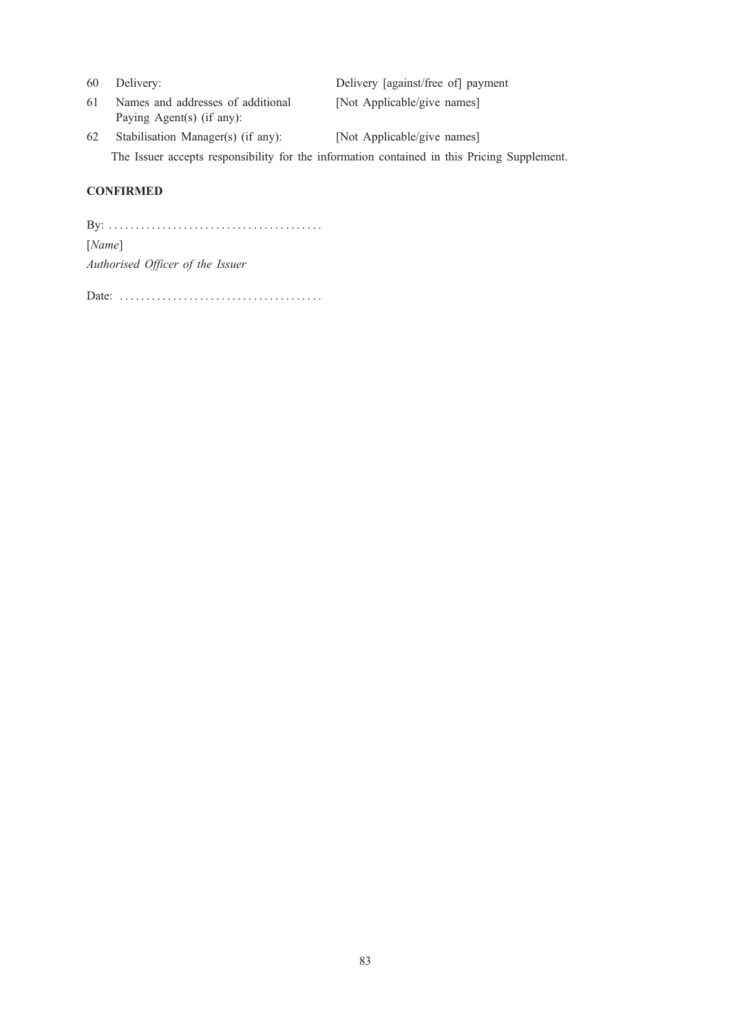| | | |
|---|---|---|
| 60 | Delivery: | Delivery [against/free of] payment |
| 61 | Names and addresses of additional Paying Agent(s) (if any): | [Not Applicable/give names] |
| 62 | Stabilisation Manager(s) (if any): | [Not Applicable/give names] |

The Issuer accepts responsibility for the information contained in this Pricing Supplement.

**CONFIRMED**

By: ........................................

[*Name*]

*Authorised Officer of the Issuer*

Date: ......................................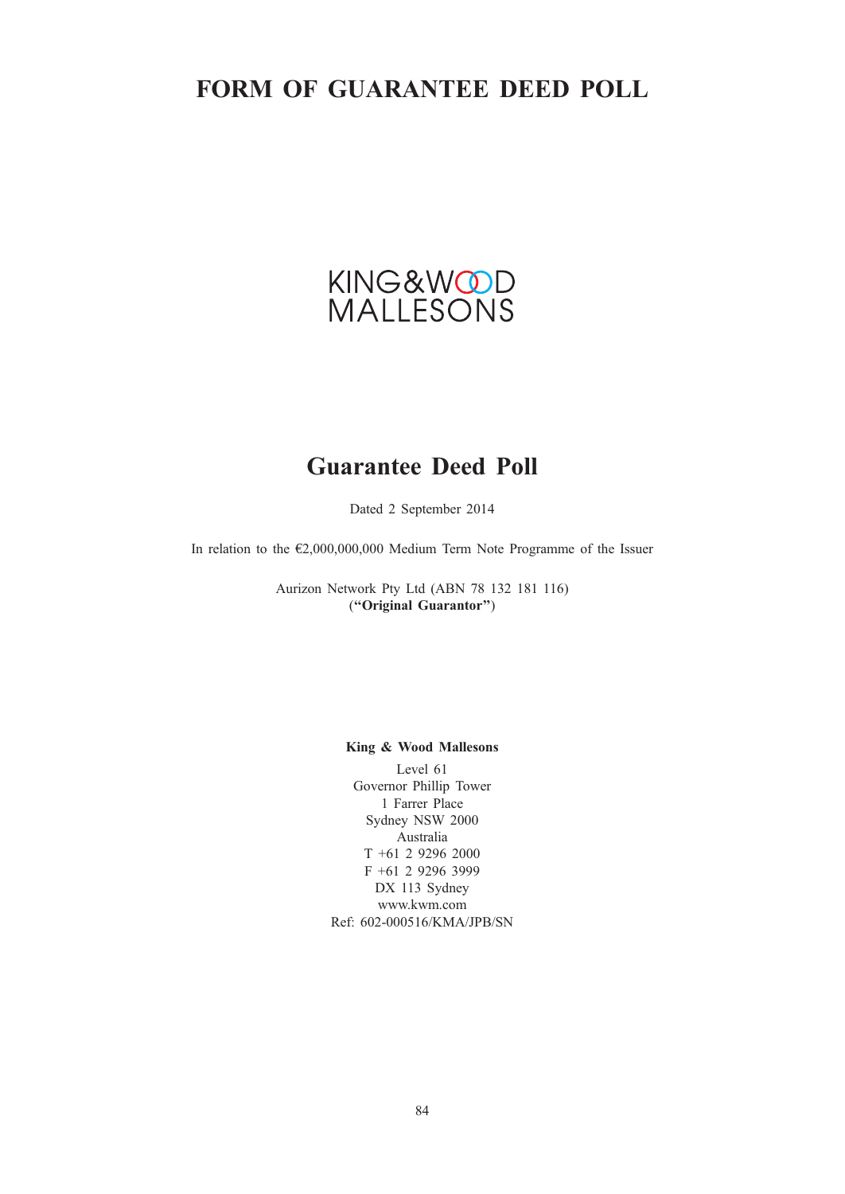# FORM OF GUARANTEE DEED POLL

KING&WOOD
MALLESONS

## Guarantee Deed Poll

Dated 2 September 2014

In relation to the €2,000,000,000 Medium Term Note Programme of the Issuer

Aurizon Network Pty Ltd (ABN 78 132 181 116)
(**"Original Guarantor"**)

**King & Wood Mallesons**

Level 61
Governor Phillip Tower
1 Farrer Place
Sydney NSW 2000
Australia
T +61 2 9296 2000
F +61 2 9296 3999
DX 113 Sydney
www.kwm.com
Ref: 602-000516/KMA/JPB/SN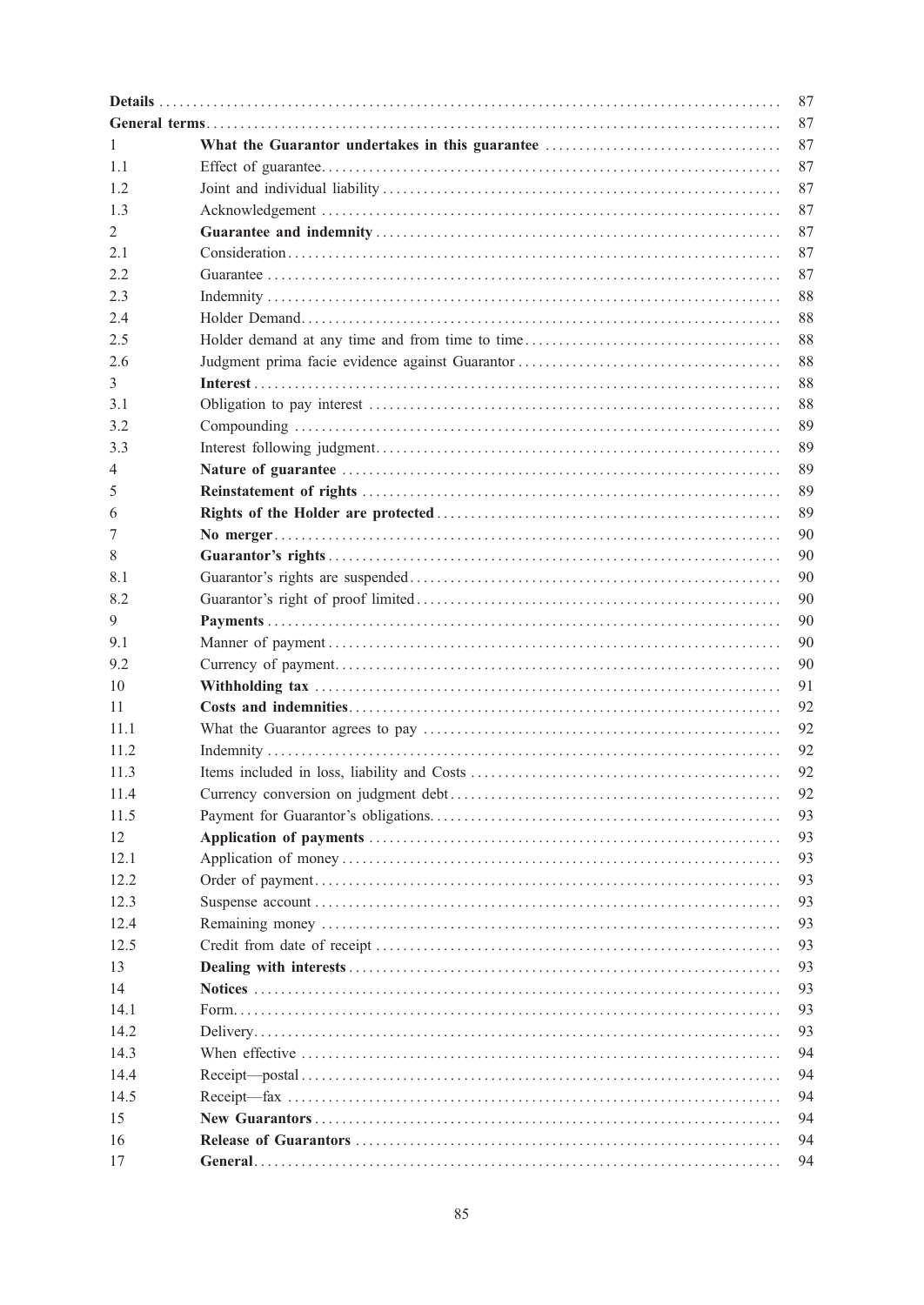| | | |
|---|---|---|
| **Details** | | 87 |
| **General terms** | | 87 |
| 1 | **What the Guarantor undertakes in this guarantee** | 87 |
| 1.1 | Effect of guarantee | 87 |
| 1.2 | Joint and individual liability | 87 |
| 1.3 | Acknowledgement | 87 |
| 2 | **Guarantee and indemnity** | 87 |
| 2.1 | Consideration | 87 |
| 2.2 | Guarantee | 87 |
| 2.3 | Indemnity | 88 |
| 2.4 | Holder Demand | 88 |
| 2.5 | Holder demand at any time and from time to time | 88 |
| 2.6 | Judgment prima facie evidence against Guarantor | 88 |
| 3 | **Interest** | 88 |
| 3.1 | Obligation to pay interest | 88 |
| 3.2 | Compounding | 89 |
| 3.3 | Interest following judgment | 89 |
| 4 | **Nature of guarantee** | 89 |
| 5 | **Reinstatement of rights** | 89 |
| 6 | **Rights of the Holder are protected** | 89 |
| 7 | **No merger** | 90 |
| 8 | **Guarantor's rights** | 90 |
| 8.1 | Guarantor's rights are suspended | 90 |
| 8.2 | Guarantor's right of proof limited | 90 |
| 9 | **Payments** | 90 |
| 9.1 | Manner of payment | 90 |
| 9.2 | Currency of payment | 90 |
| 10 | **Withholding tax** | 91 |
| 11 | **Costs and indemnities** | 92 |
| 11.1 | What the Guarantor agrees to pay | 92 |
| 11.2 | Indemnity | 92 |
| 11.3 | Items included in loss, liability and Costs | 92 |
| 11.4 | Currency conversion on judgment debt | 92 |
| 11.5 | Payment for Guarantor's obligations | 93 |
| 12 | **Application of payments** | 93 |
| 12.1 | Application of money | 93 |
| 12.2 | Order of payment | 93 |
| 12.3 | Suspense account | 93 |
| 12.4 | Remaining money | 93 |
| 12.5 | Credit from date of receipt | 93 |
| 13 | **Dealing with interests** | 93 |
| 14 | **Notices** | 93 |
| 14.1 | Form | 93 |
| 14.2 | Delivery | 93 |
| 14.3 | When effective | 94 |
| 14.4 | Receipt—postal | 94 |
| 14.5 | Receipt—fax | 94 |
| 15 | **New Guarantors** | 94 |
| 16 | **Release of Guarantors** | 94 |
| 17 | **General** | 94 |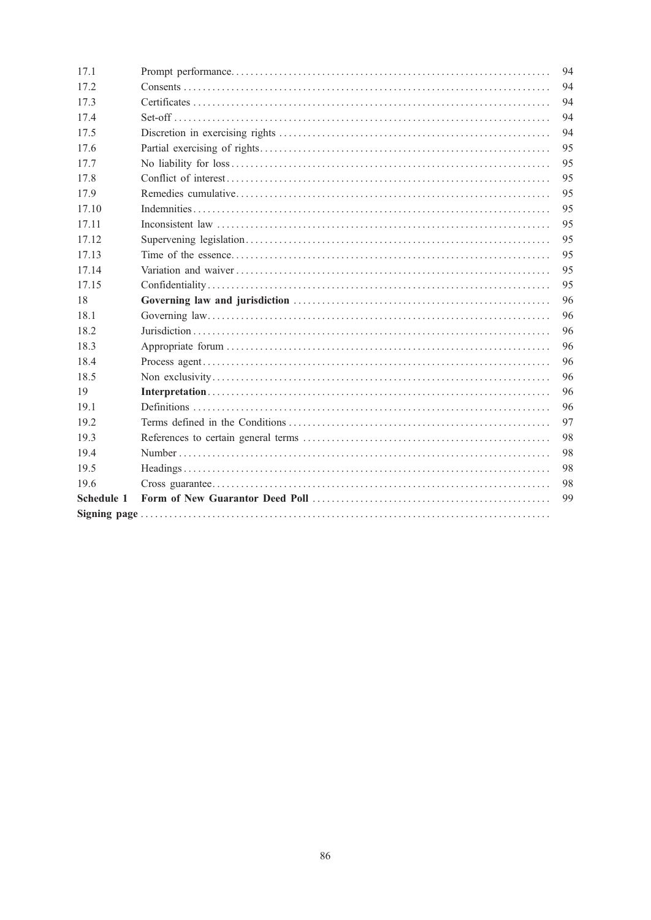| | | |
|---|---|---|
| 17.1 | Prompt performance | 94 |
| 17.2 | Consents | 94 |
| 17.3 | Certificates | 94 |
| 17.4 | Set-off | 94 |
| 17.5 | Discretion in exercising rights | 94 |
| 17.6 | Partial exercising of rights | 95 |
| 17.7 | No liability for loss | 95 |
| 17.8 | Conflict of interest | 95 |
| 17.9 | Remedies cumulative | 95 |
| 17.10 | Indemnities | 95 |
| 17.11 | Inconsistent law | 95 |
| 17.12 | Supervening legislation | 95 |
| 17.13 | Time of the essence | 95 |
| 17.14 | Variation and waiver | 95 |
| 17.15 | Confidentiality | 95 |
| 18 | **Governing law and jurisdiction** | 96 |
| 18.1 | Governing law | 96 |
| 18.2 | Jurisdiction | 96 |
| 18.3 | Appropriate forum | 96 |
| 18.4 | Process agent | 96 |
| 18.5 | Non exclusivity | 96 |
| 19 | **Interpretation** | 96 |
| 19.1 | Definitions | 96 |
| 19.2 | Terms defined in the Conditions | 97 |
| 19.3 | References to certain general terms | 98 |
| 19.4 | Number | 98 |
| 19.5 | Headings | 98 |
| 19.6 | Cross guarantee | 98 |
| **Schedule 1** | **Form of New Guarantor Deed Poll** | 99 |
| **Signing page** | | |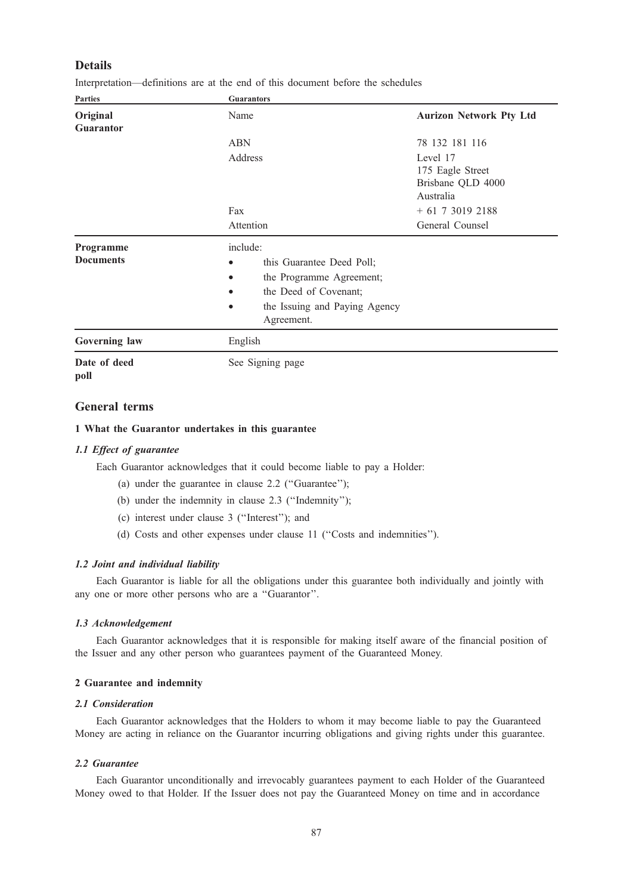## Details

Interpretation—definitions are at the end of this document before the schedules

| Parties | Guarantors | |
|---|---|---|
| **Original Guarantor** | Name | **Aurizon Network Pty Ltd** |
| | ABN | 78 132 181 116 |
| | Address | Level 17<br>175 Eagle Street<br>Brisbane QLD 4000<br>Australia |
| | Fax | + 61 7 3019 2188 |
| | Attention | General Counsel |
| **Programme Documents** | include:<br>• this Guarantee Deed Poll;<br>• the Programme Agreement;<br>• the Deed of Covenant;<br>• the Issuing and Paying Agency Agreement. | |
| **Governing law** | English | |
| **Date of deed poll** | See Signing page | |

## General terms

### 1 What the Guarantor undertakes in this guarantee

#### *1.1 Effect of guarantee*

Each Guarantor acknowledges that it could become liable to pay a Holder:

(a) under the guarantee in clause 2.2 (''Guarantee'');

(b) under the indemnity in clause 2.3 (''Indemnity'');

(c) interest under clause 3 (''Interest''); and

(d) Costs and other expenses under clause 11 (''Costs and indemnities'').

#### *1.2 Joint and individual liability*

Each Guarantor is liable for all the obligations under this guarantee both individually and jointly with any one or more other persons who are a ''Guarantor''.

#### *1.3 Acknowledgement*

Each Guarantor acknowledges that it is responsible for making itself aware of the financial position of the Issuer and any other person who guarantees payment of the Guaranteed Money.

### 2 Guarantee and indemnity

#### *2.1 Consideration*

Each Guarantor acknowledges that the Holders to whom it may become liable to pay the Guaranteed Money are acting in reliance on the Guarantor incurring obligations and giving rights under this guarantee.

#### *2.2 Guarantee*

Each Guarantor unconditionally and irrevocably guarantees payment to each Holder of the Guaranteed Money owed to that Holder. If the Issuer does not pay the Guaranteed Money on time and in accordance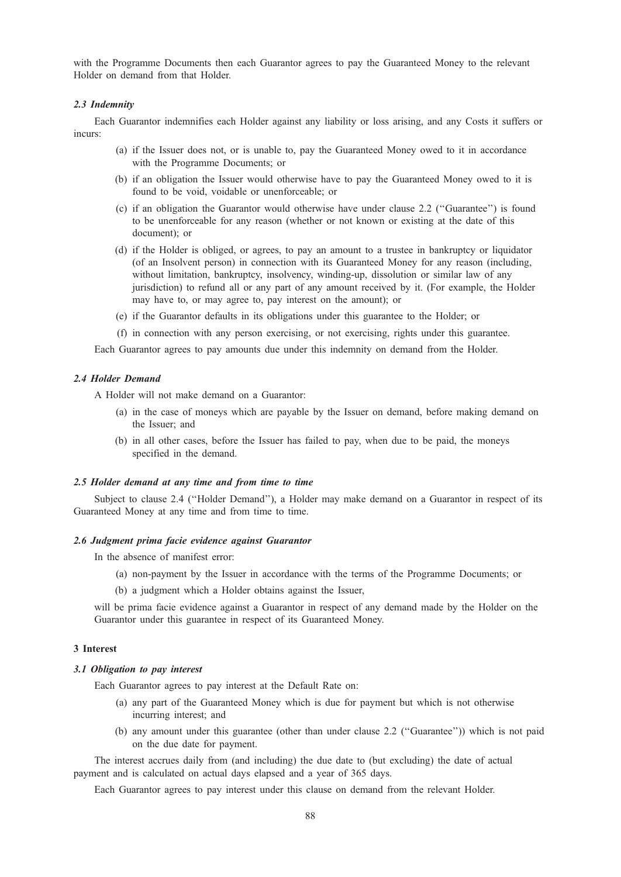with the Programme Documents then each Guarantor agrees to pay the Guaranteed Money to the relevant Holder on demand from that Holder.

### *2.3 Indemnity*

Each Guarantor indemnifies each Holder against any liability or loss arising, and any Costs it suffers or incurs:

(a) if the Issuer does not, or is unable to, pay the Guaranteed Money owed to it in accordance with the Programme Documents; or

(b) if an obligation the Issuer would otherwise have to pay the Guaranteed Money owed to it is found to be void, voidable or unenforceable; or

(c) if an obligation the Guarantor would otherwise have under clause 2.2 (''Guarantee'') is found to be unenforceable for any reason (whether or not known or existing at the date of this document); or

(d) if the Holder is obliged, or agrees, to pay an amount to a trustee in bankruptcy or liquidator (of an Insolvent person) in connection with its Guaranteed Money for any reason (including, without limitation, bankruptcy, insolvency, winding-up, dissolution or similar law of any jurisdiction) to refund all or any part of any amount received by it. (For example, the Holder may have to, or may agree to, pay interest on the amount); or

(e) if the Guarantor defaults in its obligations under this guarantee to the Holder; or

(f) in connection with any person exercising, or not exercising, rights under this guarantee.

Each Guarantor agrees to pay amounts due under this indemnity on demand from the Holder.

### *2.4 Holder Demand*

A Holder will not make demand on a Guarantor:

(a) in the case of moneys which are payable by the Issuer on demand, before making demand on the Issuer; and

(b) in all other cases, before the Issuer has failed to pay, when due to be paid, the moneys specified in the demand.

### *2.5 Holder demand at any time and from time to time*

Subject to clause 2.4 (''Holder Demand''), a Holder may make demand on a Guarantor in respect of its Guaranteed Money at any time and from time to time.

### *2.6 Judgment prima facie evidence against Guarantor*

In the absence of manifest error:

(a) non-payment by the Issuer in accordance with the terms of the Programme Documents; or

(b) a judgment which a Holder obtains against the Issuer,

will be prima facie evidence against a Guarantor in respect of any demand made by the Holder on the Guarantor under this guarantee in respect of its Guaranteed Money.

## 3 Interest

### *3.1 Obligation to pay interest*

Each Guarantor agrees to pay interest at the Default Rate on:

(a) any part of the Guaranteed Money which is due for payment but which is not otherwise incurring interest; and

(b) any amount under this guarantee (other than under clause 2.2 (''Guarantee'')) which is not paid on the due date for payment.

The interest accrues daily from (and including) the due date to (but excluding) the date of actual payment and is calculated on actual days elapsed and a year of 365 days.

Each Guarantor agrees to pay interest under this clause on demand from the relevant Holder.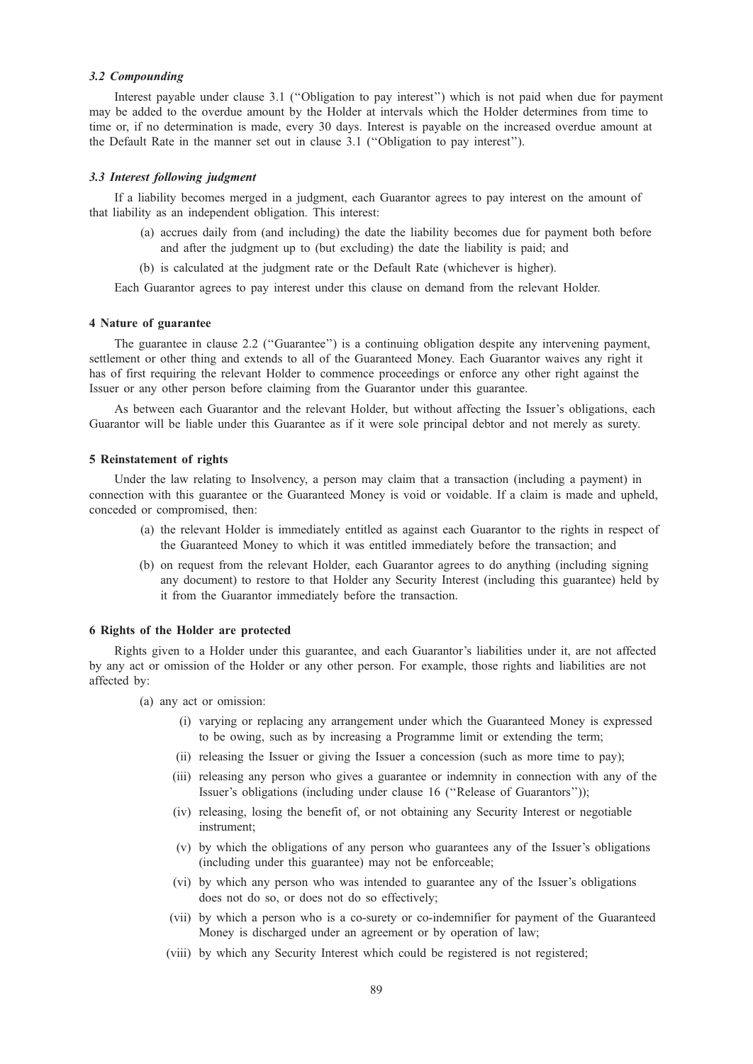### *3.2 Compounding*

Interest payable under clause 3.1 (''Obligation to pay interest'') which is not paid when due for payment may be added to the overdue amount by the Holder at intervals which the Holder determines from time to time or, if no determination is made, every 30 days. Interest is payable on the increased overdue amount at the Default Rate in the manner set out in clause 3.1 (''Obligation to pay interest'').

### *3.3 Interest following judgment*

If a liability becomes merged in a judgment, each Guarantor agrees to pay interest on the amount of that liability as an independent obligation. This interest:

(a) accrues daily from (and including) the date the liability becomes due for payment both before and after the judgment up to (but excluding) the date the liability is paid; and

(b) is calculated at the judgment rate or the Default Rate (whichever is higher).

Each Guarantor agrees to pay interest under this clause on demand from the relevant Holder.

## 4 Nature of guarantee

The guarantee in clause 2.2 (''Guarantee'') is a continuing obligation despite any intervening payment, settlement or other thing and extends to all of the Guaranteed Money. Each Guarantor waives any right it has of first requiring the relevant Holder to commence proceedings or enforce any other right against the Issuer or any other person before claiming from the Guarantor under this guarantee.

As between each Guarantor and the relevant Holder, but without affecting the Issuer's obligations, each Guarantor will be liable under this Guarantee as if it were sole principal debtor and not merely as surety.

## 5 Reinstatement of rights

Under the law relating to Insolvency, a person may claim that a transaction (including a payment) in connection with this guarantee or the Guaranteed Money is void or voidable. If a claim is made and upheld, conceded or compromised, then:

(a) the relevant Holder is immediately entitled as against each Guarantor to the rights in respect of the Guaranteed Money to which it was entitled immediately before the transaction; and

(b) on request from the relevant Holder, each Guarantor agrees to do anything (including signing any document) to restore to that Holder any Security Interest (including this guarantee) held by it from the Guarantor immediately before the transaction.

## 6 Rights of the Holder are protected

Rights given to a Holder under this guarantee, and each Guarantor's liabilities under it, are not affected by any act or omission of the Holder or any other person. For example, those rights and liabilities are not affected by:

(a) any act or omission:

  (i) varying or replacing any arrangement under which the Guaranteed Money is expressed to be owing, such as by increasing a Programme limit or extending the term;

  (ii) releasing the Issuer or giving the Issuer a concession (such as more time to pay);

  (iii) releasing any person who gives a guarantee or indemnity in connection with any of the Issuer's obligations (including under clause 16 (''Release of Guarantors''));

  (iv) releasing, losing the benefit of, or not obtaining any Security Interest or negotiable instrument;

  (v) by which the obligations of any person who guarantees any of the Issuer's obligations (including under this guarantee) may not be enforceable;

  (vi) by which any person who was intended to guarantee any of the Issuer's obligations does not do so, or does not do so effectively;

  (vii) by which a person who is a co-surety or co-indemnifier for payment of the Guaranteed Money is discharged under an agreement or by operation of law;

  (viii) by which any Security Interest which could be registered is not registered;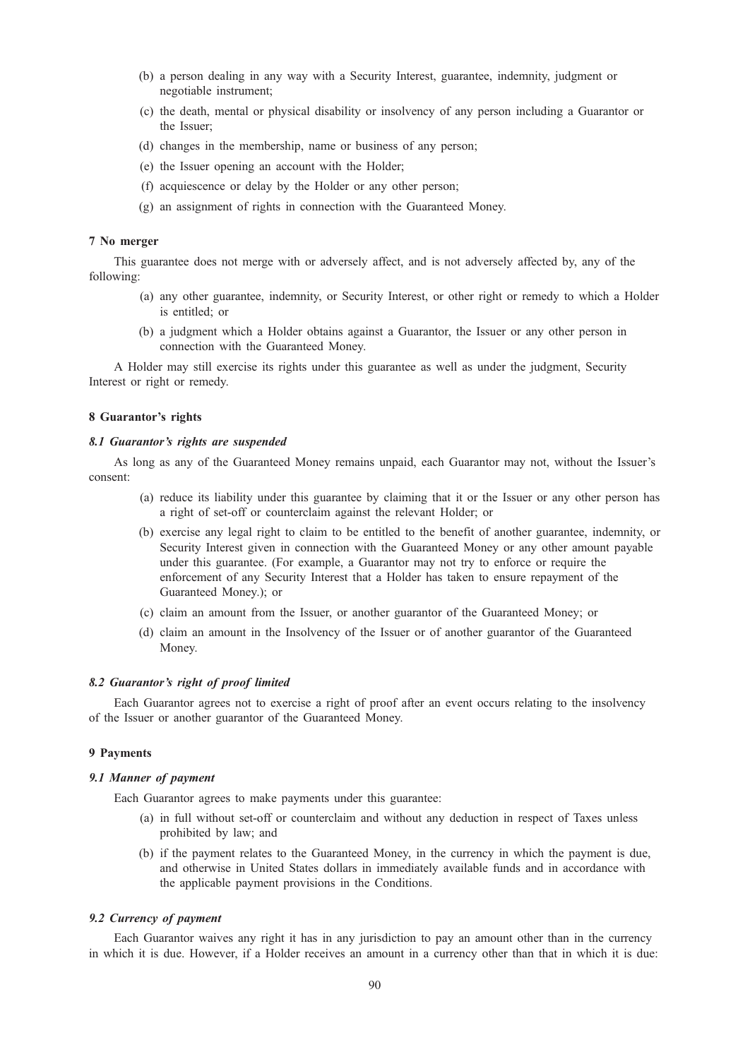(b) a person dealing in any way with a Security Interest, guarantee, indemnity, judgment or negotiable instrument;

(c) the death, mental or physical disability or insolvency of any person including a Guarantor or the Issuer;

(d) changes in the membership, name or business of any person;

(e) the Issuer opening an account with the Holder;

(f) acquiescence or delay by the Holder or any other person;

(g) an assignment of rights in connection with the Guaranteed Money.

**7 No merger**

This guarantee does not merge with or adversely affect, and is not adversely affected by, any of the following:

(a) any other guarantee, indemnity, or Security Interest, or other right or remedy to which a Holder is entitled; or

(b) a judgment which a Holder obtains against a Guarantor, the Issuer or any other person in connection with the Guaranteed Money.

A Holder may still exercise its rights under this guarantee as well as under the judgment, Security Interest or right or remedy.

**8 Guarantor's rights**

***8.1 Guarantor's rights are suspended***

As long as any of the Guaranteed Money remains unpaid, each Guarantor may not, without the Issuer's consent:

(a) reduce its liability under this guarantee by claiming that it or the Issuer or any other person has a right of set-off or counterclaim against the relevant Holder; or

(b) exercise any legal right to claim to be entitled to the benefit of another guarantee, indemnity, or Security Interest given in connection with the Guaranteed Money or any other amount payable under this guarantee. (For example, a Guarantor may not try to enforce or require the enforcement of any Security Interest that a Holder has taken to ensure repayment of the Guaranteed Money.); or

(c) claim an amount from the Issuer, or another guarantor of the Guaranteed Money; or

(d) claim an amount in the Insolvency of the Issuer or of another guarantor of the Guaranteed Money.

***8.2 Guarantor's right of proof limited***

Each Guarantor agrees not to exercise a right of proof after an event occurs relating to the insolvency of the Issuer or another guarantor of the Guaranteed Money.

**9 Payments**

***9.1 Manner of payment***

Each Guarantor agrees to make payments under this guarantee:

(a) in full without set-off or counterclaim and without any deduction in respect of Taxes unless prohibited by law; and

(b) if the payment relates to the Guaranteed Money, in the currency in which the payment is due, and otherwise in United States dollars in immediately available funds and in accordance with the applicable payment provisions in the Conditions.

***9.2 Currency of payment***

Each Guarantor waives any right it has in any jurisdiction to pay an amount other than in the currency in which it is due. However, if a Holder receives an amount in a currency other than that in which it is due: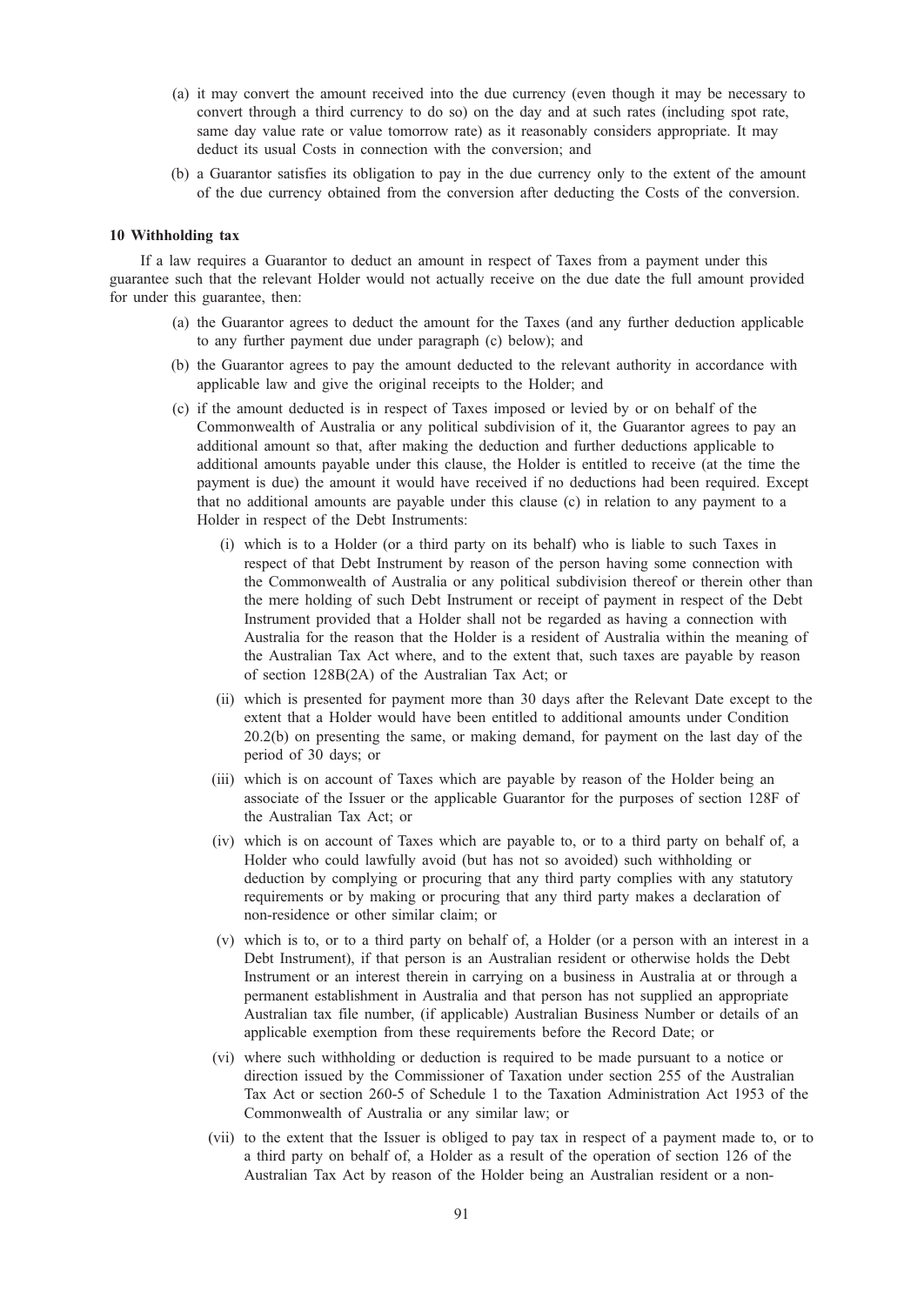(a) it may convert the amount received into the due currency (even though it may be necessary to convert through a third currency to do so) on the day and at such rates (including spot rate, same day value rate or value tomorrow rate) as it reasonably considers appropriate. It may deduct its usual Costs in connection with the conversion; and

(b) a Guarantor satisfies its obligation to pay in the due currency only to the extent of the amount of the due currency obtained from the conversion after deducting the Costs of the conversion.

**10 Withholding tax**

If a law requires a Guarantor to deduct an amount in respect of Taxes from a payment under this guarantee such that the relevant Holder would not actually receive on the due date the full amount provided for under this guarantee, then:

(a) the Guarantor agrees to deduct the amount for the Taxes (and any further deduction applicable to any further payment due under paragraph (c) below); and

(b) the Guarantor agrees to pay the amount deducted to the relevant authority in accordance with applicable law and give the original receipts to the Holder; and

(c) if the amount deducted is in respect of Taxes imposed or levied by or on behalf of the Commonwealth of Australia or any political subdivision of it, the Guarantor agrees to pay an additional amount so that, after making the deduction and further deductions applicable to additional amounts payable under this clause, the Holder is entitled to receive (at the time the payment is due) the amount it would have received if no deductions had been required. Except that no additional amounts are payable under this clause (c) in relation to any payment to a Holder in respect of the Debt Instruments:

   (i) which is to a Holder (or a third party on its behalf) who is liable to such Taxes in respect of that Debt Instrument by reason of the person having some connection with the Commonwealth of Australia or any political subdivision thereof or therein other than the mere holding of such Debt Instrument or receipt of payment in respect of the Debt Instrument provided that a Holder shall not be regarded as having a connection with Australia for the reason that the Holder is a resident of Australia within the meaning of the Australian Tax Act where, and to the extent that, such taxes are payable by reason of section 128B(2A) of the Australian Tax Act; or

   (ii) which is presented for payment more than 30 days after the Relevant Date except to the extent that a Holder would have been entitled to additional amounts under Condition 20.2(b) on presenting the same, or making demand, for payment on the last day of the period of 30 days; or

   (iii) which is on account of Taxes which are payable by reason of the Holder being an associate of the Issuer or the applicable Guarantor for the purposes of section 128F of the Australian Tax Act; or

   (iv) which is on account of Taxes which are payable to, or to a third party on behalf of, a Holder who could lawfully avoid (but has not so avoided) such withholding or deduction by complying or procuring that any third party complies with any statutory requirements or by making or procuring that any third party makes a declaration of non-residence or other similar claim; or

   (v) which is to, or to a third party on behalf of, a Holder (or a person with an interest in a Debt Instrument), if that person is an Australian resident or otherwise holds the Debt Instrument or an interest therein in carrying on a business in Australia at or through a permanent establishment in Australia and that person has not supplied an appropriate Australian tax file number, (if applicable) Australian Business Number or details of an applicable exemption from these requirements before the Record Date; or

   (vi) where such withholding or deduction is required to be made pursuant to a notice or direction issued by the Commissioner of Taxation under section 255 of the Australian Tax Act or section 260-5 of Schedule 1 to the Taxation Administration Act 1953 of the Commonwealth of Australia or any similar law; or

   (vii) to the extent that the Issuer is obliged to pay tax in respect of a payment made to, or to a third party on behalf of, a Holder as a result of the operation of section 126 of the Australian Tax Act by reason of the Holder being an Australian resident or a non-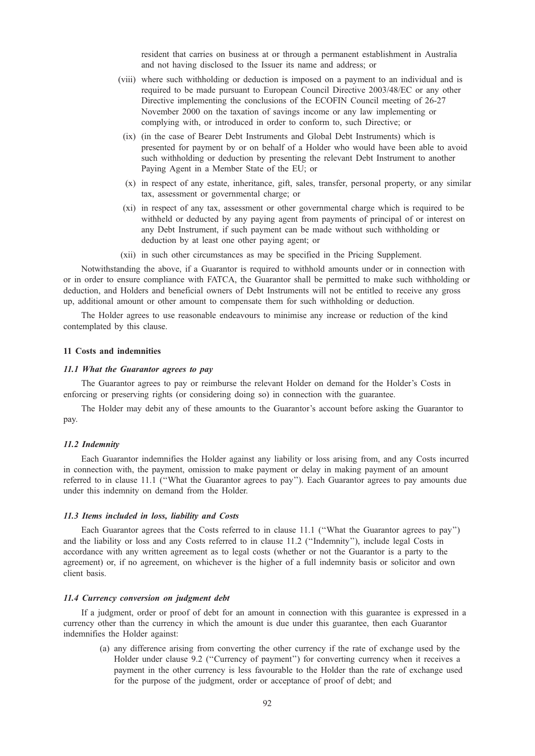resident that carries on business at or through a permanent establishment in Australia and not having disclosed to the Issuer its name and address; or

(viii) where such withholding or deduction is imposed on a payment to an individual and is required to be made pursuant to European Council Directive 2003/48/EC or any other Directive implementing the conclusions of the ECOFIN Council meeting of 26-27 November 2000 on the taxation of savings income or any law implementing or complying with, or introduced in order to conform to, such Directive; or

(ix) (in the case of Bearer Debt Instruments and Global Debt Instruments) which is presented for payment by or on behalf of a Holder who would have been able to avoid such withholding or deduction by presenting the relevant Debt Instrument to another Paying Agent in a Member State of the EU; or

(x) in respect of any estate, inheritance, gift, sales, transfer, personal property, or any similar tax, assessment or governmental charge; or

(xi) in respect of any tax, assessment or other governmental charge which is required to be withheld or deducted by any paying agent from payments of principal of or interest on any Debt Instrument, if such payment can be made without such withholding or deduction by at least one other paying agent; or

(xii) in such other circumstances as may be specified in the Pricing Supplement.

Notwithstanding the above, if a Guarantor is required to withhold amounts under or in connection with or in order to ensure compliance with FATCA, the Guarantor shall be permitted to make such withholding or deduction, and Holders and beneficial owners of Debt Instruments will not be entitled to receive any gross up, additional amount or other amount to compensate them for such withholding or deduction.

The Holder agrees to use reasonable endeavours to minimise any increase or reduction of the kind contemplated by this clause.

### 11 Costs and indemnities

#### *11.1 What the Guarantor agrees to pay*

The Guarantor agrees to pay or reimburse the relevant Holder on demand for the Holder's Costs in enforcing or preserving rights (or considering doing so) in connection with the guarantee.

The Holder may debit any of these amounts to the Guarantor's account before asking the Guarantor to pay.

#### *11.2 Indemnity*

Each Guarantor indemnifies the Holder against any liability or loss arising from, and any Costs incurred in connection with, the payment, omission to make payment or delay in making payment of an amount referred to in clause 11.1 ("What the Guarantor agrees to pay"). Each Guarantor agrees to pay amounts due under this indemnity on demand from the Holder.

#### *11.3 Items included in loss, liability and Costs*

Each Guarantor agrees that the Costs referred to in clause 11.1 ("What the Guarantor agrees to pay") and the liability or loss and any Costs referred to in clause 11.2 ("Indemnity"), include legal Costs in accordance with any written agreement as to legal costs (whether or not the Guarantor is a party to the agreement) or, if no agreement, on whichever is the higher of a full indemnity basis or solicitor and own client basis.

#### *11.4 Currency conversion on judgment debt*

If a judgment, order or proof of debt for an amount in connection with this guarantee is expressed in a currency other than the currency in which the amount is due under this guarantee, then each Guarantor indemnifies the Holder against:

(a) any difference arising from converting the other currency if the rate of exchange used by the Holder under clause 9.2 ("Currency of payment") for converting currency when it receives a payment in the other currency is less favourable to the Holder than the rate of exchange used for the purpose of the judgment, order or acceptance of proof of debt; and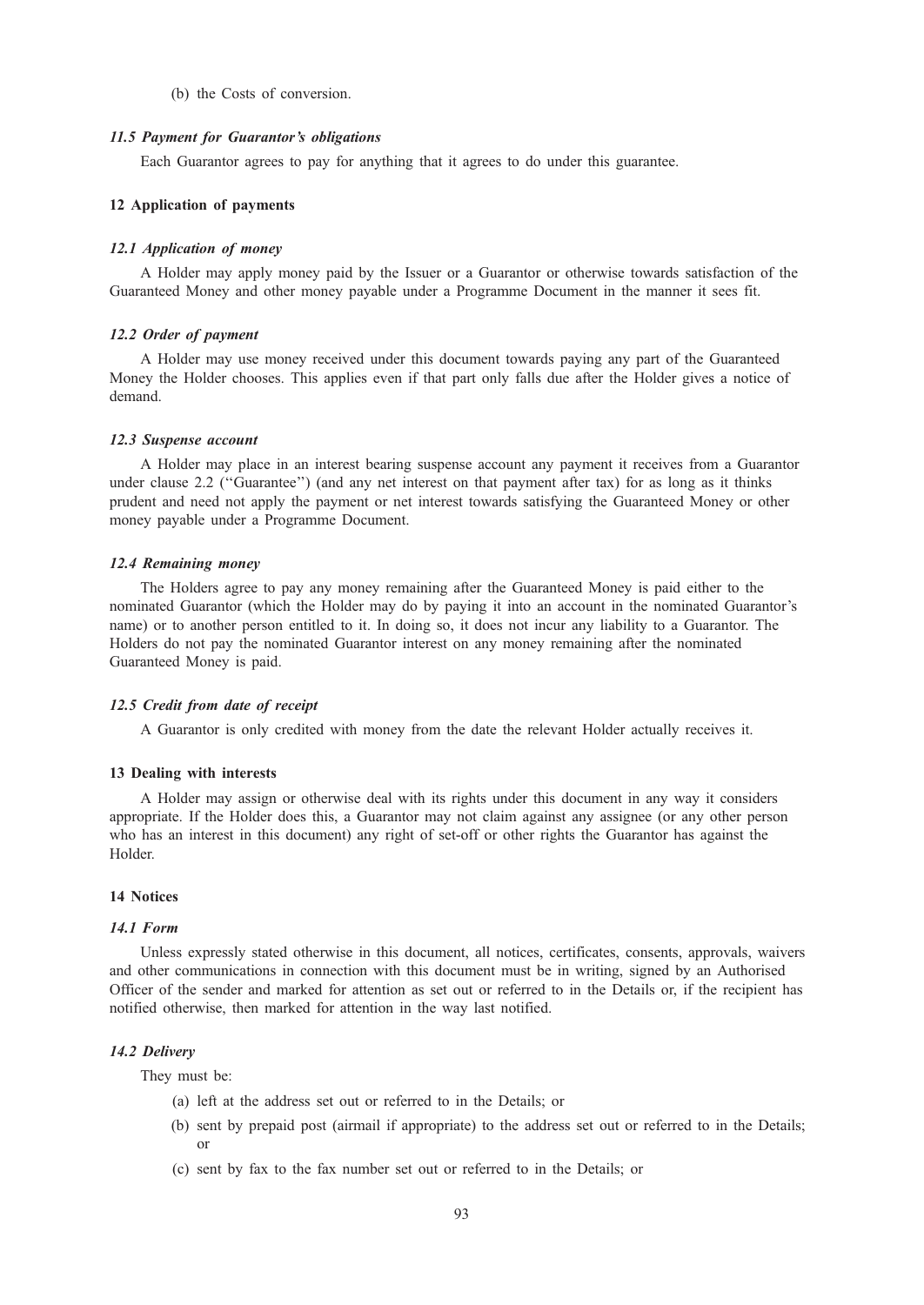(b) the Costs of conversion.

### *11.5 Payment for Guarantor's obligations*

Each Guarantor agrees to pay for anything that it agrees to do under this guarantee.

## 12 Application of payments

### *12.1 Application of money*

A Holder may apply money paid by the Issuer or a Guarantor or otherwise towards satisfaction of the Guaranteed Money and other money payable under a Programme Document in the manner it sees fit.

### *12.2 Order of payment*

A Holder may use money received under this document towards paying any part of the Guaranteed Money the Holder chooses. This applies even if that part only falls due after the Holder gives a notice of demand.

### *12.3 Suspense account*

A Holder may place in an interest bearing suspense account any payment it receives from a Guarantor under clause 2.2 ("Guarantee") (and any net interest on that payment after tax) for as long as it thinks prudent and need not apply the payment or net interest towards satisfying the Guaranteed Money or other money payable under a Programme Document.

### *12.4 Remaining money*

The Holders agree to pay any money remaining after the Guaranteed Money is paid either to the nominated Guarantor (which the Holder may do by paying it into an account in the nominated Guarantor's name) or to another person entitled to it. In doing so, it does not incur any liability to a Guarantor. The Holders do not pay the nominated Guarantor interest on any money remaining after the nominated Guaranteed Money is paid.

### *12.5 Credit from date of receipt*

A Guarantor is only credited with money from the date the relevant Holder actually receives it.

## 13 Dealing with interests

A Holder may assign or otherwise deal with its rights under this document in any way it considers appropriate. If the Holder does this, a Guarantor may not claim against any assignee (or any other person who has an interest in this document) any right of set-off or other rights the Guarantor has against the Holder.

## 14 Notices

### *14.1 Form*

Unless expressly stated otherwise in this document, all notices, certificates, consents, approvals, waivers and other communications in connection with this document must be in writing, signed by an Authorised Officer of the sender and marked for attention as set out or referred to in the Details or, if the recipient has notified otherwise, then marked for attention in the way last notified.

### *14.2 Delivery*

They must be:

(a) left at the address set out or referred to in the Details; or

(b) sent by prepaid post (airmail if appropriate) to the address set out or referred to in the Details; or

(c) sent by fax to the fax number set out or referred to in the Details; or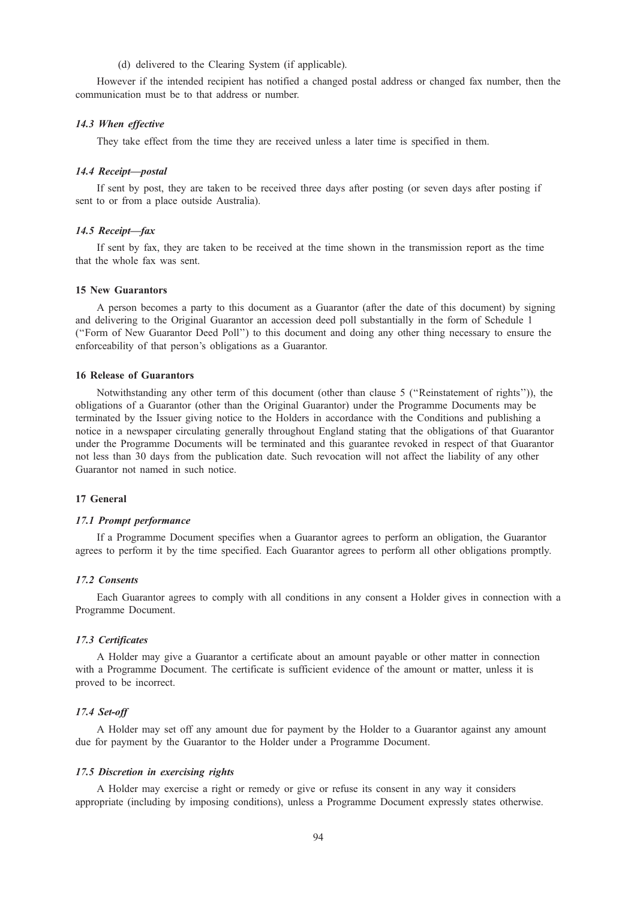(d) delivered to the Clearing System (if applicable).

However if the intended recipient has notified a changed postal address or changed fax number, then the communication must be to that address or number.

### *14.3 When effective*

They take effect from the time they are received unless a later time is specified in them.

### *14.4 Receipt—postal*

If sent by post, they are taken to be received three days after posting (or seven days after posting if sent to or from a place outside Australia).

### *14.5 Receipt—fax*

If sent by fax, they are taken to be received at the time shown in the transmission report as the time that the whole fax was sent.

## 15 New Guarantors

A person becomes a party to this document as a Guarantor (after the date of this document) by signing and delivering to the Original Guarantor an accession deed poll substantially in the form of Schedule 1 (''Form of New Guarantor Deed Poll'') to this document and doing any other thing necessary to ensure the enforceability of that person's obligations as a Guarantor.

## 16 Release of Guarantors

Notwithstanding any other term of this document (other than clause 5 (''Reinstatement of rights'')), the obligations of a Guarantor (other than the Original Guarantor) under the Programme Documents may be terminated by the Issuer giving notice to the Holders in accordance with the Conditions and publishing a notice in a newspaper circulating generally throughout England stating that the obligations of that Guarantor under the Programme Documents will be terminated and this guarantee revoked in respect of that Guarantor not less than 30 days from the publication date. Such revocation will not affect the liability of any other Guarantor not named in such notice.

## 17 General

### *17.1 Prompt performance*

If a Programme Document specifies when a Guarantor agrees to perform an obligation, the Guarantor agrees to perform it by the time specified. Each Guarantor agrees to perform all other obligations promptly.

### *17.2 Consents*

Each Guarantor agrees to comply with all conditions in any consent a Holder gives in connection with a Programme Document.

### *17.3 Certificates*

A Holder may give a Guarantor a certificate about an amount payable or other matter in connection with a Programme Document. The certificate is sufficient evidence of the amount or matter, unless it is proved to be incorrect.

### *17.4 Set-off*

A Holder may set off any amount due for payment by the Holder to a Guarantor against any amount due for payment by the Guarantor to the Holder under a Programme Document.

### *17.5 Discretion in exercising rights*

A Holder may exercise a right or remedy or give or refuse its consent in any way it considers appropriate (including by imposing conditions), unless a Programme Document expressly states otherwise.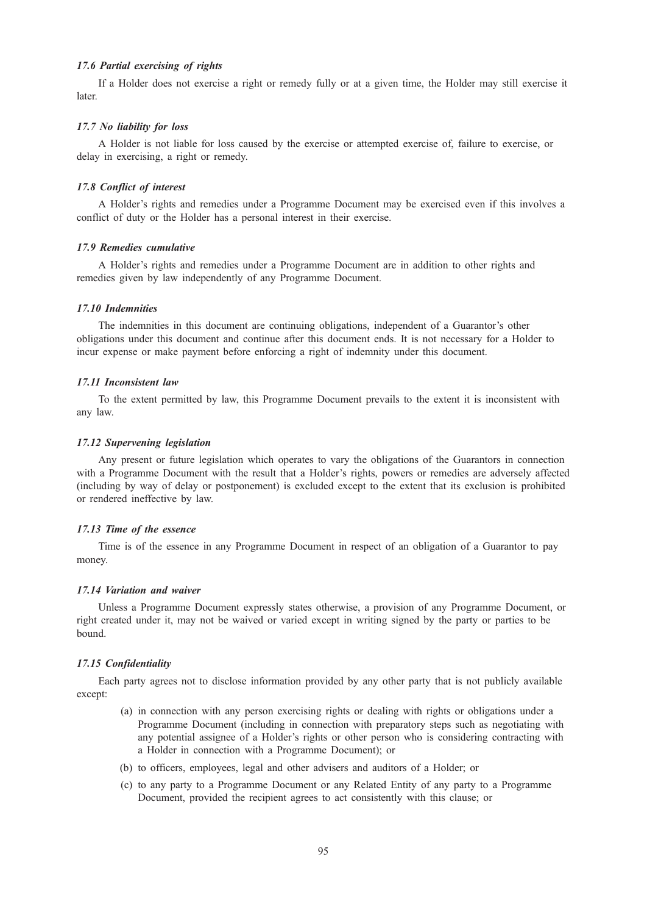### *17.6 Partial exercising of rights*

If a Holder does not exercise a right or remedy fully or at a given time, the Holder may still exercise it later.

### *17.7 No liability for loss*

A Holder is not liable for loss caused by the exercise or attempted exercise of, failure to exercise, or delay in exercising, a right or remedy.

### *17.8 Conflict of interest*

A Holder's rights and remedies under a Programme Document may be exercised even if this involves a conflict of duty or the Holder has a personal interest in their exercise.

### *17.9 Remedies cumulative*

A Holder's rights and remedies under a Programme Document are in addition to other rights and remedies given by law independently of any Programme Document.

### *17.10 Indemnities*

The indemnities in this document are continuing obligations, independent of a Guarantor's other obligations under this document and continue after this document ends. It is not necessary for a Holder to incur expense or make payment before enforcing a right of indemnity under this document.

### *17.11 Inconsistent law*

To the extent permitted by law, this Programme Document prevails to the extent it is inconsistent with any law.

### *17.12 Supervening legislation*

Any present or future legislation which operates to vary the obligations of the Guarantors in connection with a Programme Document with the result that a Holder's rights, powers or remedies are adversely affected (including by way of delay or postponement) is excluded except to the extent that its exclusion is prohibited or rendered ineffective by law.

### *17.13 Time of the essence*

Time is of the essence in any Programme Document in respect of an obligation of a Guarantor to pay money.

### *17.14 Variation and waiver*

Unless a Programme Document expressly states otherwise, a provision of any Programme Document, or right created under it, may not be waived or varied except in writing signed by the party or parties to be bound.

### *17.15 Confidentiality*

Each party agrees not to disclose information provided by any other party that is not publicly available except:

(a) in connection with any person exercising rights or dealing with rights or obligations under a Programme Document (including in connection with preparatory steps such as negotiating with any potential assignee of a Holder's rights or other person who is considering contracting with a Holder in connection with a Programme Document); or

(b) to officers, employees, legal and other advisers and auditors of a Holder; or

(c) to any party to a Programme Document or any Related Entity of any party to a Programme Document, provided the recipient agrees to act consistently with this clause; or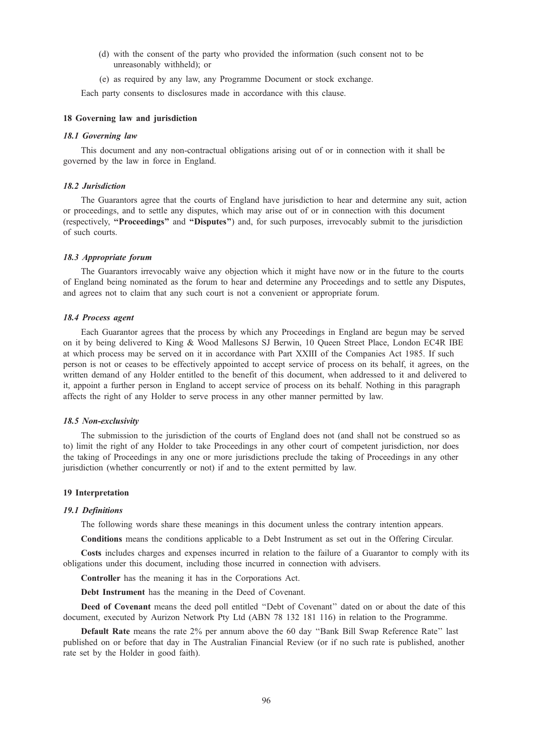(d) with the consent of the party who provided the information (such consent not to be unreasonably withheld); or

(e) as required by any law, any Programme Document or stock exchange.

Each party consents to disclosures made in accordance with this clause.

## 18 Governing law and jurisdiction

### *18.1 Governing law*

This document and any non-contractual obligations arising out of or in connection with it shall be governed by the law in force in England.

### *18.2 Jurisdiction*

The Guarantors agree that the courts of England have jurisdiction to hear and determine any suit, action or proceedings, and to settle any disputes, which may arise out of or in connection with this document (respectively, **"Proceedings"** and **"Disputes"**) and, for such purposes, irrevocably submit to the jurisdiction of such courts.

### *18.3 Appropriate forum*

The Guarantors irrevocably waive any objection which it might have now or in the future to the courts of England being nominated as the forum to hear and determine any Proceedings and to settle any Disputes, and agrees not to claim that any such court is not a convenient or appropriate forum.

### *18.4 Process agent*

Each Guarantor agrees that the process by which any Proceedings in England are begun may be served on it by being delivered to King & Wood Mallesons SJ Berwin, 10 Queen Street Place, London EC4R IBE at which process may be served on it in accordance with Part XXIII of the Companies Act 1985. If such person is not or ceases to be effectively appointed to accept service of process on its behalf, it agrees, on the written demand of any Holder entitled to the benefit of this document, when addressed to it and delivered to it, appoint a further person in England to accept service of process on its behalf. Nothing in this paragraph affects the right of any Holder to serve process in any other manner permitted by law.

### *18.5 Non-exclusivity*

The submission to the jurisdiction of the courts of England does not (and shall not be construed so as to) limit the right of any Holder to take Proceedings in any other court of competent jurisdiction, nor does the taking of Proceedings in any one or more jurisdictions preclude the taking of Proceedings in any other jurisdiction (whether concurrently or not) if and to the extent permitted by law.

## 19 Interpretation

### *19.1 Definitions*

The following words share these meanings in this document unless the contrary intention appears.

**Conditions** means the conditions applicable to a Debt Instrument as set out in the Offering Circular.

**Costs** includes charges and expenses incurred in relation to the failure of a Guarantor to comply with its obligations under this document, including those incurred in connection with advisers.

**Controller** has the meaning it has in the Corporations Act.

**Debt Instrument** has the meaning in the Deed of Covenant.

**Deed of Covenant** means the deed poll entitled "Debt of Covenant" dated on or about the date of this document, executed by Aurizon Network Pty Ltd (ABN 78 132 181 116) in relation to the Programme.

**Default Rate** means the rate 2% per annum above the 60 day "Bank Bill Swap Reference Rate" last published on or before that day in The Australian Financial Review (or if no such rate is published, another rate set by the Holder in good faith).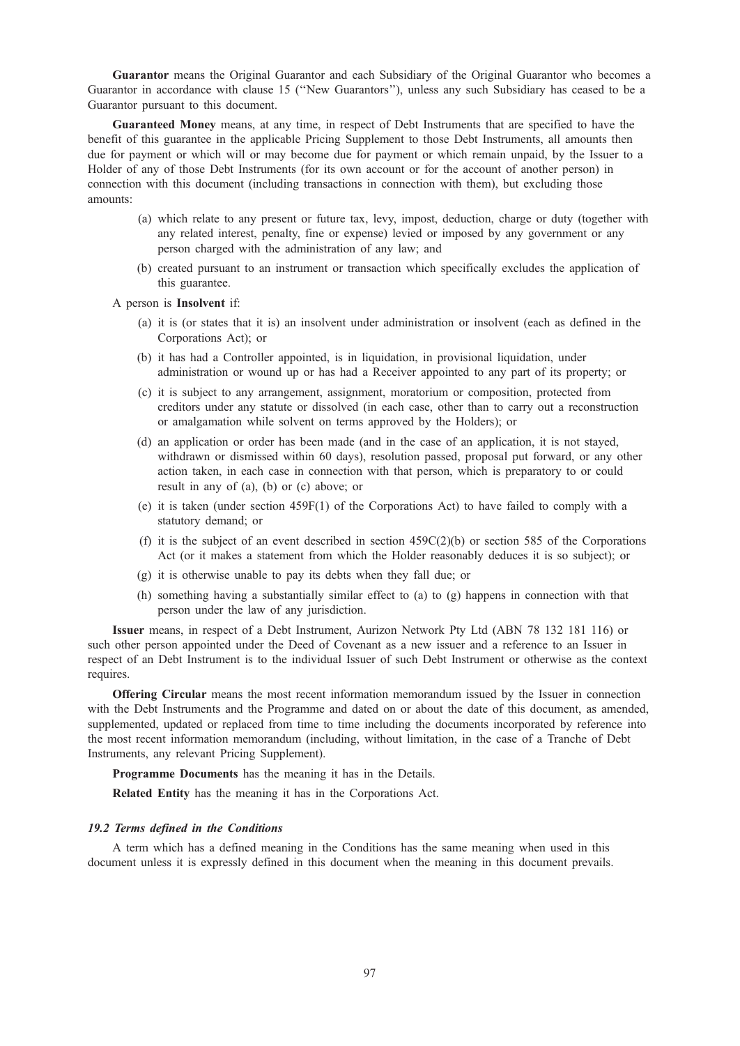**Guarantor** means the Original Guarantor and each Subsidiary of the Original Guarantor who becomes a Guarantor in accordance with clause 15 (''New Guarantors''), unless any such Subsidiary has ceased to be a Guarantor pursuant to this document.

**Guaranteed Money** means, at any time, in respect of Debt Instruments that are specified to have the benefit of this guarantee in the applicable Pricing Supplement to those Debt Instruments, all amounts then due for payment or which will or may become due for payment or which remain unpaid, by the Issuer to a Holder of any of those Debt Instruments (for its own account or for the account of another person) in connection with this document (including transactions in connection with them), but excluding those amounts:

(a) which relate to any present or future tax, levy, impost, deduction, charge or duty (together with any related interest, penalty, fine or expense) levied or imposed by any government or any person charged with the administration of any law; and

(b) created pursuant to an instrument or transaction which specifically excludes the application of this guarantee.

A person is **Insolvent** if:

(a) it is (or states that it is) an insolvent under administration or insolvent (each as defined in the Corporations Act); or

(b) it has had a Controller appointed, is in liquidation, in provisional liquidation, under administration or wound up or has had a Receiver appointed to any part of its property; or

(c) it is subject to any arrangement, assignment, moratorium or composition, protected from creditors under any statute or dissolved (in each case, other than to carry out a reconstruction or amalgamation while solvent on terms approved by the Holders); or

(d) an application or order has been made (and in the case of an application, it is not stayed, withdrawn or dismissed within 60 days), resolution passed, proposal put forward, or any other action taken, in each case in connection with that person, which is preparatory to or could result in any of (a), (b) or (c) above; or

(e) it is taken (under section 459F(1) of the Corporations Act) to have failed to comply with a statutory demand; or

(f) it is the subject of an event described in section 459C(2)(b) or section 585 of the Corporations Act (or it makes a statement from which the Holder reasonably deduces it is so subject); or

(g) it is otherwise unable to pay its debts when they fall due; or

(h) something having a substantially similar effect to (a) to (g) happens in connection with that person under the law of any jurisdiction.

**Issuer** means, in respect of a Debt Instrument, Aurizon Network Pty Ltd (ABN 78 132 181 116) or such other person appointed under the Deed of Covenant as a new issuer and a reference to an Issuer in respect of an Debt Instrument is to the individual Issuer of such Debt Instrument or otherwise as the context requires.

**Offering Circular** means the most recent information memorandum issued by the Issuer in connection with the Debt Instruments and the Programme and dated on or about the date of this document, as amended, supplemented, updated or replaced from time to time including the documents incorporated by reference into the most recent information memorandum (including, without limitation, in the case of a Tranche of Debt Instruments, any relevant Pricing Supplement).

**Programme Documents** has the meaning it has in the Details.

**Related Entity** has the meaning it has in the Corporations Act.

### *19.2 Terms defined in the Conditions*

A term which has a defined meaning in the Conditions has the same meaning when used in this document unless it is expressly defined in this document when the meaning in this document prevails.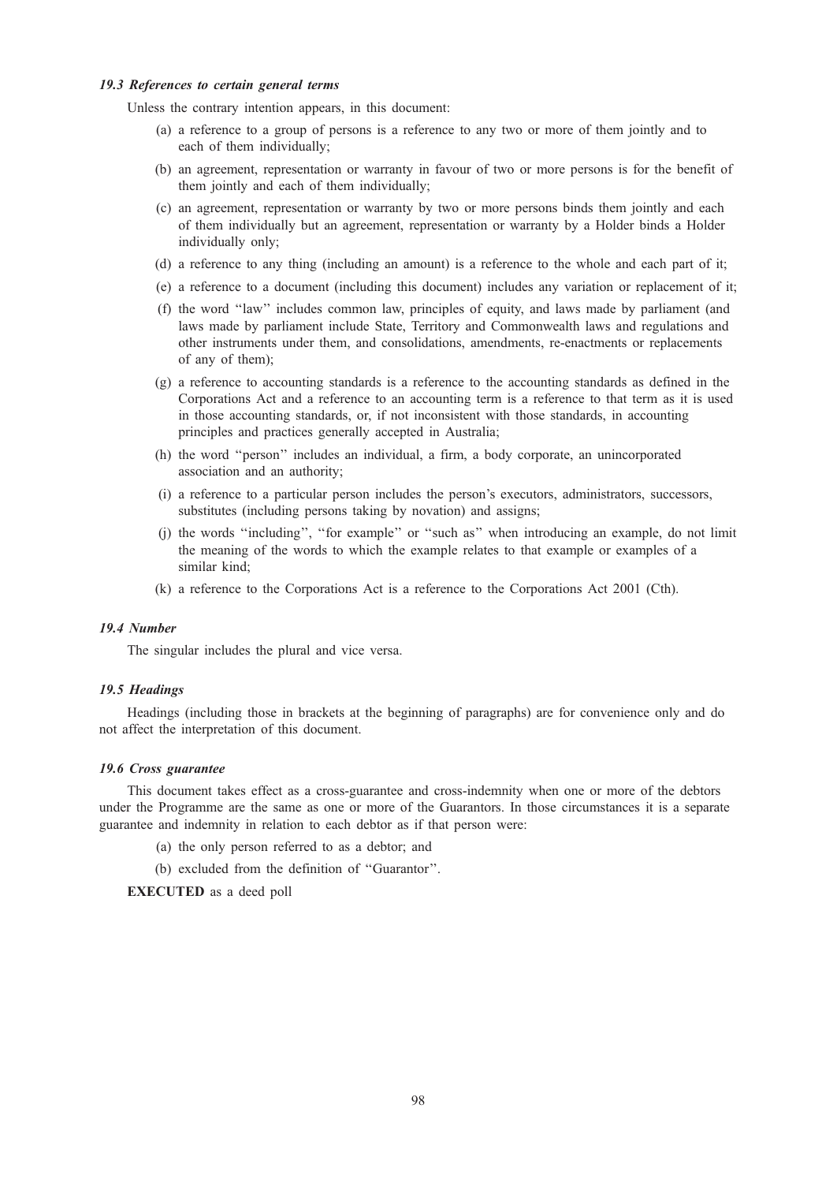### *19.3 References to certain general terms*

Unless the contrary intention appears, in this document:

(a) a reference to a group of persons is a reference to any two or more of them jointly and to each of them individually;

(b) an agreement, representation or warranty in favour of two or more persons is for the benefit of them jointly and each of them individually;

(c) an agreement, representation or warranty by two or more persons binds them jointly and each of them individually but an agreement, representation or warranty by a Holder binds a Holder individually only;

(d) a reference to any thing (including an amount) is a reference to the whole and each part of it;

(e) a reference to a document (including this document) includes any variation or replacement of it;

(f) the word ''law'' includes common law, principles of equity, and laws made by parliament (and laws made by parliament include State, Territory and Commonwealth laws and regulations and other instruments under them, and consolidations, amendments, re-enactments or replacements of any of them);

(g) a reference to accounting standards is a reference to the accounting standards as defined in the Corporations Act and a reference to an accounting term is a reference to that term as it is used in those accounting standards, or, if not inconsistent with those standards, in accounting principles and practices generally accepted in Australia;

(h) the word ''person'' includes an individual, a firm, a body corporate, an unincorporated association and an authority;

(i) a reference to a particular person includes the person's executors, administrators, successors, substitutes (including persons taking by novation) and assigns;

(j) the words ''including'', ''for example'' or ''such as'' when introducing an example, do not limit the meaning of the words to which the example relates to that example or examples of a similar kind;

(k) a reference to the Corporations Act is a reference to the Corporations Act 2001 (Cth).

### *19.4 Number*

The singular includes the plural and vice versa.

### *19.5 Headings*

Headings (including those in brackets at the beginning of paragraphs) are for convenience only and do not affect the interpretation of this document.

### *19.6 Cross guarantee*

This document takes effect as a cross-guarantee and cross-indemnity when one or more of the debtors under the Programme are the same as one or more of the Guarantors. In those circumstances it is a separate guarantee and indemnity in relation to each debtor as if that person were:

(a) the only person referred to as a debtor; and

(b) excluded from the definition of ''Guarantor''.

**EXECUTED** as a deed poll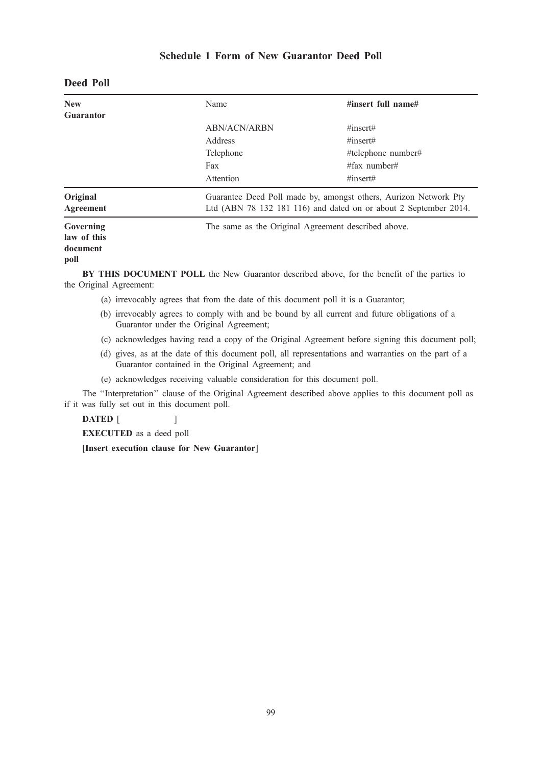## Schedule 1 Form of New Guarantor Deed Poll

### Deed Poll

| | | |
|---|---|---|
| **New Guarantor** | Name | **#insert full name#** |
| | ABN/ACN/ARBN | #insert# |
| | Address | #insert# |
| | Telephone | #telephone number# |
| | Fax | #fax number# |
| | Attention | #insert# |
| **Original Agreement** | Guarantee Deed Poll made by, amongst others, Aurizon Network Pty Ltd (ABN 78 132 181 116) and dated on or about 2 September 2014. | |
| **Governing law of this document poll** | The same as the Original Agreement described above. | |

**BY THIS DOCUMENT POLL** the New Guarantor described above, for the benefit of the parties to the Original Agreement:

(a) irrevocably agrees that from the date of this document poll it is a Guarantor;

(b) irrevocably agrees to comply with and be bound by all current and future obligations of a Guarantor under the Original Agreement;

(c) acknowledges having read a copy of the Original Agreement before signing this document poll;

(d) gives, as at the date of this document poll, all representations and warranties on the part of a Guarantor contained in the Original Agreement; and

(e) acknowledges receiving valuable consideration for this document poll.

The ''Interpretation'' clause of the Original Agreement described above applies to this document poll as if it was fully set out in this document poll.

**DATED** [ ]

**EXECUTED** as a deed poll

[**Insert execution clause for New Guarantor**]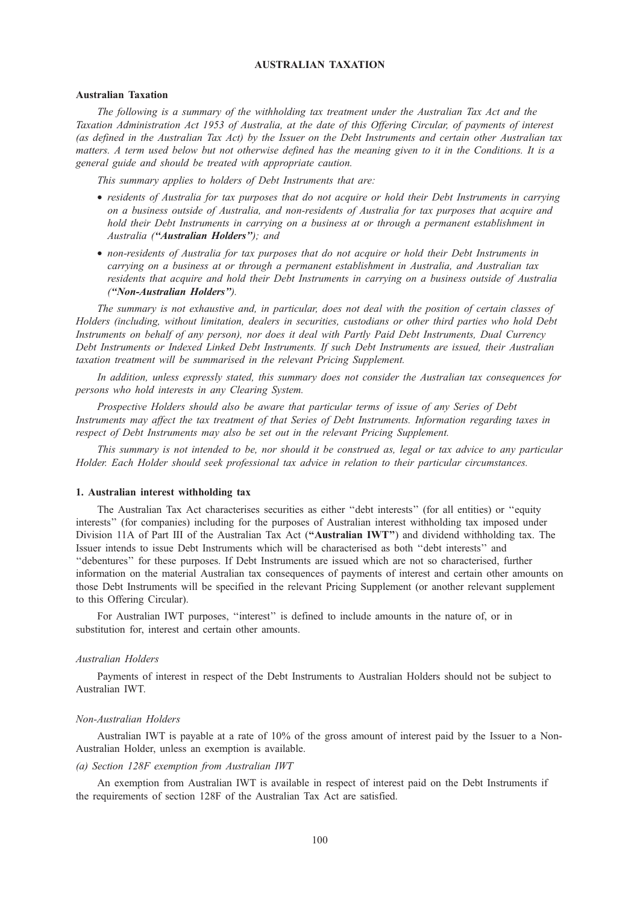# AUSTRALIAN TAXATION

## Australian Taxation

*The following is a summary of the withholding tax treatment under the Australian Tax Act and the Taxation Administration Act 1953 of Australia, at the date of this Offering Circular, of payments of interest (as defined in the Australian Tax Act) by the Issuer on the Debt Instruments and certain other Australian tax matters. A term used below but not otherwise defined has the meaning given to it in the Conditions. It is a general guide and should be treated with appropriate caution.*

*This summary applies to holders of Debt Instruments that are:*

- *residents of Australia for tax purposes that do not acquire or hold their Debt Instruments in carrying on a business outside of Australia, and non-residents of Australia for tax purposes that acquire and hold their Debt Instruments in carrying on a business at or through a permanent establishment in Australia (**"Australian Holders"**); and*
- *non-residents of Australia for tax purposes that do not acquire or hold their Debt Instruments in carrying on a business at or through a permanent establishment in Australia, and Australian tax residents that acquire and hold their Debt Instruments in carrying on a business outside of Australia (**"Non-Australian Holders"**).*

*The summary is not exhaustive and, in particular, does not deal with the position of certain classes of Holders (including, without limitation, dealers in securities, custodians or other third parties who hold Debt Instruments on behalf of any person), nor does it deal with Partly Paid Debt Instruments, Dual Currency Debt Instruments or Indexed Linked Debt Instruments. If such Debt Instruments are issued, their Australian taxation treatment will be summarised in the relevant Pricing Supplement.*

*In addition, unless expressly stated, this summary does not consider the Australian tax consequences for persons who hold interests in any Clearing System.*

*Prospective Holders should also be aware that particular terms of issue of any Series of Debt Instruments may affect the tax treatment of that Series of Debt Instruments. Information regarding taxes in respect of Debt Instruments may also be set out in the relevant Pricing Supplement.*

*This summary is not intended to be, nor should it be construed as, legal or tax advice to any particular Holder. Each Holder should seek professional tax advice in relation to their particular circumstances.*

### 1. Australian interest withholding tax

The Australian Tax Act characterises securities as either ''debt interests'' (for all entities) or ''equity interests'' (for companies) including for the purposes of Australian interest withholding tax imposed under Division 11A of Part III of the Australian Tax Act (**"Australian IWT"**) and dividend withholding tax. The Issuer intends to issue Debt Instruments which will be characterised as both ''debt interests'' and ''debentures'' for these purposes. If Debt Instruments are issued which are not so characterised, further information on the material Australian tax consequences of payments of interest and certain other amounts on those Debt Instruments will be specified in the relevant Pricing Supplement (or another relevant supplement to this Offering Circular).

For Australian IWT purposes, ''interest'' is defined to include amounts in the nature of, or in substitution for, interest and certain other amounts.

*Australian Holders*

Payments of interest in respect of the Debt Instruments to Australian Holders should not be subject to Australian IWT.

*Non-Australian Holders*

Australian IWT is payable at a rate of 10% of the gross amount of interest paid by the Issuer to a Non-Australian Holder, unless an exemption is available.

*(a) Section 128F exemption from Australian IWT*

An exemption from Australian IWT is available in respect of interest paid on the Debt Instruments if the requirements of section 128F of the Australian Tax Act are satisfied.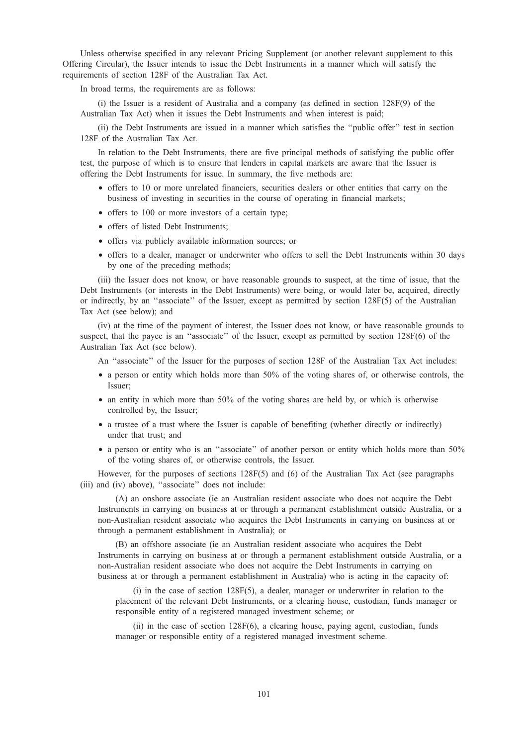Unless otherwise specified in any relevant Pricing Supplement (or another relevant supplement to this Offering Circular), the Issuer intends to issue the Debt Instruments in a manner which will satisfy the requirements of section 128F of the Australian Tax Act.

In broad terms, the requirements are as follows:

(i) the Issuer is a resident of Australia and a company (as defined in section 128F(9) of the Australian Tax Act) when it issues the Debt Instruments and when interest is paid;

(ii) the Debt Instruments are issued in a manner which satisfies the "public offer" test in section 128F of the Australian Tax Act.

In relation to the Debt Instruments, there are five principal methods of satisfying the public offer test, the purpose of which is to ensure that lenders in capital markets are aware that the Issuer is offering the Debt Instruments for issue. In summary, the five methods are:

- offers to 10 or more unrelated financiers, securities dealers or other entities that carry on the business of investing in securities in the course of operating in financial markets;
- offers to 100 or more investors of a certain type;
- offers of listed Debt Instruments;
- offers via publicly available information sources; or
- offers to a dealer, manager or underwriter who offers to sell the Debt Instruments within 30 days by one of the preceding methods;

(iii) the Issuer does not know, or have reasonable grounds to suspect, at the time of issue, that the Debt Instruments (or interests in the Debt Instruments) were being, or would later be, acquired, directly or indirectly, by an "associate" of the Issuer, except as permitted by section 128F(5) of the Australian Tax Act (see below); and

(iv) at the time of the payment of interest, the Issuer does not know, or have reasonable grounds to suspect, that the payee is an "associate" of the Issuer, except as permitted by section 128F(6) of the Australian Tax Act (see below).

An "associate" of the Issuer for the purposes of section 128F of the Australian Tax Act includes:

- a person or entity which holds more than 50% of the voting shares of, or otherwise controls, the Issuer;
- an entity in which more than 50% of the voting shares are held by, or which is otherwise controlled by, the Issuer;
- a trustee of a trust where the Issuer is capable of benefiting (whether directly or indirectly) under that trust; and
- a person or entity who is an "associate" of another person or entity which holds more than 50% of the voting shares of, or otherwise controls, the Issuer.

However, for the purposes of sections 128F(5) and (6) of the Australian Tax Act (see paragraphs (iii) and (iv) above), "associate" does not include:

(A) an onshore associate (ie an Australian resident associate who does not acquire the Debt Instruments in carrying on business at or through a permanent establishment outside Australia, or a non-Australian resident associate who acquires the Debt Instruments in carrying on business at or through a permanent establishment in Australia); or

(B) an offshore associate (ie an Australian resident associate who acquires the Debt Instruments in carrying on business at or through a permanent establishment outside Australia, or a non-Australian resident associate who does not acquire the Debt Instruments in carrying on business at or through a permanent establishment in Australia) who is acting in the capacity of:

(i) in the case of section 128F(5), a dealer, manager or underwriter in relation to the placement of the relevant Debt Instruments, or a clearing house, custodian, funds manager or responsible entity of a registered managed investment scheme; or

(ii) in the case of section 128F(6), a clearing house, paying agent, custodian, funds manager or responsible entity of a registered managed investment scheme.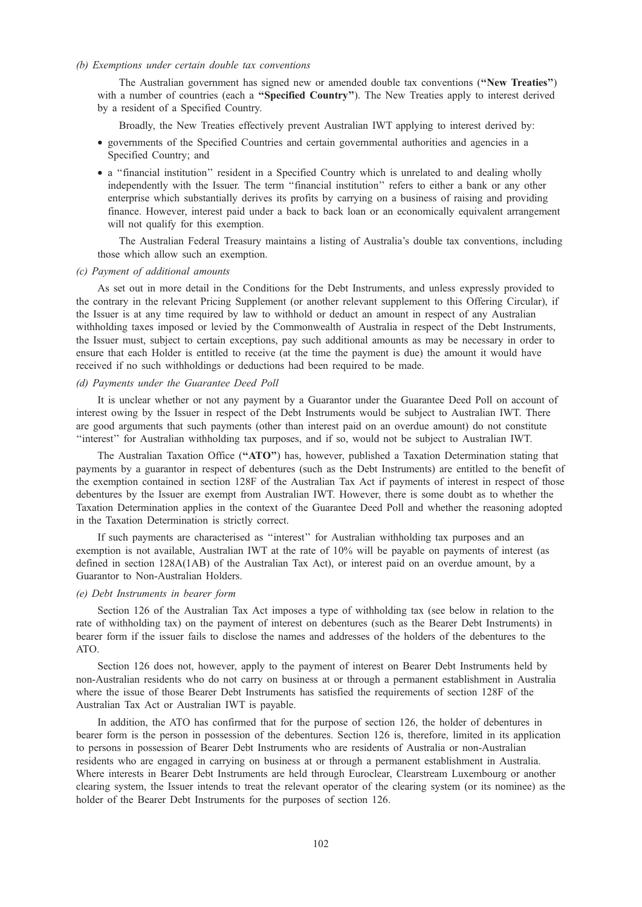*(b) Exemptions under certain double tax conventions*

The Australian government has signed new or amended double tax conventions (**"New Treaties"**) with a number of countries (each a **"Specified Country"**). The New Treaties apply to interest derived by a resident of a Specified Country.

Broadly, the New Treaties effectively prevent Australian IWT applying to interest derived by:

- governments of the Specified Countries and certain governmental authorities and agencies in a Specified Country; and
- a ''financial institution'' resident in a Specified Country which is unrelated to and dealing wholly independently with the Issuer. The term ''financial institution'' refers to either a bank or any other enterprise which substantially derives its profits by carrying on a business of raising and providing finance. However, interest paid under a back to back loan or an economically equivalent arrangement will not qualify for this exemption.

The Australian Federal Treasury maintains a listing of Australia's double tax conventions, including those which allow such an exemption.

*(c) Payment of additional amounts*

As set out in more detail in the Conditions for the Debt Instruments, and unless expressly provided to the contrary in the relevant Pricing Supplement (or another relevant supplement to this Offering Circular), if the Issuer is at any time required by law to withhold or deduct an amount in respect of any Australian withholding taxes imposed or levied by the Commonwealth of Australia in respect of the Debt Instruments, the Issuer must, subject to certain exceptions, pay such additional amounts as may be necessary in order to ensure that each Holder is entitled to receive (at the time the payment is due) the amount it would have received if no such withholdings or deductions had been required to be made.

*(d) Payments under the Guarantee Deed Poll*

It is unclear whether or not any payment by a Guarantor under the Guarantee Deed Poll on account of interest owing by the Issuer in respect of the Debt Instruments would be subject to Australian IWT. There are good arguments that such payments (other than interest paid on an overdue amount) do not constitute ''interest'' for Australian withholding tax purposes, and if so, would not be subject to Australian IWT.

The Australian Taxation Office (**"ATO"**) has, however, published a Taxation Determination stating that payments by a guarantor in respect of debentures (such as the Debt Instruments) are entitled to the benefit of the exemption contained in section 128F of the Australian Tax Act if payments of interest in respect of those debentures by the Issuer are exempt from Australian IWT. However, there is some doubt as to whether the Taxation Determination applies in the context of the Guarantee Deed Poll and whether the reasoning adopted in the Taxation Determination is strictly correct.

If such payments are characterised as ''interest'' for Australian withholding tax purposes and an exemption is not available, Australian IWT at the rate of 10% will be payable on payments of interest (as defined in section 128A(1AB) of the Australian Tax Act), or interest paid on an overdue amount, by a Guarantor to Non-Australian Holders.

*(e) Debt Instruments in bearer form*

Section 126 of the Australian Tax Act imposes a type of withholding tax (see below in relation to the rate of withholding tax) on the payment of interest on debentures (such as the Bearer Debt Instruments) in bearer form if the issuer fails to disclose the names and addresses of the holders of the debentures to the ATO.

Section 126 does not, however, apply to the payment of interest on Bearer Debt Instruments held by non-Australian residents who do not carry on business at or through a permanent establishment in Australia where the issue of those Bearer Debt Instruments has satisfied the requirements of section 128F of the Australian Tax Act or Australian IWT is payable.

In addition, the ATO has confirmed that for the purpose of section 126, the holder of debentures in bearer form is the person in possession of the debentures. Section 126 is, therefore, limited in its application to persons in possession of Bearer Debt Instruments who are residents of Australia or non-Australian residents who are engaged in carrying on business at or through a permanent establishment in Australia. Where interests in Bearer Debt Instruments are held through Euroclear, Clearstream Luxembourg or another clearing system, the Issuer intends to treat the relevant operator of the clearing system (or its nominee) as the holder of the Bearer Debt Instruments for the purposes of section 126.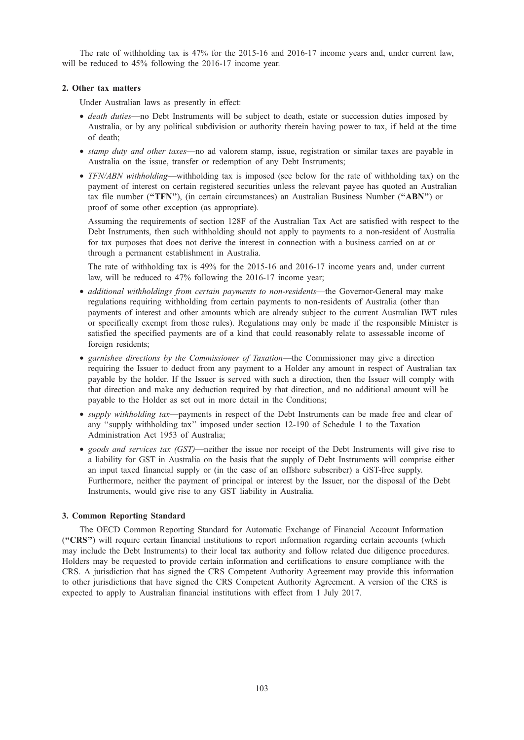The rate of withholding tax is 47% for the 2015-16 and 2016-17 income years and, under current law, will be reduced to 45% following the 2016-17 income year.

### 2. Other tax matters

Under Australian laws as presently in effect:

- *death duties*—no Debt Instruments will be subject to death, estate or succession duties imposed by Australia, or by any political subdivision or authority therein having power to tax, if held at the time of death;
- *stamp duty and other taxes*—no ad valorem stamp, issue, registration or similar taxes are payable in Australia on the issue, transfer or redemption of any Debt Instruments;
- *TFN/ABN withholding*—withholding tax is imposed (see below for the rate of withholding tax) on the payment of interest on certain registered securities unless the relevant payee has quoted an Australian tax file number (**"TFN"**), (in certain circumstances) an Australian Business Number (**"ABN"**) or proof of some other exception (as appropriate).

  Assuming the requirements of section 128F of the Australian Tax Act are satisfied with respect to the Debt Instruments, then such withholding should not apply to payments to a non-resident of Australia for tax purposes that does not derive the interest in connection with a business carried on at or through a permanent establishment in Australia.

  The rate of withholding tax is 49% for the 2015-16 and 2016-17 income years and, under current law, will be reduced to 47% following the 2016-17 income year;
- *additional withholdings from certain payments to non-residents*—the Governor-General may make regulations requiring withholding from certain payments to non-residents of Australia (other than payments of interest and other amounts which are already subject to the current Australian IWT rules or specifically exempt from those rules). Regulations may only be made if the responsible Minister is satisfied the specified payments are of a kind that could reasonably relate to assessable income of foreign residents;
- *garnishee directions by the Commissioner of Taxation*—the Commissioner may give a direction requiring the Issuer to deduct from any payment to a Holder any amount in respect of Australian tax payable by the holder. If the Issuer is served with such a direction, then the Issuer will comply with that direction and make any deduction required by that direction, and no additional amount will be payable to the Holder as set out in more detail in the Conditions;
- *supply withholding tax*—payments in respect of the Debt Instruments can be made free and clear of any "supply withholding tax" imposed under section 12-190 of Schedule 1 to the Taxation Administration Act 1953 of Australia;
- *goods and services tax (GST)*—neither the issue nor receipt of the Debt Instruments will give rise to a liability for GST in Australia on the basis that the supply of Debt Instruments will comprise either an input taxed financial supply or (in the case of an offshore subscriber) a GST-free supply. Furthermore, neither the payment of principal or interest by the Issuer, nor the disposal of the Debt Instruments, would give rise to any GST liability in Australia.

### 3. Common Reporting Standard

The OECD Common Reporting Standard for Automatic Exchange of Financial Account Information (**"CRS"**) will require certain financial institutions to report information regarding certain accounts (which may include the Debt Instruments) to their local tax authority and follow related due diligence procedures. Holders may be requested to provide certain information and certifications to ensure compliance with the CRS. A jurisdiction that has signed the CRS Competent Authority Agreement may provide this information to other jurisdictions that have signed the CRS Competent Authority Agreement. A version of the CRS is expected to apply to Australian financial institutions with effect from 1 July 2017.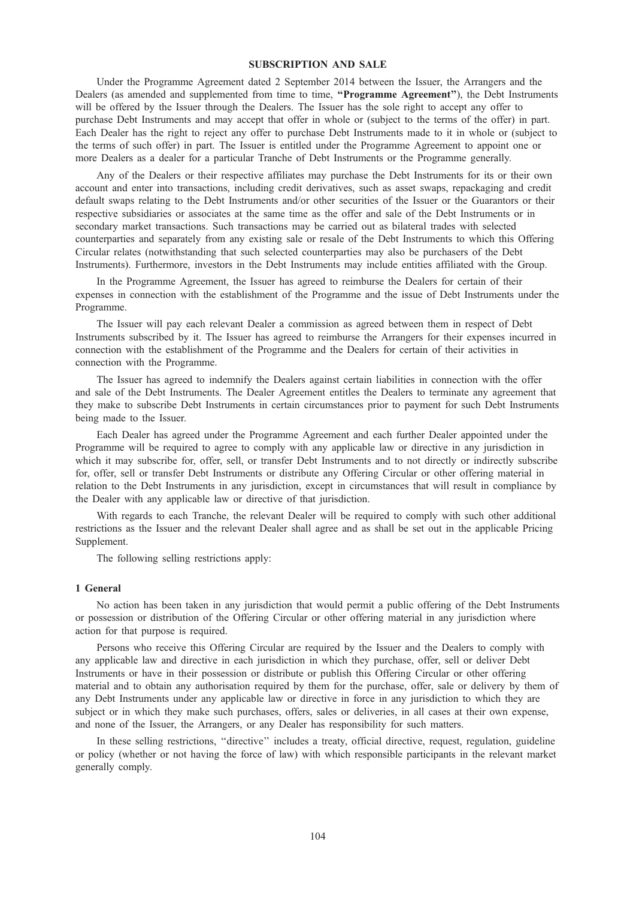## SUBSCRIPTION AND SALE

Under the Programme Agreement dated 2 September 2014 between the Issuer, the Arrangers and the Dealers (as amended and supplemented from time to time, **"Programme Agreement"**), the Debt Instruments will be offered by the Issuer through the Dealers. The Issuer has the sole right to accept any offer to purchase Debt Instruments and may accept that offer in whole or (subject to the terms of the offer) in part. Each Dealer has the right to reject any offer to purchase Debt Instruments made to it in whole or (subject to the terms of such offer) in part. The Issuer is entitled under the Programme Agreement to appoint one or more Dealers as a dealer for a particular Tranche of Debt Instruments or the Programme generally.

Any of the Dealers or their respective affiliates may purchase the Debt Instruments for its or their own account and enter into transactions, including credit derivatives, such as asset swaps, repackaging and credit default swaps relating to the Debt Instruments and/or other securities of the Issuer or the Guarantors or their respective subsidiaries or associates at the same time as the offer and sale of the Debt Instruments or in secondary market transactions. Such transactions may be carried out as bilateral trades with selected counterparties and separately from any existing sale or resale of the Debt Instruments to which this Offering Circular relates (notwithstanding that such selected counterparties may also be purchasers of the Debt Instruments). Furthermore, investors in the Debt Instruments may include entities affiliated with the Group.

In the Programme Agreement, the Issuer has agreed to reimburse the Dealers for certain of their expenses in connection with the establishment of the Programme and the issue of Debt Instruments under the Programme.

The Issuer will pay each relevant Dealer a commission as agreed between them in respect of Debt Instruments subscribed by it. The Issuer has agreed to reimburse the Arrangers for their expenses incurred in connection with the establishment of the Programme and the Dealers for certain of their activities in connection with the Programme.

The Issuer has agreed to indemnify the Dealers against certain liabilities in connection with the offer and sale of the Debt Instruments. The Dealer Agreement entitles the Dealers to terminate any agreement that they make to subscribe Debt Instruments in certain circumstances prior to payment for such Debt Instruments being made to the Issuer.

Each Dealer has agreed under the Programme Agreement and each further Dealer appointed under the Programme will be required to agree to comply with any applicable law or directive in any jurisdiction in which it may subscribe for, offer, sell, or transfer Debt Instruments and to not directly or indirectly subscribe for, offer, sell or transfer Debt Instruments or distribute any Offering Circular or other offering material in relation to the Debt Instruments in any jurisdiction, except in circumstances that will result in compliance by the Dealer with any applicable law or directive of that jurisdiction.

With regards to each Tranche, the relevant Dealer will be required to comply with such other additional restrictions as the Issuer and the relevant Dealer shall agree and as shall be set out in the applicable Pricing Supplement.

The following selling restrictions apply:

### 1 General

No action has been taken in any jurisdiction that would permit a public offering of the Debt Instruments or possession or distribution of the Offering Circular or other offering material in any jurisdiction where action for that purpose is required.

Persons who receive this Offering Circular are required by the Issuer and the Dealers to comply with any applicable law and directive in each jurisdiction in which they purchase, offer, sell or deliver Debt Instruments or have in their possession or distribute or publish this Offering Circular or other offering material and to obtain any authorisation required by them for the purchase, offer, sale or delivery by them of any Debt Instruments under any applicable law or directive in force in any jurisdiction to which they are subject or in which they make such purchases, offers, sales or deliveries, in all cases at their own expense, and none of the Issuer, the Arrangers, or any Dealer has responsibility for such matters.

In these selling restrictions, "directive" includes a treaty, official directive, request, regulation, guideline or policy (whether or not having the force of law) with which responsible participants in the relevant market generally comply.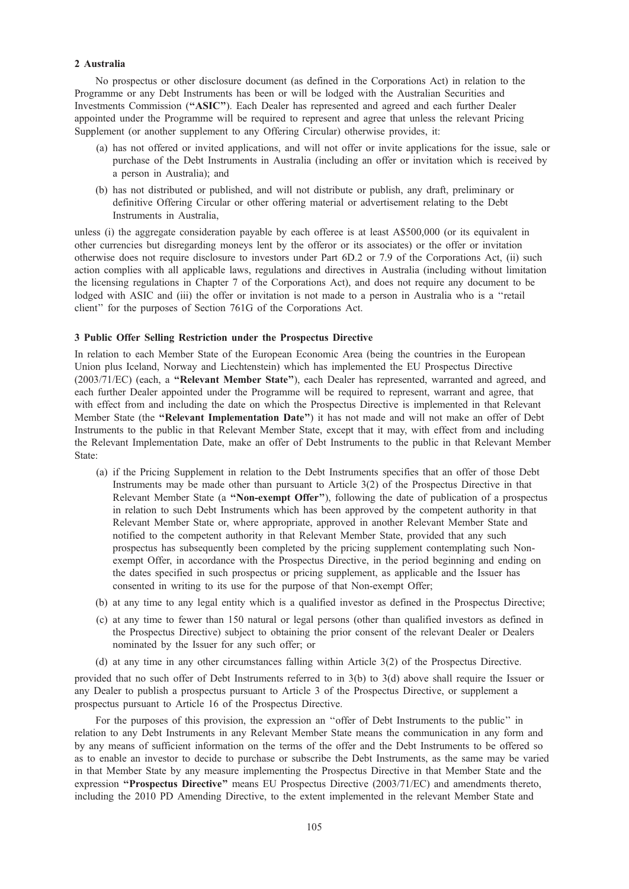### 2 Australia

No prospectus or other disclosure document (as defined in the Corporations Act) in relation to the Programme or any Debt Instruments has been or will be lodged with the Australian Securities and Investments Commission (**"ASIC"**). Each Dealer has represented and agreed and each further Dealer appointed under the Programme will be required to represent and agree that unless the relevant Pricing Supplement (or another supplement to any Offering Circular) otherwise provides, it:

(a) has not offered or invited applications, and will not offer or invite applications for the issue, sale or purchase of the Debt Instruments in Australia (including an offer or invitation which is received by a person in Australia); and

(b) has not distributed or published, and will not distribute or publish, any draft, preliminary or definitive Offering Circular or other offering material or advertisement relating to the Debt Instruments in Australia,

unless (i) the aggregate consideration payable by each offeree is at least A$500,000 (or its equivalent in other currencies but disregarding moneys lent by the offeror or its associates) or the offer or invitation otherwise does not require disclosure to investors under Part 6D.2 or 7.9 of the Corporations Act, (ii) such action complies with all applicable laws, regulations and directives in Australia (including without limitation the licensing regulations in Chapter 7 of the Corporations Act), and does not require any document to be lodged with ASIC and (iii) the offer or invitation is not made to a person in Australia who is a ''retail client'' for the purposes of Section 761G of the Corporations Act.

### 3 Public Offer Selling Restriction under the Prospectus Directive

In relation to each Member State of the European Economic Area (being the countries in the European Union plus Iceland, Norway and Liechtenstein) which has implemented the EU Prospectus Directive (2003/71/EC) (each, a **"Relevant Member State"**), each Dealer has represented, warranted and agreed, and each further Dealer appointed under the Programme will be required to represent, warrant and agree, that with effect from and including the date on which the Prospectus Directive is implemented in that Relevant Member State (the **"Relevant Implementation Date"**) it has not made and will not make an offer of Debt Instruments to the public in that Relevant Member State, except that it may, with effect from and including the Relevant Implementation Date, make an offer of Debt Instruments to the public in that Relevant Member State:

(a) if the Pricing Supplement in relation to the Debt Instruments specifies that an offer of those Debt Instruments may be made other than pursuant to Article 3(2) of the Prospectus Directive in that Relevant Member State (a **"Non-exempt Offer"**), following the date of publication of a prospectus in relation to such Debt Instruments which has been approved by the competent authority in that Relevant Member State or, where appropriate, approved in another Relevant Member State and notified to the competent authority in that Relevant Member State, provided that any such prospectus has subsequently been completed by the pricing supplement contemplating such Non-exempt Offer, in accordance with the Prospectus Directive, in the period beginning and ending on the dates specified in such prospectus or pricing supplement, as applicable and the Issuer has consented in writing to its use for the purpose of that Non-exempt Offer;

(b) at any time to any legal entity which is a qualified investor as defined in the Prospectus Directive;

(c) at any time to fewer than 150 natural or legal persons (other than qualified investors as defined in the Prospectus Directive) subject to obtaining the prior consent of the relevant Dealer or Dealers nominated by the Issuer for any such offer; or

(d) at any time in any other circumstances falling within Article 3(2) of the Prospectus Directive.

provided that no such offer of Debt Instruments referred to in 3(b) to 3(d) above shall require the Issuer or any Dealer to publish a prospectus pursuant to Article 3 of the Prospectus Directive, or supplement a prospectus pursuant to Article 16 of the Prospectus Directive.

For the purposes of this provision, the expression an ''offer of Debt Instruments to the public'' in relation to any Debt Instruments in any Relevant Member State means the communication in any form and by any means of sufficient information on the terms of the offer and the Debt Instruments to be offered so as to enable an investor to decide to purchase or subscribe the Debt Instruments, as the same may be varied in that Member State by any measure implementing the Prospectus Directive in that Member State and the expression **"Prospectus Directive"** means EU Prospectus Directive (2003/71/EC) and amendments thereto, including the 2010 PD Amending Directive, to the extent implemented in the relevant Member State and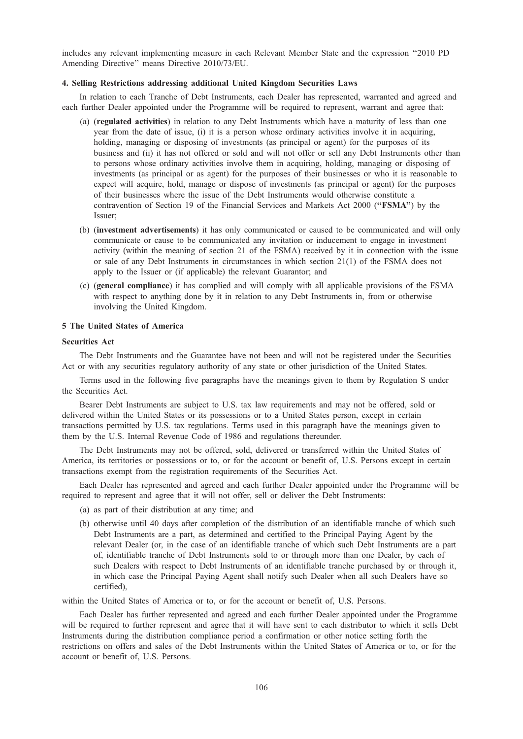includes any relevant implementing measure in each Relevant Member State and the expression "2010 PD Amending Directive" means Directive 2010/73/EU.

#### 4. Selling Restrictions addressing additional United Kingdom Securities Laws

In relation to each Tranche of Debt Instruments, each Dealer has represented, warranted and agreed and each further Dealer appointed under the Programme will be required to represent, warrant and agree that:

(a) (**regulated activities**) in relation to any Debt Instruments which have a maturity of less than one year from the date of issue, (i) it is a person whose ordinary activities involve it in acquiring, holding, managing or disposing of investments (as principal or agent) for the purposes of its business and (ii) it has not offered or sold and will not offer or sell any Debt Instruments other than to persons whose ordinary activities involve them in acquiring, holding, managing or disposing of investments (as principal or as agent) for the purposes of their businesses or who it is reasonable to expect will acquire, hold, manage or dispose of investments (as principal or agent) for the purposes of their businesses where the issue of the Debt Instruments would otherwise constitute a contravention of Section 19 of the Financial Services and Markets Act 2000 (**"FSMA"**) by the Issuer;

(b) (**investment advertisements**) it has only communicated or caused to be communicated and will only communicate or cause to be communicated any invitation or inducement to engage in investment activity (within the meaning of section 21 of the FSMA) received by it in connection with the issue or sale of any Debt Instruments in circumstances in which section 21(1) of the FSMA does not apply to the Issuer or (if applicable) the relevant Guarantor; and

(c) (**general compliance**) it has complied and will comply with all applicable provisions of the FSMA with respect to anything done by it in relation to any Debt Instruments in, from or otherwise involving the United Kingdom.

#### 5 The United States of America

**Securities Act**

The Debt Instruments and the Guarantee have not been and will not be registered under the Securities Act or with any securities regulatory authority of any state or other jurisdiction of the United States.

Terms used in the following five paragraphs have the meanings given to them by Regulation S under the Securities Act.

Bearer Debt Instruments are subject to U.S. tax law requirements and may not be offered, sold or delivered within the United States or its possessions or to a United States person, except in certain transactions permitted by U.S. tax regulations. Terms used in this paragraph have the meanings given to them by the U.S. Internal Revenue Code of 1986 and regulations thereunder.

The Debt Instruments may not be offered, sold, delivered or transferred within the United States of America, its territories or possessions or to, or for the account or benefit of, U.S. Persons except in certain transactions exempt from the registration requirements of the Securities Act.

Each Dealer has represented and agreed and each further Dealer appointed under the Programme will be required to represent and agree that it will not offer, sell or deliver the Debt Instruments:

(a) as part of their distribution at any time; and

(b) otherwise until 40 days after completion of the distribution of an identifiable tranche of which such Debt Instruments are a part, as determined and certified to the Principal Paying Agent by the relevant Dealer (or, in the case of an identifiable tranche of which such Debt Instruments are a part of, identifiable tranche of Debt Instruments sold to or through more than one Dealer, by each of such Dealers with respect to Debt Instruments of an identifiable tranche purchased by or through it, in which case the Principal Paying Agent shall notify such Dealer when all such Dealers have so certified),

within the United States of America or to, or for the account or benefit of, U.S. Persons.

Each Dealer has further represented and agreed and each further Dealer appointed under the Programme will be required to further represent and agree that it will have sent to each distributor to which it sells Debt Instruments during the distribution compliance period a confirmation or other notice setting forth the restrictions on offers and sales of the Debt Instruments within the United States of America or to, or for the account or benefit of, U.S. Persons.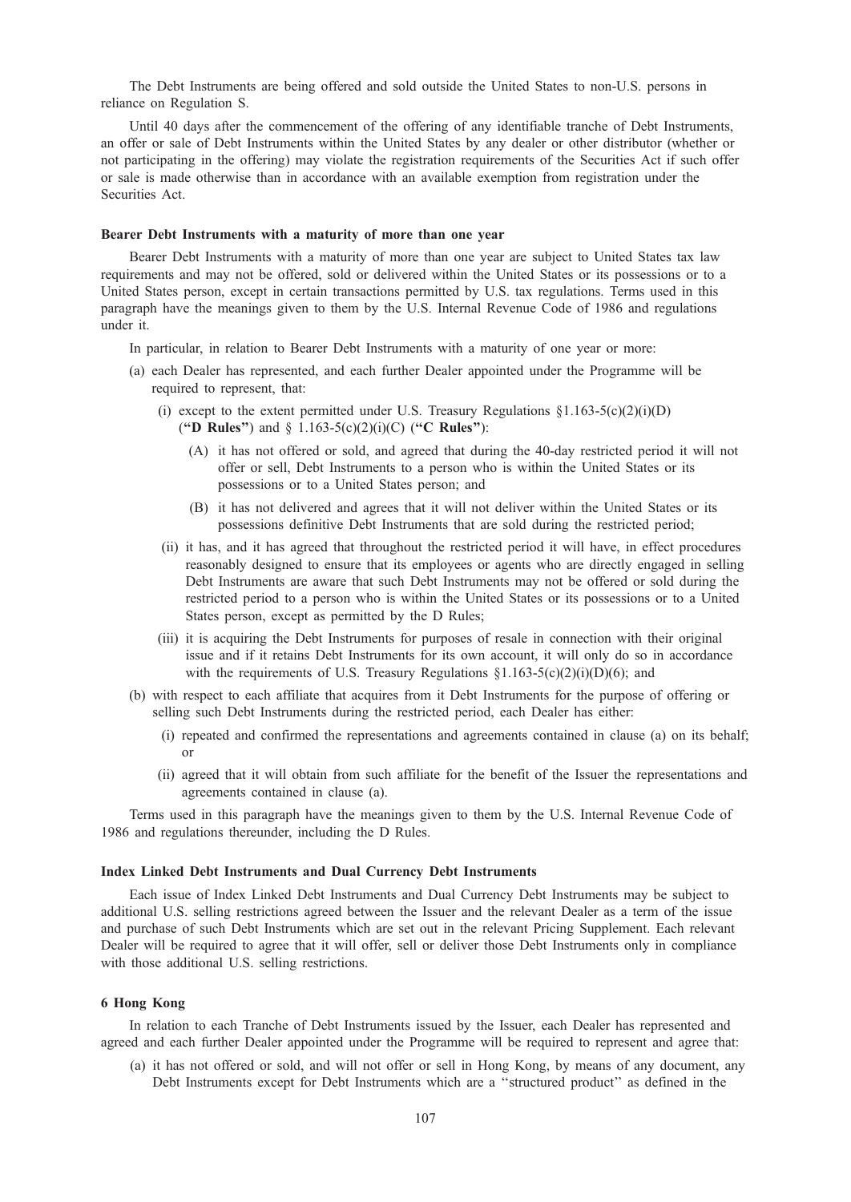The Debt Instruments are being offered and sold outside the United States to non-U.S. persons in reliance on Regulation S.

Until 40 days after the commencement of the offering of any identifiable tranche of Debt Instruments, an offer or sale of Debt Instruments within the United States by any dealer or other distributor (whether or not participating in the offering) may violate the registration requirements of the Securities Act if such offer or sale is made otherwise than in accordance with an available exemption from registration under the Securities Act.

#### Bearer Debt Instruments with a maturity of more than one year

Bearer Debt Instruments with a maturity of more than one year are subject to United States tax law requirements and may not be offered, sold or delivered within the United States or its possessions or to a United States person, except in certain transactions permitted by U.S. tax regulations. Terms used in this paragraph have the meanings given to them by the U.S. Internal Revenue Code of 1986 and regulations under it.

In particular, in relation to Bearer Debt Instruments with a maturity of one year or more:

(a) each Dealer has represented, and each further Dealer appointed under the Programme will be required to represent, that:

  (i) except to the extent permitted under U.S. Treasury Regulations §1.163-5(c)(2)(i)(D) (**"D Rules"**) and § 1.163-5(c)(2)(i)(C) (**"C Rules"**):

    (A) it has not offered or sold, and agreed that during the 40-day restricted period it will not offer or sell, Debt Instruments to a person who is within the United States or its possessions or to a United States person; and

    (B) it has not delivered and agrees that it will not deliver within the United States or its possessions definitive Debt Instruments that are sold during the restricted period;

  (ii) it has, and it has agreed that throughout the restricted period it will have, in effect procedures reasonably designed to ensure that its employees or agents who are directly engaged in selling Debt Instruments are aware that such Debt Instruments may not be offered or sold during the restricted period to a person who is within the United States or its possessions or to a United States person, except as permitted by the D Rules;

  (iii) it is acquiring the Debt Instruments for purposes of resale in connection with their original issue and if it retains Debt Instruments for its own account, it will only do so in accordance with the requirements of U.S. Treasury Regulations §1.163-5(c)(2)(i)(D)(6); and

(b) with respect to each affiliate that acquires from it Debt Instruments for the purpose of offering or selling such Debt Instruments during the restricted period, each Dealer has either:

  (i) repeated and confirmed the representations and agreements contained in clause (a) on its behalf; or

  (ii) agreed that it will obtain from such affiliate for the benefit of the Issuer the representations and agreements contained in clause (a).

Terms used in this paragraph have the meanings given to them by the U.S. Internal Revenue Code of 1986 and regulations thereunder, including the D Rules.

#### Index Linked Debt Instruments and Dual Currency Debt Instruments

Each issue of Index Linked Debt Instruments and Dual Currency Debt Instruments may be subject to additional U.S. selling restrictions agreed between the Issuer and the relevant Dealer as a term of the issue and purchase of such Debt Instruments which are set out in the relevant Pricing Supplement. Each relevant Dealer will be required to agree that it will offer, sell or deliver those Debt Instruments only in compliance with those additional U.S. selling restrictions.

#### 6 Hong Kong

In relation to each Tranche of Debt Instruments issued by the Issuer, each Dealer has represented and agreed and each further Dealer appointed under the Programme will be required to represent and agree that:

(a) it has not offered or sold, and will not offer or sell in Hong Kong, by means of any document, any Debt Instruments except for Debt Instruments which are a ''structured product'' as defined in the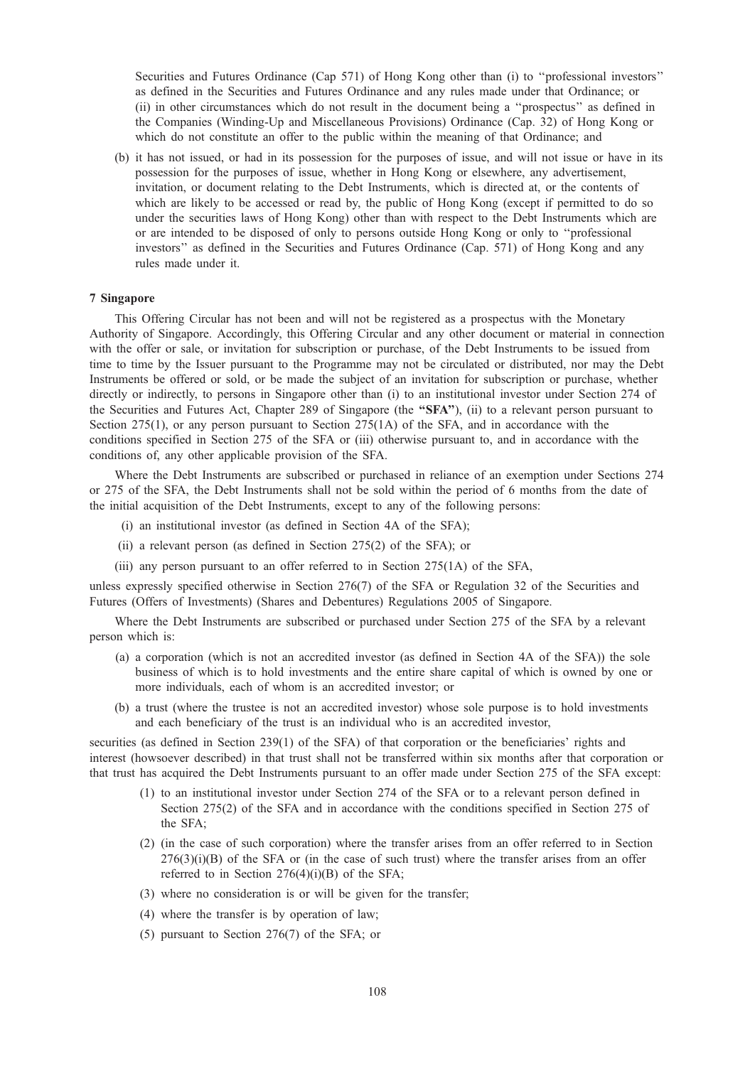Securities and Futures Ordinance (Cap 571) of Hong Kong other than (i) to ''professional investors'' as defined in the Securities and Futures Ordinance and any rules made under that Ordinance; or (ii) in other circumstances which do not result in the document being a ''prospectus'' as defined in the Companies (Winding-Up and Miscellaneous Provisions) Ordinance (Cap. 32) of Hong Kong or which do not constitute an offer to the public within the meaning of that Ordinance; and

(b) it has not issued, or had in its possession for the purposes of issue, and will not issue or have in its possession for the purposes of issue, whether in Hong Kong or elsewhere, any advertisement, invitation, or document relating to the Debt Instruments, which is directed at, or the contents of which are likely to be accessed or read by, the public of Hong Kong (except if permitted to do so under the securities laws of Hong Kong) other than with respect to the Debt Instruments which are or are intended to be disposed of only to persons outside Hong Kong or only to ''professional investors'' as defined in the Securities and Futures Ordinance (Cap. 571) of Hong Kong and any rules made under it.

### 7 Singapore

This Offering Circular has not been and will not be registered as a prospectus with the Monetary Authority of Singapore. Accordingly, this Offering Circular and any other document or material in connection with the offer or sale, or invitation for subscription or purchase, of the Debt Instruments to be issued from time to time by the Issuer pursuant to the Programme may not be circulated or distributed, nor may the Debt Instruments be offered or sold, or be made the subject of an invitation for subscription or purchase, whether directly or indirectly, to persons in Singapore other than (i) to an institutional investor under Section 274 of the Securities and Futures Act, Chapter 289 of Singapore (the **"SFA"**), (ii) to a relevant person pursuant to Section 275(1), or any person pursuant to Section 275(1A) of the SFA, and in accordance with the conditions specified in Section 275 of the SFA or (iii) otherwise pursuant to, and in accordance with the conditions of, any other applicable provision of the SFA.

Where the Debt Instruments are subscribed or purchased in reliance of an exemption under Sections 274 or 275 of the SFA, the Debt Instruments shall not be sold within the period of 6 months from the date of the initial acquisition of the Debt Instruments, except to any of the following persons:

(i) an institutional investor (as defined in Section 4A of the SFA);

(ii) a relevant person (as defined in Section 275(2) of the SFA); or

(iii) any person pursuant to an offer referred to in Section 275(1A) of the SFA,

unless expressly specified otherwise in Section 276(7) of the SFA or Regulation 32 of the Securities and Futures (Offers of Investments) (Shares and Debentures) Regulations 2005 of Singapore.

Where the Debt Instruments are subscribed or purchased under Section 275 of the SFA by a relevant person which is:

(a) a corporation (which is not an accredited investor (as defined in Section 4A of the SFA)) the sole business of which is to hold investments and the entire share capital of which is owned by one or more individuals, each of whom is an accredited investor; or

(b) a trust (where the trustee is not an accredited investor) whose sole purpose is to hold investments and each beneficiary of the trust is an individual who is an accredited investor,

securities (as defined in Section 239(1) of the SFA) of that corporation or the beneficiaries' rights and interest (howsoever described) in that trust shall not be transferred within six months after that corporation or that trust has acquired the Debt Instruments pursuant to an offer made under Section 275 of the SFA except:

(1) to an institutional investor under Section 274 of the SFA or to a relevant person defined in Section 275(2) of the SFA and in accordance with the conditions specified in Section 275 of the SFA;

(2) (in the case of such corporation) where the transfer arises from an offer referred to in Section 276(3)(i)(B) of the SFA or (in the case of such trust) where the transfer arises from an offer referred to in Section 276(4)(i)(B) of the SFA;

(3) where no consideration is or will be given for the transfer;

(4) where the transfer is by operation of law;

(5) pursuant to Section 276(7) of the SFA; or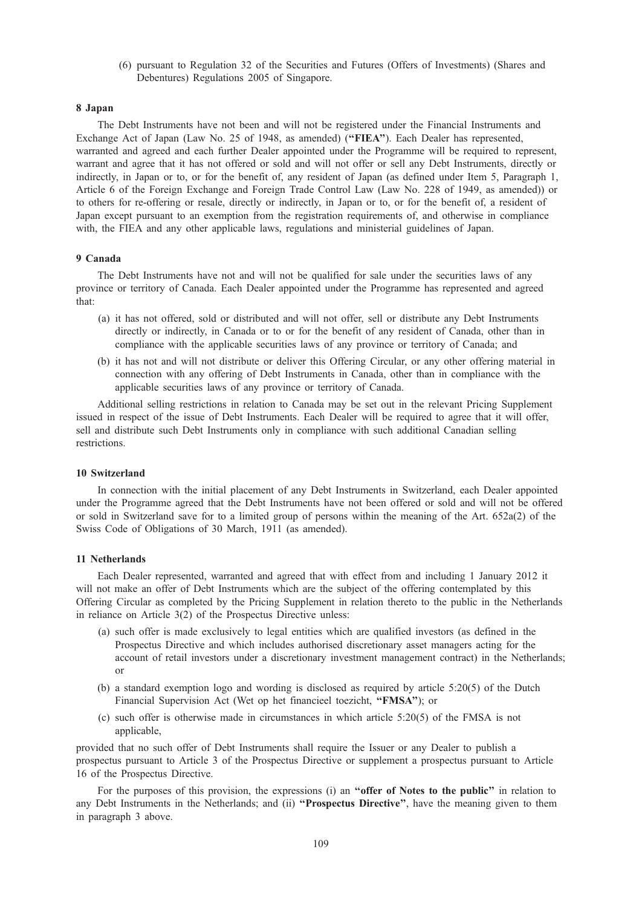(6) pursuant to Regulation 32 of the Securities and Futures (Offers of Investments) (Shares and Debentures) Regulations 2005 of Singapore.

### 8 Japan

The Debt Instruments have not been and will not be registered under the Financial Instruments and Exchange Act of Japan (Law No. 25 of 1948, as amended) (**"FIEA"**). Each Dealer has represented, warranted and agreed and each further Dealer appointed under the Programme will be required to represent, warrant and agree that it has not offered or sold and will not offer or sell any Debt Instruments, directly or indirectly, in Japan or to, or for the benefit of, any resident of Japan (as defined under Item 5, Paragraph 1, Article 6 of the Foreign Exchange and Foreign Trade Control Law (Law No. 228 of 1949, as amended)) or to others for re-offering or resale, directly or indirectly, in Japan or to, or for the benefit of, a resident of Japan except pursuant to an exemption from the registration requirements of, and otherwise in compliance with, the FIEA and any other applicable laws, regulations and ministerial guidelines of Japan.

### 9 Canada

The Debt Instruments have not and will not be qualified for sale under the securities laws of any province or territory of Canada. Each Dealer appointed under the Programme has represented and agreed that:

(a) it has not offered, sold or distributed and will not offer, sell or distribute any Debt Instruments directly or indirectly, in Canada or to or for the benefit of any resident of Canada, other than in compliance with the applicable securities laws of any province or territory of Canada; and

(b) it has not and will not distribute or deliver this Offering Circular, or any other offering material in connection with any offering of Debt Instruments in Canada, other than in compliance with the applicable securities laws of any province or territory of Canada.

Additional selling restrictions in relation to Canada may be set out in the relevant Pricing Supplement issued in respect of the issue of Debt Instruments. Each Dealer will be required to agree that it will offer, sell and distribute such Debt Instruments only in compliance with such additional Canadian selling restrictions.

### 10 Switzerland

In connection with the initial placement of any Debt Instruments in Switzerland, each Dealer appointed under the Programme agreed that the Debt Instruments have not been offered or sold and will not be offered or sold in Switzerland save for to a limited group of persons within the meaning of the Art. 652a(2) of the Swiss Code of Obligations of 30 March, 1911 (as amended).

### 11 Netherlands

Each Dealer represented, warranted and agreed that with effect from and including 1 January 2012 it will not make an offer of Debt Instruments which are the subject of the offering contemplated by this Offering Circular as completed by the Pricing Supplement in relation thereto to the public in the Netherlands in reliance on Article 3(2) of the Prospectus Directive unless:

(a) such offer is made exclusively to legal entities which are qualified investors (as defined in the Prospectus Directive and which includes authorised discretionary asset managers acting for the account of retail investors under a discretionary investment management contract) in the Netherlands; or

(b) a standard exemption logo and wording is disclosed as required by article 5:20(5) of the Dutch Financial Supervision Act (Wet op het financieel toezicht, **"FMSA"**); or

(c) such offer is otherwise made in circumstances in which article 5:20(5) of the FMSA is not applicable,

provided that no such offer of Debt Instruments shall require the Issuer or any Dealer to publish a prospectus pursuant to Article 3 of the Prospectus Directive or supplement a prospectus pursuant to Article 16 of the Prospectus Directive.

For the purposes of this provision, the expressions (i) an **"offer of Notes to the public"** in relation to any Debt Instruments in the Netherlands; and (ii) **"Prospectus Directive"**, have the meaning given to them in paragraph 3 above.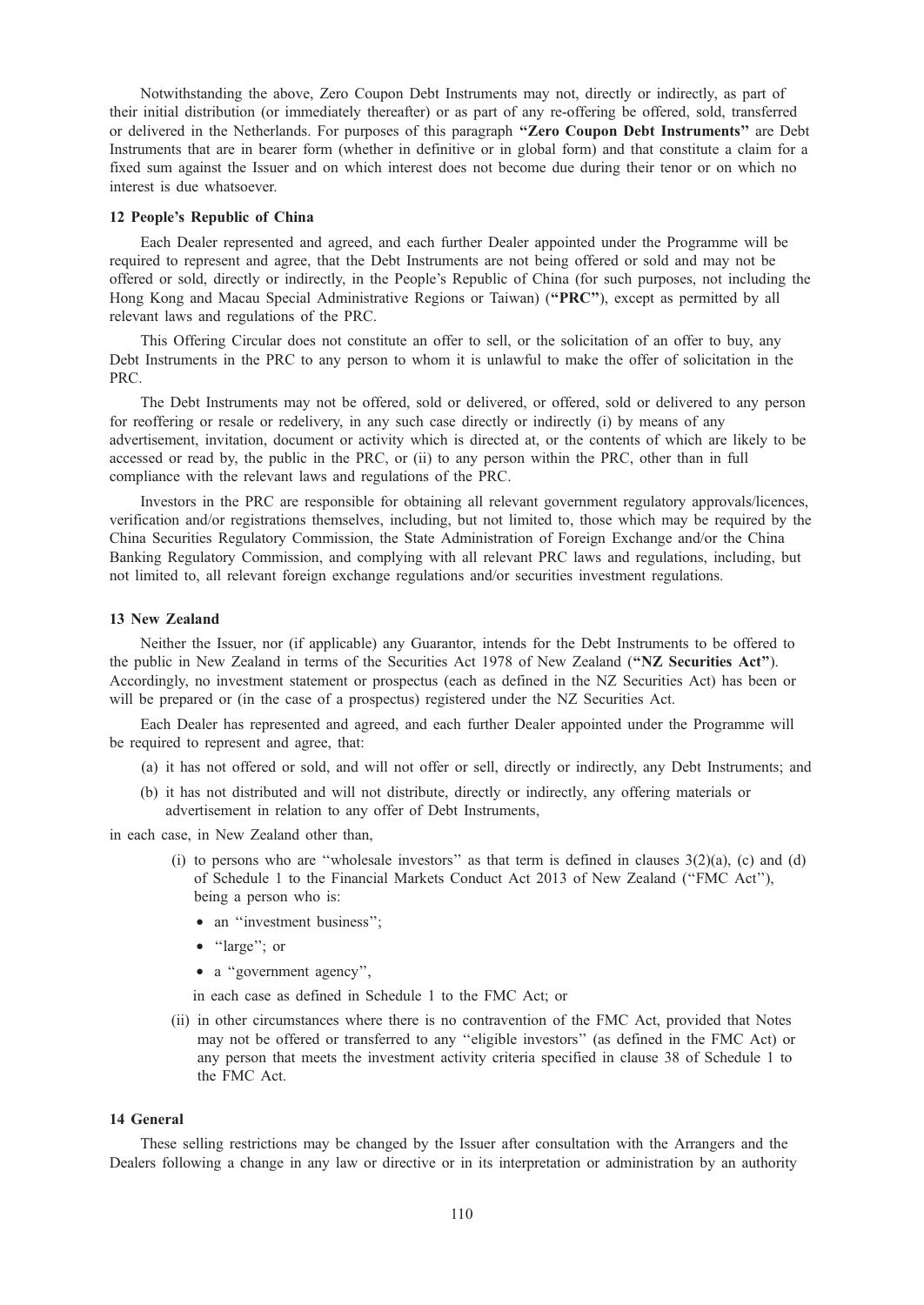Notwithstanding the above, Zero Coupon Debt Instruments may not, directly or indirectly, as part of their initial distribution (or immediately thereafter) or as part of any re-offering be offered, sold, transferred or delivered in the Netherlands. For purposes of this paragraph **"Zero Coupon Debt Instruments"** are Debt Instruments that are in bearer form (whether in definitive or in global form) and that constitute a claim for a fixed sum against the Issuer and on which interest does not become due during their tenor or on which no interest is due whatsoever.

### 12 People's Republic of China

Each Dealer represented and agreed, and each further Dealer appointed under the Programme will be required to represent and agree, that the Debt Instruments are not being offered or sold and may not be offered or sold, directly or indirectly, in the People's Republic of China (for such purposes, not including the Hong Kong and Macau Special Administrative Regions or Taiwan) (**"PRC"**), except as permitted by all relevant laws and regulations of the PRC.

This Offering Circular does not constitute an offer to sell, or the solicitation of an offer to buy, any Debt Instruments in the PRC to any person to whom it is unlawful to make the offer of solicitation in the PRC.

The Debt Instruments may not be offered, sold or delivered, or offered, sold or delivered to any person for reoffering or resale or redelivery, in any such case directly or indirectly (i) by means of any advertisement, invitation, document or activity which is directed at, or the contents of which are likely to be accessed or read by, the public in the PRC, or (ii) to any person within the PRC, other than in full compliance with the relevant laws and regulations of the PRC.

Investors in the PRC are responsible for obtaining all relevant government regulatory approvals/licences, verification and/or registrations themselves, including, but not limited to, those which may be required by the China Securities Regulatory Commission, the State Administration of Foreign Exchange and/or the China Banking Regulatory Commission, and complying with all relevant PRC laws and regulations, including, but not limited to, all relevant foreign exchange regulations and/or securities investment regulations.

### 13 New Zealand

Neither the Issuer, nor (if applicable) any Guarantor, intends for the Debt Instruments to be offered to the public in New Zealand in terms of the Securities Act 1978 of New Zealand (**"NZ Securities Act"**). Accordingly, no investment statement or prospectus (each as defined in the NZ Securities Act) has been or will be prepared or (in the case of a prospectus) registered under the NZ Securities Act.

Each Dealer has represented and agreed, and each further Dealer appointed under the Programme will be required to represent and agree, that:

(a) it has not offered or sold, and will not offer or sell, directly or indirectly, any Debt Instruments; and

(b) it has not distributed and will not distribute, directly or indirectly, any offering materials or advertisement in relation to any offer of Debt Instruments,

in each case, in New Zealand other than,

(i) to persons who are "wholesale investors" as that term is defined in clauses 3(2)(a), (c) and (d) of Schedule 1 to the Financial Markets Conduct Act 2013 of New Zealand ("FMC Act"), being a person who is:

- an "investment business";
- "large"; or
- a "government agency",

in each case as defined in Schedule 1 to the FMC Act; or

(ii) in other circumstances where there is no contravention of the FMC Act, provided that Notes may not be offered or transferred to any "eligible investors" (as defined in the FMC Act) or any person that meets the investment activity criteria specified in clause 38 of Schedule 1 to the FMC Act.

### 14 General

These selling restrictions may be changed by the Issuer after consultation with the Arrangers and the Dealers following a change in any law or directive or in its interpretation or administration by an authority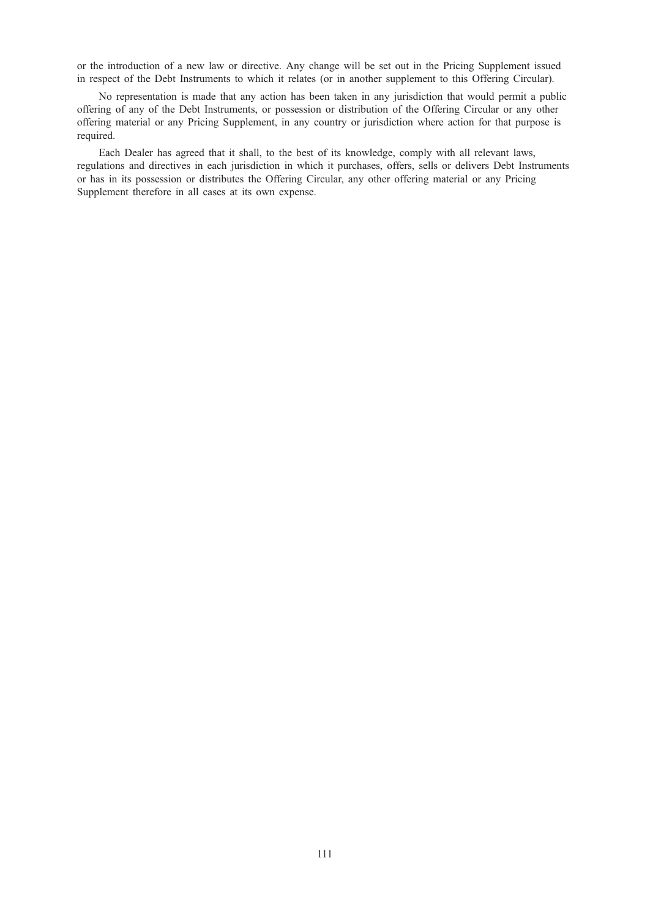or the introduction of a new law or directive. Any change will be set out in the Pricing Supplement issued in respect of the Debt Instruments to which it relates (or in another supplement to this Offering Circular).

No representation is made that any action has been taken in any jurisdiction that would permit a public offering of any of the Debt Instruments, or possession or distribution of the Offering Circular or any other offering material or any Pricing Supplement, in any country or jurisdiction where action for that purpose is required.

Each Dealer has agreed that it shall, to the best of its knowledge, comply with all relevant laws, regulations and directives in each jurisdiction in which it purchases, offers, sells or delivers Debt Instruments or has in its possession or distributes the Offering Circular, any other offering material or any Pricing Supplement therefore in all cases at its own expense.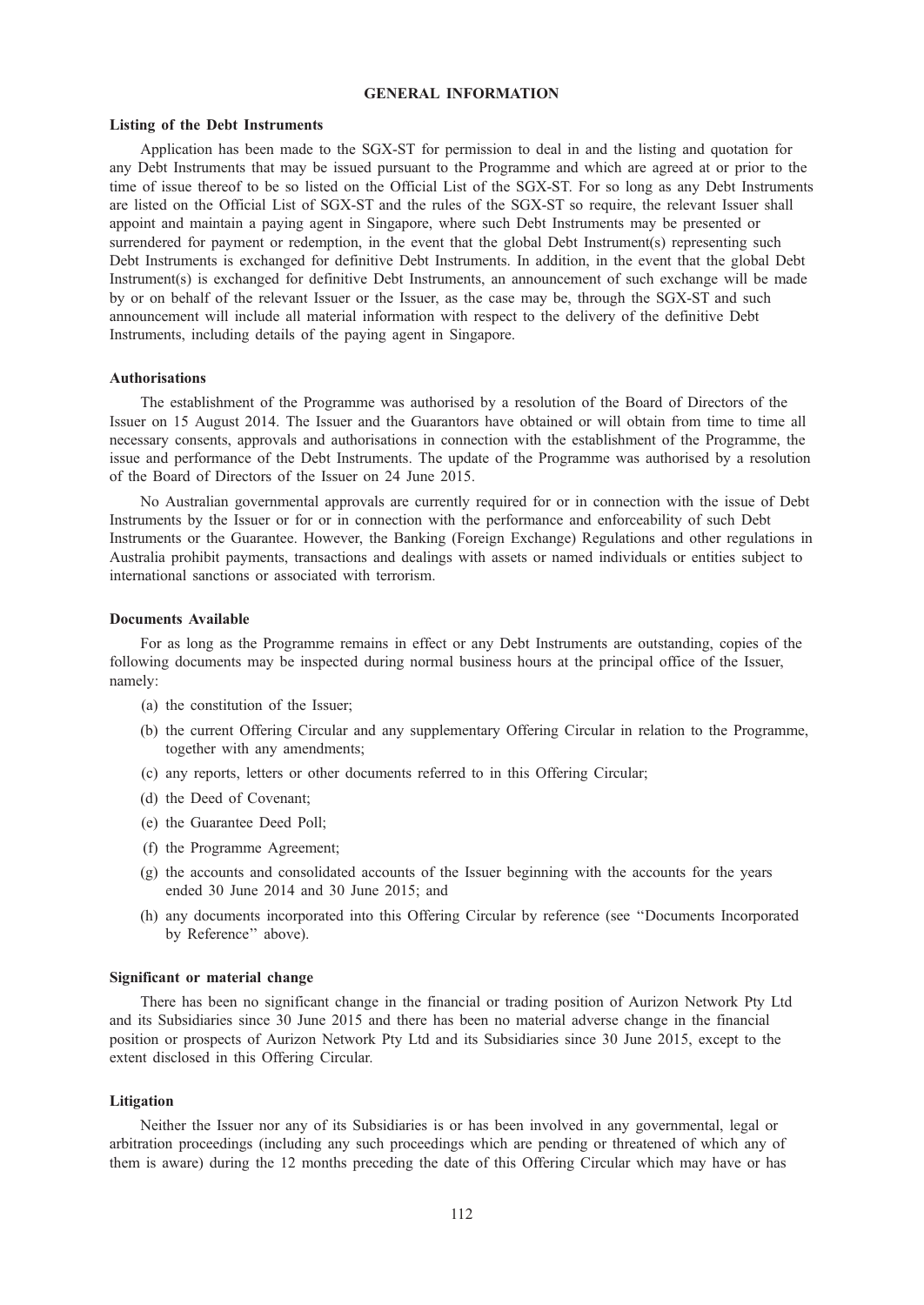## GENERAL INFORMATION

### Listing of the Debt Instruments

Application has been made to the SGX-ST for permission to deal in and the listing and quotation for any Debt Instruments that may be issued pursuant to the Programme and which are agreed at or prior to the time of issue thereof to be so listed on the Official List of the SGX-ST. For so long as any Debt Instruments are listed on the Official List of SGX-ST and the rules of the SGX-ST so require, the relevant Issuer shall appoint and maintain a paying agent in Singapore, where such Debt Instruments may be presented or surrendered for payment or redemption, in the event that the global Debt Instrument(s) representing such Debt Instruments is exchanged for definitive Debt Instruments. In addition, in the event that the global Debt Instrument(s) is exchanged for definitive Debt Instruments, an announcement of such exchange will be made by or on behalf of the relevant Issuer or the Issuer, as the case may be, through the SGX-ST and such announcement will include all material information with respect to the delivery of the definitive Debt Instruments, including details of the paying agent in Singapore.

### Authorisations

The establishment of the Programme was authorised by a resolution of the Board of Directors of the Issuer on 15 August 2014. The Issuer and the Guarantors have obtained or will obtain from time to time all necessary consents, approvals and authorisations in connection with the establishment of the Programme, the issue and performance of the Debt Instruments. The update of the Programme was authorised by a resolution of the Board of Directors of the Issuer on 24 June 2015.

No Australian governmental approvals are currently required for or in connection with the issue of Debt Instruments by the Issuer or for or in connection with the performance and enforceability of such Debt Instruments or the Guarantee. However, the Banking (Foreign Exchange) Regulations and other regulations in Australia prohibit payments, transactions and dealings with assets or named individuals or entities subject to international sanctions or associated with terrorism.

### Documents Available

For as long as the Programme remains in effect or any Debt Instruments are outstanding, copies of the following documents may be inspected during normal business hours at the principal office of the Issuer, namely:

(a) the constitution of the Issuer;

(b) the current Offering Circular and any supplementary Offering Circular in relation to the Programme, together with any amendments;

(c) any reports, letters or other documents referred to in this Offering Circular;

(d) the Deed of Covenant;

(e) the Guarantee Deed Poll;

(f) the Programme Agreement;

(g) the accounts and consolidated accounts of the Issuer beginning with the accounts for the years ended 30 June 2014 and 30 June 2015; and

(h) any documents incorporated into this Offering Circular by reference (see "Documents Incorporated by Reference" above).

### Significant or material change

There has been no significant change in the financial or trading position of Aurizon Network Pty Ltd and its Subsidiaries since 30 June 2015 and there has been no material adverse change in the financial position or prospects of Aurizon Network Pty Ltd and its Subsidiaries since 30 June 2015, except to the extent disclosed in this Offering Circular.

### Litigation

Neither the Issuer nor any of its Subsidiaries is or has been involved in any governmental, legal or arbitration proceedings (including any such proceedings which are pending or threatened of which any of them is aware) during the 12 months preceding the date of this Offering Circular which may have or has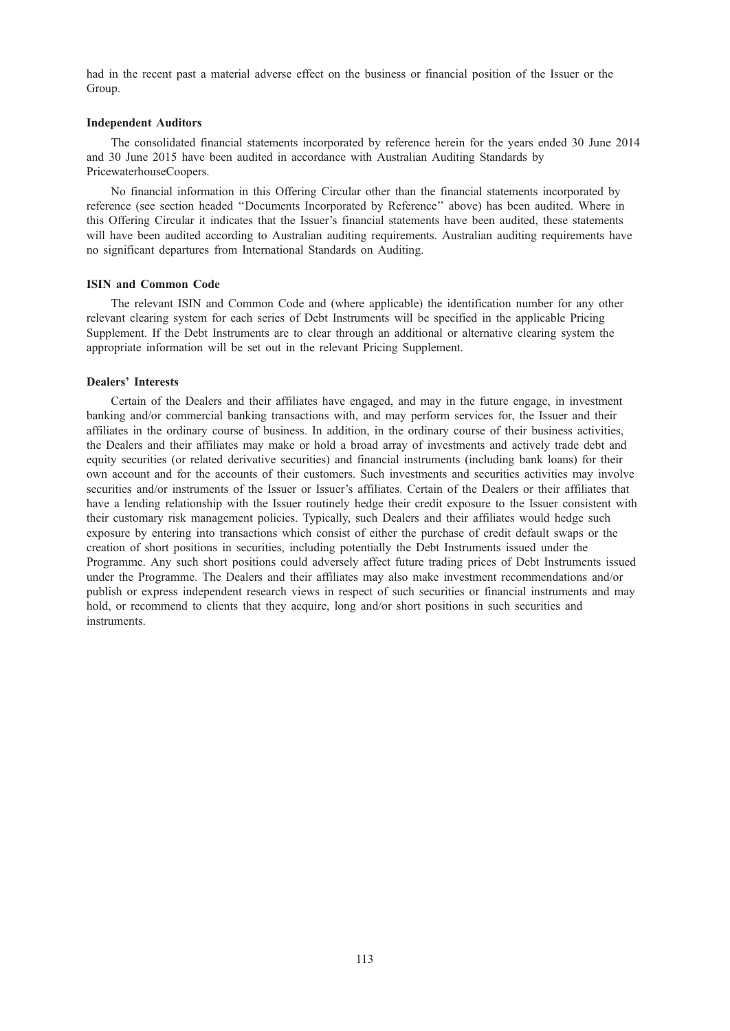had in the recent past a material adverse effect on the business or financial position of the Issuer or the Group.

**Independent Auditors**

The consolidated financial statements incorporated by reference herein for the years ended 30 June 2014 and 30 June 2015 have been audited in accordance with Australian Auditing Standards by PricewaterhouseCoopers.

No financial information in this Offering Circular other than the financial statements incorporated by reference (see section headed ''Documents Incorporated by Reference'' above) has been audited. Where in this Offering Circular it indicates that the Issuer's financial statements have been audited, these statements will have been audited according to Australian auditing requirements. Australian auditing requirements have no significant departures from International Standards on Auditing.

**ISIN and Common Code**

The relevant ISIN and Common Code and (where applicable) the identification number for any other relevant clearing system for each series of Debt Instruments will be specified in the applicable Pricing Supplement. If the Debt Instruments are to clear through an additional or alternative clearing system the appropriate information will be set out in the relevant Pricing Supplement.

**Dealers' Interests**

Certain of the Dealers and their affiliates have engaged, and may in the future engage, in investment banking and/or commercial banking transactions with, and may perform services for, the Issuer and their affiliates in the ordinary course of business. In addition, in the ordinary course of their business activities, the Dealers and their affiliates may make or hold a broad array of investments and actively trade debt and equity securities (or related derivative securities) and financial instruments (including bank loans) for their own account and for the accounts of their customers. Such investments and securities activities may involve securities and/or instruments of the Issuer or Issuer's affiliates. Certain of the Dealers or their affiliates that have a lending relationship with the Issuer routinely hedge their credit exposure to the Issuer consistent with their customary risk management policies. Typically, such Dealers and their affiliates would hedge such exposure by entering into transactions which consist of either the purchase of credit default swaps or the creation of short positions in securities, including potentially the Debt Instruments issued under the Programme. Any such short positions could adversely affect future trading prices of Debt Instruments issued under the Programme. The Dealers and their affiliates may also make investment recommendations and/or publish or express independent research views in respect of such securities or financial instruments and may hold, or recommend to clients that they acquire, long and/or short positions in such securities and instruments.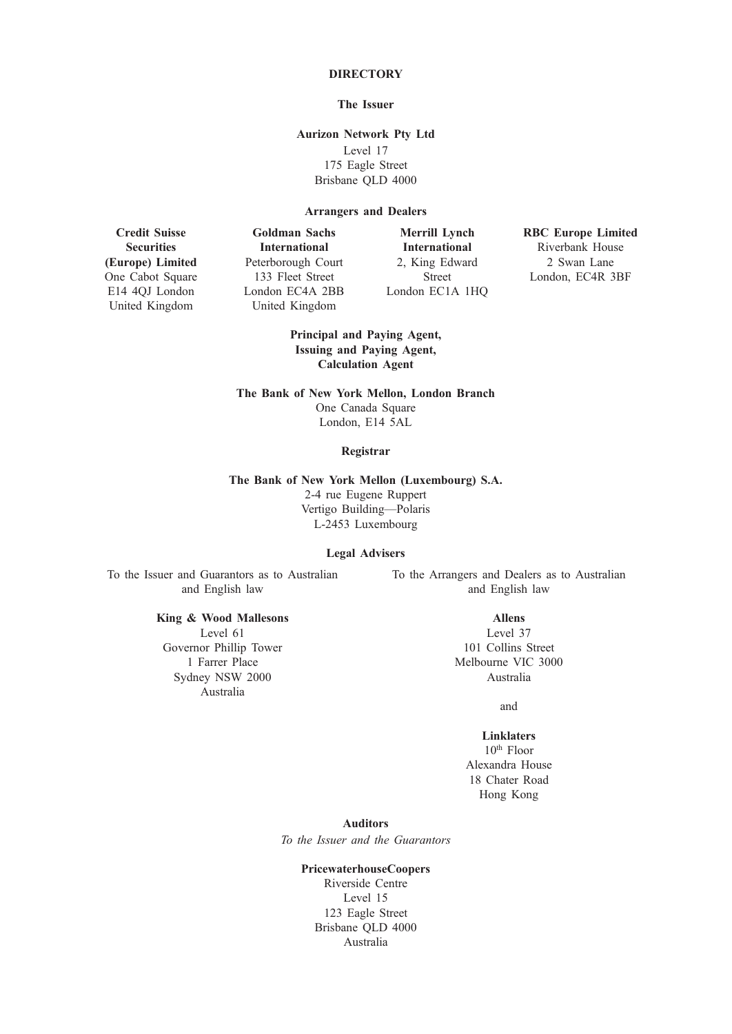# DIRECTORY

## The Issuer

**Aurizon Network Pty Ltd**
Level 17
175 Eagle Street
Brisbane QLD 4000

## Arrangers and Dealers

**Credit Suisse Securities (Europe) Limited**
One Cabot Square
E14 4QJ London
United Kingdom

**Goldman Sachs International**
Peterborough Court
133 Fleet Street
London EC4A 2BB
United Kingdom

**Merrill Lynch International**
2, King Edward Street
London EC1A 1HQ

**RBC Europe Limited**
Riverbank House
2 Swan Lane
London, EC4R 3BF

## Principal and Paying Agent, Issuing and Paying Agent, Calculation Agent

**The Bank of New York Mellon, London Branch**
One Canada Square
London, E14 5AL

## Registrar

**The Bank of New York Mellon (Luxembourg) S.A.**
2-4 rue Eugene Ruppert
Vertigo Building—Polaris
L-2453 Luxembourg

## Legal Advisers

To the Issuer and Guarantors as to Australian and English law

**King & Wood Mallesons**
Level 61
Governor Phillip Tower
1 Farrer Place
Sydney NSW 2000
Australia

To the Arrangers and Dealers as to Australian and English law

**Allens**
Level 37
101 Collins Street
Melbourne VIC 3000
Australia

and

**Linklaters**
10th Floor
Alexandra House
18 Chater Road
Hong Kong

## Auditors

*To the Issuer and the Guarantors*

**PricewaterhouseCoopers**
Riverside Centre
Level 15
123 Eagle Street
Brisbane QLD 4000
Australia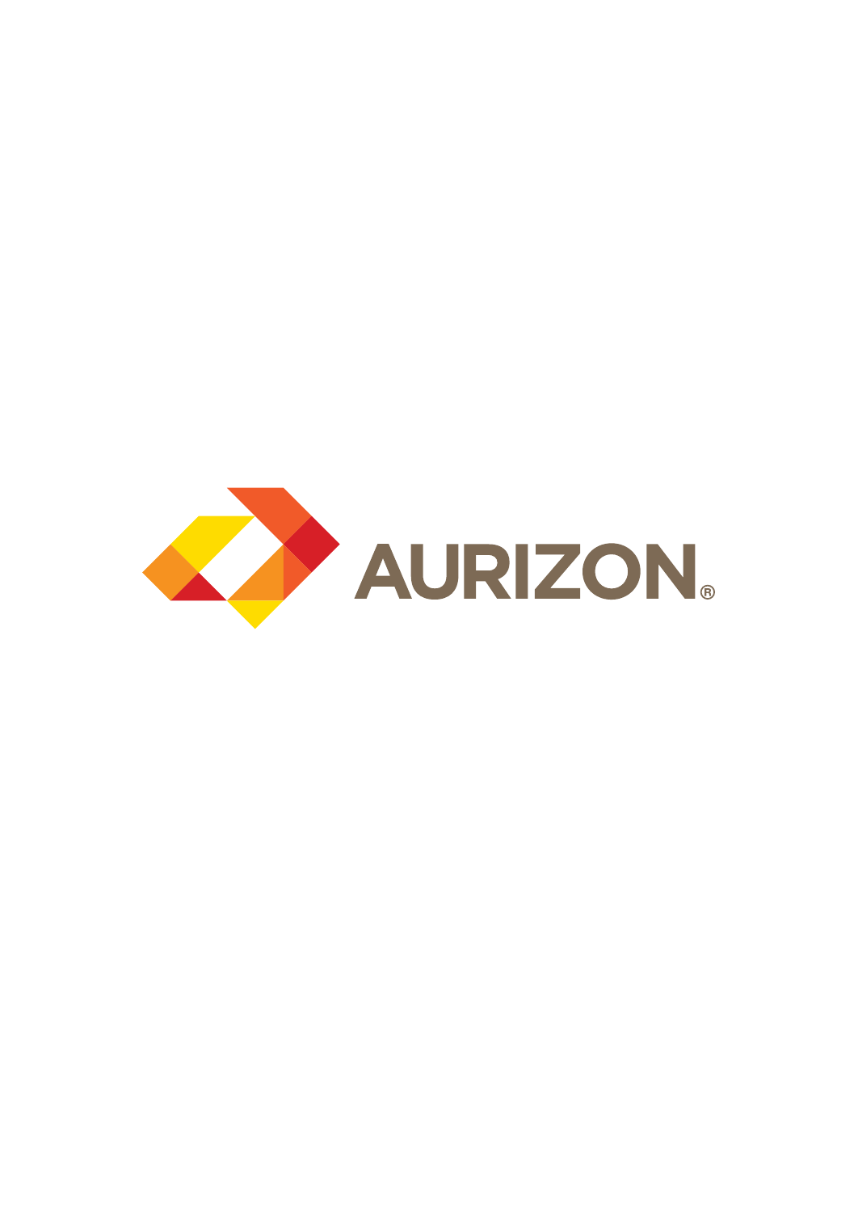AURIZON®